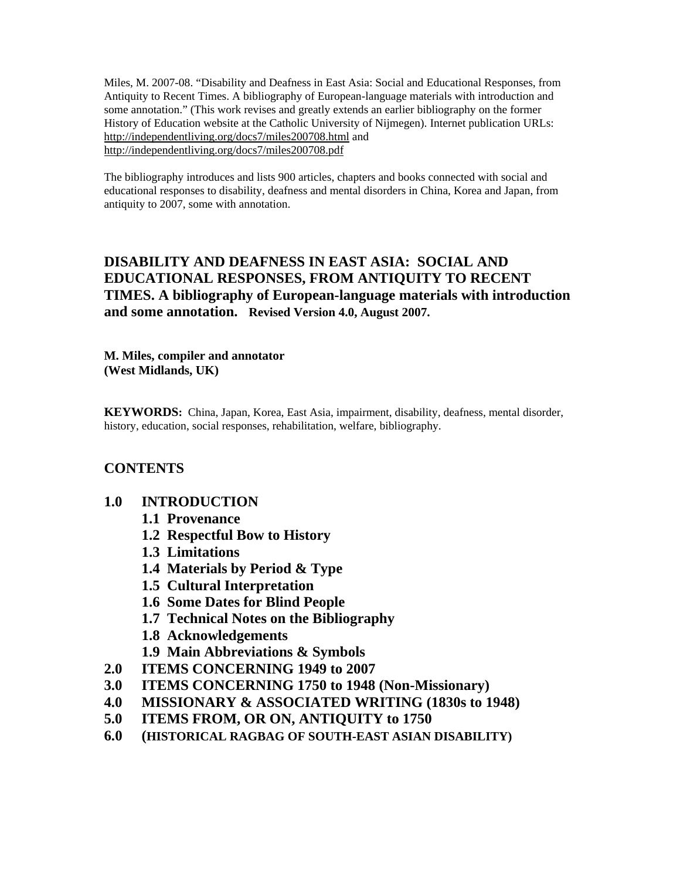Miles, M. 2007-08. "Disability and Deafness in East Asia: Social and Educational Responses, from Antiquity to Recent Times. A bibliography of European-language materials with introduction and some annotation." (This work revises and greatly extends an earlier bibliography on the former History of Education website at the Catholic University of Nijmegen). Internet publication URLs: http://independentliving.org/docs7/miles200708.html and http://independentliving.org/docs7/miles200708.pdf

The bibliography introduces and lists 900 articles, chapters and books connected with social and educational responses to disability, deafness and mental disorders in China, Korea and Japan, from antiquity to 2007, some with annotation.

# DISABILITY AND DEAFNESS IN EAST ASIA: SOCIAL AND EDUCATIONAL RESPONSES, FROM ANTIQUITY TO RECENT TIMES. A bibliography of European-language materials with introduction and some annotation. Revised Version 4.0, August 2007.

**M. Miles, compiler and annotator**
**(West Midlands, UK)**

**KEYWORDS:** China, Japan, Korea, East Asia, impairment, disability, deafness, mental disorder, history, education, social responses, rehabilitation, welfare, bibliography.

## CONTENTS

- **1.0 INTRODUCTION**
  - **1.1 Provenance**
  - **1.2 Respectful Bow to History**
  - **1.3 Limitations**
  - **1.4 Materials by Period & Type**
  - **1.5 Cultural Interpretation**
  - **1.6 Some Dates for Blind People**
  - **1.7 Technical Notes on the Bibliography**
  - **1.8 Acknowledgements**
  - **1.9 Main Abbreviations & Symbols**
- **2.0 ITEMS CONCERNING 1949 to 2007**
- **3.0 ITEMS CONCERNING 1750 to 1948 (Non-Missionary)**
- **4.0 MISSIONARY & ASSOCIATED WRITING (1830s to 1948)**
- **5.0 ITEMS FROM, OR ON, ANTIQUITY to 1750**
- **6.0 (HISTORICAL RAGBAG OF SOUTH-EAST ASIAN DISABILITY)**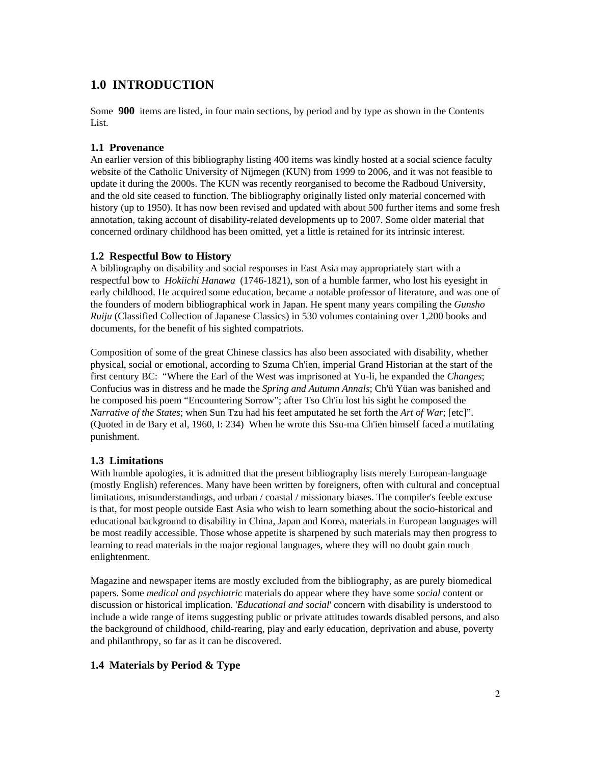## 1.0 INTRODUCTION

Some **900** items are listed, in four main sections, by period and by type as shown in the Contents List.

### 1.1 Provenance

An earlier version of this bibliography listing 400 items was kindly hosted at a social science faculty website of the Catholic University of Nijmegen (KUN) from 1999 to 2006, and it was not feasible to update it during the 2000s. The KUN was recently reorganised to become the Radboud University, and the old site ceased to function. The bibliography originally listed only material concerned with history (up to 1950). It has now been revised and updated with about 500 further items and some fresh annotation, taking account of disability-related developments up to 2007. Some older material that concerned ordinary childhood has been omitted, yet a little is retained for its intrinsic interest.

### 1.2 Respectful Bow to History

A bibliography on disability and social responses in East Asia may appropriately start with a respectful bow to *Hokiichi Hanawa* (1746-1821), son of a humble farmer, who lost his eyesight in early childhood. He acquired some education, became a notable professor of literature, and was one of the founders of modern bibliographical work in Japan. He spent many years compiling the *Gunsho Ruiju* (Classified Collection of Japanese Classics) in 530 volumes containing over 1,200 books and documents, for the benefit of his sighted compatriots.

Composition of some of the great Chinese classics has also been associated with disability, whether physical, social or emotional, according to Szuma Ch'ien, imperial Grand Historian at the start of the first century BC: "Where the Earl of the West was imprisoned at Yu-li, he expanded the *Changes*; Confucius was in distress and he made the *Spring and Autumn Annals*; Ch'ü Yüan was banished and he composed his poem "Encountering Sorrow"; after Tso Ch'iu lost his sight he composed the *Narrative of the States*; when Sun Tzu had his feet amputated he set forth the *Art of War*; [etc]". (Quoted in de Bary et al, 1960, I: 234) When he wrote this Ssu-ma Ch'ien himself faced a mutilating punishment.

### 1.3 Limitations

With humble apologies, it is admitted that the present bibliography lists merely European-language (mostly English) references. Many have been written by foreigners, often with cultural and conceptual limitations, misunderstandings, and urban / coastal / missionary biases. The compiler's feeble excuse is that, for most people outside East Asia who wish to learn something about the socio-historical and educational background to disability in China, Japan and Korea, materials in European languages will be most readily accessible. Those whose appetite is sharpened by such materials may then progress to learning to read materials in the major regional languages, where they will no doubt gain much enlightenment.

Magazine and newspaper items are mostly excluded from the bibliography, as are purely biomedical papers. Some *medical and psychiatric* materials do appear where they have some *social* content or discussion or historical implication. '*Educational and social*' concern with disability is understood to include a wide range of items suggesting public or private attitudes towards disabled persons, and also the background of childhood, child-rearing, play and early education, deprivation and abuse, poverty and philanthropy, so far as it can be discovered.

### 1.4 Materials by Period & Type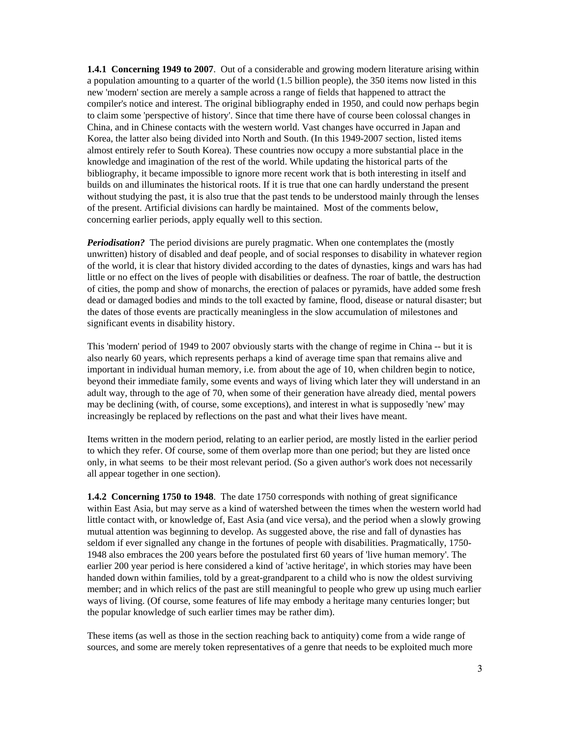**1.4.1 Concerning 1949 to 2007**. Out of a considerable and growing modern literature arising within a population amounting to a quarter of the world (1.5 billion people), the 350 items now listed in this new 'modern' section are merely a sample across a range of fields that happened to attract the compiler's notice and interest. The original bibliography ended in 1950, and could now perhaps begin to claim some 'perspective of history'. Since that time there have of course been colossal changes in China, and in Chinese contacts with the western world. Vast changes have occurred in Japan and Korea, the latter also being divided into North and South. (In this 1949-2007 section, listed items almost entirely refer to South Korea). These countries now occupy a more substantial place in the knowledge and imagination of the rest of the world. While updating the historical parts of the bibliography, it became impossible to ignore more recent work that is both interesting in itself and builds on and illuminates the historical roots. If it is true that one can hardly understand the present without studying the past, it is also true that the past tends to be understood mainly through the lenses of the present. Artificial divisions can hardly be maintained. Most of the comments below, concerning earlier periods, apply equally well to this section.

***Periodisation?*** The period divisions are purely pragmatic. When one contemplates the (mostly unwritten) history of disabled and deaf people, and of social responses to disability in whatever region of the world, it is clear that history divided according to the dates of dynasties, kings and wars has had little or no effect on the lives of people with disabilities or deafness. The roar of battle, the destruction of cities, the pomp and show of monarchs, the erection of palaces or pyramids, have added some fresh dead or damaged bodies and minds to the toll exacted by famine, flood, disease or natural disaster; but the dates of those events are practically meaningless in the slow accumulation of milestones and significant events in disability history.

This 'modern' period of 1949 to 2007 obviously starts with the change of regime in China -- but it is also nearly 60 years, which represents perhaps a kind of average time span that remains alive and important in individual human memory, i.e. from about the age of 10, when children begin to notice, beyond their immediate family, some events and ways of living which later they will understand in an adult way, through to the age of 70, when some of their generation have already died, mental powers may be declining (with, of course, some exceptions), and interest in what is supposedly 'new' may increasingly be replaced by reflections on the past and what their lives have meant.

Items written in the modern period, relating to an earlier period, are mostly listed in the earlier period to which they refer. Of course, some of them overlap more than one period; but they are listed once only, in what seems to be their most relevant period. (So a given author's work does not necessarily all appear together in one section).

**1.4.2 Concerning 1750 to 1948**. The date 1750 corresponds with nothing of great significance within East Asia, but may serve as a kind of watershed between the times when the western world had little contact with, or knowledge of, East Asia (and vice versa), and the period when a slowly growing mutual attention was beginning to develop. As suggested above, the rise and fall of dynasties has seldom if ever signalled any change in the fortunes of people with disabilities. Pragmatically, 1750-1948 also embraces the 200 years before the postulated first 60 years of 'live human memory'. The earlier 200 year period is here considered a kind of 'active heritage', in which stories may have been handed down within families, told by a great-grandparent to a child who is now the oldest surviving member; and in which relics of the past are still meaningful to people who grew up using much earlier ways of living. (Of course, some features of life may embody a heritage many centuries longer; but the popular knowledge of such earlier times may be rather dim).

These items (as well as those in the section reaching back to antiquity) come from a wide range of sources, and some are merely token representatives of a genre that needs to be exploited much more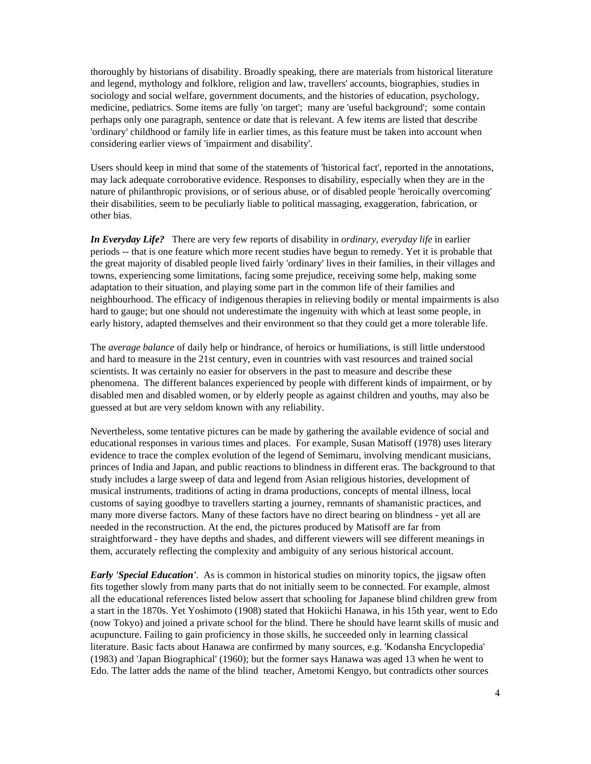thoroughly by historians of disability. Broadly speaking, there are materials from historical literature and legend, mythology and folklore, religion and law, travellers' accounts, biographies, studies in sociology and social welfare, government documents, and the histories of education, psychology, medicine, pediatrics. Some items are fully 'on target'; many are 'useful background'; some contain perhaps only one paragraph, sentence or date that is relevant. A few items are listed that describe 'ordinary' childhood or family life in earlier times, as this feature must be taken into account when considering earlier views of 'impairment and disability'.

Users should keep in mind that some of the statements of 'historical fact', reported in the annotations, may lack adequate corroborative evidence. Responses to disability, especially when they are in the nature of philanthropic provisions, or of serious abuse, or of disabled people 'heroically overcoming' their disabilities, seem to be peculiarly liable to political massaging, exaggeration, fabrication, or other bias.

***In Everyday Life?*** There are very few reports of disability in *ordinary, everyday life* in earlier periods -- that is one feature which more recent studies have begun to remedy. Yet it is probable that the great majority of disabled people lived fairly 'ordinary' lives in their families, in their villages and towns, experiencing some limitations, facing some prejudice, receiving some help, making some adaptation to their situation, and playing some part in the common life of their families and neighbourhood. The efficacy of indigenous therapies in relieving bodily or mental impairments is also hard to gauge; but one should not underestimate the ingenuity with which at least some people, in early history, adapted themselves and their environment so that they could get a more tolerable life.

The *average balance* of daily help or hindrance, of heroics or humiliations, is still little understood and hard to measure in the 21st century, even in countries with vast resources and trained social scientists. It was certainly no easier for observers in the past to measure and describe these phenomena. The different balances experienced by people with different kinds of impairment, or by disabled men and disabled women, or by elderly people as against children and youths, may also be guessed at but are very seldom known with any reliability.

Nevertheless, some tentative pictures can be made by gathering the available evidence of social and educational responses in various times and places. For example, Susan Matisoff (1978) uses literary evidence to trace the complex evolution of the legend of Semimaru, involving mendicant musicians, princes of India and Japan, and public reactions to blindness in different eras. The background to that study includes a large sweep of data and legend from Asian religious histories, development of musical instruments, traditions of acting in drama productions, concepts of mental illness, local customs of saying goodbye to travellers starting a journey, remnants of shamanistic practices, and many more diverse factors. Many of these factors have no direct bearing on blindness - yet all are needed in the reconstruction. At the end, the pictures produced by Matisoff are far from straightforward - they have depths and shades, and different viewers will see different meanings in them, accurately reflecting the complexity and ambiguity of any serious historical account.

***Early 'Special Education'***. As is common in historical studies on minority topics, the jigsaw often fits together slowly from many parts that do not initially seem to be connected. For example, almost all the educational references listed below assert that schooling for Japanese blind children grew from a start in the 1870s. Yet Yoshimoto (1908) stated that Hokiichi Hanawa, in his 15th year, went to Edo (now Tokyo) and joined a private school for the blind. There he should have learnt skills of music and acupuncture. Failing to gain proficiency in those skills, he succeeded only in learning classical literature. Basic facts about Hanawa are confirmed by many sources, e.g. 'Kodansha Encyclopedia' (1983) and 'Japan Biographical' (1960); but the former says Hanawa was aged 13 when he went to Edo. The latter adds the name of the blind teacher, Ametomi Kengyo, but contradicts other sources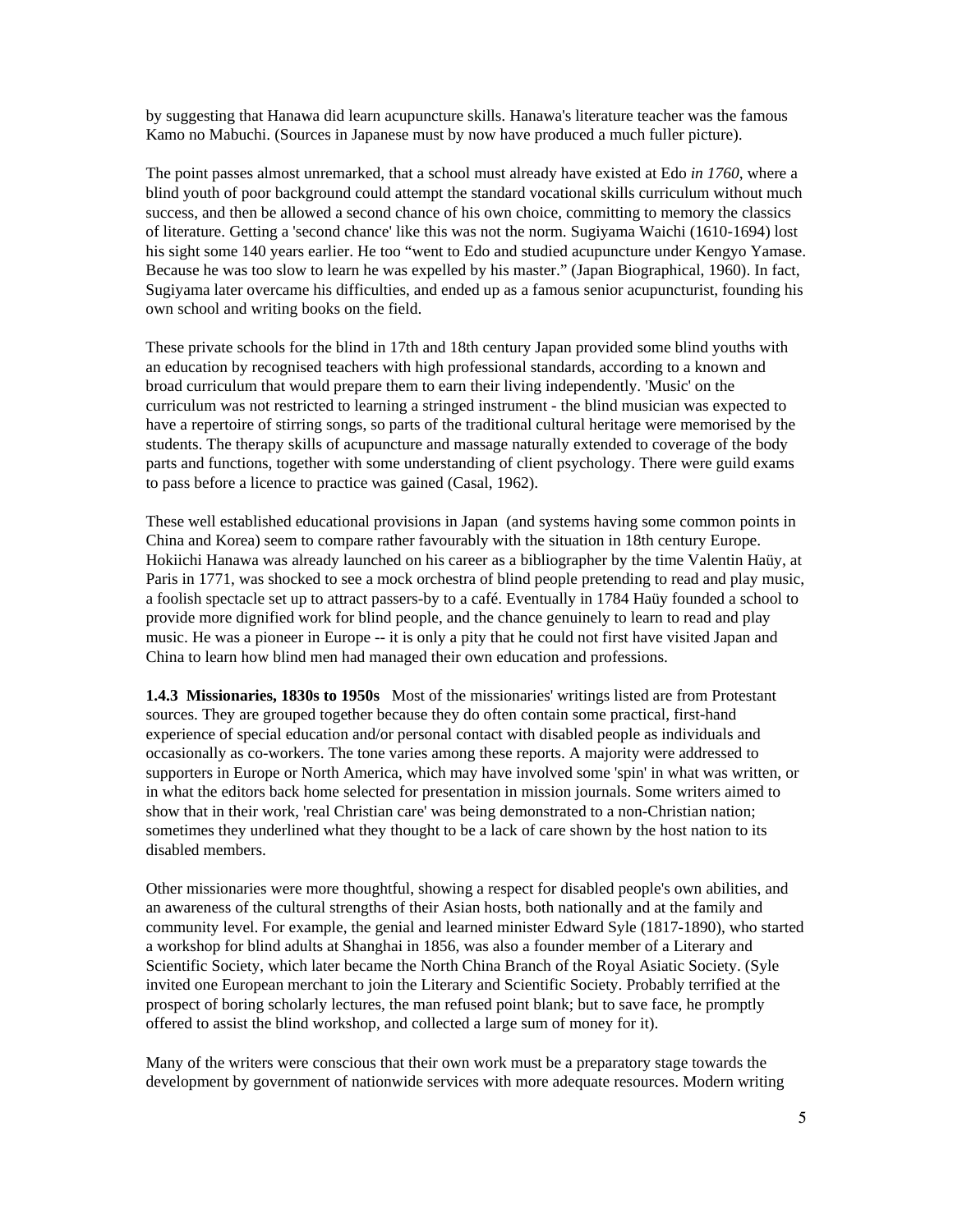by suggesting that Hanawa did learn acupuncture skills. Hanawa's literature teacher was the famous Kamo no Mabuchi. (Sources in Japanese must by now have produced a much fuller picture).

The point passes almost unremarked, that a school must already have existed at Edo *in 1760*, where a blind youth of poor background could attempt the standard vocational skills curriculum without much success, and then be allowed a second chance of his own choice, committing to memory the classics of literature. Getting a 'second chance' like this was not the norm. Sugiyama Waichi (1610-1694) lost his sight some 140 years earlier. He too "went to Edo and studied acupuncture under Kengyo Yamase. Because he was too slow to learn he was expelled by his master." (Japan Biographical, 1960). In fact, Sugiyama later overcame his difficulties, and ended up as a famous senior acupuncturist, founding his own school and writing books on the field.

These private schools for the blind in 17th and 18th century Japan provided some blind youths with an education by recognised teachers with high professional standards, according to a known and broad curriculum that would prepare them to earn their living independently. 'Music' on the curriculum was not restricted to learning a stringed instrument - the blind musician was expected to have a repertoire of stirring songs, so parts of the traditional cultural heritage were memorised by the students. The therapy skills of acupuncture and massage naturally extended to coverage of the body parts and functions, together with some understanding of client psychology. There were guild exams to pass before a licence to practice was gained (Casal, 1962).

These well established educational provisions in Japan (and systems having some common points in China and Korea) seem to compare rather favourably with the situation in 18th century Europe. Hokiichi Hanawa was already launched on his career as a bibliographer by the time Valentin Haüy, at Paris in 1771, was shocked to see a mock orchestra of blind people pretending to read and play music, a foolish spectacle set up to attract passers-by to a café. Eventually in 1784 Haüy founded a school to provide more dignified work for blind people, and the chance genuinely to learn to read and play music. He was a pioneer in Europe -- it is only a pity that he could not first have visited Japan and China to learn how blind men had managed their own education and professions.

**1.4.3 Missionaries, 1830s to 1950s** Most of the missionaries' writings listed are from Protestant sources. They are grouped together because they do often contain some practical, first-hand experience of special education and/or personal contact with disabled people as individuals and occasionally as co-workers. The tone varies among these reports. A majority were addressed to supporters in Europe or North America, which may have involved some 'spin' in what was written, or in what the editors back home selected for presentation in mission journals. Some writers aimed to show that in their work, 'real Christian care' was being demonstrated to a non-Christian nation; sometimes they underlined what they thought to be a lack of care shown by the host nation to its disabled members.

Other missionaries were more thoughtful, showing a respect for disabled people's own abilities, and an awareness of the cultural strengths of their Asian hosts, both nationally and at the family and community level. For example, the genial and learned minister Edward Syle (1817-1890), who started a workshop for blind adults at Shanghai in 1856, was also a founder member of a Literary and Scientific Society, which later became the North China Branch of the Royal Asiatic Society. (Syle invited one European merchant to join the Literary and Scientific Society. Probably terrified at the prospect of boring scholarly lectures, the man refused point blank; but to save face, he promptly offered to assist the blind workshop, and collected a large sum of money for it).

Many of the writers were conscious that their own work must be a preparatory stage towards the development by government of nationwide services with more adequate resources. Modern writing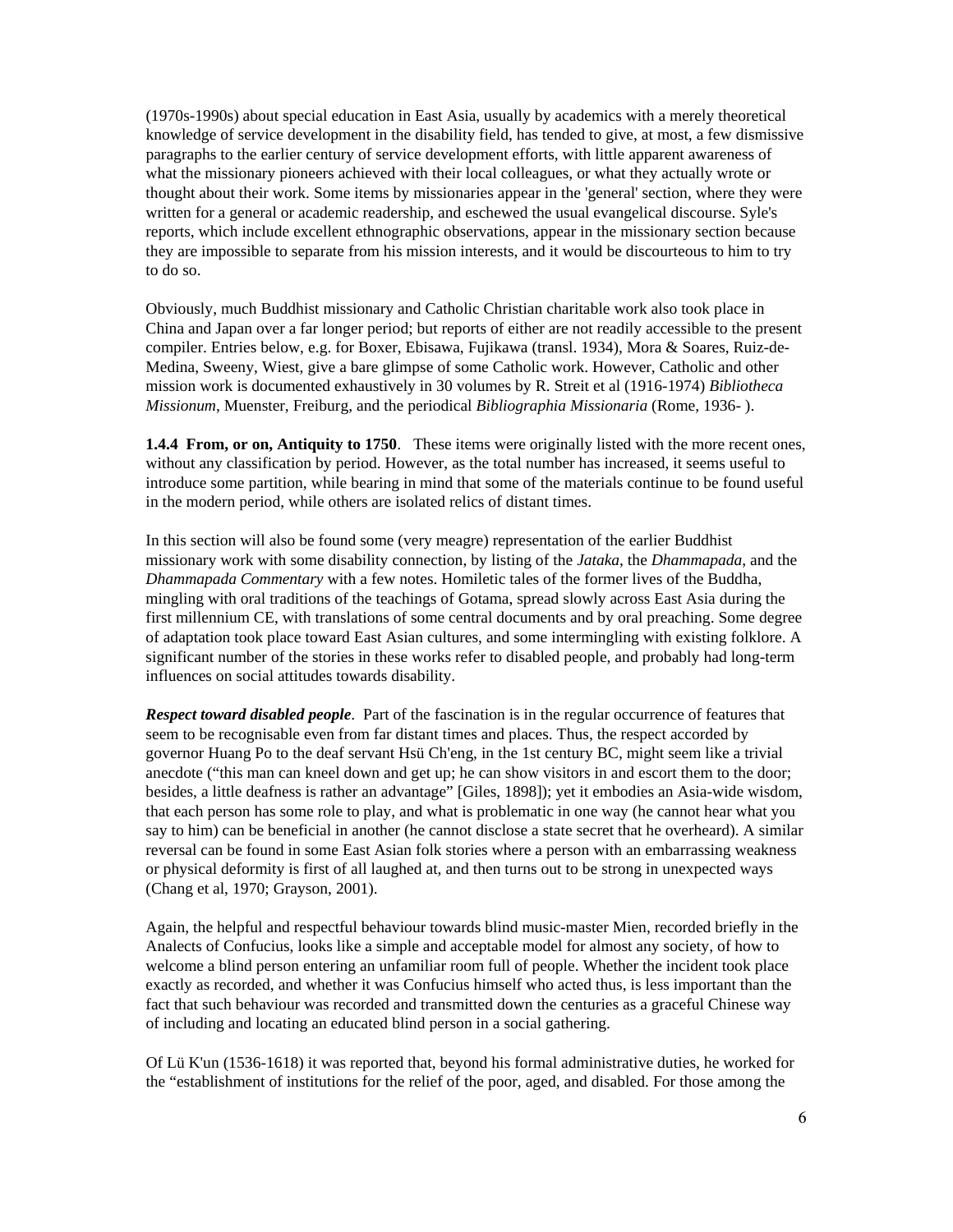(1970s-1990s) about special education in East Asia, usually by academics with a merely theoretical knowledge of service development in the disability field, has tended to give, at most, a few dismissive paragraphs to the earlier century of service development efforts, with little apparent awareness of what the missionary pioneers achieved with their local colleagues, or what they actually wrote or thought about their work. Some items by missionaries appear in the 'general' section, where they were written for a general or academic readership, and eschewed the usual evangelical discourse. Syle's reports, which include excellent ethnographic observations, appear in the missionary section because they are impossible to separate from his mission interests, and it would be discourteous to him to try to do so.

Obviously, much Buddhist missionary and Catholic Christian charitable work also took place in China and Japan over a far longer period; but reports of either are not readily accessible to the present compiler. Entries below, e.g. for Boxer, Ebisawa, Fujikawa (transl. 1934), Mora & Soares, Ruiz-de-Medina, Sweeny, Wiest, give a bare glimpse of some Catholic work. However, Catholic and other mission work is documented exhaustively in 30 volumes by R. Streit et al (1916-1974) *Bibliotheca Missionum*, Muenster, Freiburg, and the periodical *Bibliographia Missionaria* (Rome, 1936- ).

**1.4.4 From, or on, Antiquity to 1750**. These items were originally listed with the more recent ones, without any classification by period. However, as the total number has increased, it seems useful to introduce some partition, while bearing in mind that some of the materials continue to be found useful in the modern period, while others are isolated relics of distant times.

In this section will also be found some (very meagre) representation of the earlier Buddhist missionary work with some disability connection, by listing of the *Jataka*, the *Dhammapada*, and the *Dhammapada Commentary* with a few notes. Homiletic tales of the former lives of the Buddha, mingling with oral traditions of the teachings of Gotama, spread slowly across East Asia during the first millennium CE, with translations of some central documents and by oral preaching. Some degree of adaptation took place toward East Asian cultures, and some intermingling with existing folklore. A significant number of the stories in these works refer to disabled people, and probably had long-term influences on social attitudes towards disability.

***Respect toward disabled people***. Part of the fascination is in the regular occurrence of features that seem to be recognisable even from far distant times and places. Thus, the respect accorded by governor Huang Po to the deaf servant Hsü Ch'eng, in the 1st century BC, might seem like a trivial anecdote ("this man can kneel down and get up; he can show visitors in and escort them to the door; besides, a little deafness is rather an advantage" [Giles, 1898]); yet it embodies an Asia-wide wisdom, that each person has some role to play, and what is problematic in one way (he cannot hear what you say to him) can be beneficial in another (he cannot disclose a state secret that he overheard). A similar reversal can be found in some East Asian folk stories where a person with an embarrassing weakness or physical deformity is first of all laughed at, and then turns out to be strong in unexpected ways (Chang et al, 1970; Grayson, 2001).

Again, the helpful and respectful behaviour towards blind music-master Mien, recorded briefly in the Analects of Confucius, looks like a simple and acceptable model for almost any society, of how to welcome a blind person entering an unfamiliar room full of people. Whether the incident took place exactly as recorded, and whether it was Confucius himself who acted thus, is less important than the fact that such behaviour was recorded and transmitted down the centuries as a graceful Chinese way of including and locating an educated blind person in a social gathering.

Of Lü K'un (1536-1618) it was reported that, beyond his formal administrative duties, he worked for the "establishment of institutions for the relief of the poor, aged, and disabled. For those among the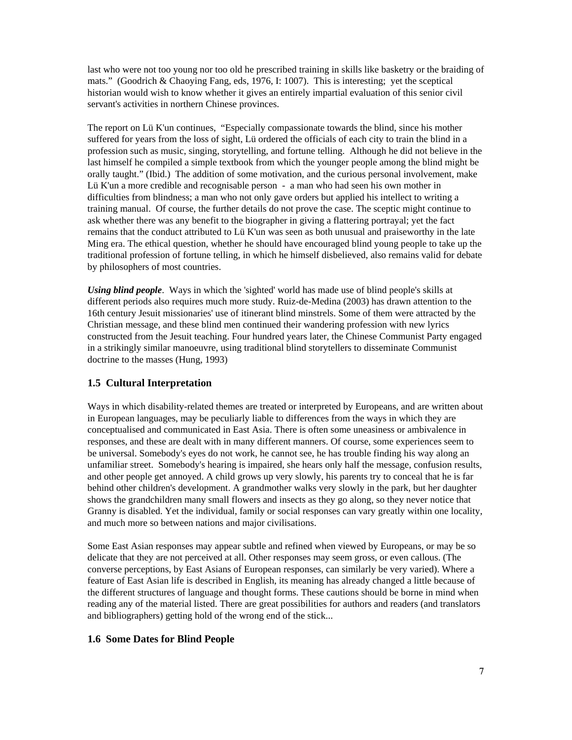last who were not too young nor too old he prescribed training in skills like basketry or the braiding of mats." (Goodrich & Chaoying Fang, eds, 1976, I: 1007). This is interesting; yet the sceptical historian would wish to know whether it gives an entirely impartial evaluation of this senior civil servant's activities in northern Chinese provinces.

The report on Lü K'un continues, "Especially compassionate towards the blind, since his mother suffered for years from the loss of sight, Lü ordered the officials of each city to train the blind in a profession such as music, singing, storytelling, and fortune telling. Although he did not believe in the last himself he compiled a simple textbook from which the younger people among the blind might be orally taught." (Ibid.) The addition of some motivation, and the curious personal involvement, make Lü K'un a more credible and recognisable person - a man who had seen his own mother in difficulties from blindness; a man who not only gave orders but applied his intellect to writing a training manual. Of course, the further details do not prove the case. The sceptic might continue to ask whether there was any benefit to the biographer in giving a flattering portrayal; yet the fact remains that the conduct attributed to Lü K'un was seen as both unusual and praiseworthy in the late Ming era. The ethical question, whether he should have encouraged blind young people to take up the traditional profession of fortune telling, in which he himself disbelieved, also remains valid for debate by philosophers of most countries.

***Using blind people***. Ways in which the 'sighted' world has made use of blind people's skills at different periods also requires much more study. Ruiz-de-Medina (2003) has drawn attention to the 16th century Jesuit missionaries' use of itinerant blind minstrels. Some of them were attracted by the Christian message, and these blind men continued their wandering profession with new lyrics constructed from the Jesuit teaching. Four hundred years later, the Chinese Communist Party engaged in a strikingly similar manoeuvre, using traditional blind storytellers to disseminate Communist doctrine to the masses (Hung, 1993)

### 1.5 Cultural Interpretation

Ways in which disability-related themes are treated or interpreted by Europeans, and are written about in European languages, may be peculiarly liable to differences from the ways in which they are conceptualised and communicated in East Asia. There is often some uneasiness or ambivalence in responses, and these are dealt with in many different manners. Of course, some experiences seem to be universal. Somebody's eyes do not work, he cannot see, he has trouble finding his way along an unfamiliar street. Somebody's hearing is impaired, she hears only half the message, confusion results, and other people get annoyed. A child grows up very slowly, his parents try to conceal that he is far behind other children's development. A grandmother walks very slowly in the park, but her daughter shows the grandchildren many small flowers and insects as they go along, so they never notice that Granny is disabled. Yet the individual, family or social responses can vary greatly within one locality, and much more so between nations and major civilisations.

Some East Asian responses may appear subtle and refined when viewed by Europeans, or may be so delicate that they are not perceived at all. Other responses may seem gross, or even callous. (The converse perceptions, by East Asians of European responses, can similarly be very varied). Where a feature of East Asian life is described in English, its meaning has already changed a little because of the different structures of language and thought forms. These cautions should be borne in mind when reading any of the material listed. There are great possibilities for authors and readers (and translators and bibliographers) getting hold of the wrong end of the stick...

### 1.6 Some Dates for Blind People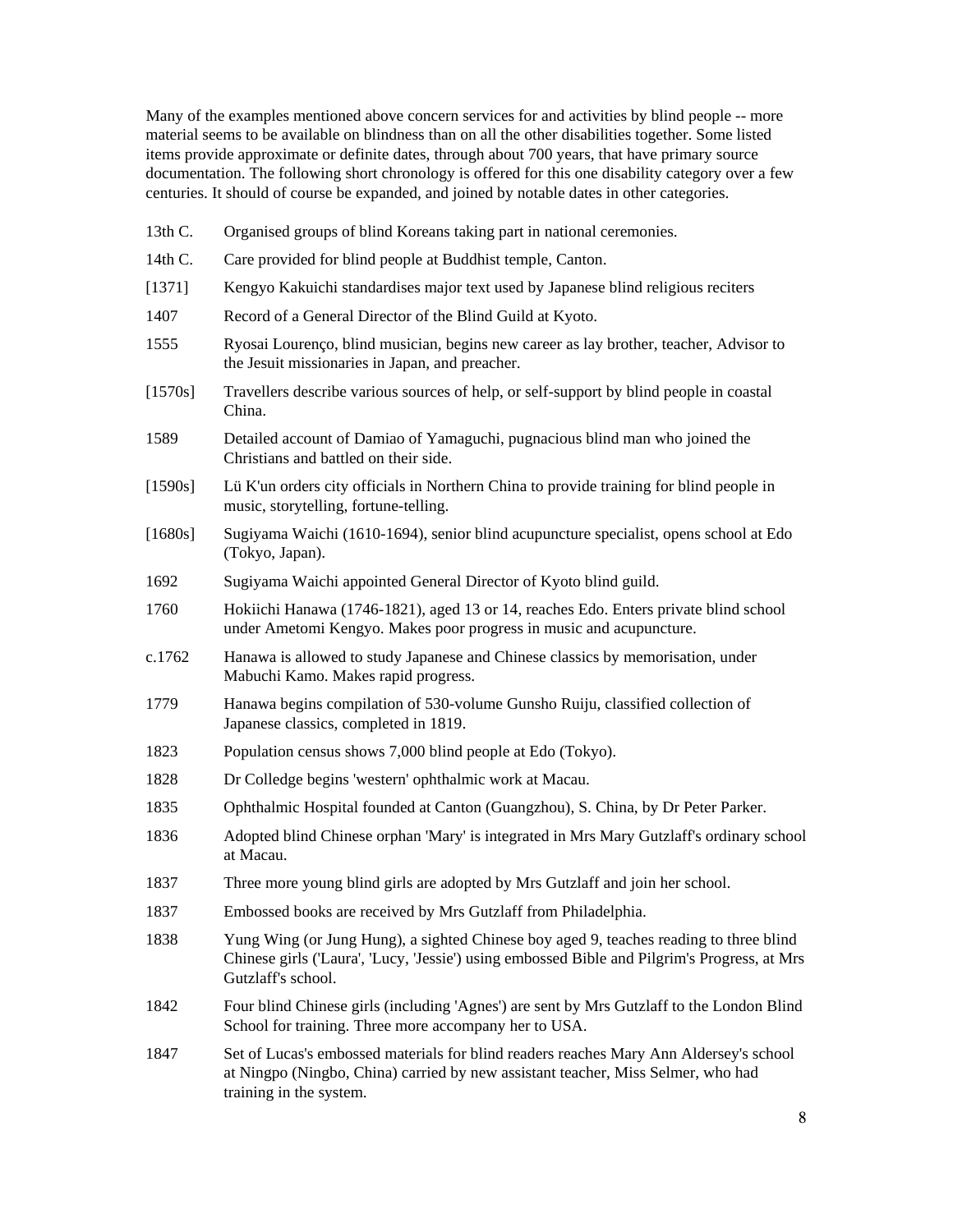Many of the examples mentioned above concern services for and activities by blind people -- more material seems to be available on blindness than on all the other disabilities together. Some listed items provide approximate or definite dates, through about 700 years, that have primary source documentation. The following short chronology is offered for this one disability category over a few centuries. It should of course be expanded, and joined by notable dates in other categories.

| | |
|---|---|
| 13th C. | Organised groups of blind Koreans taking part in national ceremonies. |
| 14th C. | Care provided for blind people at Buddhist temple, Canton. |
| [1371] | Kengyo Kakuichi standardises major text used by Japanese blind religious reciters |
| 1407 | Record of a General Director of the Blind Guild at Kyoto. |
| 1555 | Ryosai Lourenço, blind musician, begins new career as lay brother, teacher, Advisor to the Jesuit missionaries in Japan, and preacher. |
| [1570s] | Travellers describe various sources of help, or self-support by blind people in coastal China. |
| 1589 | Detailed account of Damiao of Yamaguchi, pugnacious blind man who joined the Christians and battled on their side. |
| [1590s] | Lü K'un orders city officials in Northern China to provide training for blind people in music, storytelling, fortune-telling. |
| [1680s] | Sugiyama Waichi (1610-1694), senior blind acupuncture specialist, opens school at Edo (Tokyo, Japan). |
| 1692 | Sugiyama Waichi appointed General Director of Kyoto blind guild. |
| 1760 | Hokiichi Hanawa (1746-1821), aged 13 or 14, reaches Edo. Enters private blind school under Ametomi Kengyo. Makes poor progress in music and acupuncture. |
| c.1762 | Hanawa is allowed to study Japanese and Chinese classics by memorisation, under Mabuchi Kamo. Makes rapid progress. |
| 1779 | Hanawa begins compilation of 530-volume Gunsho Ruiju, classified collection of Japanese classics, completed in 1819. |
| 1823 | Population census shows 7,000 blind people at Edo (Tokyo). |
| 1828 | Dr Colledge begins 'western' ophthalmic work at Macau. |
| 1835 | Ophthalmic Hospital founded at Canton (Guangzhou), S. China, by Dr Peter Parker. |
| 1836 | Adopted blind Chinese orphan 'Mary' is integrated in Mrs Mary Gutzlaff's ordinary school at Macau. |
| 1837 | Three more young blind girls are adopted by Mrs Gutzlaff and join her school. |
| 1837 | Embossed books are received by Mrs Gutzlaff from Philadelphia. |
| 1838 | Yung Wing (or Jung Hung), a sighted Chinese boy aged 9, teaches reading to three blind Chinese girls ('Laura', 'Lucy, 'Jessie') using embossed Bible and Pilgrim's Progress, at Mrs Gutzlaff's school. |
| 1842 | Four blind Chinese girls (including 'Agnes') are sent by Mrs Gutzlaff to the London Blind School for training. Three more accompany her to USA. |
| 1847 | Set of Lucas's embossed materials for blind readers reaches Mary Ann Aldersey's school at Ningpo (Ningbo, China) carried by new assistant teacher, Miss Selmer, who had training in the system. |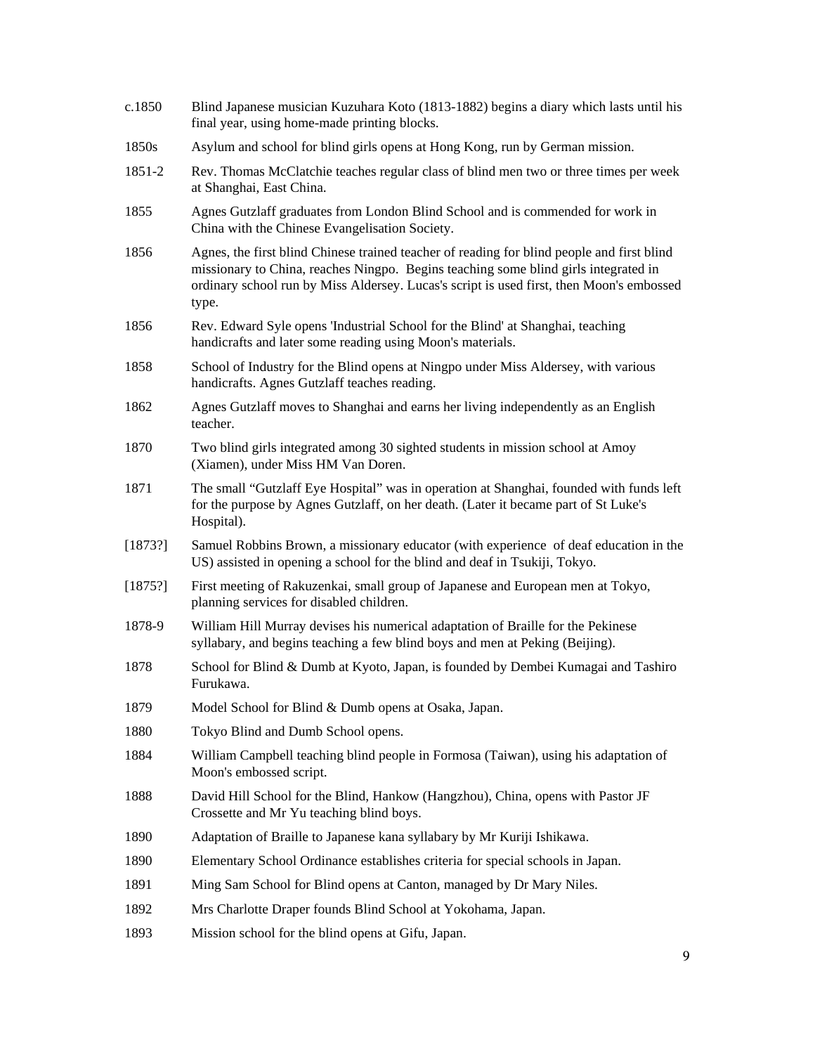| | |
|---|---|
| c.1850 | Blind Japanese musician Kuzuhara Koto (1813-1882) begins a diary which lasts until his final year, using home-made printing blocks. |
| 1850s | Asylum and school for blind girls opens at Hong Kong, run by German mission. |
| 1851-2 | Rev. Thomas McClatchie teaches regular class of blind men two or three times per week at Shanghai, East China. |
| 1855 | Agnes Gutzlaff graduates from London Blind School and is commended for work in China with the Chinese Evangelisation Society. |
| 1856 | Agnes, the first blind Chinese trained teacher of reading for blind people and first blind missionary to China, reaches Ningpo. Begins teaching some blind girls integrated in ordinary school run by Miss Aldersey. Lucas's script is used first, then Moon's embossed type. |
| 1856 | Rev. Edward Syle opens 'Industrial School for the Blind' at Shanghai, teaching handicrafts and later some reading using Moon's materials. |
| 1858 | School of Industry for the Blind opens at Ningpo under Miss Aldersey, with various handicrafts. Agnes Gutzlaff teaches reading. |
| 1862 | Agnes Gutzlaff moves to Shanghai and earns her living independently as an English teacher. |
| 1870 | Two blind girls integrated among 30 sighted students in mission school at Amoy (Xiamen), under Miss HM Van Doren. |
| 1871 | The small "Gutzlaff Eye Hospital" was in operation at Shanghai, founded with funds left for the purpose by Agnes Gutzlaff, on her death. (Later it became part of St Luke's Hospital). |
| [1873?] | Samuel Robbins Brown, a missionary educator (with experience of deaf education in the US) assisted in opening a school for the blind and deaf in Tsukiji, Tokyo. |
| [1875?] | First meeting of Rakuzenkai, small group of Japanese and European men at Tokyo, planning services for disabled children. |
| 1878-9 | William Hill Murray devises his numerical adaptation of Braille for the Pekinese syllabary, and begins teaching a few blind boys and men at Peking (Beijing). |
| 1878 | School for Blind & Dumb at Kyoto, Japan, is founded by Dembei Kumagai and Tashiro Furukawa. |
| 1879 | Model School for Blind & Dumb opens at Osaka, Japan. |
| 1880 | Tokyo Blind and Dumb School opens. |
| 1884 | William Campbell teaching blind people in Formosa (Taiwan), using his adaptation of Moon's embossed script. |
| 1888 | David Hill School for the Blind, Hankow (Hangzhou), China, opens with Pastor JF Crossette and Mr Yu teaching blind boys. |
| 1890 | Adaptation of Braille to Japanese kana syllabary by Mr Kuriji Ishikawa. |
| 1890 | Elementary School Ordinance establishes criteria for special schools in Japan. |
| 1891 | Ming Sam School for Blind opens at Canton, managed by Dr Mary Niles. |
| 1892 | Mrs Charlotte Draper founds Blind School at Yokohama, Japan. |
| 1893 | Mission school for the blind opens at Gifu, Japan. |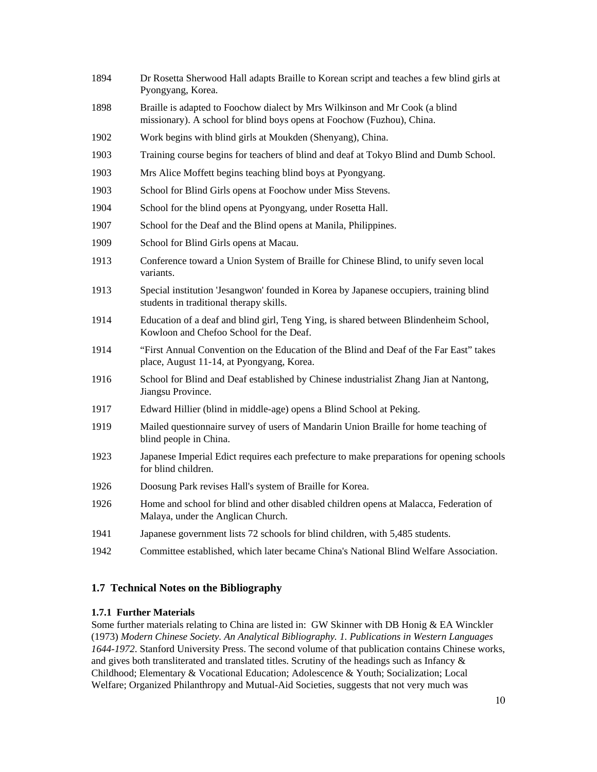| | |
|---|---|
| 1894 | Dr Rosetta Sherwood Hall adapts Braille to Korean script and teaches a few blind girls at Pyongyang, Korea. |
| 1898 | Braille is adapted to Foochow dialect by Mrs Wilkinson and Mr Cook (a blind missionary). A school for blind boys opens at Foochow (Fuzhou), China. |
| 1902 | Work begins with blind girls at Moukden (Shenyang), China. |
| 1903 | Training course begins for teachers of blind and deaf at Tokyo Blind and Dumb School. |
| 1903 | Mrs Alice Moffett begins teaching blind boys at Pyongyang. |
| 1903 | School for Blind Girls opens at Foochow under Miss Stevens. |
| 1904 | School for the blind opens at Pyongyang, under Rosetta Hall. |
| 1907 | School for the Deaf and the Blind opens at Manila, Philippines. |
| 1909 | School for Blind Girls opens at Macau. |
| 1913 | Conference toward a Union System of Braille for Chinese Blind, to unify seven local variants. |
| 1913 | Special institution 'Jesangwon' founded in Korea by Japanese occupiers, training blind students in traditional therapy skills. |
| 1914 | Education of a deaf and blind girl, Teng Ying, is shared between Blindenheim School, Kowloon and Chefoo School for the Deaf. |
| 1914 | "First Annual Convention on the Education of the Blind and Deaf of the Far East" takes place, August 11-14, at Pyongyang, Korea. |
| 1916 | School for Blind and Deaf established by Chinese industrialist Zhang Jian at Nantong, Jiangsu Province. |
| 1917 | Edward Hillier (blind in middle-age) opens a Blind School at Peking. |
| 1919 | Mailed questionnaire survey of users of Mandarin Union Braille for home teaching of blind people in China. |
| 1923 | Japanese Imperial Edict requires each prefecture to make preparations for opening schools for blind children. |
| 1926 | Doosung Park revises Hall's system of Braille for Korea. |
| 1926 | Home and school for blind and other disabled children opens at Malacca, Federation of Malaya, under the Anglican Church. |
| 1941 | Japanese government lists 72 schools for blind children, with 5,485 students. |
| 1942 | Committee established, which later became China's National Blind Welfare Association. |

## 1.7 Technical Notes on the Bibliography

### 1.7.1 Further Materials

Some further materials relating to China are listed in: GW Skinner with DB Honig & EA Winckler (1973) *Modern Chinese Society. An Analytical Bibliography. 1. Publications in Western Languages 1644-1972*. Stanford University Press. The second volume of that publication contains Chinese works, and gives both transliterated and translated titles. Scrutiny of the headings such as Infancy & Childhood; Elementary & Vocational Education; Adolescence & Youth; Socialization; Local Welfare; Organized Philanthropy and Mutual-Aid Societies, suggests that not very much was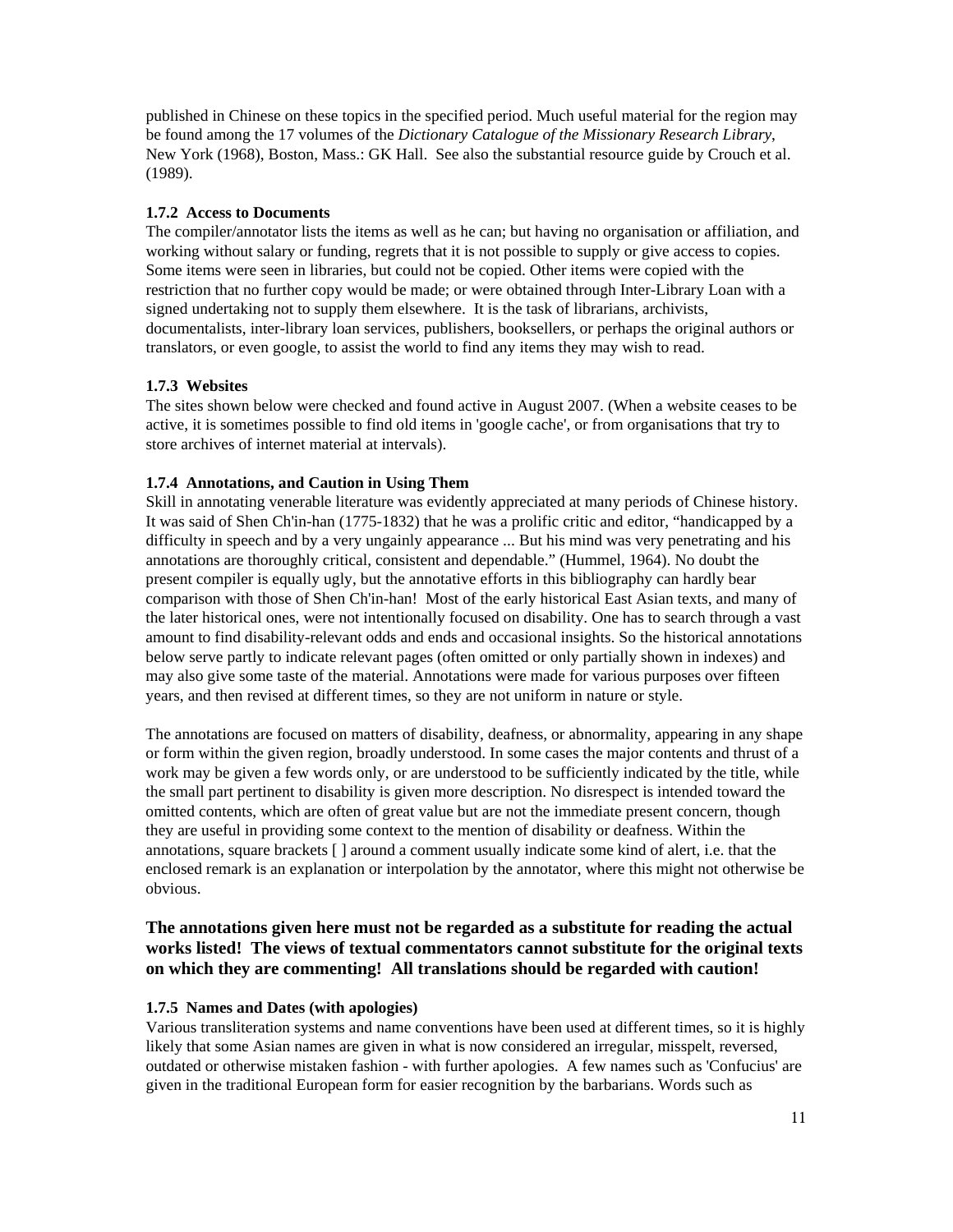published in Chinese on these topics in the specified period. Much useful material for the region may be found among the 17 volumes of the *Dictionary Catalogue of the Missionary Research Library*, New York (1968), Boston, Mass.: GK Hall.  See also the substantial resource guide by Crouch et al. (1989).

#### 1.7.2  Access to Documents

The compiler/annotator lists the items as well as he can; but having no organisation or affiliation, and working without salary or funding, regrets that it is not possible to supply or give access to copies. Some items were seen in libraries, but could not be copied. Other items were copied with the restriction that no further copy would be made; or were obtained through Inter-Library Loan with a signed undertaking not to supply them elsewhere.  It is the task of librarians, archivists, documentalists, inter-library loan services, publishers, booksellers, or perhaps the original authors or translators, or even google, to assist the world to find any items they may wish to read.

#### 1.7.3  Websites

The sites shown below were checked and found active in August 2007. (When a website ceases to be active, it is sometimes possible to find old items in 'google cache', or from organisations that try to store archives of internet material at intervals).

#### 1.7.4  Annotations, and Caution in Using Them

Skill in annotating venerable literature was evidently appreciated at many periods of Chinese history. It was said of Shen Ch'in-han (1775-1832) that he was a prolific critic and editor, "handicapped by a difficulty in speech and by a very ungainly appearance ... But his mind was very penetrating and his annotations are thoroughly critical, consistent and dependable." (Hummel, 1964). No doubt the present compiler is equally ugly, but the annotative efforts in this bibliography can hardly bear comparison with those of Shen Ch'in-han!  Most of the early historical East Asian texts, and many of the later historical ones, were not intentionally focused on disability. One has to search through a vast amount to find disability-relevant odds and ends and occasional insights. So the historical annotations below serve partly to indicate relevant pages (often omitted or only partially shown in indexes) and may also give some taste of the material. Annotations were made for various purposes over fifteen years, and then revised at different times, so they are not uniform in nature or style.

The annotations are focused on matters of disability, deafness, or abnormality, appearing in any shape or form within the given region, broadly understood. In some cases the major contents and thrust of a work may be given a few words only, or are understood to be sufficiently indicated by the title, while the small part pertinent to disability is given more description. No disrespect is intended toward the omitted contents, which are often of great value but are not the immediate present concern, though they are useful in providing some context to the mention of disability or deafness. Within the annotations, square brackets [ ] around a comment usually indicate some kind of alert, i.e. that the enclosed remark is an explanation or interpolation by the annotator, where this might not otherwise be obvious.

**The annotations given here must not be regarded as a substitute for reading the actual works listed!  The views of textual commentators cannot substitute for the original texts on which they are commenting!  All translations should be regarded with caution!**

#### 1.7.5  Names and Dates (with apologies)

Various transliteration systems and name conventions have been used at different times, so it is highly likely that some Asian names are given in what is now considered an irregular, misspelt, reversed, outdated or otherwise mistaken fashion - with further apologies.  A few names such as 'Confucius' are given in the traditional European form for easier recognition by the barbarians. Words such as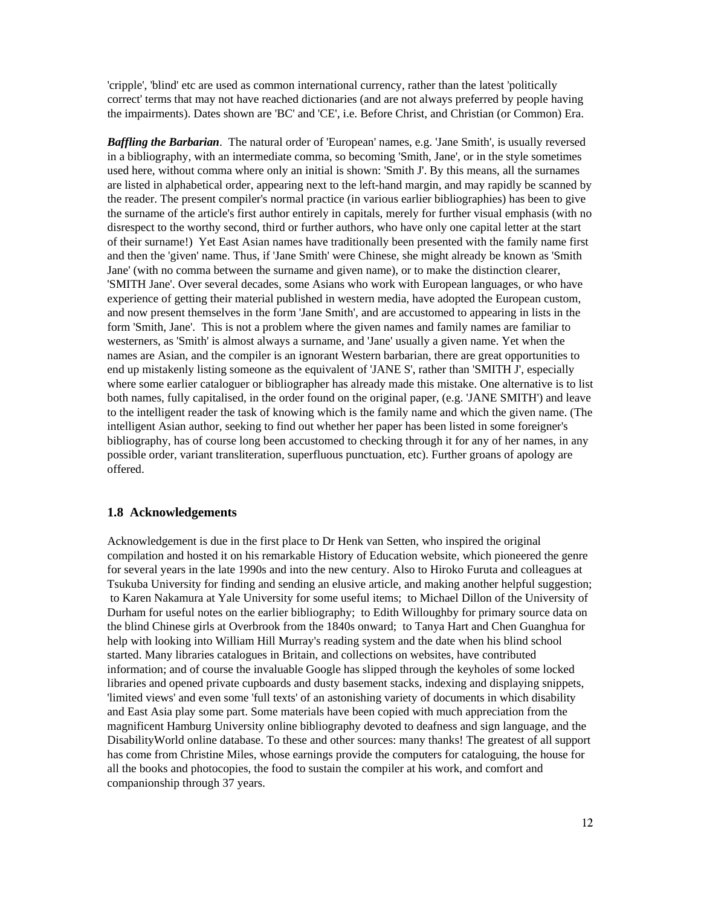'cripple', 'blind' etc are used as common international currency, rather than the latest 'politically correct' terms that may not have reached dictionaries (and are not always preferred by people having the impairments). Dates shown are 'BC' and 'CE', i.e. Before Christ, and Christian (or Common) Era.

***Baffling the Barbarian***. The natural order of 'European' names, e.g. 'Jane Smith', is usually reversed in a bibliography, with an intermediate comma, so becoming 'Smith, Jane', or in the style sometimes used here, without comma where only an initial is shown: 'Smith J'. By this means, all the surnames are listed in alphabetical order, appearing next to the left-hand margin, and may rapidly be scanned by the reader. The present compiler's normal practice (in various earlier bibliographies) has been to give the surname of the article's first author entirely in capitals, merely for further visual emphasis (with no disrespect to the worthy second, third or further authors, who have only one capital letter at the start of their surname!) Yet East Asian names have traditionally been presented with the family name first and then the 'given' name. Thus, if 'Jane Smith' were Chinese, she might already be known as 'Smith Jane' (with no comma between the surname and given name), or to make the distinction clearer, 'SMITH Jane'. Over several decades, some Asians who work with European languages, or who have experience of getting their material published in western media, have adopted the European custom, and now present themselves in the form 'Jane Smith', and are accustomed to appearing in lists in the form 'Smith, Jane'. This is not a problem where the given names and family names are familiar to westerners, as 'Smith' is almost always a surname, and 'Jane' usually a given name. Yet when the names are Asian, and the compiler is an ignorant Western barbarian, there are great opportunities to end up mistakenly listing someone as the equivalent of 'JANE S', rather than 'SMITH J', especially where some earlier cataloguer or bibliographer has already made this mistake. One alternative is to list both names, fully capitalised, in the order found on the original paper, (e.g. 'JANE SMITH') and leave to the intelligent reader the task of knowing which is the family name and which the given name. (The intelligent Asian author, seeking to find out whether her paper has been listed in some foreigner's bibliography, has of course long been accustomed to checking through it for any of her names, in any possible order, variant transliteration, superfluous punctuation, etc). Further groans of apology are offered.

### 1.8 Acknowledgements

Acknowledgement is due in the first place to Dr Henk van Setten, who inspired the original compilation and hosted it on his remarkable History of Education website, which pioneered the genre for several years in the late 1990s and into the new century. Also to Hiroko Furuta and colleagues at Tsukuba University for finding and sending an elusive article, and making another helpful suggestion; to Karen Nakamura at Yale University for some useful items; to Michael Dillon of the University of Durham for useful notes on the earlier bibliography; to Edith Willoughby for primary source data on the blind Chinese girls at Overbrook from the 1840s onward; to Tanya Hart and Chen Guanghua for help with looking into William Hill Murray's reading system and the date when his blind school started. Many libraries catalogues in Britain, and collections on websites, have contributed information; and of course the invaluable Google has slipped through the keyholes of some locked libraries and opened private cupboards and dusty basement stacks, indexing and displaying snippets, 'limited views' and even some 'full texts' of an astonishing variety of documents in which disability and East Asia play some part. Some materials have been copied with much appreciation from the magnificent Hamburg University online bibliography devoted to deafness and sign language, and the DisabilityWorld online database. To these and other sources: many thanks! The greatest of all support has come from Christine Miles, whose earnings provide the computers for cataloguing, the house for all the books and photocopies, the food to sustain the compiler at his work, and comfort and companionship through 37 years.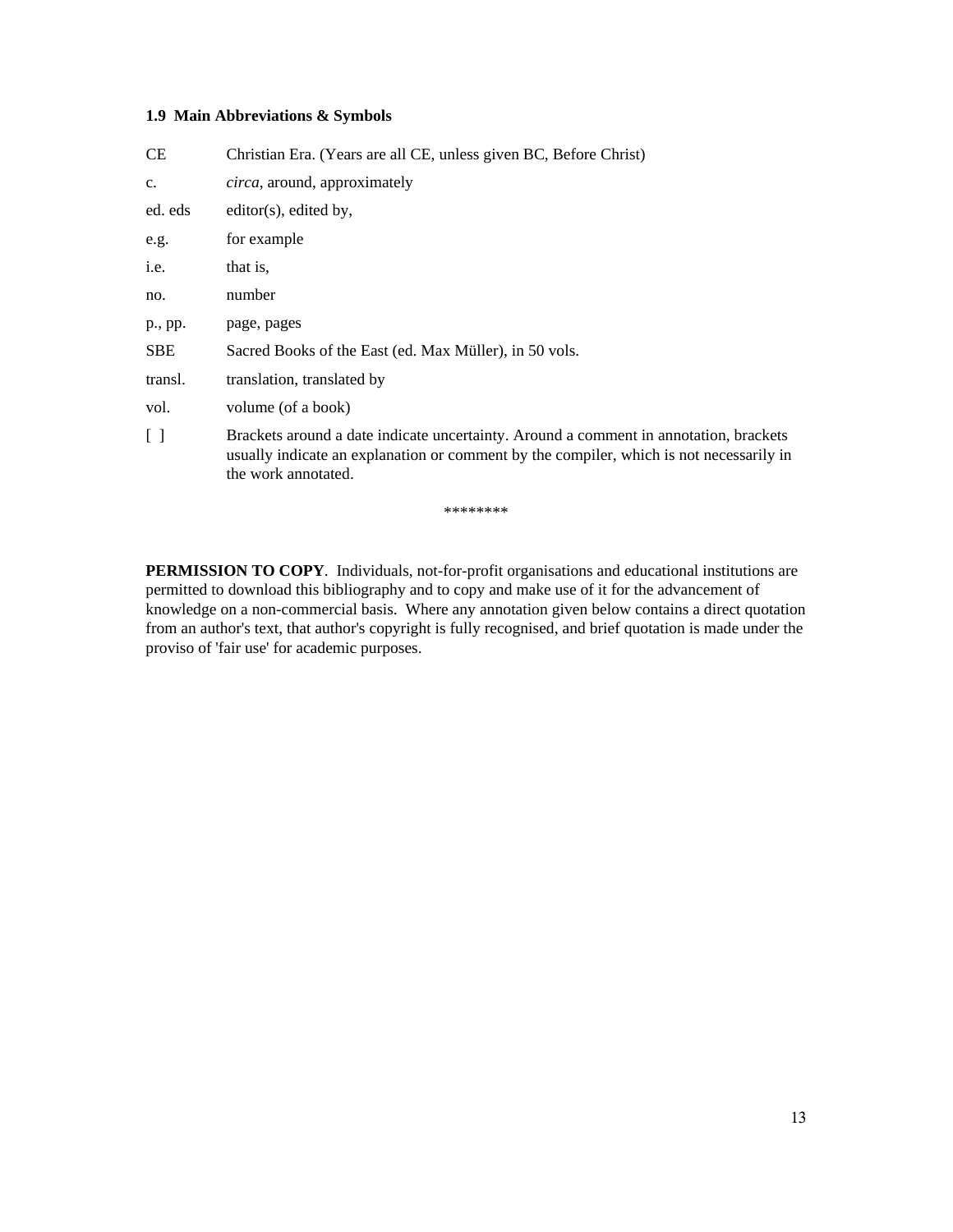### 1.9 Main Abbreviations & Symbols

| | |
|---|---|
| CE | Christian Era. (Years are all CE, unless given BC, Before Christ) |
| c. | *circa*, around, approximately |
| ed. eds | editor(s), edited by, |
| e.g. | for example |
| i.e. | that is, |
| no. | number |
| p., pp. | page, pages |
| SBE | Sacred Books of the East (ed. Max Müller), in 50 vols. |
| transl. | translation, translated by |
| vol. | volume (of a book) |
| [ ] | Brackets around a date indicate uncertainty. Around a comment in annotation, brackets usually indicate an explanation or comment by the compiler, which is not necessarily in the work annotated. |

********

**PERMISSION TO COPY**. Individuals, not-for-profit organisations and educational institutions are permitted to download this bibliography and to copy and make use of it for the advancement of knowledge on a non-commercial basis. Where any annotation given below contains a direct quotation from an author's text, that author's copyright is fully recognised, and brief quotation is made under the proviso of 'fair use' for academic purposes.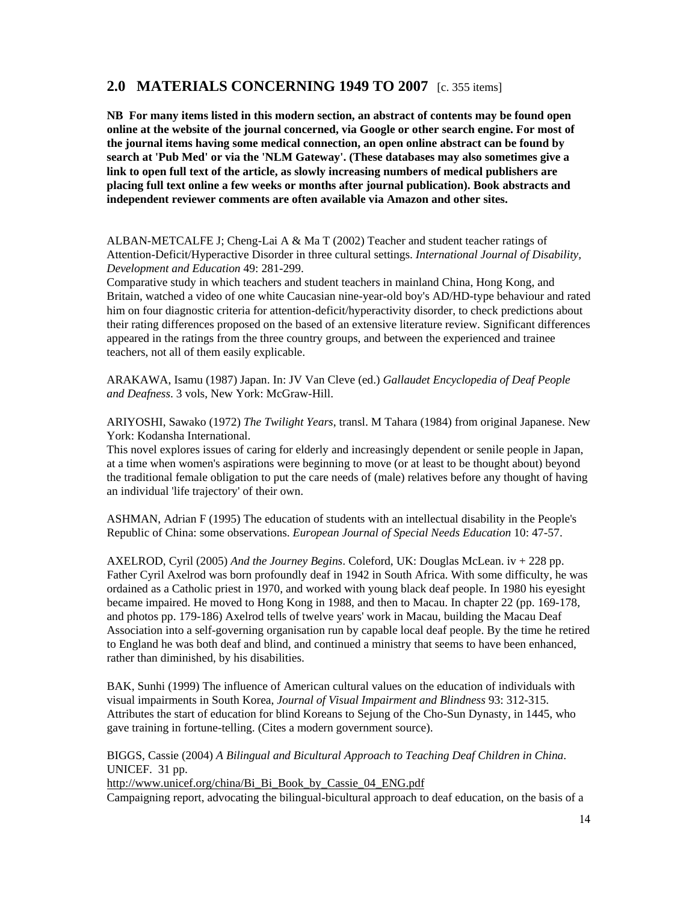## 2.0 MATERIALS CONCERNING 1949 TO 2007 [c. 355 items]

**NB For many items listed in this modern section, an abstract of contents may be found open online at the website of the journal concerned, via Google or other search engine. For most of the journal items having some medical connection, an open online abstract can be found by search at 'Pub Med' or via the 'NLM Gateway'. (These databases may also sometimes give a link to open full text of the article, as slowly increasing numbers of medical publishers are placing full text online a few weeks or months after journal publication). Book abstracts and independent reviewer comments are often available via Amazon and other sites.**

ALBAN-METCALFE J; Cheng-Lai A & Ma T (2002) Teacher and student teacher ratings of Attention-Deficit/Hyperactive Disorder in three cultural settings. *International Journal of Disability, Development and Education* 49: 281-299.
Comparative study in which teachers and student teachers in mainland China, Hong Kong, and Britain, watched a video of one white Caucasian nine-year-old boy's AD/HD-type behaviour and rated him on four diagnostic criteria for attention-deficit/hyperactivity disorder, to check predictions about their rating differences proposed on the based of an extensive literature review. Significant differences appeared in the ratings from the three country groups, and between the experienced and trainee teachers, not all of them easily explicable.

ARAKAWA, Isamu (1987) Japan. In: JV Van Cleve (ed.) *Gallaudet Encyclopedia of Deaf People and Deafness*. 3 vols, New York: McGraw-Hill.

ARIYOSHI, Sawako (1972) *The Twilight Years*, transl. M Tahara (1984) from original Japanese. New York: Kodansha International.
This novel explores issues of caring for elderly and increasingly dependent or senile people in Japan, at a time when women's aspirations were beginning to move (or at least to be thought about) beyond the traditional female obligation to put the care needs of (male) relatives before any thought of having an individual 'life trajectory' of their own.

ASHMAN, Adrian F (1995) The education of students with an intellectual disability in the People's Republic of China: some observations. *European Journal of Special Needs Education* 10: 47-57.

AXELROD, Cyril (2005) *And the Journey Begins*. Coleford, UK: Douglas McLean. iv + 228 pp.
Father Cyril Axelrod was born profoundly deaf in 1942 in South Africa. With some difficulty, he was ordained as a Catholic priest in 1970, and worked with young black deaf people. In 1980 his eyesight became impaired. He moved to Hong Kong in 1988, and then to Macau. In chapter 22 (pp. 169-178, and photos pp. 179-186) Axelrod tells of twelve years' work in Macau, building the Macau Deaf Association into a self-governing organisation run by capable local deaf people. By the time he retired to England he was both deaf and blind, and continued a ministry that seems to have been enhanced, rather than diminished, by his disabilities.

BAK, Sunhi (1999) The influence of American cultural values on the education of individuals with visual impairments in South Korea, *Journal of Visual Impairment and Blindness* 93: 312-315.
Attributes the start of education for blind Koreans to Sejung of the Cho-Sun Dynasty, in 1445, who gave training in fortune-telling. (Cites a modern government source).

BIGGS, Cassie (2004) *A Bilingual and Bicultural Approach to Teaching Deaf Children in China*. UNICEF. 31 pp.
http://www.unicef.org/china/Bi_Bi_Book_by_Cassie_04_ENG.pdf
Campaigning report, advocating the bilingual-bicultural approach to deaf education, on the basis of a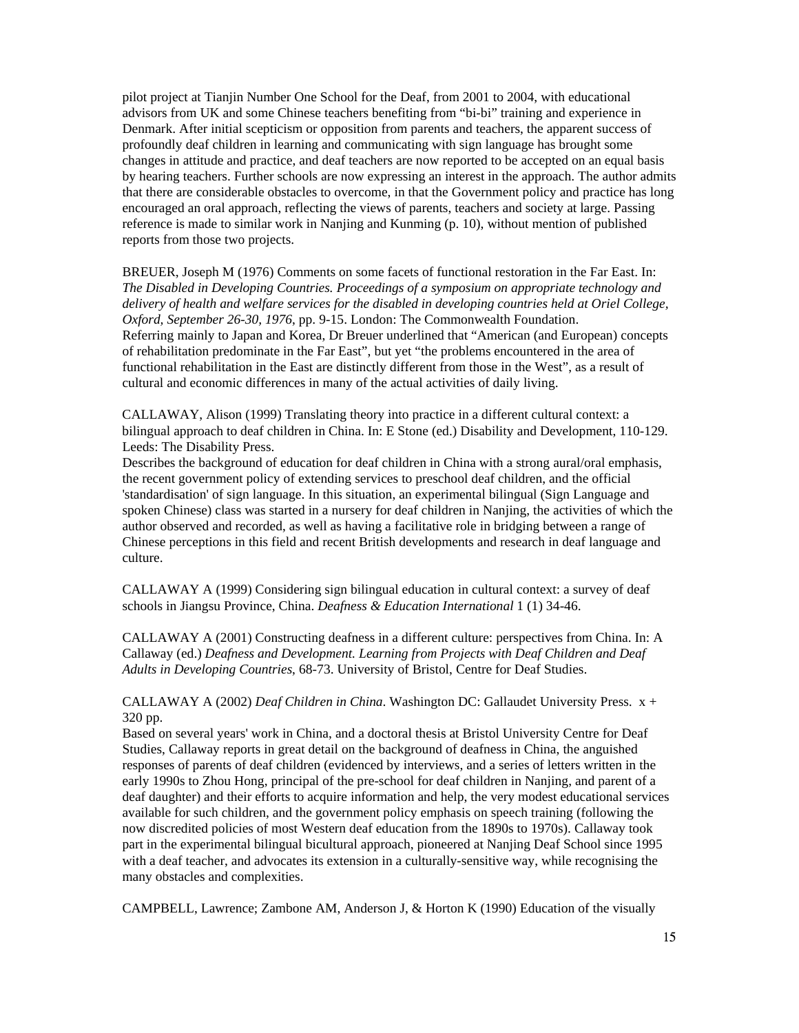pilot project at Tianjin Number One School for the Deaf, from 2001 to 2004, with educational advisors from UK and some Chinese teachers benefiting from "bi-bi" training and experience in Denmark. After initial scepticism or opposition from parents and teachers, the apparent success of profoundly deaf children in learning and communicating with sign language has brought some changes in attitude and practice, and deaf teachers are now reported to be accepted on an equal basis by hearing teachers. Further schools are now expressing an interest in the approach. The author admits that there are considerable obstacles to overcome, in that the Government policy and practice has long encouraged an oral approach, reflecting the views of parents, teachers and society at large. Passing reference is made to similar work in Nanjing and Kunming (p. 10), without mention of published reports from those two projects.

BREUER, Joseph M (1976) Comments on some facets of functional restoration in the Far East. In: *The Disabled in Developing Countries. Proceedings of a symposium on appropriate technology and delivery of health and welfare services for the disabled in developing countries held at Oriel College, Oxford, September 26-30, 1976*, pp. 9-15. London: The Commonwealth Foundation.
Referring mainly to Japan and Korea, Dr Breuer underlined that "American (and European) concepts of rehabilitation predominate in the Far East", but yet "the problems encountered in the area of functional rehabilitation in the East are distinctly different from those in the West", as a result of cultural and economic differences in many of the actual activities of daily living.

CALLAWAY, Alison (1999) Translating theory into practice in a different cultural context: a bilingual approach to deaf children in China. In: E Stone (ed.) Disability and Development, 110-129. Leeds: The Disability Press.
Describes the background of education for deaf children in China with a strong aural/oral emphasis, the recent government policy of extending services to preschool deaf children, and the official 'standardisation' of sign language. In this situation, an experimental bilingual (Sign Language and spoken Chinese) class was started in a nursery for deaf children in Nanjing, the activities of which the author observed and recorded, as well as having a facilitative role in bridging between a range of Chinese perceptions in this field and recent British developments and research in deaf language and culture.

CALLAWAY A (1999) Considering sign bilingual education in cultural context: a survey of deaf schools in Jiangsu Province, China. *Deafness & Education International* 1 (1) 34-46.

CALLAWAY A (2001) Constructing deafness in a different culture: perspectives from China. In: A Callaway (ed.) *Deafness and Development. Learning from Projects with Deaf Children and Deaf Adults in Developing Countries*, 68-73. University of Bristol, Centre for Deaf Studies.

CALLAWAY A (2002) *Deaf Children in China*. Washington DC: Gallaudet University Press. x + 320 pp.
Based on several years' work in China, and a doctoral thesis at Bristol University Centre for Deaf Studies, Callaway reports in great detail on the background of deafness in China, the anguished responses of parents of deaf children (evidenced by interviews, and a series of letters written in the early 1990s to Zhou Hong, principal of the pre-school for deaf children in Nanjing, and parent of a deaf daughter) and their efforts to acquire information and help, the very modest educational services available for such children, and the government policy emphasis on speech training (following the now discredited policies of most Western deaf education from the 1890s to 1970s). Callaway took part in the experimental bilingual bicultural approach, pioneered at Nanjing Deaf School since 1995 with a deaf teacher, and advocates its extension in a culturally-sensitive way, while recognising the many obstacles and complexities.

CAMPBELL, Lawrence; Zambone AM, Anderson J, & Horton K (1990) Education of the visually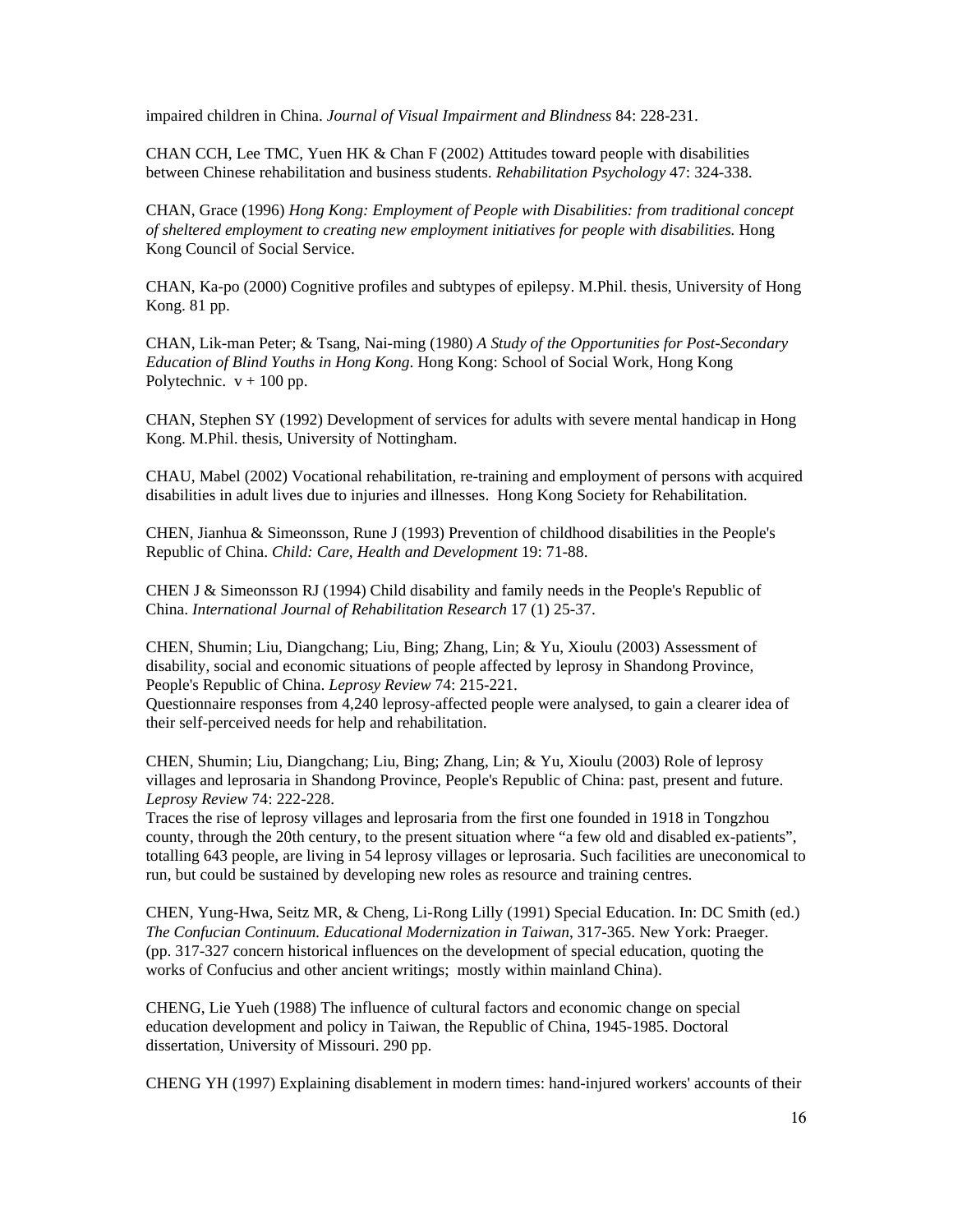impaired children in China. *Journal of Visual Impairment and Blindness* 84: 228-231.

CHAN CCH, Lee TMC, Yuen HK & Chan F (2002) Attitudes toward people with disabilities between Chinese rehabilitation and business students. *Rehabilitation Psychology* 47: 324-338.

CHAN, Grace (1996) *Hong Kong: Employment of People with Disabilities: from traditional concept of sheltered employment to creating new employment initiatives for people with disabilities.* Hong Kong Council of Social Service.

CHAN, Ka-po (2000) Cognitive profiles and subtypes of epilepsy. M.Phil. thesis, University of Hong Kong. 81 pp.

CHAN, Lik-man Peter; & Tsang, Nai-ming (1980) *A Study of the Opportunities for Post-Secondary Education of Blind Youths in Hong Kong*. Hong Kong: School of Social Work, Hong Kong Polytechnic. v + 100 pp.

CHAN, Stephen SY (1992) Development of services for adults with severe mental handicap in Hong Kong. M.Phil. thesis, University of Nottingham.

CHAU, Mabel (2002) Vocational rehabilitation, re-training and employment of persons with acquired disabilities in adult lives due to injuries and illnesses. Hong Kong Society for Rehabilitation.

CHEN, Jianhua & Simeonsson, Rune J (1993) Prevention of childhood disabilities in the People's Republic of China. *Child: Care, Health and Development* 19: 71-88.

CHEN J & Simeonsson RJ (1994) Child disability and family needs in the People's Republic of China. *International Journal of Rehabilitation Research* 17 (1) 25-37.

CHEN, Shumin; Liu, Diangchang; Liu, Bing; Zhang, Lin; & Yu, Xioulu (2003) Assessment of disability, social and economic situations of people affected by leprosy in Shandong Province, People's Republic of China. *Leprosy Review* 74: 215-221.
Questionnaire responses from 4,240 leprosy-affected people were analysed, to gain a clearer idea of their self-perceived needs for help and rehabilitation.

CHEN, Shumin; Liu, Diangchang; Liu, Bing; Zhang, Lin; & Yu, Xioulu (2003) Role of leprosy villages and leprosaria in Shandong Province, People's Republic of China: past, present and future. *Leprosy Review* 74: 222-228.
Traces the rise of leprosy villages and leprosaria from the first one founded in 1918 in Tongzhou county, through the 20th century, to the present situation where "a few old and disabled ex-patients", totalling 643 people, are living in 54 leprosy villages or leprosaria. Such facilities are uneconomical to run, but could be sustained by developing new roles as resource and training centres.

CHEN, Yung-Hwa, Seitz MR, & Cheng, Li-Rong Lilly (1991) Special Education. In: DC Smith (ed.) *The Confucian Continuum. Educational Modernization in Taiwan*, 317-365. New York: Praeger. (pp. 317-327 concern historical influences on the development of special education, quoting the works of Confucius and other ancient writings; mostly within mainland China).

CHENG, Lie Yueh (1988) The influence of cultural factors and economic change on special education development and policy in Taiwan, the Republic of China, 1945-1985. Doctoral dissertation, University of Missouri. 290 pp.

CHENG YH (1997) Explaining disablement in modern times: hand-injured workers' accounts of their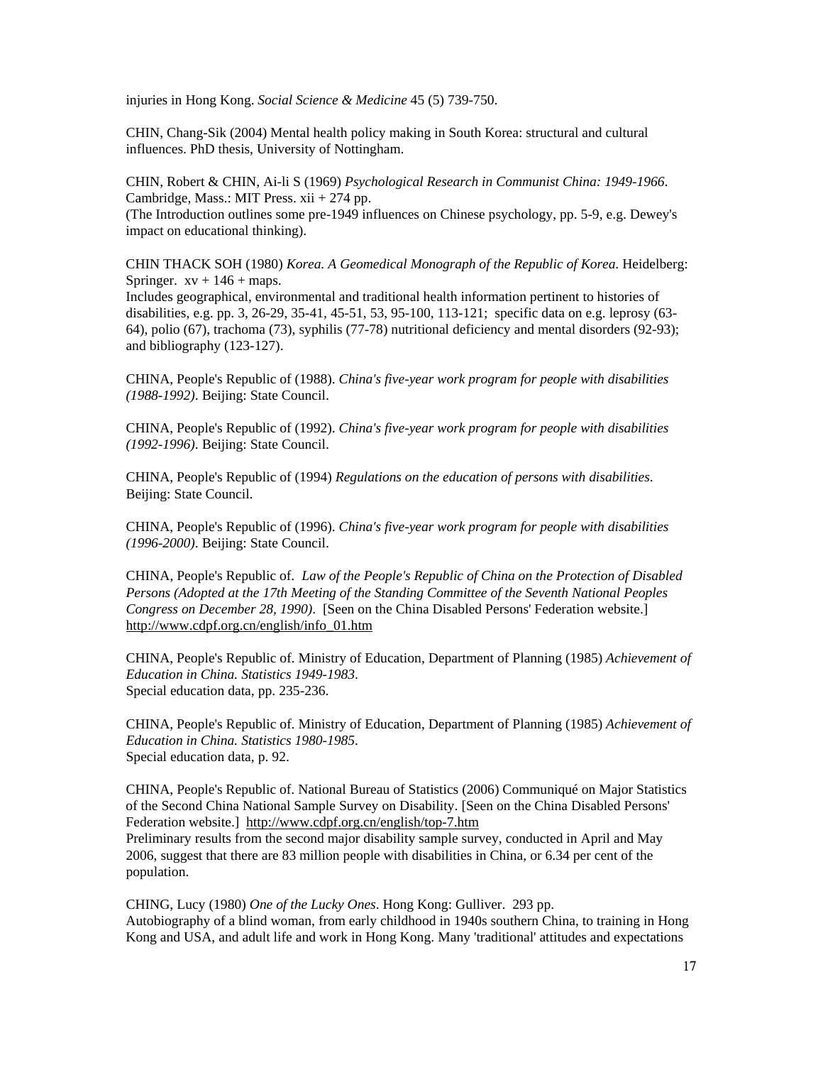injuries in Hong Kong. *Social Science & Medicine* 45 (5) 739-750.

CHIN, Chang-Sik (2004) Mental health policy making in South Korea: structural and cultural influences. PhD thesis, University of Nottingham.

CHIN, Robert & CHIN, Ai-li S (1969) *Psychological Research in Communist China: 1949-1966*. Cambridge, Mass.: MIT Press. xii + 274 pp.
(The Introduction outlines some pre-1949 influences on Chinese psychology, pp. 5-9, e.g. Dewey's impact on educational thinking).

CHIN THACK SOH (1980) *Korea. A Geomedical Monograph of the Republic of Korea.* Heidelberg: Springer. xv + 146 + maps.
Includes geographical, environmental and traditional health information pertinent to histories of disabilities, e.g. pp. 3, 26-29, 35-41, 45-51, 53, 95-100, 113-121; specific data on e.g. leprosy (63-64), polio (67), trachoma (73), syphilis (77-78) nutritional deficiency and mental disorders (92-93); and bibliography (123-127).

CHINA, People's Republic of (1988). *China's five-year work program for people with disabilities (1988-1992)*. Beijing: State Council.

CHINA, People's Republic of (1992). *China's five-year work program for people with disabilities (1992-1996)*. Beijing: State Council.

CHINA, People's Republic of (1994) *Regulations on the education of persons with disabilities*. Beijing: State Council.

CHINA, People's Republic of (1996). *China's five-year work program for people with disabilities (1996-2000)*. Beijing: State Council.

CHINA, People's Republic of. *Law of the People's Republic of China on the Protection of Disabled Persons (Adopted at the 17th Meeting of the Standing Committee of the Seventh National Peoples Congress on December 28, 1990)*. [Seen on the China Disabled Persons' Federation website.] http://www.cdpf.org.cn/english/info_01.htm

CHINA, People's Republic of. Ministry of Education, Department of Planning (1985) *Achievement of Education in China. Statistics 1949-1983*.
Special education data, pp. 235-236.

CHINA, People's Republic of. Ministry of Education, Department of Planning (1985) *Achievement of Education in China. Statistics 1980-1985*.
Special education data, p. 92.

CHINA, People's Republic of. National Bureau of Statistics (2006) Communiqué on Major Statistics of the Second China National Sample Survey on Disability. [Seen on the China Disabled Persons' Federation website.] http://www.cdpf.org.cn/english/top-7.htm
Preliminary results from the second major disability sample survey, conducted in April and May 2006, suggest that there are 83 million people with disabilities in China, or 6.34 per cent of the population.

CHING, Lucy (1980) *One of the Lucky Ones*. Hong Kong: Gulliver. 293 pp.
Autobiography of a blind woman, from early childhood in 1940s southern China, to training in Hong Kong and USA, and adult life and work in Hong Kong. Many 'traditional' attitudes and expectations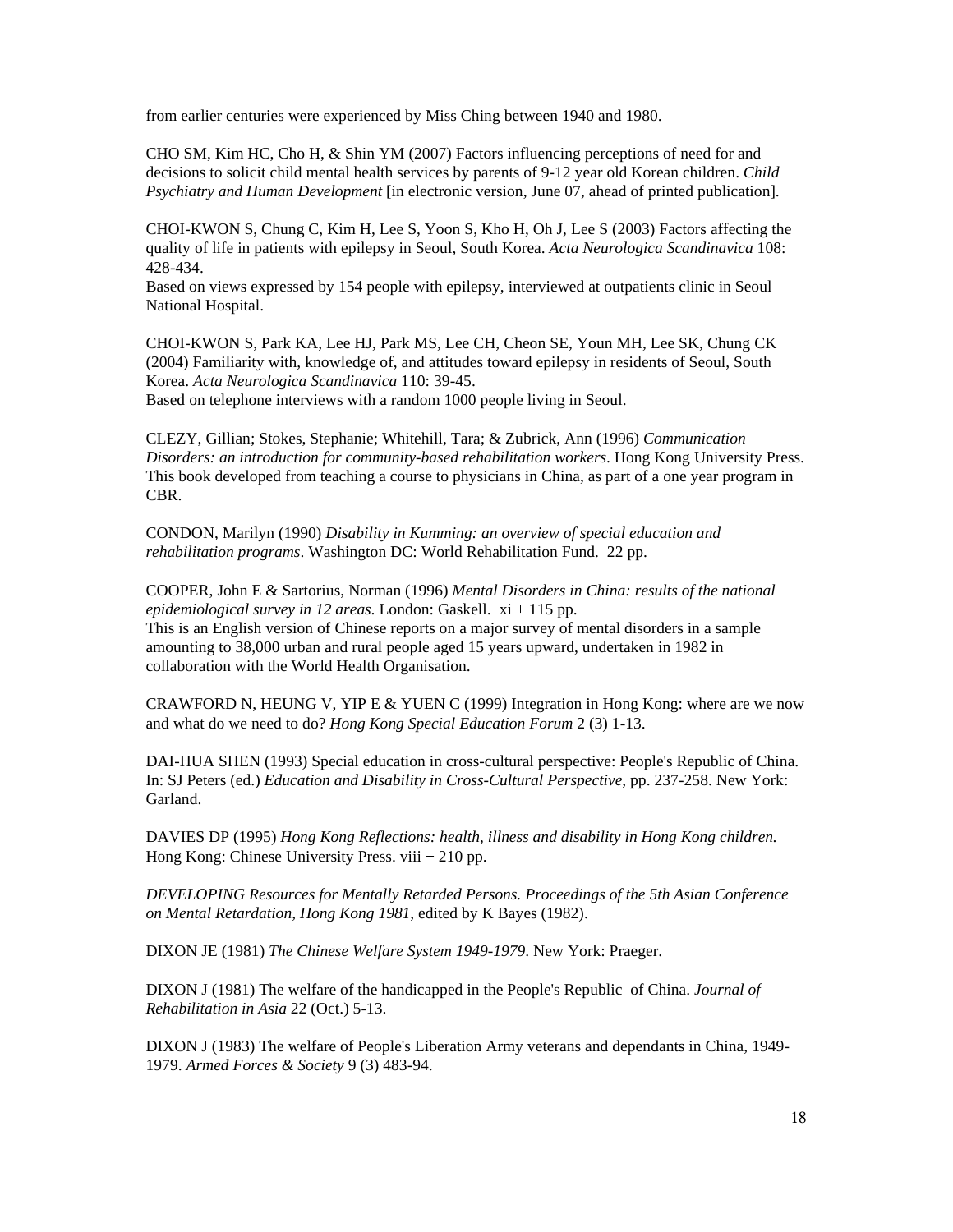from earlier centuries were experienced by Miss Ching between 1940 and 1980.

CHO SM, Kim HC, Cho H, & Shin YM (2007) Factors influencing perceptions of need for and decisions to solicit child mental health services by parents of 9-12 year old Korean children. *Child Psychiatry and Human Development* [in electronic version, June 07, ahead of printed publication].

CHOI-KWON S, Chung C, Kim H, Lee S, Yoon S, Kho H, Oh J, Lee S (2003) Factors affecting the quality of life in patients with epilepsy in Seoul, South Korea. *Acta Neurologica Scandinavica* 108: 428-434.
Based on views expressed by 154 people with epilepsy, interviewed at outpatients clinic in Seoul National Hospital.

CHOI-KWON S, Park KA, Lee HJ, Park MS, Lee CH, Cheon SE, Youn MH, Lee SK, Chung CK (2004) Familiarity with, knowledge of, and attitudes toward epilepsy in residents of Seoul, South Korea. *Acta Neurologica Scandinavica* 110: 39-45.
Based on telephone interviews with a random 1000 people living in Seoul.

CLEZY, Gillian; Stokes, Stephanie; Whitehill, Tara; & Zubrick, Ann (1996) *Communication Disorders: an introduction for community-based rehabilitation workers*. Hong Kong University Press. This book developed from teaching a course to physicians in China, as part of a one year program in CBR.

CONDON, Marilyn (1990) *Disability in Kumming: an overview of special education and rehabilitation programs*. Washington DC: World Rehabilitation Fund. 22 pp.

COOPER, John E & Sartorius, Norman (1996) *Mental Disorders in China: results of the national epidemiological survey in 12 areas*. London: Gaskell. xi + 115 pp.
This is an English version of Chinese reports on a major survey of mental disorders in a sample amounting to 38,000 urban and rural people aged 15 years upward, undertaken in 1982 in collaboration with the World Health Organisation.

CRAWFORD N, HEUNG V, YIP E & YUEN C (1999) Integration in Hong Kong: where are we now and what do we need to do? *Hong Kong Special Education Forum* 2 (3) 1-13.

DAI-HUA SHEN (1993) Special education in cross-cultural perspective: People's Republic of China. In: SJ Peters (ed.) *Education and Disability in Cross-Cultural Perspective*, pp. 237-258. New York: Garland.

DAVIES DP (1995) *Hong Kong Reflections: health, illness and disability in Hong Kong children.* Hong Kong: Chinese University Press. viii + 210 pp.

*DEVELOPING Resources for Mentally Retarded Persons. Proceedings of the 5th Asian Conference on Mental Retardation, Hong Kong 1981*, edited by K Bayes (1982).

DIXON JE (1981) *The Chinese Welfare System 1949-1979*. New York: Praeger.

DIXON J (1981) The welfare of the handicapped in the People's Republic of China. *Journal of Rehabilitation in Asia* 22 (Oct.) 5-13.

DIXON J (1983) The welfare of People's Liberation Army veterans and dependants in China, 1949-1979. *Armed Forces & Society* 9 (3) 483-94.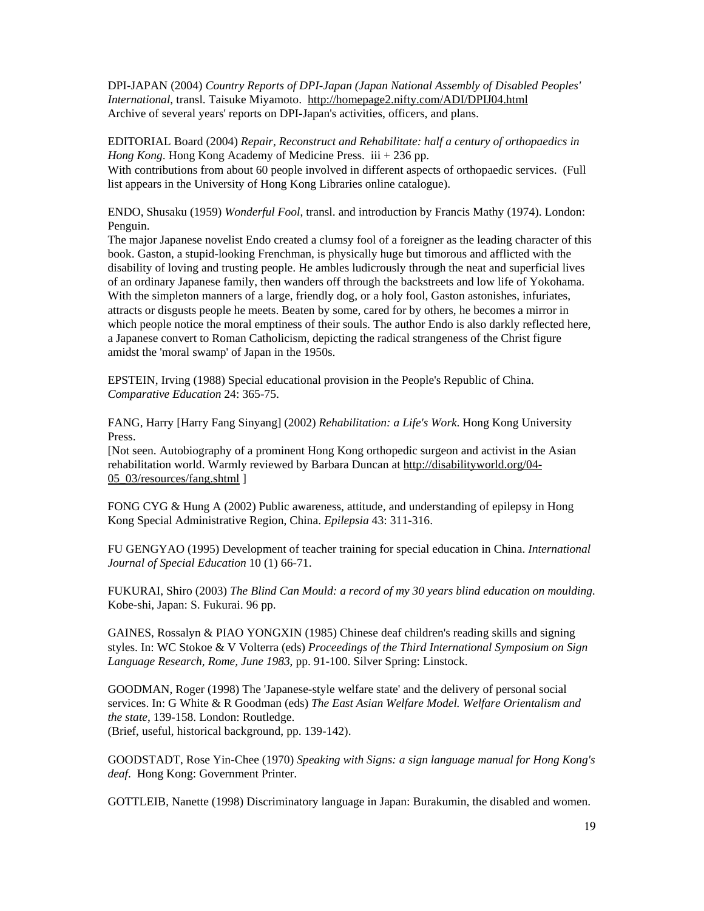DPI-JAPAN (2004) *Country Reports of DPI-Japan (Japan National Assembly of Disabled Peoples' International*, transl. Taisuke Miyamoto. http://homepage2.nifty.com/ADI/DPIJ04.html
Archive of several years' reports on DPI-Japan's activities, officers, and plans.

EDITORIAL Board (2004) *Repair, Reconstruct and Rehabilitate: half a century of orthopaedics in Hong Kong*. Hong Kong Academy of Medicine Press. iii + 236 pp.
With contributions from about 60 people involved in different aspects of orthopaedic services. (Full list appears in the University of Hong Kong Libraries online catalogue).

ENDO, Shusaku (1959) *Wonderful Fool*, transl. and introduction by Francis Mathy (1974). London: Penguin.
The major Japanese novelist Endo created a clumsy fool of a foreigner as the leading character of this book. Gaston, a stupid-looking Frenchman, is physically huge but timorous and afflicted with the disability of loving and trusting people. He ambles ludicrously through the neat and superficial lives of an ordinary Japanese family, then wanders off through the backstreets and low life of Yokohama. With the simpleton manners of a large, friendly dog, or a holy fool, Gaston astonishes, infuriates, attracts or disgusts people he meets. Beaten by some, cared for by others, he becomes a mirror in which people notice the moral emptiness of their souls. The author Endo is also darkly reflected here, a Japanese convert to Roman Catholicism, depicting the radical strangeness of the Christ figure amidst the 'moral swamp' of Japan in the 1950s.

EPSTEIN, Irving (1988) Special educational provision in the People's Republic of China. *Comparative Education* 24: 365-75.

FANG, Harry [Harry Fang Sinyang] (2002) *Rehabilitation: a Life's Work*. Hong Kong University Press.
[Not seen. Autobiography of a prominent Hong Kong orthopedic surgeon and activist in the Asian rehabilitation world. Warmly reviewed by Barbara Duncan at http://disabilityworld.org/04-05_03/resources/fang.shtml ]

FONG CYG & Hung A (2002) Public awareness, attitude, and understanding of epilepsy in Hong Kong Special Administrative Region, China. *Epilepsia* 43: 311-316.

FU GENGYAO (1995) Development of teacher training for special education in China. *International Journal of Special Education* 10 (1) 66-71.

FUKURAI, Shiro (2003) *The Blind Can Mould: a record of my 30 years blind education on moulding.* Kobe-shi, Japan: S. Fukurai. 96 pp.

GAINES, Rossalyn & PIAO YONGXIN (1985) Chinese deaf children's reading skills and signing styles. In: WC Stokoe & V Volterra (eds) *Proceedings of the Third International Symposium on Sign Language Research, Rome, June 1983*, pp. 91-100. Silver Spring: Linstock.

GOODMAN, Roger (1998) The 'Japanese-style welfare state' and the delivery of personal social services. In: G White & R Goodman (eds) *The East Asian Welfare Model. Welfare Orientalism and the state*, 139-158. London: Routledge.
(Brief, useful, historical background, pp. 139-142).

GOODSTADT, Rose Yin-Chee (1970) *Speaking with Signs: a sign language manual for Hong Kong's deaf*. Hong Kong: Government Printer.

GOTTLEIB, Nanette (1998) Discriminatory language in Japan: Burakumin, the disabled and women.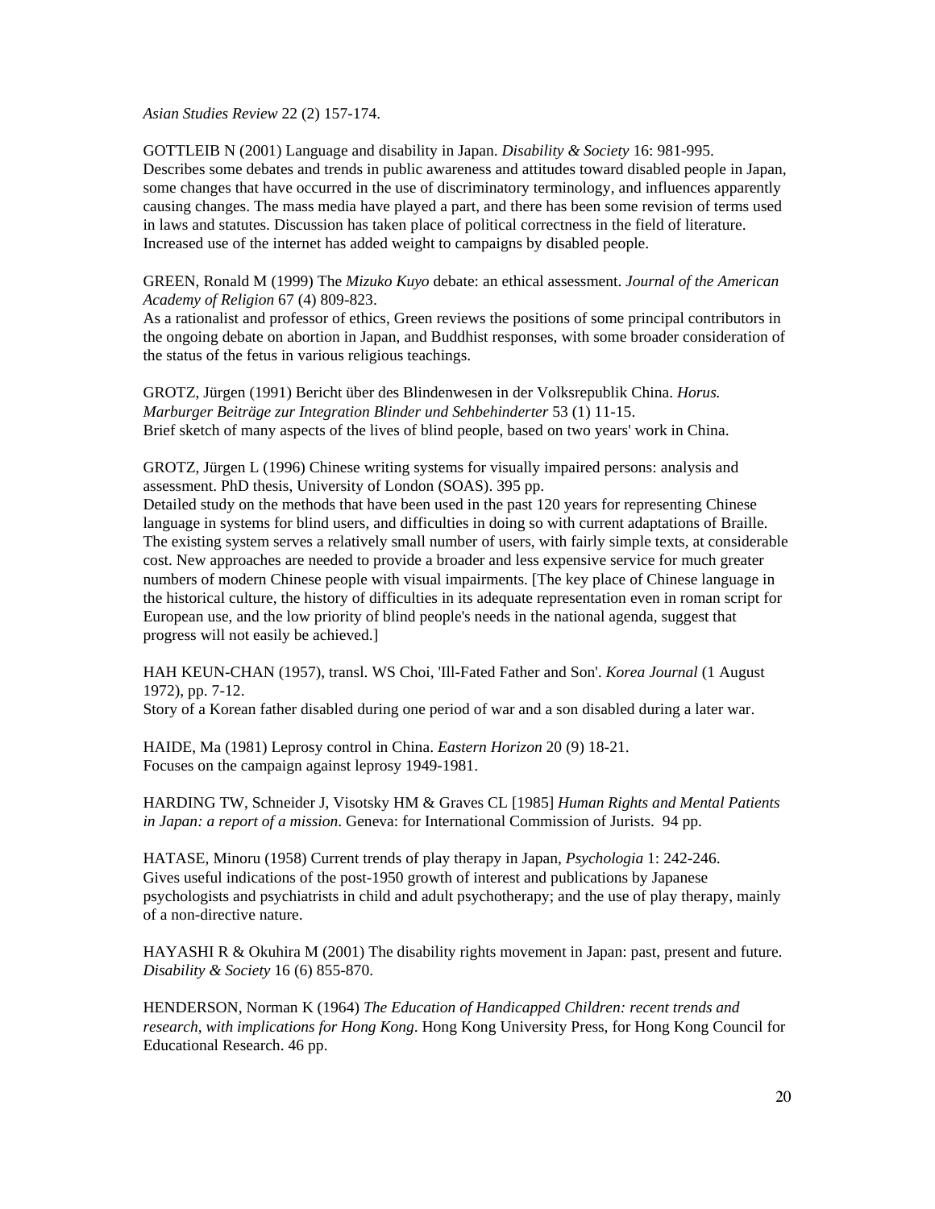*Asian Studies Review* 22 (2) 157-174.

GOTTLEIB N (2001) Language and disability in Japan. *Disability & Society* 16: 981-995.
Describes some debates and trends in public awareness and attitudes toward disabled people in Japan, some changes that have occurred in the use of discriminatory terminology, and influences apparently causing changes. The mass media have played a part, and there has been some revision of terms used in laws and statutes. Discussion has taken place of political correctness in the field of literature. Increased use of the internet has added weight to campaigns by disabled people.

GREEN, Ronald M (1999) The *Mizuko Kuyo* debate: an ethical assessment. *Journal of the American Academy of Religion* 67 (4) 809-823.
As a rationalist and professor of ethics, Green reviews the positions of some principal contributors in the ongoing debate on abortion in Japan, and Buddhist responses, with some broader consideration of the status of the fetus in various religious teachings.

GROTZ, Jürgen (1991) Bericht über des Blindenwesen in der Volksrepublik China. *Horus. Marburger Beiträge zur Integration Blinder und Sehbehinderter* 53 (1) 11-15.
Brief sketch of many aspects of the lives of blind people, based on two years' work in China.

GROTZ, Jürgen L (1996) Chinese writing systems for visually impaired persons: analysis and assessment. PhD thesis, University of London (SOAS). 395 pp.
Detailed study on the methods that have been used in the past 120 years for representing Chinese language in systems for blind users, and difficulties in doing so with current adaptations of Braille. The existing system serves a relatively small number of users, with fairly simple texts, at considerable cost. New approaches are needed to provide a broader and less expensive service for much greater numbers of modern Chinese people with visual impairments. [The key place of Chinese language in the historical culture, the history of difficulties in its adequate representation even in roman script for European use, and the low priority of blind people's needs in the national agenda, suggest that progress will not easily be achieved.]

HAH KEUN-CHAN (1957), transl. WS Choi, 'Ill-Fated Father and Son'. *Korea Journal* (1 August 1972), pp. 7-12.
Story of a Korean father disabled during one period of war and a son disabled during a later war.

HAIDE, Ma (1981) Leprosy control in China. *Eastern Horizon* 20 (9) 18-21.
Focuses on the campaign against leprosy 1949-1981.

HARDING TW, Schneider J, Visotsky HM & Graves CL [1985] *Human Rights and Mental Patients in Japan: a report of a mission*. Geneva: for International Commission of Jurists. 94 pp.

HATASE, Minoru (1958) Current trends of play therapy in Japan, *Psychologia* 1: 242-246.
Gives useful indications of the post-1950 growth of interest and publications by Japanese psychologists and psychiatrists in child and adult psychotherapy; and the use of play therapy, mainly of a non-directive nature.

HAYASHI R & Okuhira M (2001) The disability rights movement in Japan: past, present and future. *Disability & Society* 16 (6) 855-870.

HENDERSON, Norman K (1964) *The Education of Handicapped Children: recent trends and research, with implications for Hong Kong*. Hong Kong University Press, for Hong Kong Council for Educational Research. 46 pp.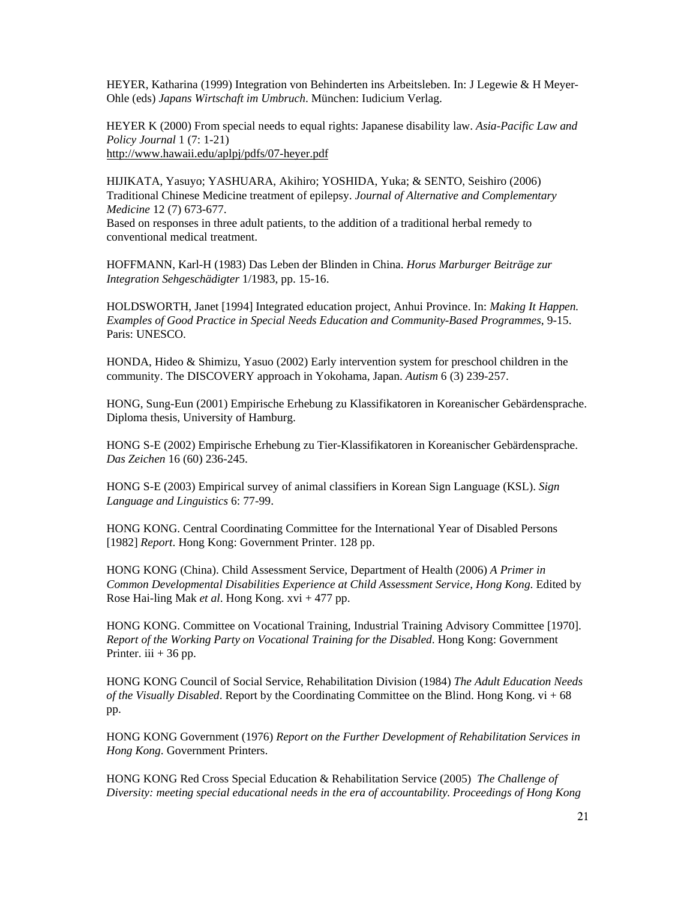HEYER, Katharina (1999) Integration von Behinderten ins Arbeitsleben. In: J Legewie & H Meyer-Ohle (eds) *Japans Wirtschaft im Umbruch*. München: Iudicium Verlag.

HEYER K (2000) From special needs to equal rights: Japanese disability law. *Asia-Pacific Law and Policy Journal* 1 (7: 1-21)
http://www.hawaii.edu/aplpj/pdfs/07-heyer.pdf

HIJIKATA, Yasuyo; YASHUARA, Akihiro; YOSHIDA, Yuka; & SENTO, Seishiro (2006) Traditional Chinese Medicine treatment of epilepsy. *Journal of Alternative and Complementary Medicine* 12 (7) 673-677.
Based on responses in three adult patients, to the addition of a traditional herbal remedy to conventional medical treatment.

HOFFMANN, Karl-H (1983) Das Leben der Blinden in China. *Horus Marburger Beiträge zur Integration Sehgeschädigter* 1/1983, pp. 15-16.

HOLDSWORTH, Janet [1994] Integrated education project, Anhui Province. In: *Making It Happen. Examples of Good Practice in Special Needs Education and Community-Based Programmes*, 9-15. Paris: UNESCO.

HONDA, Hideo & Shimizu, Yasuo (2002) Early intervention system for preschool children in the community. The DISCOVERY approach in Yokohama, Japan. *Autism* 6 (3) 239-257.

HONG, Sung-Eun (2001) Empirische Erhebung zu Klassifikatoren in Koreanischer Gebärdensprache. Diploma thesis, University of Hamburg.

HONG S-E (2002) Empirische Erhebung zu Tier-Klassifikatoren in Koreanischer Gebärdensprache. *Das Zeichen* 16 (60) 236-245.

HONG S-E (2003) Empirical survey of animal classifiers in Korean Sign Language (KSL). *Sign Language and Linguistics* 6: 77-99.

HONG KONG. Central Coordinating Committee for the International Year of Disabled Persons [1982] *Report*. Hong Kong: Government Printer. 128 pp.

HONG KONG (China). Child Assessment Service, Department of Health (2006) *A Primer in Common Developmental Disabilities Experience at Child Assessment Service, Hong Kong*. Edited by Rose Hai-ling Mak *et al*. Hong Kong. xvi + 477 pp.

HONG KONG. Committee on Vocational Training, Industrial Training Advisory Committee [1970]. *Report of the Working Party on Vocational Training for the Disabled*. Hong Kong: Government Printer. iii + 36 pp.

HONG KONG Council of Social Service, Rehabilitation Division (1984) *The Adult Education Needs of the Visually Disabled*. Report by the Coordinating Committee on the Blind. Hong Kong. vi + 68 pp.

HONG KONG Government (1976) *Report on the Further Development of Rehabilitation Services in Hong Kong*. Government Printers.

HONG KONG Red Cross Special Education & Rehabilitation Service (2005) *The Challenge of Diversity: meeting special educational needs in the era of accountability. Proceedings of Hong Kong*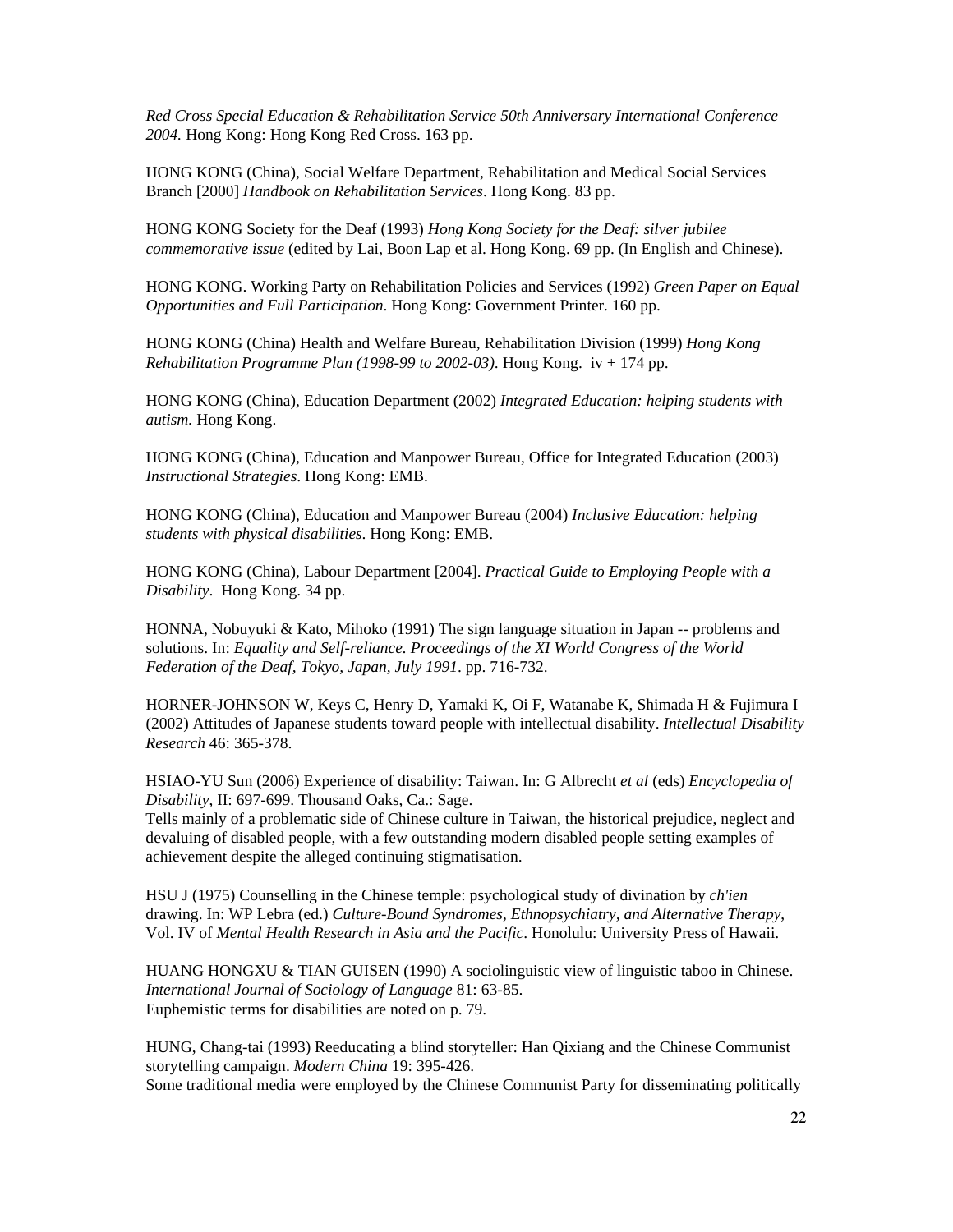*Red Cross Special Education & Rehabilitation Service 50th Anniversary International Conference 2004.* Hong Kong: Hong Kong Red Cross. 163 pp.

HONG KONG (China), Social Welfare Department, Rehabilitation and Medical Social Services Branch [2000] *Handbook on Rehabilitation Services*. Hong Kong. 83 pp.

HONG KONG Society for the Deaf (1993) *Hong Kong Society for the Deaf: silver jubilee commemorative issue* (edited by Lai, Boon Lap et al. Hong Kong. 69 pp. (In English and Chinese).

HONG KONG. Working Party on Rehabilitation Policies and Services (1992) *Green Paper on Equal Opportunities and Full Participation*. Hong Kong: Government Printer. 160 pp.

HONG KONG (China) Health and Welfare Bureau, Rehabilitation Division (1999) *Hong Kong Rehabilitation Programme Plan (1998-99 to 2002-03)*. Hong Kong. iv + 174 pp.

HONG KONG (China), Education Department (2002) *Integrated Education: helping students with autism.* Hong Kong.

HONG KONG (China), Education and Manpower Bureau, Office for Integrated Education (2003) *Instructional Strategies*. Hong Kong: EMB.

HONG KONG (China), Education and Manpower Bureau (2004) *Inclusive Education: helping students with physical disabilities*. Hong Kong: EMB.

HONG KONG (China), Labour Department [2004]. *Practical Guide to Employing People with a Disability*. Hong Kong. 34 pp.

HONNA, Nobuyuki & Kato, Mihoko (1991) The sign language situation in Japan -- problems and solutions. In: *Equality and Self-reliance. Proceedings of the XI World Congress of the World Federation of the Deaf, Tokyo, Japan, July 1991*. pp. 716-732.

HORNER-JOHNSON W, Keys C, Henry D, Yamaki K, Oi F, Watanabe K, Shimada H & Fujimura I (2002) Attitudes of Japanese students toward people with intellectual disability. *Intellectual Disability Research* 46: 365-378.

HSIAO-YU Sun (2006) Experience of disability: Taiwan. In: G Albrecht *et al* (eds) *Encyclopedia of Disability*, II: 697-699. Thousand Oaks, Ca.: Sage.
Tells mainly of a problematic side of Chinese culture in Taiwan, the historical prejudice, neglect and devaluing of disabled people, with a few outstanding modern disabled people setting examples of achievement despite the alleged continuing stigmatisation.

HSU J (1975) Counselling in the Chinese temple: psychological study of divination by *ch'ien* drawing. In: WP Lebra (ed.) *Culture-Bound Syndromes, Ethnopsychiatry, and Alternative Therapy*, Vol. IV of *Mental Health Research in Asia and the Pacific*. Honolulu: University Press of Hawaii.

HUANG HONGXU & TIAN GUISEN (1990) A sociolinguistic view of linguistic taboo in Chinese. *International Journal of Sociology of Language* 81: 63-85.
Euphemistic terms for disabilities are noted on p. 79.

HUNG, Chang-tai (1993) Reeducating a blind storyteller: Han Qixiang and the Chinese Communist storytelling campaign. *Modern China* 19: 395-426.
Some traditional media were employed by the Chinese Communist Party for disseminating politically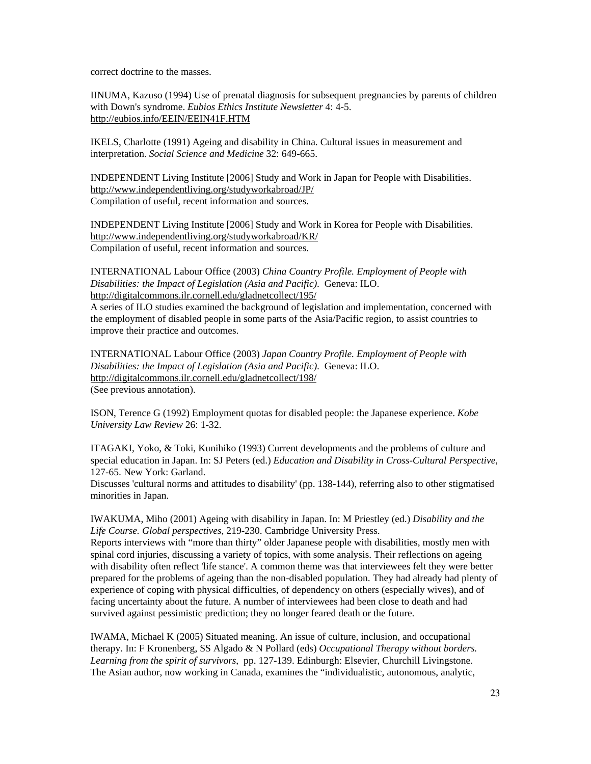correct doctrine to the masses.

IINUMA, Kazuso (1994) Use of prenatal diagnosis for subsequent pregnancies by parents of children with Down's syndrome. *Eubios Ethics Institute Newsletter* 4: 4-5.
http://eubios.info/EEIN/EEIN41F.HTM

IKELS, Charlotte (1991) Ageing and disability in China. Cultural issues in measurement and interpretation. *Social Science and Medicine* 32: 649-665.

INDEPENDENT Living Institute [2006] Study and Work in Japan for People with Disabilities.
http://www.independentliving.org/studyworkabroad/JP/
Compilation of useful, recent information and sources.

INDEPENDENT Living Institute [2006] Study and Work in Korea for People with Disabilities.
http://www.independentliving.org/studyworkabroad/KR/
Compilation of useful, recent information and sources.

INTERNATIONAL Labour Office (2003) *China Country Profile. Employment of People with Disabilities: the Impact of Legislation (Asia and Pacific).* Geneva: ILO.
http://digitalcommons.ilr.cornell.edu/gladnetcollect/195/
A series of ILO studies examined the background of legislation and implementation, concerned with the employment of disabled people in some parts of the Asia/Pacific region, to assist countries to improve their practice and outcomes.

INTERNATIONAL Labour Office (2003) *Japan Country Profile. Employment of People with Disabilities: the Impact of Legislation (Asia and Pacific).* Geneva: ILO.
http://digitalcommons.ilr.cornell.edu/gladnetcollect/198/
(See previous annotation).

ISON, Terence G (1992) Employment quotas for disabled people: the Japanese experience. *Kobe University Law Review* 26: 1-32.

ITAGAKI, Yoko, & Toki, Kunihiko (1993) Current developments and the problems of culture and special education in Japan. In: SJ Peters (ed.) *Education and Disability in Cross-Cultural Perspective*, 127-65. New York: Garland.
Discusses 'cultural norms and attitudes to disability' (pp. 138-144), referring also to other stigmatised minorities in Japan.

IWAKUMA, Miho (2001) Ageing with disability in Japan. In: M Priestley (ed.) *Disability and the Life Course. Global perspectives*, 219-230. Cambridge University Press.
Reports interviews with "more than thirty" older Japanese people with disabilities, mostly men with spinal cord injuries, discussing a variety of topics, with some analysis. Their reflections on ageing with disability often reflect 'life stance'. A common theme was that interviewees felt they were better prepared for the problems of ageing than the non-disabled population. They had already had plenty of experience of coping with physical difficulties, of dependency on others (especially wives), and of facing uncertainty about the future. A number of interviewees had been close to death and had survived against pessimistic prediction; they no longer feared death or the future.

IWAMA, Michael K (2005) Situated meaning. An issue of culture, inclusion, and occupational therapy. In: F Kronenberg, SS Algado & N Pollard (eds) *Occupational Therapy without borders. Learning from the spirit of survivors*, pp. 127-139. Edinburgh: Elsevier, Churchill Livingstone.
The Asian author, now working in Canada, examines the "individualistic, autonomous, analytic,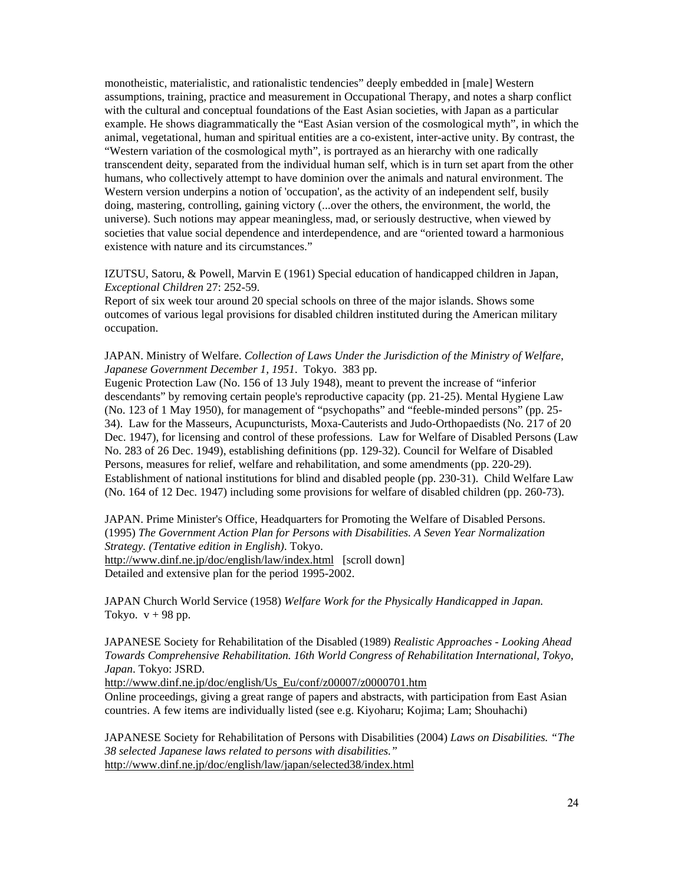monotheistic, materialistic, and rationalistic tendencies" deeply embedded in [male] Western assumptions, training, practice and measurement in Occupational Therapy, and notes a sharp conflict with the cultural and conceptual foundations of the East Asian societies, with Japan as a particular example. He shows diagrammatically the "East Asian version of the cosmological myth", in which the animal, vegetational, human and spiritual entities are a co-existent, inter-active unity. By contrast, the "Western variation of the cosmological myth", is portrayed as an hierarchy with one radically transcendent deity, separated from the individual human self, which is in turn set apart from the other humans, who collectively attempt to have dominion over the animals and natural environment. The Western version underpins a notion of 'occupation', as the activity of an independent self, busily doing, mastering, controlling, gaining victory (...over the others, the environment, the world, the universe). Such notions may appear meaningless, mad, or seriously destructive, when viewed by societies that value social dependence and interdependence, and are "oriented toward a harmonious existence with nature and its circumstances."

IZUTSU, Satoru, & Powell, Marvin E (1961) Special education of handicapped children in Japan, *Exceptional Children* 27: 252-59.
Report of six week tour around 20 special schools on three of the major islands. Shows some outcomes of various legal provisions for disabled children instituted during the American military occupation.

JAPAN. Ministry of Welfare. *Collection of Laws Under the Jurisdiction of the Ministry of Welfare, Japanese Government December 1, 1951.* Tokyo. 383 pp.
Eugenic Protection Law (No. 156 of 13 July 1948), meant to prevent the increase of "inferior descendants" by removing certain people's reproductive capacity (pp. 21-25). Mental Hygiene Law (No. 123 of 1 May 1950), for management of "psychopaths" and "feeble-minded persons" (pp. 25-34). Law for the Masseurs, Acupuncturists, Moxa-Cauterists and Judo-Orthopaedists (No. 217 of 20 Dec. 1947), for licensing and control of these professions. Law for Welfare of Disabled Persons (Law No. 283 of 26 Dec. 1949), establishing definitions (pp. 129-32). Council for Welfare of Disabled Persons, measures for relief, welfare and rehabilitation, and some amendments (pp. 220-29). Establishment of national institutions for blind and disabled people (pp. 230-31). Child Welfare Law (No. 164 of 12 Dec. 1947) including some provisions for welfare of disabled children (pp. 260-73).

JAPAN. Prime Minister's Office, Headquarters for Promoting the Welfare of Disabled Persons. (1995) *The Government Action Plan for Persons with Disabilities. A Seven Year Normalization Strategy. (Tentative edition in English)*. Tokyo.
http://www.dinf.ne.jp/doc/english/law/index.html [scroll down]
Detailed and extensive plan for the period 1995-2002.

JAPAN Church World Service (1958) *Welfare Work for the Physically Handicapped in Japan.* Tokyo. v + 98 pp.

JAPANESE Society for Rehabilitation of the Disabled (1989) *Realistic Approaches - Looking Ahead Towards Comprehensive Rehabilitation. 16th World Congress of Rehabilitation International, Tokyo, Japan*. Tokyo: JSRD.
http://www.dinf.ne.jp/doc/english/Us_Eu/conf/z00007/z0000701.htm
Online proceedings, giving a great range of papers and abstracts, with participation from East Asian countries. A few items are individually listed (see e.g. Kiyoharu; Kojima; Lam; Shouhachi)

JAPANESE Society for Rehabilitation of Persons with Disabilities (2004) *Laws on Disabilities. "The 38 selected Japanese laws related to persons with disabilities."*
http://www.dinf.ne.jp/doc/english/law/japan/selected38/index.html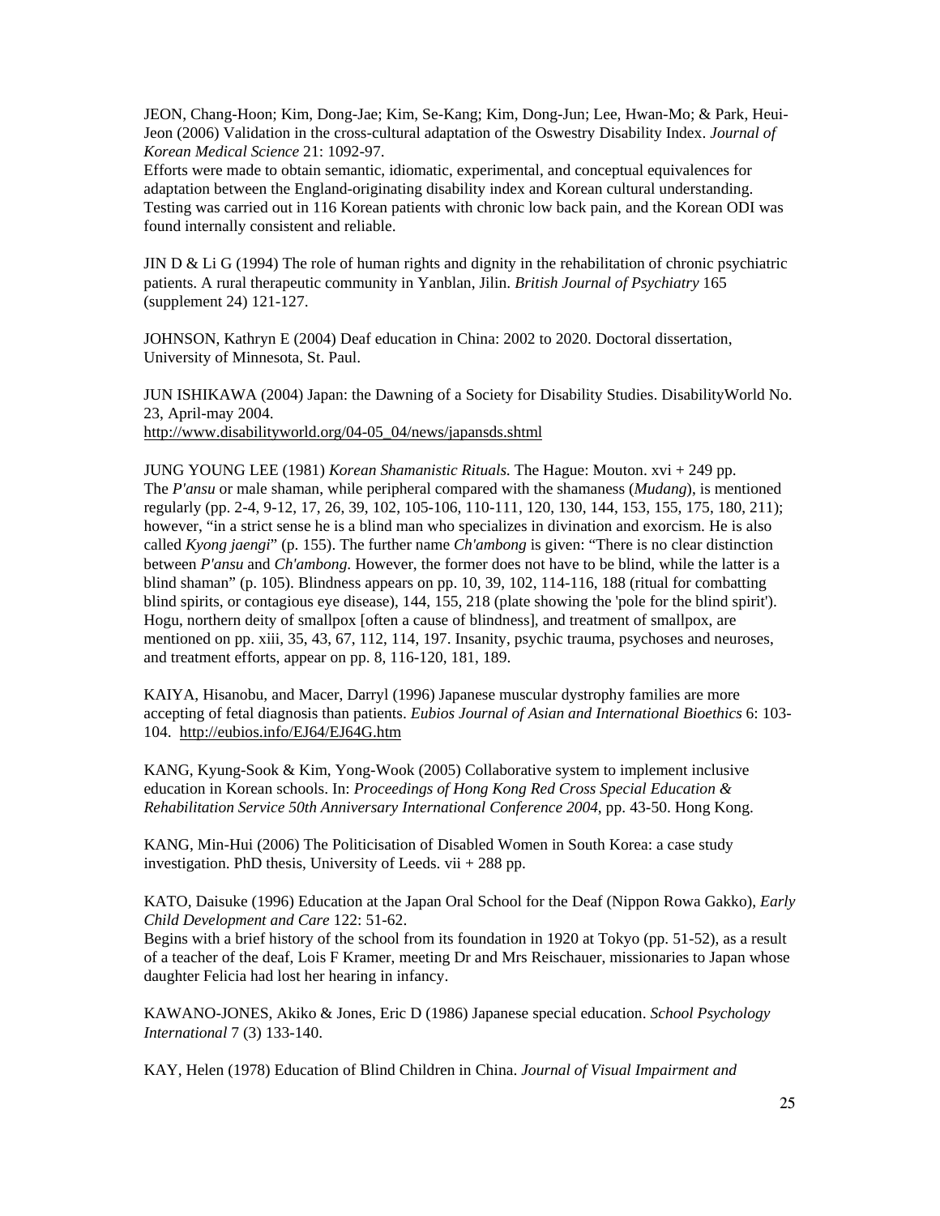JEON, Chang-Hoon; Kim, Dong-Jae; Kim, Se-Kang; Kim, Dong-Jun; Lee, Hwan-Mo; & Park, Heui-Jeon (2006) Validation in the cross-cultural adaptation of the Oswestry Disability Index. *Journal of Korean Medical Science* 21: 1092-97.
Efforts were made to obtain semantic, idiomatic, experimental, and conceptual equivalences for adaptation between the England-originating disability index and Korean cultural understanding. Testing was carried out in 116 Korean patients with chronic low back pain, and the Korean ODI was found internally consistent and reliable.

JIN D & Li G (1994) The role of human rights and dignity in the rehabilitation of chronic psychiatric patients. A rural therapeutic community in Yanblan, Jilin. *British Journal of Psychiatry* 165 (supplement 24) 121-127.

JOHNSON, Kathryn E (2004) Deaf education in China: 2002 to 2020. Doctoral dissertation, University of Minnesota, St. Paul.

JUN ISHIKAWA (2004) Japan: the Dawning of a Society for Disability Studies. DisabilityWorld No. 23, April-may 2004.
http://www.disabilityworld.org/04-05_04/news/japansds.shtml

JUNG YOUNG LEE (1981) *Korean Shamanistic Rituals.* The Hague: Mouton. xvi + 249 pp.
The *P'ansu* or male shaman, while peripheral compared with the shamaness (*Mudang*), is mentioned regularly (pp. 2-4, 9-12, 17, 26, 39, 102, 105-106, 110-111, 120, 130, 144, 153, 155, 175, 180, 211); however, "in a strict sense he is a blind man who specializes in divination and exorcism. He is also called *Kyong jaengi*" (p. 155). The further name *Ch'ambong* is given: "There is no clear distinction between *P'ansu* and *Ch'ambong*. However, the former does not have to be blind, while the latter is a blind shaman" (p. 105). Blindness appears on pp. 10, 39, 102, 114-116, 188 (ritual for combatting blind spirits, or contagious eye disease), 144, 155, 218 (plate showing the 'pole for the blind spirit'). Hogu, northern deity of smallpox [often a cause of blindness], and treatment of smallpox, are mentioned on pp. xiii, 35, 43, 67, 112, 114, 197. Insanity, psychic trauma, psychoses and neuroses, and treatment efforts, appear on pp. 8, 116-120, 181, 189.

KAIYA, Hisanobu, and Macer, Darryl (1996) Japanese muscular dystrophy families are more accepting of fetal diagnosis than patients. *Eubios Journal of Asian and International Bioethics* 6: 103-104. http://eubios.info/EJ64/EJ64G.htm

KANG, Kyung-Sook & Kim, Yong-Wook (2005) Collaborative system to implement inclusive education in Korean schools. In: *Proceedings of Hong Kong Red Cross Special Education & Rehabilitation Service 50th Anniversary International Conference 2004*, pp. 43-50. Hong Kong.

KANG, Min-Hui (2006) The Politicisation of Disabled Women in South Korea: a case study investigation. PhD thesis, University of Leeds. vii + 288 pp.

KATO, Daisuke (1996) Education at the Japan Oral School for the Deaf (Nippon Rowa Gakko), *Early Child Development and Care* 122: 51-62.
Begins with a brief history of the school from its foundation in 1920 at Tokyo (pp. 51-52), as a result of a teacher of the deaf, Lois F Kramer, meeting Dr and Mrs Reischauer, missionaries to Japan whose daughter Felicia had lost her hearing in infancy.

KAWANO-JONES, Akiko & Jones, Eric D (1986) Japanese special education. *School Psychology International* 7 (3) 133-140.

KAY, Helen (1978) Education of Blind Children in China. *Journal of Visual Impairment and*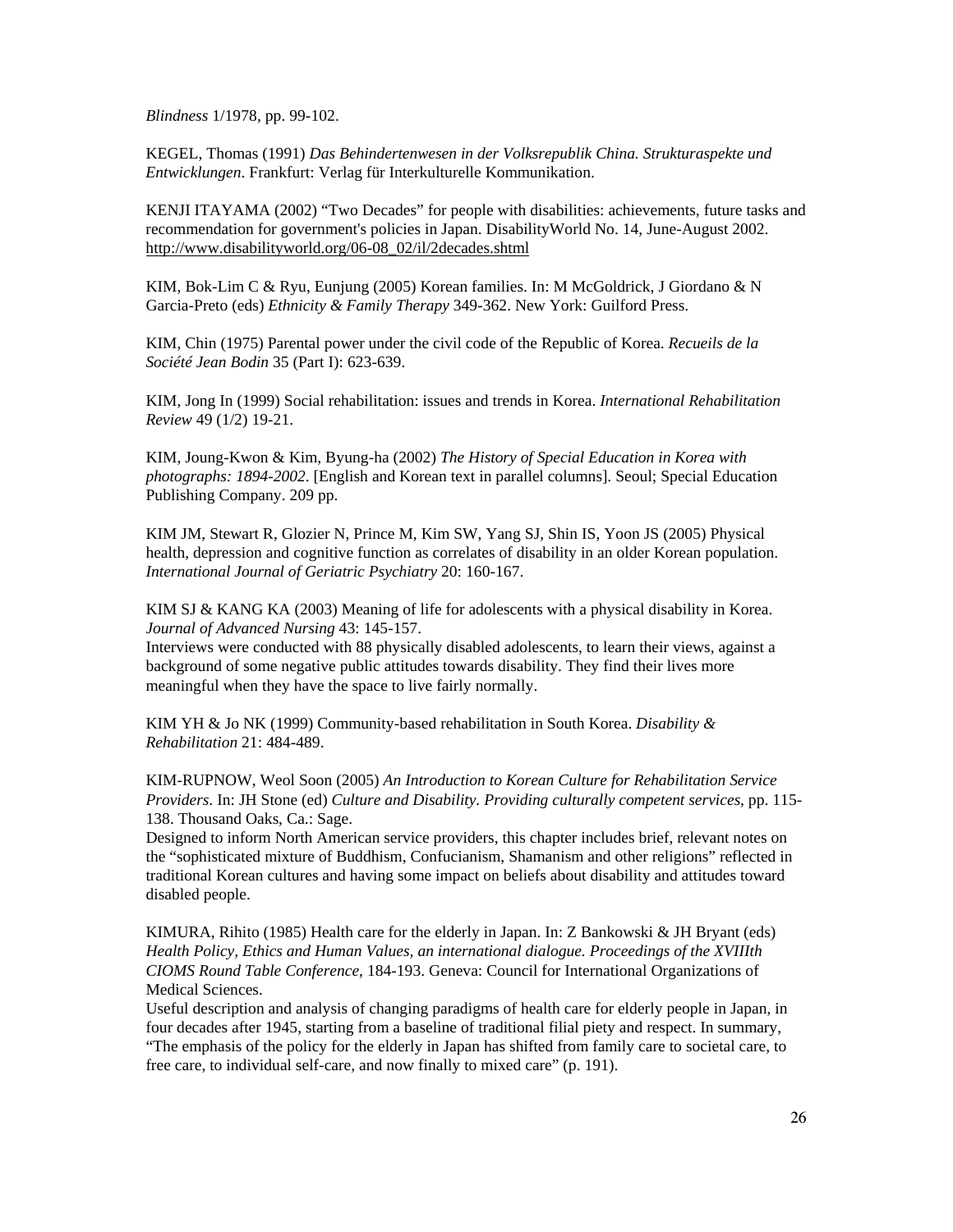*Blindness* 1/1978, pp. 99-102.

KEGEL, Thomas (1991) *Das Behindertenwesen in der Volksrepublik China. Strukturaspekte und Entwicklungen*. Frankfurt: Verlag für Interkulturelle Kommunikation.

KENJI ITAYAMA (2002) "Two Decades" for people with disabilities: achievements, future tasks and recommendation for government's policies in Japan. DisabilityWorld No. 14, June-August 2002. http://www.disabilityworld.org/06-08_02/il/2decades.shtml

KIM, Bok-Lim C & Ryu, Eunjung (2005) Korean families. In: M McGoldrick, J Giordano & N Garcia-Preto (eds) *Ethnicity & Family Therapy* 349-362. New York: Guilford Press.

KIM, Chin (1975) Parental power under the civil code of the Republic of Korea. *Recueils de la Société Jean Bodin* 35 (Part I): 623-639.

KIM, Jong In (1999) Social rehabilitation: issues and trends in Korea. *International Rehabilitation Review* 49 (1/2) 19-21.

KIM, Joung-Kwon & Kim, Byung-ha (2002) *The History of Special Education in Korea with photographs: 1894-2002*. [English and Korean text in parallel columns]. Seoul; Special Education Publishing Company. 209 pp.

KIM JM, Stewart R, Glozier N, Prince M, Kim SW, Yang SJ, Shin IS, Yoon JS (2005) Physical health, depression and cognitive function as correlates of disability in an older Korean population. *International Journal of Geriatric Psychiatry* 20: 160-167.

KIM SJ & KANG KA (2003) Meaning of life for adolescents with a physical disability in Korea. *Journal of Advanced Nursing* 43: 145-157.
Interviews were conducted with 88 physically disabled adolescents, to learn their views, against a background of some negative public attitudes towards disability. They find their lives more meaningful when they have the space to live fairly normally.

KIM YH & Jo NK (1999) Community-based rehabilitation in South Korea. *Disability & Rehabilitation* 21: 484-489.

KIM-RUPNOW, Weol Soon (2005) *An Introduction to Korean Culture for Rehabilitation Service Providers*. In: JH Stone (ed) *Culture and Disability. Providing culturally competent services*, pp. 115-138. Thousand Oaks, Ca.: Sage.
Designed to inform North American service providers, this chapter includes brief, relevant notes on the "sophisticated mixture of Buddhism, Confucianism, Shamanism and other religions" reflected in traditional Korean cultures and having some impact on beliefs about disability and attitudes toward disabled people.

KIMURA, Rihito (1985) Health care for the elderly in Japan. In: Z Bankowski & JH Bryant (eds) *Health Policy, Ethics and Human Values, an international dialogue. Proceedings of the XVIIIth CIOMS Round Table Conference*, 184-193. Geneva: Council for International Organizations of Medical Sciences.
Useful description and analysis of changing paradigms of health care for elderly people in Japan, in four decades after 1945, starting from a baseline of traditional filial piety and respect. In summary, "The emphasis of the policy for the elderly in Japan has shifted from family care to societal care, to free care, to individual self-care, and now finally to mixed care" (p. 191).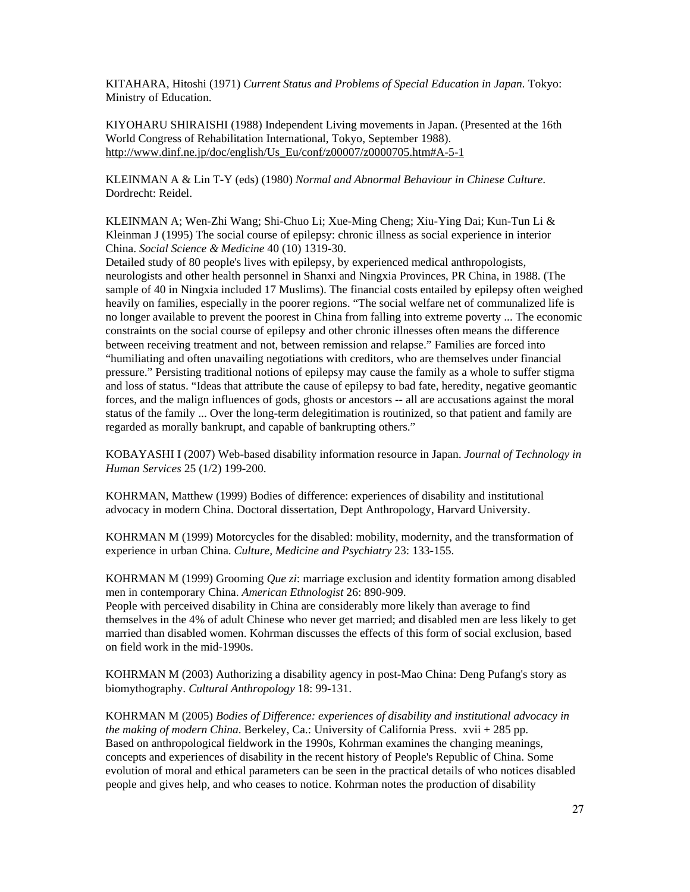KITAHARA, Hitoshi (1971) *Current Status and Problems of Special Education in Japan*. Tokyo: Ministry of Education.

KIYOHARU SHIRAISHI (1988) Independent Living movements in Japan. (Presented at the 16th World Congress of Rehabilitation International, Tokyo, September 1988). http://www.dinf.ne.jp/doc/english/Us_Eu/conf/z00007/z0000705.htm#A-5-1

KLEINMAN A & Lin T-Y (eds) (1980) *Normal and Abnormal Behaviour in Chinese Culture*. Dordrecht: Reidel.

KLEINMAN A; Wen-Zhi Wang; Shi-Chuo Li; Xue-Ming Cheng; Xiu-Ying Dai; Kun-Tun Li & Kleinman J (1995) The social course of epilepsy: chronic illness as social experience in interior China. *Social Science & Medicine* 40 (10) 1319-30.
Detailed study of 80 people's lives with epilepsy, by experienced medical anthropologists, neurologists and other health personnel in Shanxi and Ningxia Provinces, PR China, in 1988. (The sample of 40 in Ningxia included 17 Muslims). The financial costs entailed by epilepsy often weighed heavily on families, especially in the poorer regions. "The social welfare net of communalized life is no longer available to prevent the poorest in China from falling into extreme poverty ... The economic constraints on the social course of epilepsy and other chronic illnesses often means the difference between receiving treatment and not, between remission and relapse." Families are forced into "humiliating and often unavailing negotiations with creditors, who are themselves under financial pressure." Persisting traditional notions of epilepsy may cause the family as a whole to suffer stigma and loss of status. "Ideas that attribute the cause of epilepsy to bad fate, heredity, negative geomantic forces, and the malign influences of gods, ghosts or ancestors -- all are accusations against the moral status of the family ... Over the long-term delegitimation is routinized, so that patient and family are regarded as morally bankrupt, and capable of bankrupting others."

KOBAYASHI I (2007) Web-based disability information resource in Japan. *Journal of Technology in Human Services* 25 (1/2) 199-200.

KOHRMAN, Matthew (1999) Bodies of difference: experiences of disability and institutional advocacy in modern China. Doctoral dissertation, Dept Anthropology, Harvard University.

KOHRMAN M (1999) Motorcycles for the disabled: mobility, modernity, and the transformation of experience in urban China. *Culture, Medicine and Psychiatry* 23: 133-155.

KOHRMAN M (1999) Grooming *Que zi*: marriage exclusion and identity formation among disabled men in contemporary China. *American Ethnologist* 26: 890-909.
People with perceived disability in China are considerably more likely than average to find themselves in the 4% of adult Chinese who never get married; and disabled men are less likely to get married than disabled women. Kohrman discusses the effects of this form of social exclusion, based on field work in the mid-1990s.

KOHRMAN M (2003) Authorizing a disability agency in post-Mao China: Deng Pufang's story as biomythography. *Cultural Anthropology* 18: 99-131.

KOHRMAN M (2005) *Bodies of Difference: experiences of disability and institutional advocacy in the making of modern China*. Berkeley, Ca.: University of California Press. xvii + 285 pp.
Based on anthropological fieldwork in the 1990s, Kohrman examines the changing meanings, concepts and experiences of disability in the recent history of People's Republic of China. Some evolution of moral and ethical parameters can be seen in the practical details of who notices disabled people and gives help, and who ceases to notice. Kohrman notes the production of disability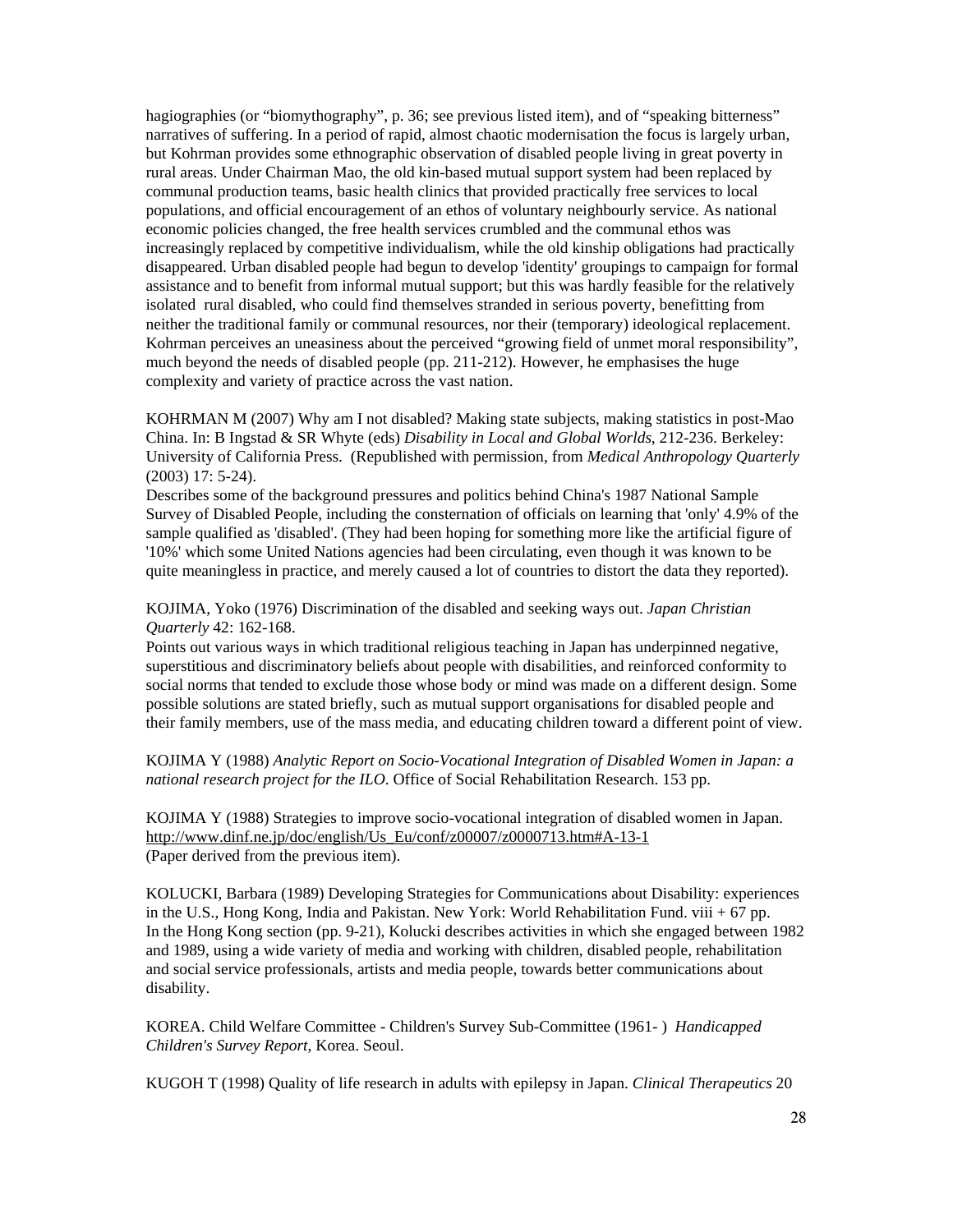hagiographies (or "biomythography", p. 36; see previous listed item), and of "speaking bitterness" narratives of suffering. In a period of rapid, almost chaotic modernisation the focus is largely urban, but Kohrman provides some ethnographic observation of disabled people living in great poverty in rural areas. Under Chairman Mao, the old kin-based mutual support system had been replaced by communal production teams, basic health clinics that provided practically free services to local populations, and official encouragement of an ethos of voluntary neighbourly service. As national economic policies changed, the free health services crumbled and the communal ethos was increasingly replaced by competitive individualism, while the old kinship obligations had practically disappeared. Urban disabled people had begun to develop 'identity' groupings to campaign for formal assistance and to benefit from informal mutual support; but this was hardly feasible for the relatively isolated rural disabled, who could find themselves stranded in serious poverty, benefitting from neither the traditional family or communal resources, nor their (temporary) ideological replacement. Kohrman perceives an uneasiness about the perceived "growing field of unmet moral responsibility", much beyond the needs of disabled people (pp. 211-212). However, he emphasises the huge complexity and variety of practice across the vast nation.

KOHRMAN M (2007) Why am I not disabled? Making state subjects, making statistics in post-Mao China. In: B Ingstad & SR Whyte (eds) *Disability in Local and Global Worlds*, 212-236. Berkeley: University of California Press. (Republished with permission, from *Medical Anthropology Quarterly* (2003) 17: 5-24).
Describes some of the background pressures and politics behind China's 1987 National Sample Survey of Disabled People, including the consternation of officials on learning that 'only' 4.9% of the sample qualified as 'disabled'. (They had been hoping for something more like the artificial figure of '10%' which some United Nations agencies had been circulating, even though it was known to be quite meaningless in practice, and merely caused a lot of countries to distort the data they reported).

KOJIMA, Yoko (1976) Discrimination of the disabled and seeking ways out. *Japan Christian Quarterly* 42: 162-168.
Points out various ways in which traditional religious teaching in Japan has underpinned negative, superstitious and discriminatory beliefs about people with disabilities, and reinforced conformity to social norms that tended to exclude those whose body or mind was made on a different design. Some possible solutions are stated briefly, such as mutual support organisations for disabled people and their family members, use of the mass media, and educating children toward a different point of view.

KOJIMA Y (1988) *Analytic Report on Socio-Vocational Integration of Disabled Women in Japan: a national research project for the ILO*. Office of Social Rehabilitation Research. 153 pp.

KOJIMA Y (1988) Strategies to improve socio-vocational integration of disabled women in Japan. http://www.dinf.ne.jp/doc/english/Us_Eu/conf/z00007/z0000713.htm#A-13-1
(Paper derived from the previous item).

KOLUCKI, Barbara (1989) Developing Strategies for Communications about Disability: experiences in the U.S., Hong Kong, India and Pakistan. New York: World Rehabilitation Fund. viii + 67 pp.
In the Hong Kong section (pp. 9-21), Kolucki describes activities in which she engaged between 1982 and 1989, using a wide variety of media and working with children, disabled people, rehabilitation and social service professionals, artists and media people, towards better communications about disability.

KOREA. Child Welfare Committee - Children's Survey Sub-Committee (1961- ) *Handicapped Children's Survey Report*, Korea. Seoul.

KUGOH T (1998) Quality of life research in adults with epilepsy in Japan. *Clinical Therapeutics* 20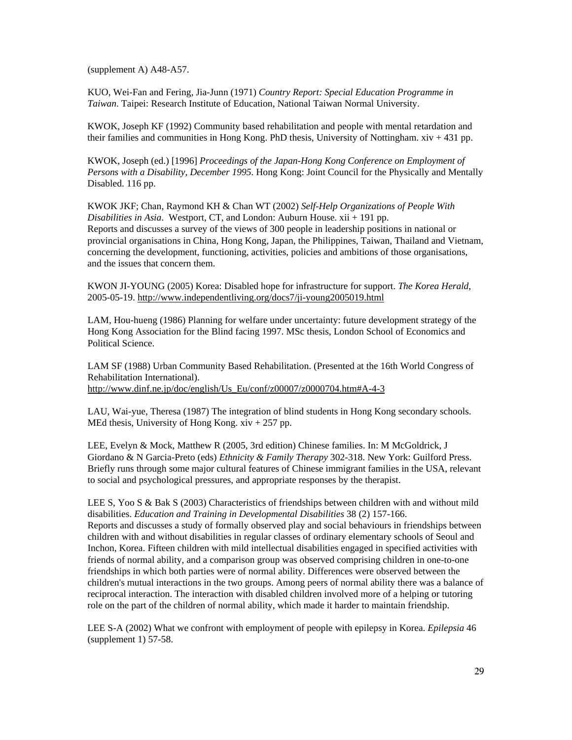(supplement A) A48-A57.

KUO, Wei-Fan and Fering, Jia-Junn (1971) *Country Report: Special Education Programme in Taiwan*. Taipei: Research Institute of Education, National Taiwan Normal University.

KWOK, Joseph KF (1992) Community based rehabilitation and people with mental retardation and their families and communities in Hong Kong. PhD thesis, University of Nottingham. xiv + 431 pp.

KWOK, Joseph (ed.) [1996] *Proceedings of the Japan-Hong Kong Conference on Employment of Persons with a Disability, December 1995*. Hong Kong: Joint Council for the Physically and Mentally Disabled. 116 pp.

KWOK JKF; Chan, Raymond KH & Chan WT (2002) *Self-Help Organizations of People With Disabilities in Asia*. Westport, CT, and London: Auburn House. xii + 191 pp.
Reports and discusses a survey of the views of 300 people in leadership positions in national or provincial organisations in China, Hong Kong, Japan, the Philippines, Taiwan, Thailand and Vietnam, concerning the development, functioning, activities, policies and ambitions of those organisations, and the issues that concern them.

KWON JI-YOUNG (2005) Korea: Disabled hope for infrastructure for support. *The Korea Herald*, 2005-05-19. http://www.independentliving.org/docs7/ji-young2005019.html

LAM, Hou-hueng (1986) Planning for welfare under uncertainty: future development strategy of the Hong Kong Association for the Blind facing 1997. MSc thesis, London School of Economics and Political Science.

LAM SF (1988) Urban Community Based Rehabilitation. (Presented at the 16th World Congress of Rehabilitation International).
http://www.dinf.ne.jp/doc/english/Us_Eu/conf/z00007/z0000704.htm#A-4-3

LAU, Wai-yue, Theresa (1987) The integration of blind students in Hong Kong secondary schools. MEd thesis, University of Hong Kong. xiv + 257 pp.

LEE, Evelyn & Mock, Matthew R (2005, 3rd edition) Chinese families. In: M McGoldrick, J Giordano & N Garcia-Preto (eds) *Ethnicity & Family Therapy* 302-318. New York: Guilford Press.
Briefly runs through some major cultural features of Chinese immigrant families in the USA, relevant to social and psychological pressures, and appropriate responses by the therapist.

LEE S, Yoo S & Bak S (2003) Characteristics of friendships between children with and without mild disabilities. *Education and Training in Developmental Disabilities* 38 (2) 157-166.
Reports and discusses a study of formally observed play and social behaviours in friendships between children with and without disabilities in regular classes of ordinary elementary schools of Seoul and Inchon, Korea. Fifteen children with mild intellectual disabilities engaged in specified activities with friends of normal ability, and a comparison group was observed comprising children in one-to-one friendships in which both parties were of normal ability. Differences were observed between the children's mutual interactions in the two groups. Among peers of normal ability there was a balance of reciprocal interaction. The interaction with disabled children involved more of a helping or tutoring role on the part of the children of normal ability, which made it harder to maintain friendship.

LEE S-A (2002) What we confront with employment of people with epilepsy in Korea. *Epilepsia* 46 (supplement 1) 57-58.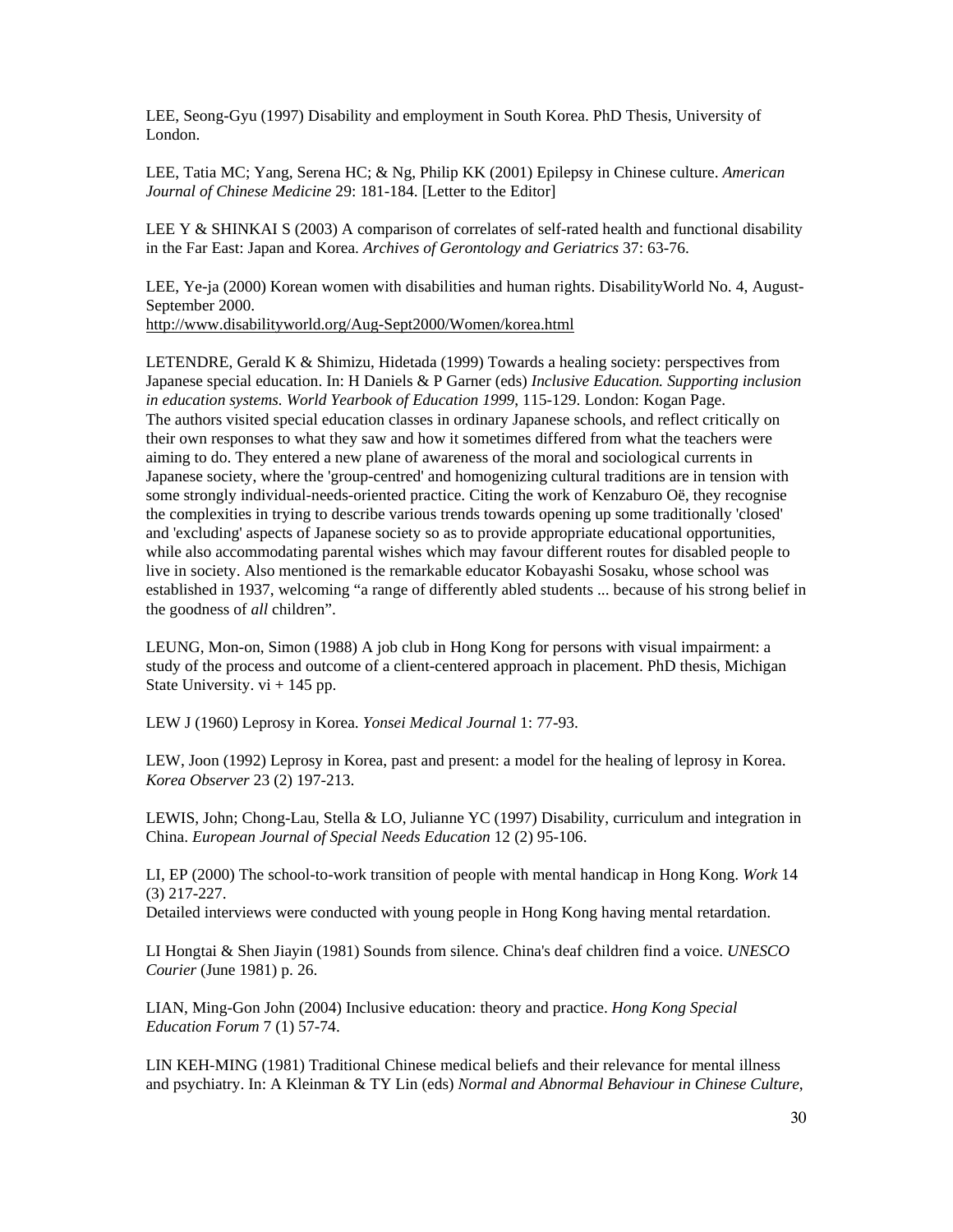LEE, Seong-Gyu (1997) Disability and employment in South Korea. PhD Thesis, University of London.

LEE, Tatia MC; Yang, Serena HC; & Ng, Philip KK (2001) Epilepsy in Chinese culture. *American Journal of Chinese Medicine* 29: 181-184. [Letter to the Editor]

LEE Y & SHINKAI S (2003) A comparison of correlates of self-rated health and functional disability in the Far East: Japan and Korea. *Archives of Gerontology and Geriatrics* 37: 63-76.

LEE, Ye-ja (2000) Korean women with disabilities and human rights. DisabilityWorld No. 4, August-September 2000.
http://www.disabilityworld.org/Aug-Sept2000/Women/korea.html

LETENDRE, Gerald K & Shimizu, Hidetada (1999) Towards a healing society: perspectives from Japanese special education. In: H Daniels & P Garner (eds) *Inclusive Education. Supporting inclusion in education systems. World Yearbook of Education 1999*, 115-129. London: Kogan Page.
The authors visited special education classes in ordinary Japanese schools, and reflect critically on their own responses to what they saw and how it sometimes differed from what the teachers were aiming to do. They entered a new plane of awareness of the moral and sociological currents in Japanese society, where the 'group-centred' and homogenizing cultural traditions are in tension with some strongly individual-needs-oriented practice. Citing the work of Kenzaburo Oë, they recognise the complexities in trying to describe various trends towards opening up some traditionally 'closed' and 'excluding' aspects of Japanese society so as to provide appropriate educational opportunities, while also accommodating parental wishes which may favour different routes for disabled people to live in society. Also mentioned is the remarkable educator Kobayashi Sosaku, whose school was established in 1937, welcoming "a range of differently abled students ... because of his strong belief in the goodness of *all* children".

LEUNG, Mon-on, Simon (1988) A job club in Hong Kong for persons with visual impairment: a study of the process and outcome of a client-centered approach in placement. PhD thesis, Michigan State University. vi + 145 pp.

LEW J (1960) Leprosy in Korea. *Yonsei Medical Journal* 1: 77-93.

LEW, Joon (1992) Leprosy in Korea, past and present: a model for the healing of leprosy in Korea. *Korea Observer* 23 (2) 197-213.

LEWIS, John; Chong-Lau, Stella & LO, Julianne YC (1997) Disability, curriculum and integration in China. *European Journal of Special Needs Education* 12 (2) 95-106.

LI, EP (2000) The school-to-work transition of people with mental handicap in Hong Kong. *Work* 14 (3) 217-227.
Detailed interviews were conducted with young people in Hong Kong having mental retardation.

LI Hongtai & Shen Jiayin (1981) Sounds from silence. China's deaf children find a voice. *UNESCO Courier* (June 1981) p. 26.

LIAN, Ming-Gon John (2004) Inclusive education: theory and practice. *Hong Kong Special Education Forum* 7 (1) 57-74.

LIN KEH-MING (1981) Traditional Chinese medical beliefs and their relevance for mental illness and psychiatry. In: A Kleinman & TY Lin (eds) *Normal and Abnormal Behaviour in Chinese Culture*,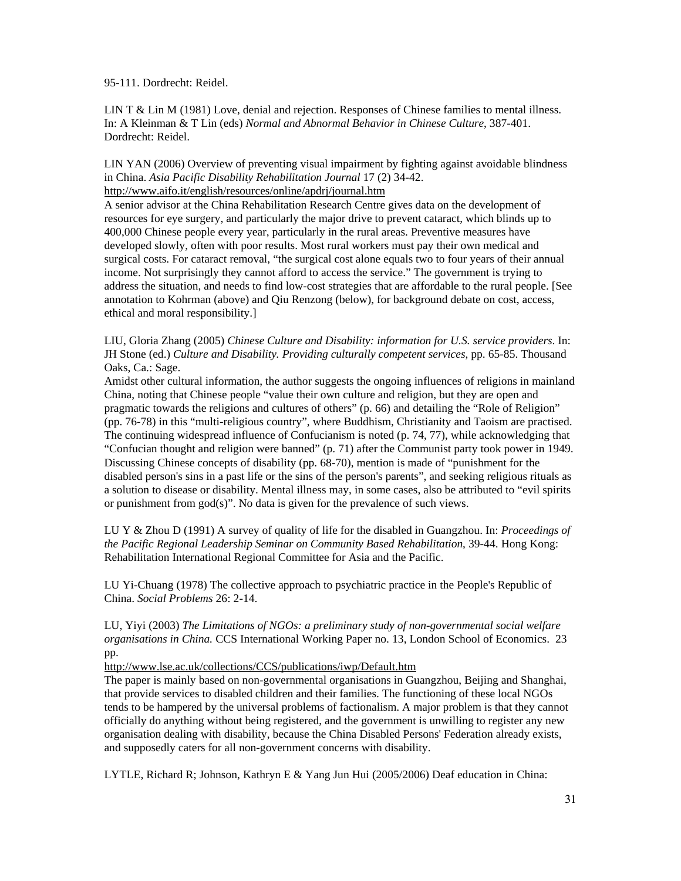95-111. Dordrecht: Reidel.

LIN T & Lin M (1981) Love, denial and rejection. Responses of Chinese families to mental illness. In: A Kleinman & T Lin (eds) *Normal and Abnormal Behavior in Chinese Culture*, 387-401. Dordrecht: Reidel.

LIN YAN (2006) Overview of preventing visual impairment by fighting against avoidable blindness in China. *Asia Pacific Disability Rehabilitation Journal* 17 (2) 34-42.
http://www.aifo.it/english/resources/online/apdrj/journal.htm
A senior advisor at the China Rehabilitation Research Centre gives data on the development of resources for eye surgery, and particularly the major drive to prevent cataract, which blinds up to 400,000 Chinese people every year, particularly in the rural areas. Preventive measures have developed slowly, often with poor results. Most rural workers must pay their own medical and surgical costs. For cataract removal, "the surgical cost alone equals two to four years of their annual income. Not surprisingly they cannot afford to access the service." The government is trying to address the situation, and needs to find low-cost strategies that are affordable to the rural people. [See annotation to Kohrman (above) and Qiu Renzong (below), for background debate on cost, access, ethical and moral responsibility.]

LIU, Gloria Zhang (2005) *Chinese Culture and Disability: information for U.S. service providers*. In: JH Stone (ed.) *Culture and Disability. Providing culturally competent services*, pp. 65-85. Thousand Oaks, Ca.: Sage.
Amidst other cultural information, the author suggests the ongoing influences of religions in mainland China, noting that Chinese people "value their own culture and religion, but they are open and pragmatic towards the religions and cultures of others" (p. 66) and detailing the "Role of Religion" (pp. 76-78) in this "multi-religious country", where Buddhism, Christianity and Taoism are practised. The continuing widespread influence of Confucianism is noted (p. 74, 77), while acknowledging that "Confucian thought and religion were banned" (p. 71) after the Communist party took power in 1949. Discussing Chinese concepts of disability (pp. 68-70), mention is made of "punishment for the disabled person's sins in a past life or the sins of the person's parents", and seeking religious rituals as a solution to disease or disability. Mental illness may, in some cases, also be attributed to "evil spirits or punishment from god(s)". No data is given for the prevalence of such views.

LU Y & Zhou D (1991) A survey of quality of life for the disabled in Guangzhou. In: *Proceedings of the Pacific Regional Leadership Seminar on Community Based Rehabilitation*, 39-44. Hong Kong: Rehabilitation International Regional Committee for Asia and the Pacific.

LU Yi-Chuang (1978) The collective approach to psychiatric practice in the People's Republic of China. *Social Problems* 26: 2-14.

LU, Yiyi (2003) *The Limitations of NGOs: a preliminary study of non-governmental social welfare organisations in China.* CCS International Working Paper no. 13, London School of Economics. 23 pp.
http://www.lse.ac.uk/collections/CCS/publications/iwp/Default.htm
The paper is mainly based on non-governmental organisations in Guangzhou, Beijing and Shanghai, that provide services to disabled children and their families. The functioning of these local NGOs tends to be hampered by the universal problems of factionalism. A major problem is that they cannot officially do anything without being registered, and the government is unwilling to register any new organisation dealing with disability, because the China Disabled Persons' Federation already exists, and supposedly caters for all non-government concerns with disability.

LYTLE, Richard R; Johnson, Kathryn E & Yang Jun Hui (2005/2006) Deaf education in China: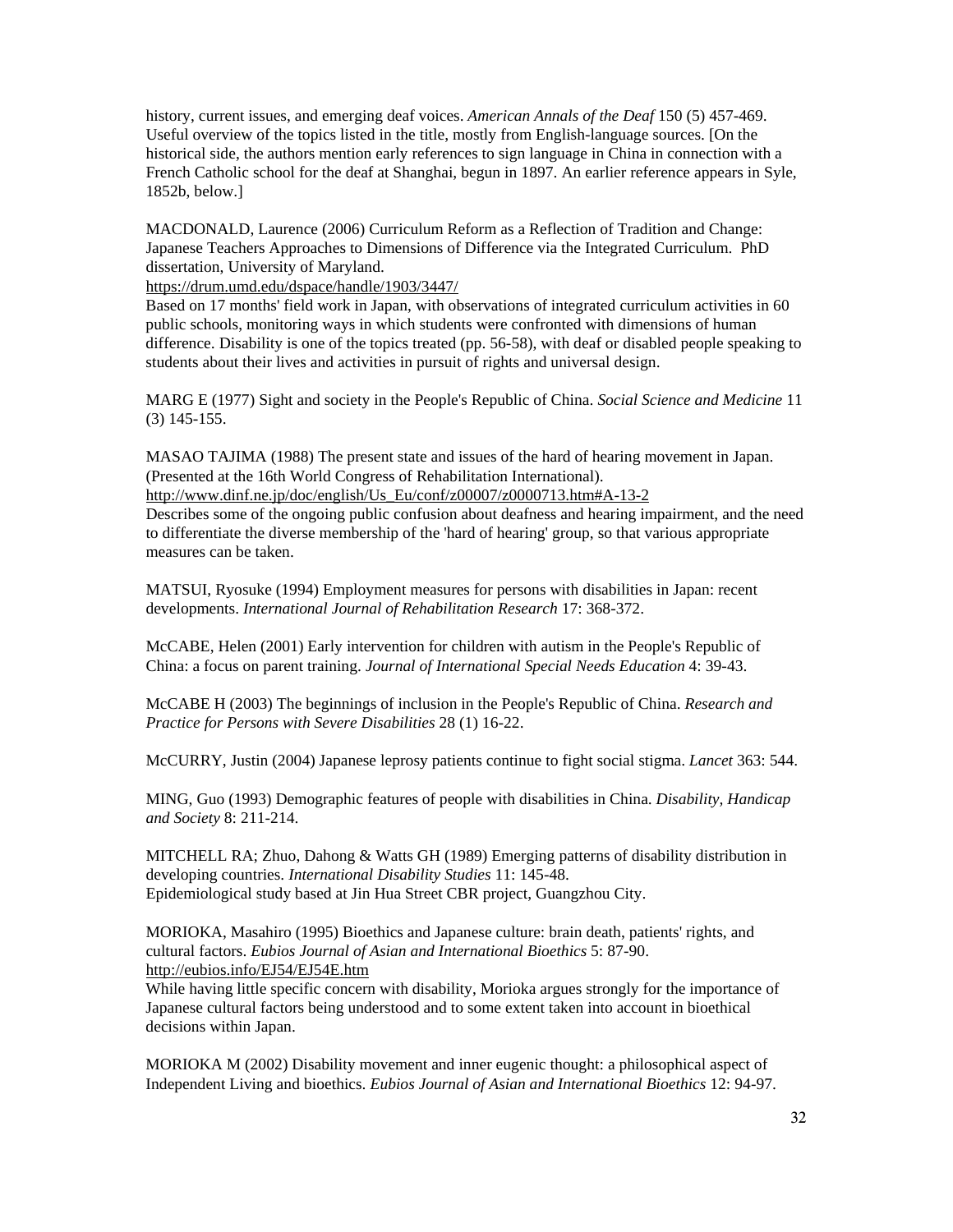history, current issues, and emerging deaf voices. *American Annals of the Deaf* 150 (5) 457-469. Useful overview of the topics listed in the title, mostly from English-language sources. [On the historical side, the authors mention early references to sign language in China in connection with a French Catholic school for the deaf at Shanghai, begun in 1897. An earlier reference appears in Syle, 1852b, below.]

MACDONALD, Laurence (2006) Curriculum Reform as a Reflection of Tradition and Change: Japanese Teachers Approaches to Dimensions of Difference via the Integrated Curriculum. PhD dissertation, University of Maryland.
https://drum.umd.edu/dspace/handle/1903/3447/
Based on 17 months' field work in Japan, with observations of integrated curriculum activities in 60 public schools, monitoring ways in which students were confronted with dimensions of human difference. Disability is one of the topics treated (pp. 56-58), with deaf or disabled people speaking to students about their lives and activities in pursuit of rights and universal design.

MARG E (1977) Sight and society in the People's Republic of China. *Social Science and Medicine* 11 (3) 145-155.

MASAO TAJIMA (1988) The present state and issues of the hard of hearing movement in Japan. (Presented at the 16th World Congress of Rehabilitation International).
http://www.dinf.ne.jp/doc/english/Us_Eu/conf/z00007/z0000713.htm#A-13-2
Describes some of the ongoing public confusion about deafness and hearing impairment, and the need to differentiate the diverse membership of the 'hard of hearing' group, so that various appropriate measures can be taken.

MATSUI, Ryosuke (1994) Employment measures for persons with disabilities in Japan: recent developments. *International Journal of Rehabilitation Research* 17: 368-372.

McCABE, Helen (2001) Early intervention for children with autism in the People's Republic of China: a focus on parent training. *Journal of International Special Needs Education* 4: 39-43.

McCABE H (2003) The beginnings of inclusion in the People's Republic of China. *Research and Practice for Persons with Severe Disabilities* 28 (1) 16-22.

McCURRY, Justin (2004) Japanese leprosy patients continue to fight social stigma. *Lancet* 363: 544.

MING, Guo (1993) Demographic features of people with disabilities in China. *Disability, Handicap and Society* 8: 211-214.

MITCHELL RA; Zhuo, Dahong & Watts GH (1989) Emerging patterns of disability distribution in developing countries. *International Disability Studies* 11: 145-48.
Epidemiological study based at Jin Hua Street CBR project, Guangzhou City.

MORIOKA, Masahiro (1995) Bioethics and Japanese culture: brain death, patients' rights, and cultural factors. *Eubios Journal of Asian and International Bioethics* 5: 87-90.
http://eubios.info/EJ54/EJ54E.htm
While having little specific concern with disability, Morioka argues strongly for the importance of Japanese cultural factors being understood and to some extent taken into account in bioethical decisions within Japan.

MORIOKA M (2002) Disability movement and inner eugenic thought: a philosophical aspect of Independent Living and bioethics. *Eubios Journal of Asian and International Bioethics* 12: 94-97.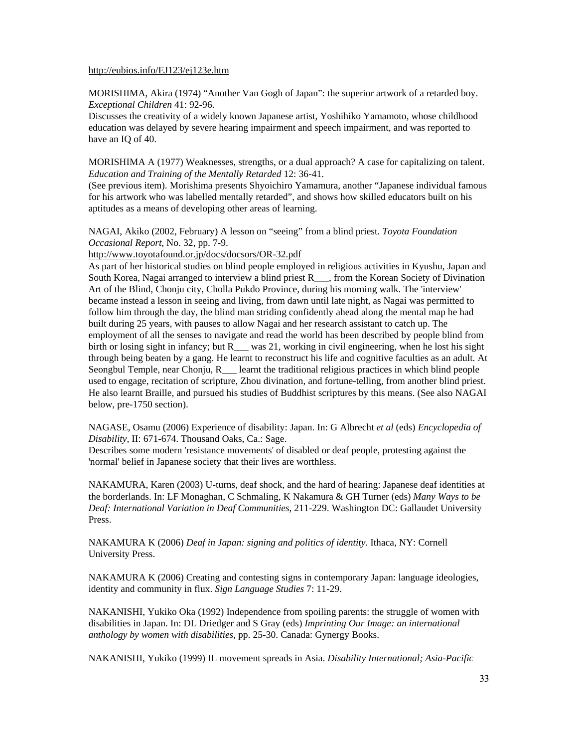http://eubios.info/EJ123/ej123e.htm

MORISHIMA, Akira (1974) "Another Van Gogh of Japan": the superior artwork of a retarded boy. *Exceptional Children* 41: 92-96.
Discusses the creativity of a widely known Japanese artist, Yoshihiko Yamamoto, whose childhood education was delayed by severe hearing impairment and speech impairment, and was reported to have an IQ of 40.

MORISHIMA A (1977) Weaknesses, strengths, or a dual approach? A case for capitalizing on talent. *Education and Training of the Mentally Retarded* 12: 36-41.
(See previous item). Morishima presents Shyoichiro Yamamura, another "Japanese individual famous for his artwork who was labelled mentally retarded", and shows how skilled educators built on his aptitudes as a means of developing other areas of learning.

NAGAI, Akiko (2002, February) A lesson on "seeing" from a blind priest. *Toyota Foundation Occasional Report*, No. 32, pp. 7-9.
http://www.toyotafound.or.jp/docs/docsors/OR-32.pdf
As part of her historical studies on blind people employed in religious activities in Kyushu, Japan and South Korea, Nagai arranged to interview a blind priest R___, from the Korean Society of Divination Art of the Blind, Chonju city, Cholla Pukdo Province, during his morning walk. The 'interview' became instead a lesson in seeing and living, from dawn until late night, as Nagai was permitted to follow him through the day, the blind man striding confidently ahead along the mental map he had built during 25 years, with pauses to allow Nagai and her research assistant to catch up. The employment of all the senses to navigate and read the world has been described by people blind from birth or losing sight in infancy; but R___ was 21, working in civil engineering, when he lost his sight through being beaten by a gang. He learnt to reconstruct his life and cognitive faculties as an adult. At Seongbul Temple, near Chonju, R___ learnt the traditional religious practices in which blind people used to engage, recitation of scripture, Zhou divination, and fortune-telling, from another blind priest. He also learnt Braille, and pursued his studies of Buddhist scriptures by this means. (See also NAGAI below, pre-1750 section).

NAGASE, Osamu (2006) Experience of disability: Japan. In: G Albrecht *et al* (eds) *Encyclopedia of Disability*, II: 671-674. Thousand Oaks, Ca.: Sage.
Describes some modern 'resistance movements' of disabled or deaf people, protesting against the 'normal' belief in Japanese society that their lives are worthless.

NAKAMURA, Karen (2003) U-turns, deaf shock, and the hard of hearing: Japanese deaf identities at the borderlands. In: LF Monaghan, C Schmaling, K Nakamura & GH Turner (eds) *Many Ways to be Deaf: International Variation in Deaf Communities*, 211-229. Washington DC: Gallaudet University Press.

NAKAMURA K (2006) *Deaf in Japan: signing and politics of identity*. Ithaca, NY: Cornell University Press.

NAKAMURA K (2006) Creating and contesting signs in contemporary Japan: language ideologies, identity and community in flux. *Sign Language Studies* 7: 11-29.

NAKANISHI, Yukiko Oka (1992) Independence from spoiling parents: the struggle of women with disabilities in Japan. In: DL Driedger and S Gray (eds) *Imprinting Our Image: an international anthology by women with disabilities*, pp. 25-30. Canada: Gynergy Books.

NAKANISHI, Yukiko (1999) IL movement spreads in Asia. *Disability International; Asia-Pacific*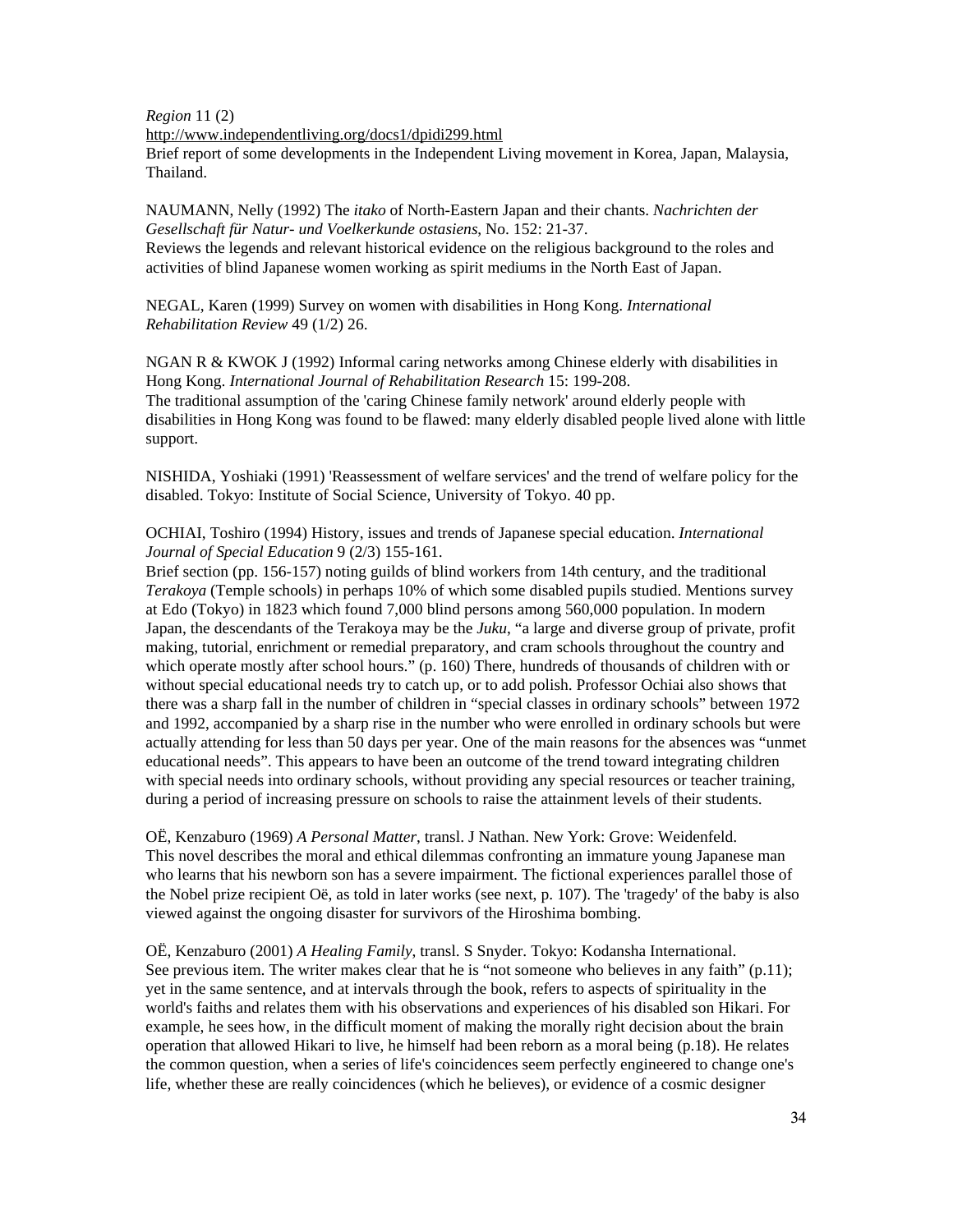*Region* 11 (2)
http://www.independentliving.org/docs1/dpidi299.html
Brief report of some developments in the Independent Living movement in Korea, Japan, Malaysia, Thailand.

NAUMANN, Nelly (1992) The *itako* of North-Eastern Japan and their chants. *Nachrichten der Gesellschaft für Natur- und Voelkerkunde ostasiens*, No. 152: 21-37.
Reviews the legends and relevant historical evidence on the religious background to the roles and activities of blind Japanese women working as spirit mediums in the North East of Japan.

NEGAL, Karen (1999) Survey on women with disabilities in Hong Kong. *International Rehabilitation Review* 49 (1/2) 26.

NGAN R & KWOK J (1992) Informal caring networks among Chinese elderly with disabilities in Hong Kong. *International Journal of Rehabilitation Research* 15: 199-208.
The traditional assumption of the 'caring Chinese family network' around elderly people with disabilities in Hong Kong was found to be flawed: many elderly disabled people lived alone with little support.

NISHIDA, Yoshiaki (1991) 'Reassessment of welfare services' and the trend of welfare policy for the disabled. Tokyo: Institute of Social Science, University of Tokyo. 40 pp.

OCHIAI, Toshiro (1994) History, issues and trends of Japanese special education. *International Journal of Special Education* 9 (2/3) 155-161.
Brief section (pp. 156-157) noting guilds of blind workers from 14th century, and the traditional *Terakoya* (Temple schools) in perhaps 10% of which some disabled pupils studied. Mentions survey at Edo (Tokyo) in 1823 which found 7,000 blind persons among 560,000 population. In modern Japan, the descendants of the Terakoya may be the *Juku*, "a large and diverse group of private, profit making, tutorial, enrichment or remedial preparatory, and cram schools throughout the country and which operate mostly after school hours." (p. 160) There, hundreds of thousands of children with or without special educational needs try to catch up, or to add polish. Professor Ochiai also shows that there was a sharp fall in the number of children in "special classes in ordinary schools" between 1972 and 1992, accompanied by a sharp rise in the number who were enrolled in ordinary schools but were actually attending for less than 50 days per year. One of the main reasons for the absences was "unmet educational needs". This appears to have been an outcome of the trend toward integrating children with special needs into ordinary schools, without providing any special resources or teacher training, during a period of increasing pressure on schools to raise the attainment levels of their students.

OË, Kenzaburo (1969) *A Personal Matter*, transl. J Nathan. New York: Grove: Weidenfeld.
This novel describes the moral and ethical dilemmas confronting an immature young Japanese man who learns that his newborn son has a severe impairment. The fictional experiences parallel those of the Nobel prize recipient Oë, as told in later works (see next, p. 107). The 'tragedy' of the baby is also viewed against the ongoing disaster for survivors of the Hiroshima bombing.

OË, Kenzaburo (2001) *A Healing Family*, transl. S Snyder. Tokyo: Kodansha International.
See previous item. The writer makes clear that he is "not someone who believes in any faith" (p.11); yet in the same sentence, and at intervals through the book, refers to aspects of spirituality in the world's faiths and relates them with his observations and experiences of his disabled son Hikari. For example, he sees how, in the difficult moment of making the morally right decision about the brain operation that allowed Hikari to live, he himself had been reborn as a moral being (p.18). He relates the common question, when a series of life's coincidences seem perfectly engineered to change one's life, whether these are really coincidences (which he believes), or evidence of a cosmic designer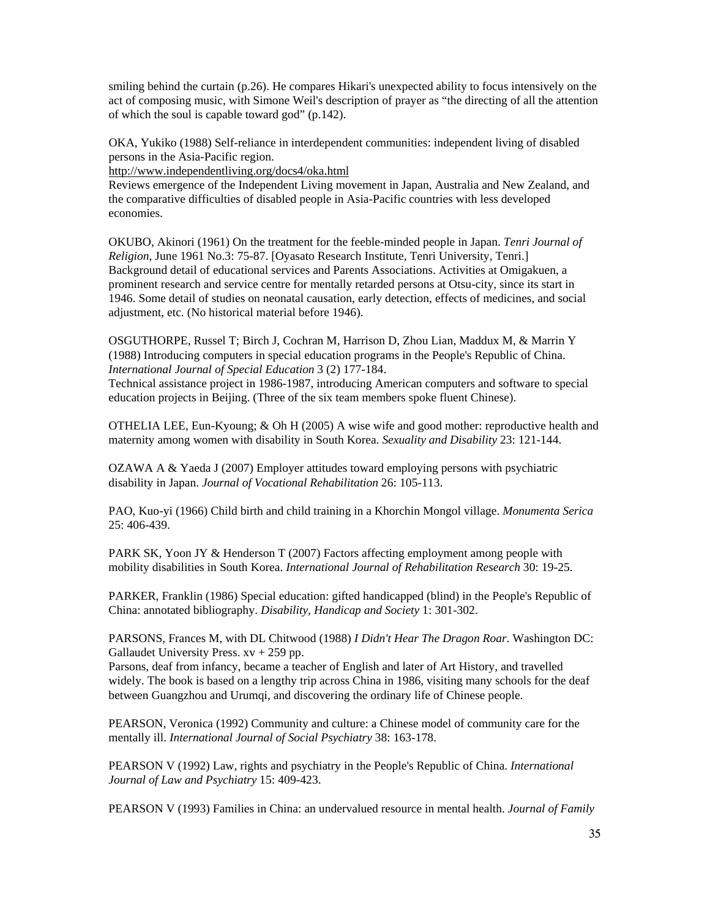smiling behind the curtain (p.26). He compares Hikari's unexpected ability to focus intensively on the act of composing music, with Simone Weil's description of prayer as "the directing of all the attention of which the soul is capable toward god" (p.142).

OKA, Yukiko (1988) Self-reliance in interdependent communities: independent living of disabled persons in the Asia-Pacific region.
http://www.independentliving.org/docs4/oka.html
Reviews emergence of the Independent Living movement in Japan, Australia and New Zealand, and the comparative difficulties of disabled people in Asia-Pacific countries with less developed economies.

OKUBO, Akinori (1961) On the treatment for the feeble-minded people in Japan. *Tenri Journal of Religion*, June 1961 No.3: 75-87. [Oyasato Research Institute, Tenri University, Tenri.]
Background detail of educational services and Parents Associations. Activities at Omigakuen, a prominent research and service centre for mentally retarded persons at Otsu-city, since its start in 1946. Some detail of studies on neonatal causation, early detection, effects of medicines, and social adjustment, etc. (No historical material before 1946).

OSGUTHORPE, Russel T; Birch J, Cochran M, Harrison D, Zhou Lian, Maddux M, & Marrin Y (1988) Introducing computers in special education programs in the People's Republic of China. *International Journal of Special Education* 3 (2) 177-184.
Technical assistance project in 1986-1987, introducing American computers and software to special education projects in Beijing. (Three of the six team members spoke fluent Chinese).

OTHELIA LEE, Eun-Kyoung; & Oh H (2005) A wise wife and good mother: reproductive health and maternity among women with disability in South Korea. *Sexuality and Disability* 23: 121-144.

OZAWA A & Yaeda J (2007) Employer attitudes toward employing persons with psychiatric disability in Japan. *Journal of Vocational Rehabilitation* 26: 105-113.

PAO, Kuo-yi (1966) Child birth and child training in a Khorchin Mongol village. *Monumenta Serica* 25: 406-439.

PARK SK, Yoon JY & Henderson T (2007) Factors affecting employment among people with mobility disabilities in South Korea. *International Journal of Rehabilitation Research* 30: 19-25.

PARKER, Franklin (1986) Special education: gifted handicapped (blind) in the People's Republic of China: annotated bibliography. *Disability, Handicap and Society* 1: 301-302.

PARSONS, Frances M, with DL Chitwood (1988) *I Didn't Hear The Dragon Roar*. Washington DC: Gallaudet University Press. xv + 259 pp.
Parsons, deaf from infancy, became a teacher of English and later of Art History, and travelled widely. The book is based on a lengthy trip across China in 1986, visiting many schools for the deaf between Guangzhou and Urumqi, and discovering the ordinary life of Chinese people.

PEARSON, Veronica (1992) Community and culture: a Chinese model of community care for the mentally ill. *International Journal of Social Psychiatry* 38: 163-178.

PEARSON V (1992) Law, rights and psychiatry in the People's Republic of China. *International Journal of Law and Psychiatry* 15: 409-423.

PEARSON V (1993) Families in China: an undervalued resource in mental health. *Journal of Family*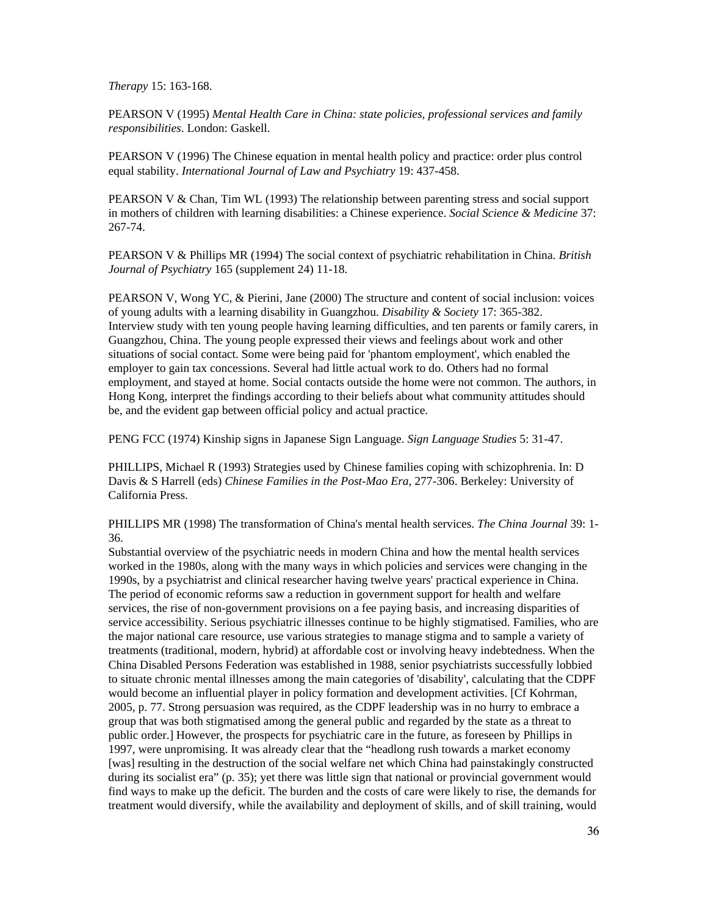*Therapy* 15: 163-168.

PEARSON V (1995) *Mental Health Care in China: state policies, professional services and family responsibilities*. London: Gaskell.

PEARSON V (1996) The Chinese equation in mental health policy and practice: order plus control equal stability. *International Journal of Law and Psychiatry* 19: 437-458.

PEARSON V & Chan, Tim WL (1993) The relationship between parenting stress and social support in mothers of children with learning disabilities: a Chinese experience. *Social Science & Medicine* 37: 267-74.

PEARSON V & Phillips MR (1994) The social context of psychiatric rehabilitation in China. *British Journal of Psychiatry* 165 (supplement 24) 11-18.

PEARSON V, Wong YC, & Pierini, Jane (2000) The structure and content of social inclusion: voices of young adults with a learning disability in Guangzhou. *Disability & Society* 17: 365-382.
Interview study with ten young people having learning difficulties, and ten parents or family carers, in Guangzhou, China. The young people expressed their views and feelings about work and other situations of social contact. Some were being paid for 'phantom employment', which enabled the employer to gain tax concessions. Several had little actual work to do. Others had no formal employment, and stayed at home. Social contacts outside the home were not common. The authors, in Hong Kong, interpret the findings according to their beliefs about what community attitudes should be, and the evident gap between official policy and actual practice.

PENG FCC (1974) Kinship signs in Japanese Sign Language. *Sign Language Studies* 5: 31-47.

PHILLIPS, Michael R (1993) Strategies used by Chinese families coping with schizophrenia. In: D Davis & S Harrell (eds) *Chinese Families in the Post-Mao Era*, 277-306. Berkeley: University of California Press.

PHILLIPS MR (1998) The transformation of China's mental health services. *The China Journal* 39: 1-36.
Substantial overview of the psychiatric needs in modern China and how the mental health services worked in the 1980s, along with the many ways in which policies and services were changing in the 1990s, by a psychiatrist and clinical researcher having twelve years' practical experience in China. The period of economic reforms saw a reduction in government support for health and welfare services, the rise of non-government provisions on a fee paying basis, and increasing disparities of service accessibility. Serious psychiatric illnesses continue to be highly stigmatised. Families, who are the major national care resource, use various strategies to manage stigma and to sample a variety of treatments (traditional, modern, hybrid) at affordable cost or involving heavy indebtedness. When the China Disabled Persons Federation was established in 1988, senior psychiatrists successfully lobbied to situate chronic mental illnesses among the main categories of 'disability', calculating that the CDPF would become an influential player in policy formation and development activities. [Cf Kohrman, 2005, p. 77. Strong persuasion was required, as the CDPF leadership was in no hurry to embrace a group that was both stigmatised among the general public and regarded by the state as a threat to public order.] However, the prospects for psychiatric care in the future, as foreseen by Phillips in 1997, were unpromising. It was already clear that the "headlong rush towards a market economy [was] resulting in the destruction of the social welfare net which China had painstakingly constructed during its socialist era" (p. 35); yet there was little sign that national or provincial government would find ways to make up the deficit. The burden and the costs of care were likely to rise, the demands for treatment would diversify, while the availability and deployment of skills, and of skill training, would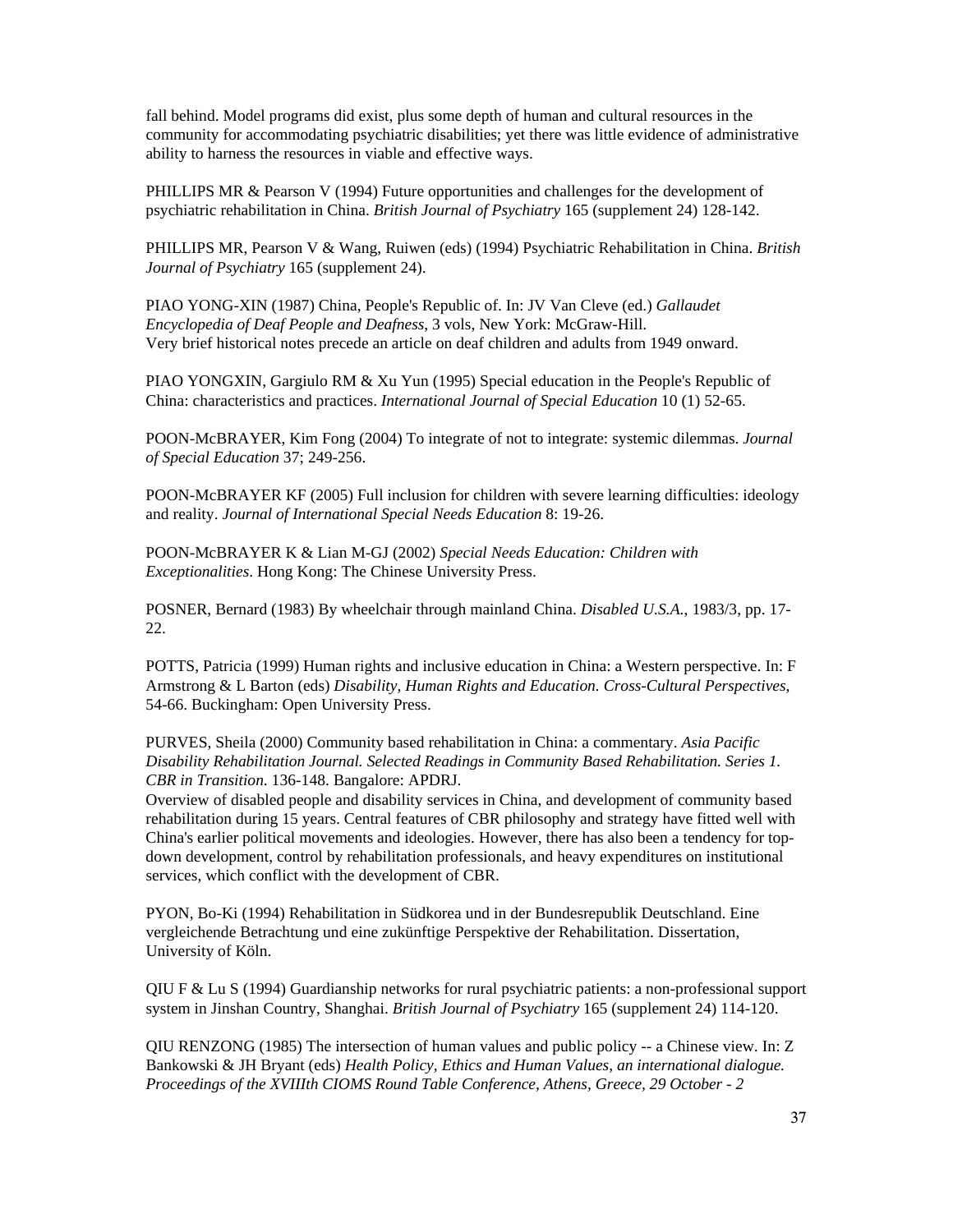fall behind. Model programs did exist, plus some depth of human and cultural resources in the community for accommodating psychiatric disabilities; yet there was little evidence of administrative ability to harness the resources in viable and effective ways.

PHILLIPS MR & Pearson V (1994) Future opportunities and challenges for the development of psychiatric rehabilitation in China. *British Journal of Psychiatry* 165 (supplement 24) 128-142.

PHILLIPS MR, Pearson V & Wang, Ruiwen (eds) (1994) Psychiatric Rehabilitation in China. *British Journal of Psychiatry* 165 (supplement 24).

PIAO YONG-XIN (1987) China, People's Republic of. In: JV Van Cleve (ed.) *Gallaudet Encyclopedia of Deaf People and Deafness*, 3 vols, New York: McGraw-Hill.
Very brief historical notes precede an article on deaf children and adults from 1949 onward.

PIAO YONGXIN, Gargiulo RM & Xu Yun (1995) Special education in the People's Republic of China: characteristics and practices. *International Journal of Special Education* 10 (1) 52-65.

POON-McBRAYER, Kim Fong (2004) To integrate of not to integrate: systemic dilemmas. *Journal of Special Education* 37; 249-256.

POON-McBRAYER KF (2005) Full inclusion for children with severe learning difficulties: ideology and reality. *Journal of International Special Needs Education* 8: 19-26.

POON-McBRAYER K & Lian M-GJ (2002) *Special Needs Education: Children with Exceptionalities*. Hong Kong: The Chinese University Press.

POSNER, Bernard (1983) By wheelchair through mainland China. *Disabled U.S.A.*, 1983/3, pp. 17-22.

POTTS, Patricia (1999) Human rights and inclusive education in China: a Western perspective. In: F Armstrong & L Barton (eds) *Disability, Human Rights and Education. Cross-Cultural Perspectives*, 54-66. Buckingham: Open University Press.

PURVES, Sheila (2000) Community based rehabilitation in China: a commentary. *Asia Pacific Disability Rehabilitation Journal. Selected Readings in Community Based Rehabilitation. Series 1. CBR in Transition*. 136-148. Bangalore: APDRJ.
Overview of disabled people and disability services in China, and development of community based rehabilitation during 15 years. Central features of CBR philosophy and strategy have fitted well with China's earlier political movements and ideologies. However, there has also been a tendency for top-down development, control by rehabilitation professionals, and heavy expenditures on institutional services, which conflict with the development of CBR.

PYON, Bo-Ki (1994) Rehabilitation in Südkorea und in der Bundesrepublik Deutschland. Eine vergleichende Betrachtung und eine zukünftige Perspektive der Rehabilitation. Dissertation, University of Köln.

QIU F & Lu S (1994) Guardianship networks for rural psychiatric patients: a non-professional support system in Jinshan Country, Shanghai. *British Journal of Psychiatry* 165 (supplement 24) 114-120.

QIU RENZONG (1985) The intersection of human values and public policy -- a Chinese view. In: Z Bankowski & JH Bryant (eds) *Health Policy, Ethics and Human Values, an international dialogue. Proceedings of the XVIIIth CIOMS Round Table Conference, Athens, Greece, 29 October - 2*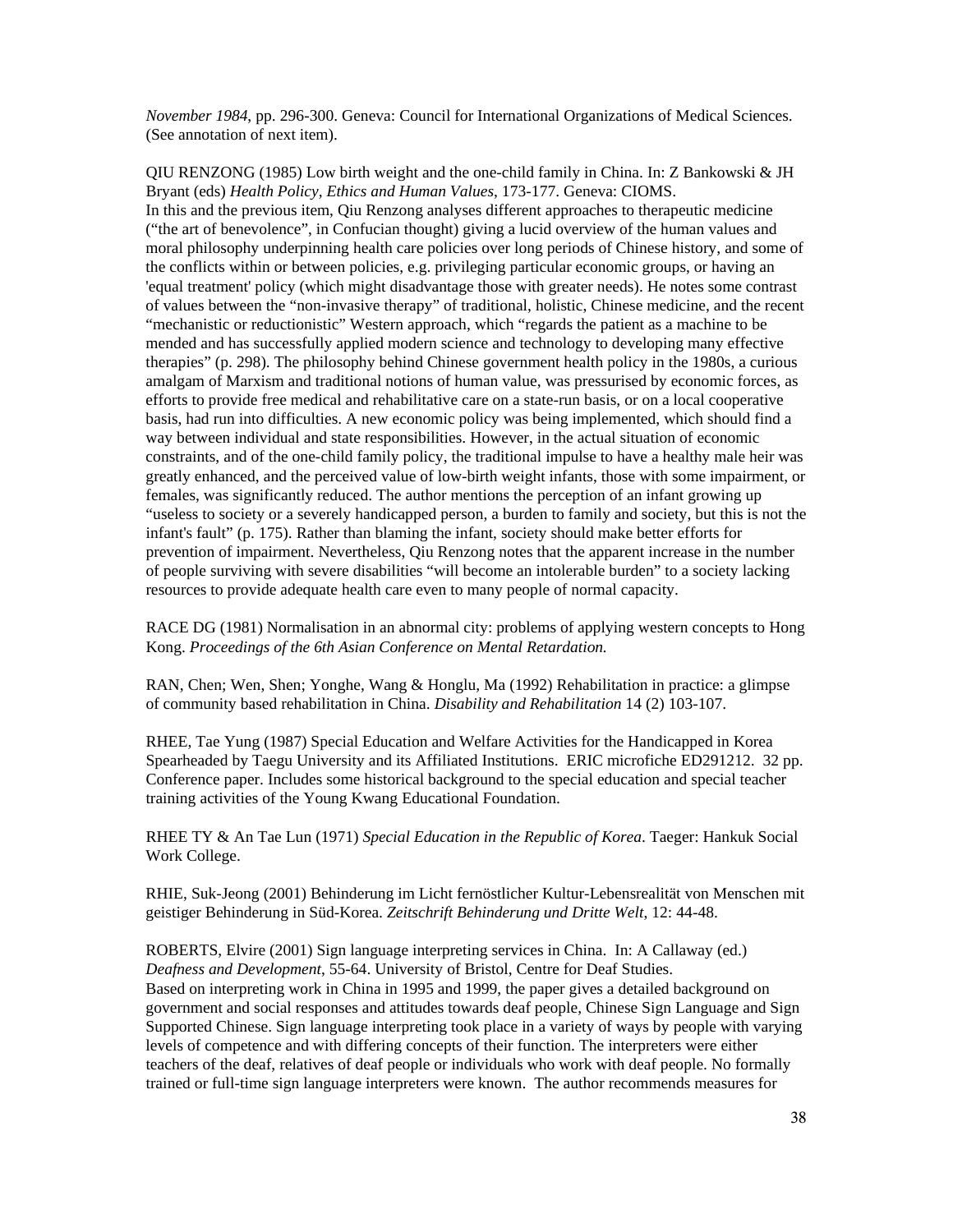*November 1984*, pp. 296-300. Geneva: Council for International Organizations of Medical Sciences. (See annotation of next item).

QIU RENZONG (1985) Low birth weight and the one-child family in China. In: Z Bankowski & JH Bryant (eds) *Health Policy, Ethics and Human Values*, 173-177. Geneva: CIOMS.
In this and the previous item, Qiu Renzong analyses different approaches to therapeutic medicine ("the art of benevolence", in Confucian thought) giving a lucid overview of the human values and moral philosophy underpinning health care policies over long periods of Chinese history, and some of the conflicts within or between policies, e.g. privileging particular economic groups, or having an 'equal treatment' policy (which might disadvantage those with greater needs). He notes some contrast of values between the "non-invasive therapy" of traditional, holistic, Chinese medicine, and the recent "mechanistic or reductionistic" Western approach, which "regards the patient as a machine to be mended and has successfully applied modern science and technology to developing many effective therapies" (p. 298). The philosophy behind Chinese government health policy in the 1980s, a curious amalgam of Marxism and traditional notions of human value, was pressurised by economic forces, as efforts to provide free medical and rehabilitative care on a state-run basis, or on a local cooperative basis, had run into difficulties. A new economic policy was being implemented, which should find a way between individual and state responsibilities. However, in the actual situation of economic constraints, and of the one-child family policy, the traditional impulse to have a healthy male heir was greatly enhanced, and the perceived value of low-birth weight infants, those with some impairment, or females, was significantly reduced. The author mentions the perception of an infant growing up "useless to society or a severely handicapped person, a burden to family and society, but this is not the infant's fault" (p. 175). Rather than blaming the infant, society should make better efforts for prevention of impairment. Nevertheless, Qiu Renzong notes that the apparent increase in the number of people surviving with severe disabilities "will become an intolerable burden" to a society lacking resources to provide adequate health care even to many people of normal capacity.

RACE DG (1981) Normalisation in an abnormal city: problems of applying western concepts to Hong Kong. *Proceedings of the 6th Asian Conference on Mental Retardation.*

RAN, Chen; Wen, Shen; Yonghe, Wang & Honglu, Ma (1992) Rehabilitation in practice: a glimpse of community based rehabilitation in China. *Disability and Rehabilitation* 14 (2) 103-107.

RHEE, Tae Yung (1987) Special Education and Welfare Activities for the Handicapped in Korea Spearheaded by Taegu University and its Affiliated Institutions. ERIC microfiche ED291212. 32 pp. Conference paper. Includes some historical background to the special education and special teacher training activities of the Young Kwang Educational Foundation.

RHEE TY & An Tae Lun (1971) *Special Education in the Republic of Korea*. Taeger: Hankuk Social Work College.

RHIE, Suk-Jeong (2001) Behinderung im Licht fernöstlicher Kultur-Lebensrealität von Menschen mit geistiger Behinderung in Süd-Korea. *Zeitschrift Behinderung und Dritte Welt*, 12: 44-48.

ROBERTS, Elvire (2001) Sign language interpreting services in China. In: A Callaway (ed.) *Deafness and Development*, 55-64. University of Bristol, Centre for Deaf Studies.
Based on interpreting work in China in 1995 and 1999, the paper gives a detailed background on government and social responses and attitudes towards deaf people, Chinese Sign Language and Sign Supported Chinese. Sign language interpreting took place in a variety of ways by people with varying levels of competence and with differing concepts of their function. The interpreters were either teachers of the deaf, relatives of deaf people or individuals who work with deaf people. No formally trained or full-time sign language interpreters were known. The author recommends measures for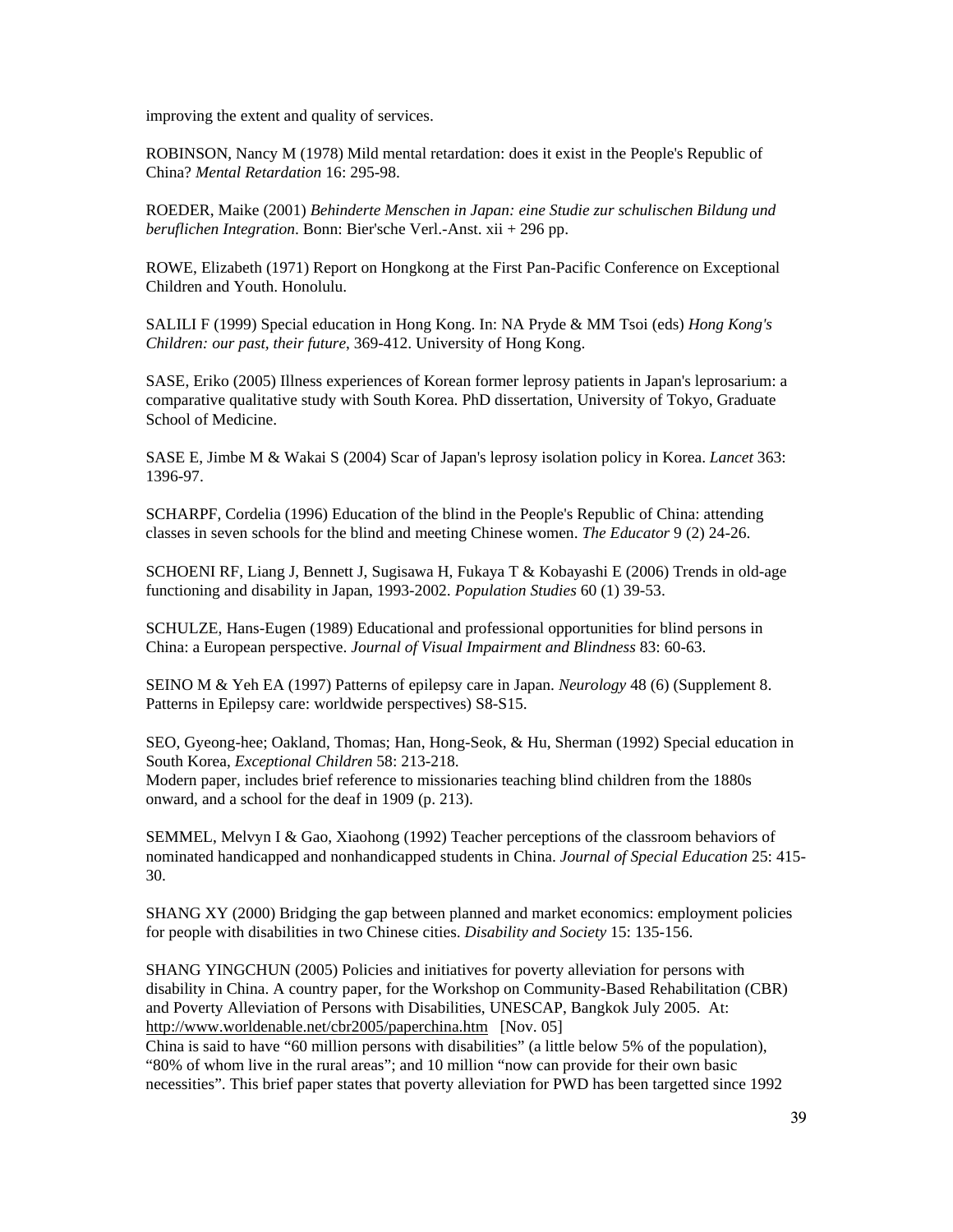improving the extent and quality of services.

ROBINSON, Nancy M (1978) Mild mental retardation: does it exist in the People's Republic of China? *Mental Retardation* 16: 295-98.

ROEDER, Maike (2001) *Behinderte Menschen in Japan: eine Studie zur schulischen Bildung und beruflichen Integration*. Bonn: Bier'sche Verl.-Anst. xii + 296 pp.

ROWE, Elizabeth (1971) Report on Hongkong at the First Pan-Pacific Conference on Exceptional Children and Youth. Honolulu.

SALILI F (1999) Special education in Hong Kong. In: NA Pryde & MM Tsoi (eds) *Hong Kong's Children: our past, their future*, 369-412. University of Hong Kong.

SASE, Eriko (2005) Illness experiences of Korean former leprosy patients in Japan's leprosarium: a comparative qualitative study with South Korea. PhD dissertation, University of Tokyo, Graduate School of Medicine.

SASE E, Jimbe M & Wakai S (2004) Scar of Japan's leprosy isolation policy in Korea. *Lancet* 363: 1396-97.

SCHARPF, Cordelia (1996) Education of the blind in the People's Republic of China: attending classes in seven schools for the blind and meeting Chinese women. *The Educator* 9 (2) 24-26.

SCHOENI RF, Liang J, Bennett J, Sugisawa H, Fukaya T & Kobayashi E (2006) Trends in old-age functioning and disability in Japan, 1993-2002. *Population Studies* 60 (1) 39-53.

SCHULZE, Hans-Eugen (1989) Educational and professional opportunities for blind persons in China: a European perspective. *Journal of Visual Impairment and Blindness* 83: 60-63.

SEINO M & Yeh EA (1997) Patterns of epilepsy care in Japan. *Neurology* 48 (6) (Supplement 8. Patterns in Epilepsy care: worldwide perspectives) S8-S15.

SEO, Gyeong-hee; Oakland, Thomas; Han, Hong-Seok, & Hu, Sherman (1992) Special education in South Korea, *Exceptional Children* 58: 213-218.
Modern paper, includes brief reference to missionaries teaching blind children from the 1880s onward, and a school for the deaf in 1909 (p. 213).

SEMMEL, Melvyn I & Gao, Xiaohong (1992) Teacher perceptions of the classroom behaviors of nominated handicapped and nonhandicapped students in China. *Journal of Special Education* 25: 415-30.

SHANG XY (2000) Bridging the gap between planned and market economics: employment policies for people with disabilities in two Chinese cities. *Disability and Society* 15: 135-156.

SHANG YINGCHUN (2005) Policies and initiatives for poverty alleviation for persons with disability in China. A country paper, for the Workshop on Community-Based Rehabilitation (CBR) and Poverty Alleviation of Persons with Disabilities, UNESCAP, Bangkok July 2005. At: http://www.worldenable.net/cbr2005/paperchina.htm [Nov. 05]
China is said to have "60 million persons with disabilities" (a little below 5% of the population), "80% of whom live in the rural areas"; and 10 million "now can provide for their own basic necessities". This brief paper states that poverty alleviation for PWD has been targetted since 1992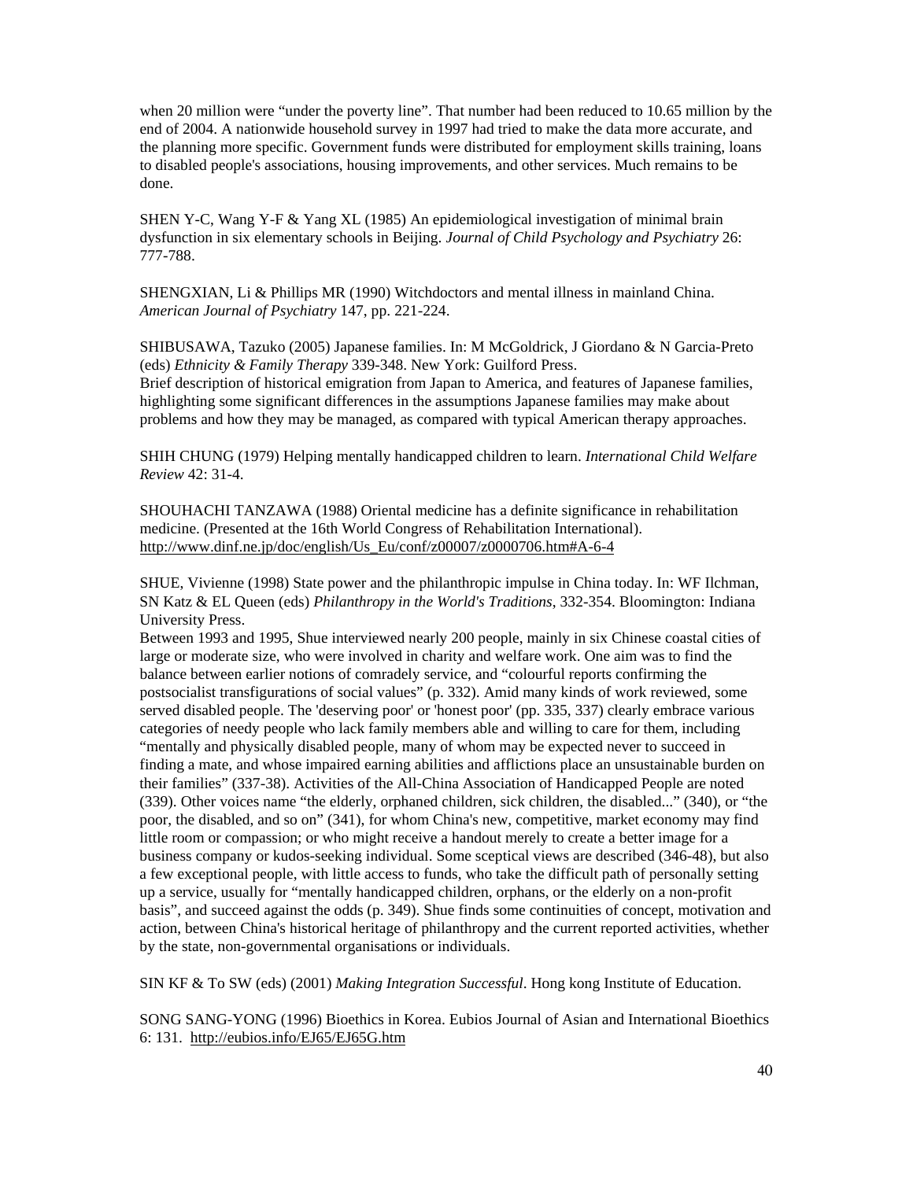when 20 million were "under the poverty line". That number had been reduced to 10.65 million by the end of 2004. A nationwide household survey in 1997 had tried to make the data more accurate, and the planning more specific. Government funds were distributed for employment skills training, loans to disabled people's associations, housing improvements, and other services. Much remains to be done.

SHEN Y-C, Wang Y-F & Yang XL (1985) An epidemiological investigation of minimal brain dysfunction in six elementary schools in Beijing. *Journal of Child Psychology and Psychiatry* 26: 777-788.

SHENGXIAN, Li & Phillips MR (1990) Witchdoctors and mental illness in mainland China. *American Journal of Psychiatry* 147, pp. 221-224.

SHIBUSAWA, Tazuko (2005) Japanese families. In: M McGoldrick, J Giordano & N Garcia-Preto (eds) *Ethnicity & Family Therapy* 339-348. New York: Guilford Press.
Brief description of historical emigration from Japan to America, and features of Japanese families, highlighting some significant differences in the assumptions Japanese families may make about problems and how they may be managed, as compared with typical American therapy approaches.

SHIH CHUNG (1979) Helping mentally handicapped children to learn. *International Child Welfare Review* 42: 31-4.

SHOUHACHI TANZAWA (1988) Oriental medicine has a definite significance in rehabilitation medicine. (Presented at the 16th World Congress of Rehabilitation International). http://www.dinf.ne.jp/doc/english/Us_Eu/conf/z00007/z0000706.htm#A-6-4

SHUE, Vivienne (1998) State power and the philanthropic impulse in China today. In: WF Ilchman, SN Katz & EL Queen (eds) *Philanthropy in the World's Traditions*, 332-354. Bloomington: Indiana University Press.
Between 1993 and 1995, Shue interviewed nearly 200 people, mainly in six Chinese coastal cities of large or moderate size, who were involved in charity and welfare work. One aim was to find the balance between earlier notions of comradely service, and "colourful reports confirming the postsocialist transfigurations of social values" (p. 332). Amid many kinds of work reviewed, some served disabled people. The 'deserving poor' or 'honest poor' (pp. 335, 337) clearly embrace various categories of needy people who lack family members able and willing to care for them, including "mentally and physically disabled people, many of whom may be expected never to succeed in finding a mate, and whose impaired earning abilities and afflictions place an unsustainable burden on their families" (337-38). Activities of the All-China Association of Handicapped People are noted (339). Other voices name "the elderly, orphaned children, sick children, the disabled..." (340), or "the poor, the disabled, and so on" (341), for whom China's new, competitive, market economy may find little room or compassion; or who might receive a handout merely to create a better image for a business company or kudos-seeking individual. Some sceptical views are described (346-48), but also a few exceptional people, with little access to funds, who take the difficult path of personally setting up a service, usually for "mentally handicapped children, orphans, or the elderly on a non-profit basis", and succeed against the odds (p. 349). Shue finds some continuities of concept, motivation and action, between China's historical heritage of philanthropy and the current reported activities, whether by the state, non-governmental organisations or individuals.

SIN KF & To SW (eds) (2001) *Making Integration Successful*. Hong kong Institute of Education.

SONG SANG-YONG (1996) Bioethics in Korea. Eubios Journal of Asian and International Bioethics 6: 131. http://eubios.info/EJ65/EJ65G.htm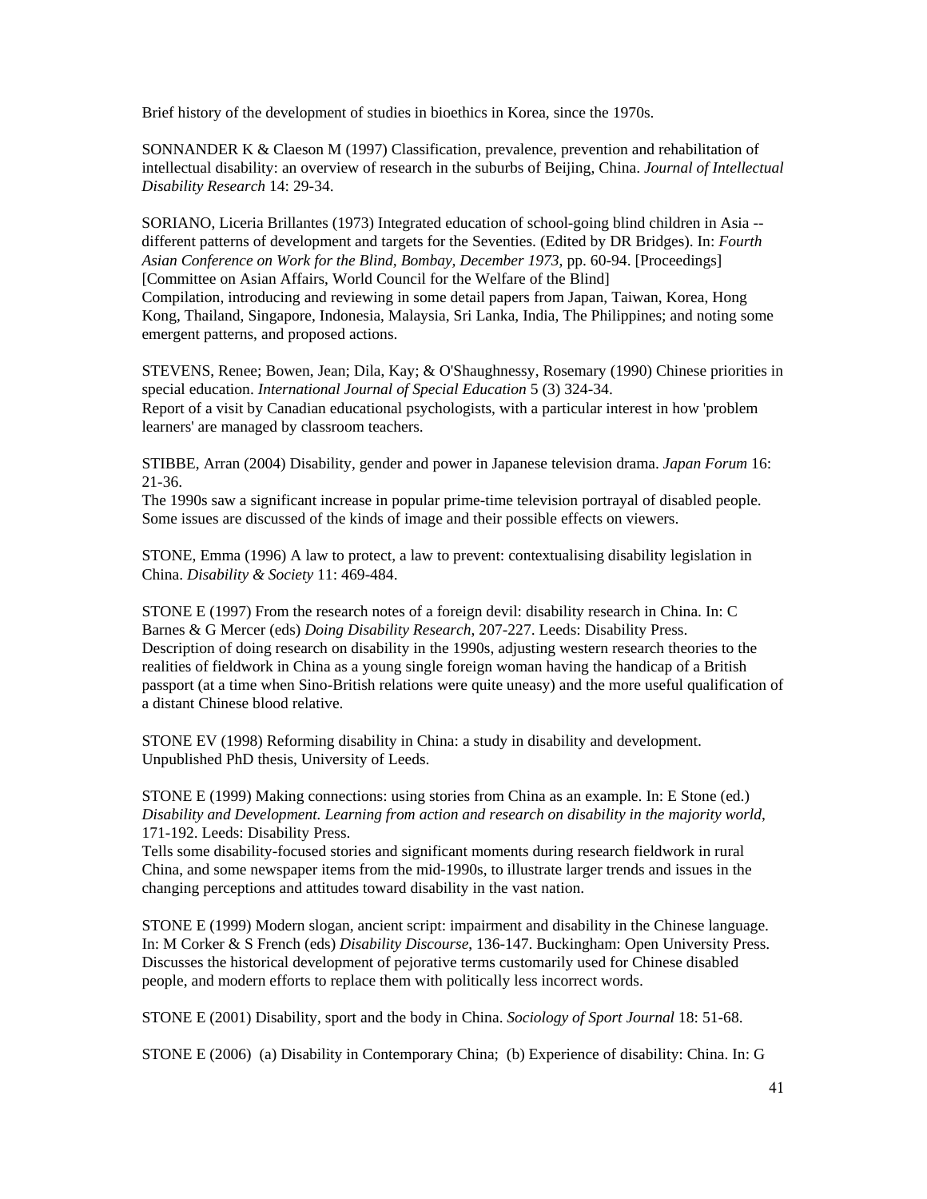Brief history of the development of studies in bioethics in Korea, since the 1970s.

SONNANDER K & Claeson M (1997) Classification, prevalence, prevention and rehabilitation of intellectual disability: an overview of research in the suburbs of Beijing, China. *Journal of Intellectual Disability Research* 14: 29-34.

SORIANO, Liceria Brillantes (1973) Integrated education of school-going blind children in Asia -- different patterns of development and targets for the Seventies. (Edited by DR Bridges). In: *Fourth Asian Conference on Work for the Blind, Bombay, December 1973*, pp. 60-94. [Proceedings] [Committee on Asian Affairs, World Council for the Welfare of the Blind]
Compilation, introducing and reviewing in some detail papers from Japan, Taiwan, Korea, Hong Kong, Thailand, Singapore, Indonesia, Malaysia, Sri Lanka, India, The Philippines; and noting some emergent patterns, and proposed actions.

STEVENS, Renee; Bowen, Jean; Dila, Kay; & O'Shaughnessy, Rosemary (1990) Chinese priorities in special education. *International Journal of Special Education* 5 (3) 324-34.
Report of a visit by Canadian educational psychologists, with a particular interest in how 'problem learners' are managed by classroom teachers.

STIBBE, Arran (2004) Disability, gender and power in Japanese television drama. *Japan Forum* 16: 21-36.
The 1990s saw a significant increase in popular prime-time television portrayal of disabled people. Some issues are discussed of the kinds of image and their possible effects on viewers.

STONE, Emma (1996) A law to protect, a law to prevent: contextualising disability legislation in China. *Disability & Society* 11: 469-484.

STONE E (1997) From the research notes of a foreign devil: disability research in China. In: C Barnes & G Mercer (eds) *Doing Disability Research*, 207-227. Leeds: Disability Press.
Description of doing research on disability in the 1990s, adjusting western research theories to the realities of fieldwork in China as a young single foreign woman having the handicap of a British passport (at a time when Sino-British relations were quite uneasy) and the more useful qualification of a distant Chinese blood relative.

STONE EV (1998) Reforming disability in China: a study in disability and development. Unpublished PhD thesis, University of Leeds.

STONE E (1999) Making connections: using stories from China as an example. In: E Stone (ed.) *Disability and Development. Learning from action and research on disability in the majority world*, 171-192. Leeds: Disability Press.
Tells some disability-focused stories and significant moments during research fieldwork in rural China, and some newspaper items from the mid-1990s, to illustrate larger trends and issues in the changing perceptions and attitudes toward disability in the vast nation.

STONE E (1999) Modern slogan, ancient script: impairment and disability in the Chinese language. In: M Corker & S French (eds) *Disability Discourse*, 136-147. Buckingham: Open University Press.
Discusses the historical development of pejorative terms customarily used for Chinese disabled people, and modern efforts to replace them with politically less incorrect words.

STONE E (2001) Disability, sport and the body in China. *Sociology of Sport Journal* 18: 51-68.

STONE E (2006) (a) Disability in Contemporary China; (b) Experience of disability: China. In: G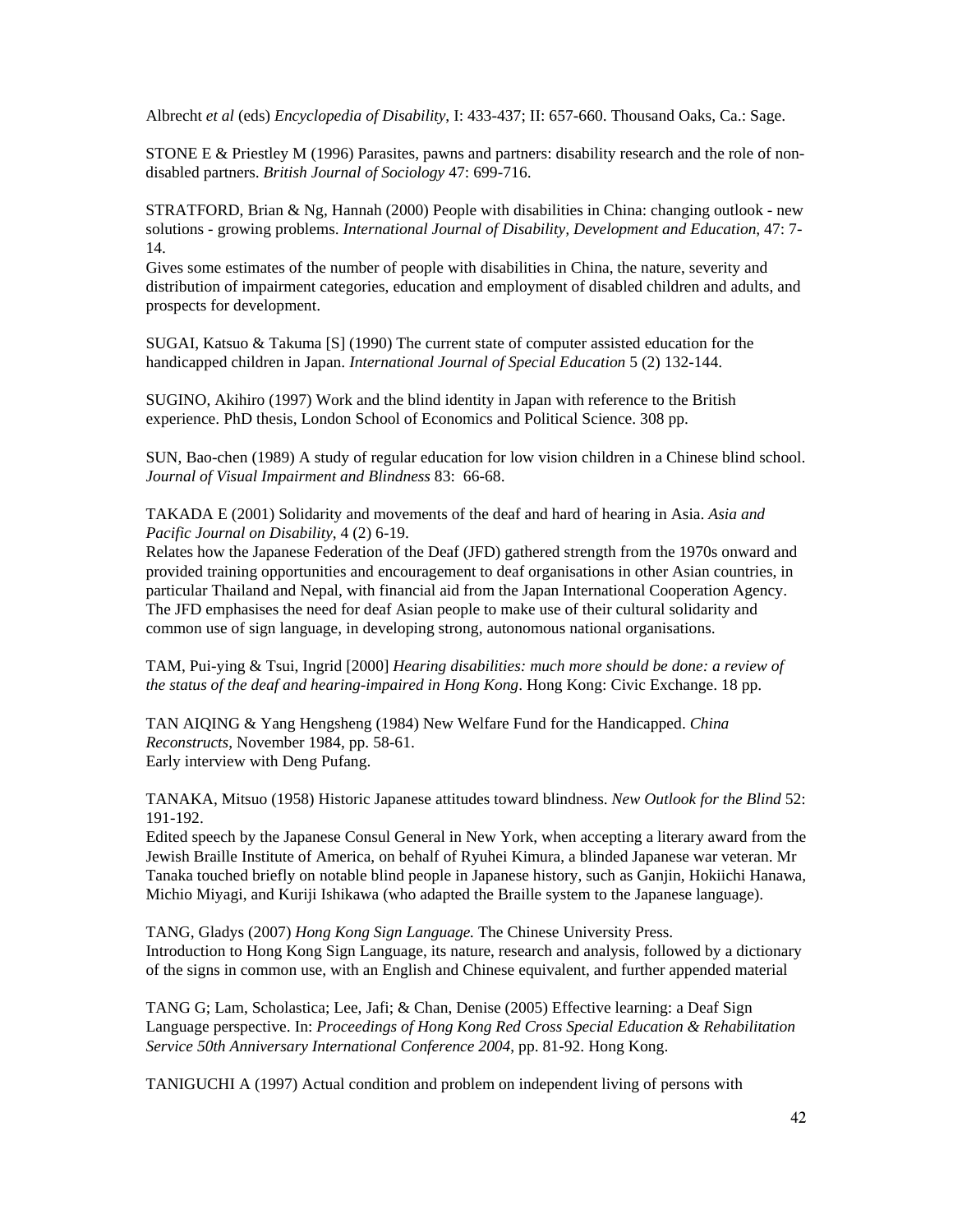Albrecht *et al* (eds) *Encyclopedia of Disability*, I: 433-437; II: 657-660. Thousand Oaks, Ca.: Sage.

STONE E & Priestley M (1996) Parasites, pawns and partners: disability research and the role of non-disabled partners. *British Journal of Sociology* 47: 699-716.

STRATFORD, Brian & Ng, Hannah (2000) People with disabilities in China: changing outlook - new solutions - growing problems. *International Journal of Disability, Development and Education*, 47: 7-14.
Gives some estimates of the number of people with disabilities in China, the nature, severity and distribution of impairment categories, education and employment of disabled children and adults, and prospects for development.

SUGAI, Katsuo & Takuma [S] (1990) The current state of computer assisted education for the handicapped children in Japan. *International Journal of Special Education* 5 (2) 132-144.

SUGINO, Akihiro (1997) Work and the blind identity in Japan with reference to the British experience. PhD thesis, London School of Economics and Political Science. 308 pp.

SUN, Bao-chen (1989) A study of regular education for low vision children in a Chinese blind school. *Journal of Visual Impairment and Blindness* 83: 66-68.

TAKADA E (2001) Solidarity and movements of the deaf and hard of hearing in Asia. *Asia and Pacific Journal on Disability*, 4 (2) 6-19.
Relates how the Japanese Federation of the Deaf (JFD) gathered strength from the 1970s onward and provided training opportunities and encouragement to deaf organisations in other Asian countries, in particular Thailand and Nepal, with financial aid from the Japan International Cooperation Agency. The JFD emphasises the need for deaf Asian people to make use of their cultural solidarity and common use of sign language, in developing strong, autonomous national organisations.

TAM, Pui-ying & Tsui, Ingrid [2000] *Hearing disabilities: much more should be done: a review of the status of the deaf and hearing-impaired in Hong Kong*. Hong Kong: Civic Exchange. 18 pp.

TAN AIQING & Yang Hengsheng (1984) New Welfare Fund for the Handicapped. *China Reconstructs*, November 1984, pp. 58-61.
Early interview with Deng Pufang.

TANAKA, Mitsuo (1958) Historic Japanese attitudes toward blindness. *New Outlook for the Blind* 52: 191-192.
Edited speech by the Japanese Consul General in New York, when accepting a literary award from the Jewish Braille Institute of America, on behalf of Ryuhei Kimura, a blinded Japanese war veteran. Mr Tanaka touched briefly on notable blind people in Japanese history, such as Ganjin, Hokiichi Hanawa, Michio Miyagi, and Kuriji Ishikawa (who adapted the Braille system to the Japanese language).

TANG, Gladys (2007) *Hong Kong Sign Language.* The Chinese University Press.
Introduction to Hong Kong Sign Language, its nature, research and analysis, followed by a dictionary of the signs in common use, with an English and Chinese equivalent, and further appended material

TANG G; Lam, Scholastica; Lee, Jafi; & Chan, Denise (2005) Effective learning: a Deaf Sign Language perspective. In: *Proceedings of Hong Kong Red Cross Special Education & Rehabilitation Service 50th Anniversary International Conference 2004*, pp. 81-92. Hong Kong.

TANIGUCHI A (1997) Actual condition and problem on independent living of persons with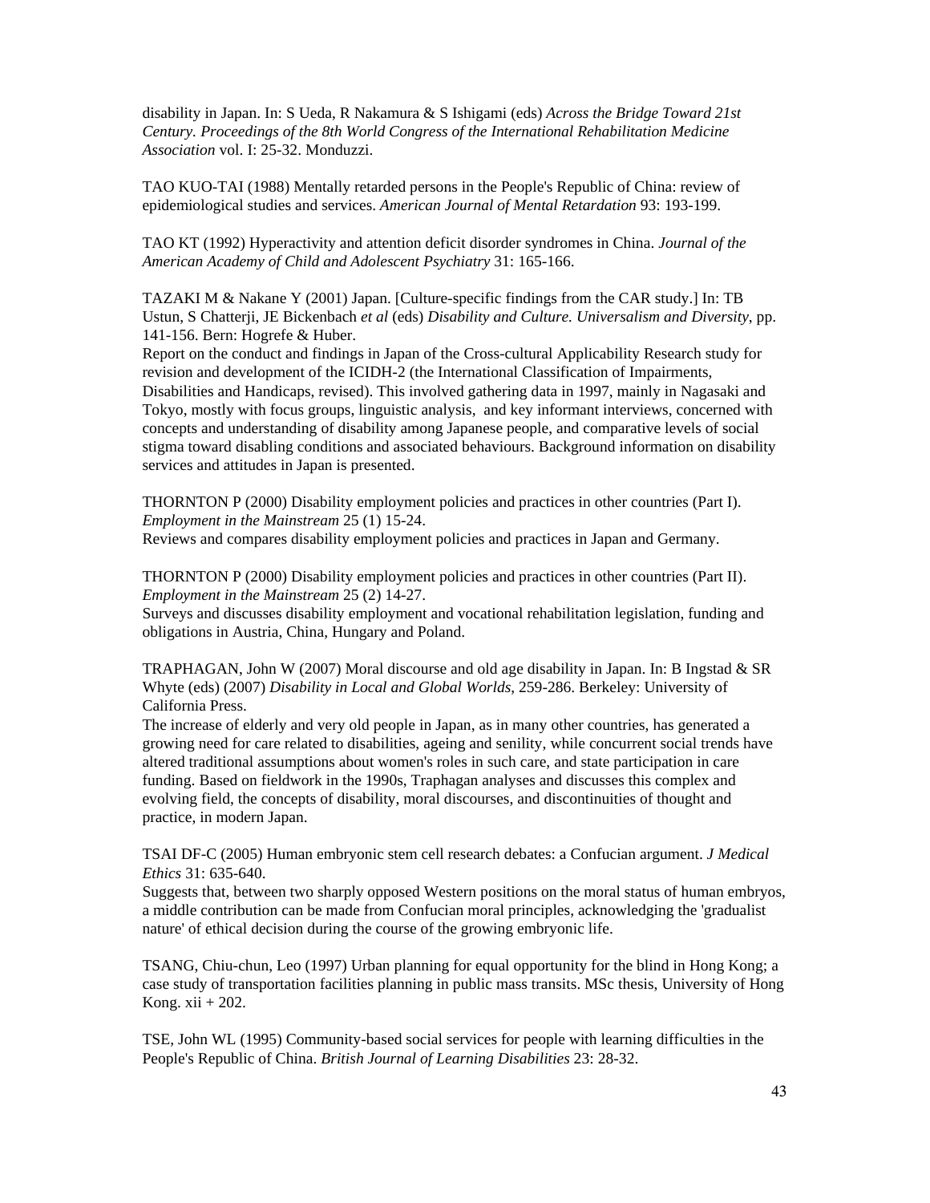disability in Japan. In: S Ueda, R Nakamura & S Ishigami (eds) *Across the Bridge Toward 21st Century. Proceedings of the 8th World Congress of the International Rehabilitation Medicine Association* vol. I: 25-32. Monduzzi.

TAO KUO-TAI (1988) Mentally retarded persons in the People's Republic of China: review of epidemiological studies and services. *American Journal of Mental Retardation* 93: 193-199.

TAO KT (1992) Hyperactivity and attention deficit disorder syndromes in China. *Journal of the American Academy of Child and Adolescent Psychiatry* 31: 165-166.

TAZAKI M & Nakane Y (2001) Japan. [Culture-specific findings from the CAR study.] In: TB Ustun, S Chatterji, JE Bickenbach *et al* (eds) *Disability and Culture. Universalism and Diversity*, pp. 141-156. Bern: Hogrefe & Huber.
Report on the conduct and findings in Japan of the Cross-cultural Applicability Research study for revision and development of the ICIDH-2 (the International Classification of Impairments, Disabilities and Handicaps, revised). This involved gathering data in 1997, mainly in Nagasaki and Tokyo, mostly with focus groups, linguistic analysis, and key informant interviews, concerned with concepts and understanding of disability among Japanese people, and comparative levels of social stigma toward disabling conditions and associated behaviours. Background information on disability services and attitudes in Japan is presented.

THORNTON P (2000) Disability employment policies and practices in other countries (Part I). *Employment in the Mainstream* 25 (1) 15-24.
Reviews and compares disability employment policies and practices in Japan and Germany.

THORNTON P (2000) Disability employment policies and practices in other countries (Part II). *Employment in the Mainstream* 25 (2) 14-27.
Surveys and discusses disability employment and vocational rehabilitation legislation, funding and obligations in Austria, China, Hungary and Poland.

TRAPHAGAN, John W (2007) Moral discourse and old age disability in Japan. In: B Ingstad & SR Whyte (eds) (2007) *Disability in Local and Global Worlds*, 259-286. Berkeley: University of California Press.
The increase of elderly and very old people in Japan, as in many other countries, has generated a growing need for care related to disabilities, ageing and senility, while concurrent social trends have altered traditional assumptions about women's roles in such care, and state participation in care funding. Based on fieldwork in the 1990s, Traphagan analyses and discusses this complex and evolving field, the concepts of disability, moral discourses, and discontinuities of thought and practice, in modern Japan.

TSAI DF-C (2005) Human embryonic stem cell research debates: a Confucian argument. *J Medical Ethics* 31: 635-640.
Suggests that, between two sharply opposed Western positions on the moral status of human embryos, a middle contribution can be made from Confucian moral principles, acknowledging the 'gradualist nature' of ethical decision during the course of the growing embryonic life.

TSANG, Chiu-chun, Leo (1997) Urban planning for equal opportunity for the blind in Hong Kong; a case study of transportation facilities planning in public mass transits. MSc thesis, University of Hong Kong. xii + 202.

TSE, John WL (1995) Community-based social services for people with learning difficulties in the People's Republic of China. *British Journal of Learning Disabilities* 23: 28-32.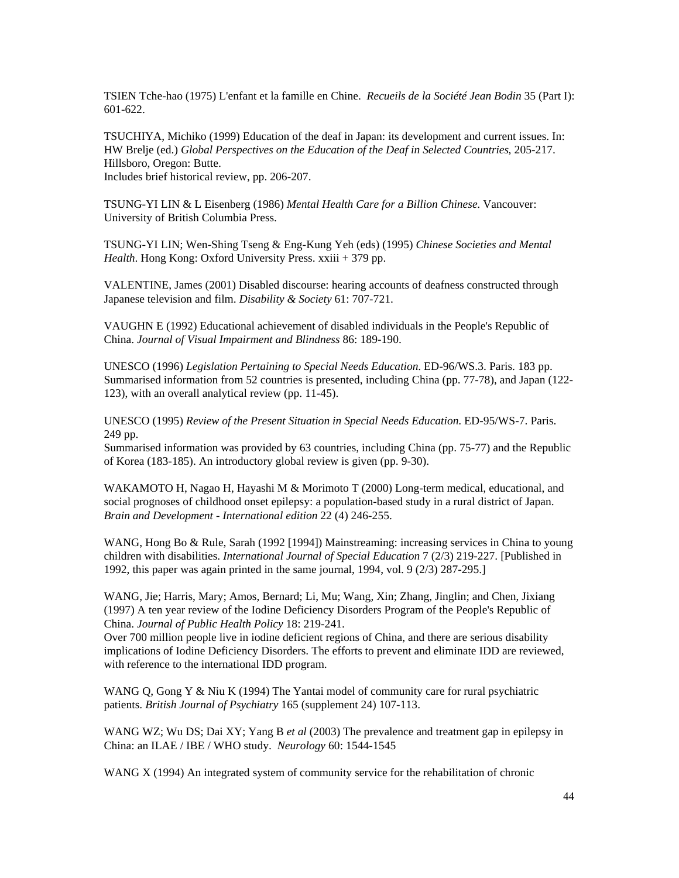TSIEN Tche-hao (1975) L'enfant et la famille en Chine. *Recueils de la Société Jean Bodin* 35 (Part I): 601-622.

TSUCHIYA, Michiko (1999) Education of the deaf in Japan: its development and current issues. In: HW Brelje (ed.) *Global Perspectives on the Education of the Deaf in Selected Countries*, 205-217. Hillsboro, Oregon: Butte.
Includes brief historical review, pp. 206-207.

TSUNG-YI LIN & L Eisenberg (1986) *Mental Health Care for a Billion Chinese.* Vancouver: University of British Columbia Press.

TSUNG-YI LIN; Wen-Shing Tseng & Eng-Kung Yeh (eds) (1995) *Chinese Societies and Mental Health*. Hong Kong: Oxford University Press. xxiii + 379 pp.

VALENTINE, James (2001) Disabled discourse: hearing accounts of deafness constructed through Japanese television and film. *Disability & Society* 61: 707-721.

VAUGHN E (1992) Educational achievement of disabled individuals in the People's Republic of China. *Journal of Visual Impairment and Blindness* 86: 189-190.

UNESCO (1996) *Legislation Pertaining to Special Needs Education.* ED-96/WS.3. Paris. 183 pp. Summarised information from 52 countries is presented, including China (pp. 77-78), and Japan (122-123), with an overall analytical review (pp. 11-45).

UNESCO (1995) *Review of the Present Situation in Special Needs Education.* ED-95/WS-7. Paris. 249 pp.
Summarised information was provided by 63 countries, including China (pp. 75-77) and the Republic of Korea (183-185). An introductory global review is given (pp. 9-30).

WAKAMOTO H, Nagao H, Hayashi M & Morimoto T (2000) Long-term medical, educational, and social prognoses of childhood onset epilepsy: a population-based study in a rural district of Japan. *Brain and Development - International edition* 22 (4) 246-255.

WANG, Hong Bo & Rule, Sarah (1992 [1994]) Mainstreaming: increasing services in China to young children with disabilities. *International Journal of Special Education* 7 (2/3) 219-227. [Published in 1992, this paper was again printed in the same journal, 1994, vol. 9 (2/3) 287-295.]

WANG, Jie; Harris, Mary; Amos, Bernard; Li, Mu; Wang, Xin; Zhang, Jinglin; and Chen, Jixiang (1997) A ten year review of the Iodine Deficiency Disorders Program of the People's Republic of China. *Journal of Public Health Policy* 18: 219-241.
Over 700 million people live in iodine deficient regions of China, and there are serious disability implications of Iodine Deficiency Disorders. The efforts to prevent and eliminate IDD are reviewed, with reference to the international IDD program.

WANG Q, Gong Y & Niu K (1994) The Yantai model of community care for rural psychiatric patients. *British Journal of Psychiatry* 165 (supplement 24) 107-113.

WANG WZ; Wu DS; Dai XY; Yang B *et al* (2003) The prevalence and treatment gap in epilepsy in China: an ILAE / IBE / WHO study. *Neurology* 60: 1544-1545

WANG X (1994) An integrated system of community service for the rehabilitation of chronic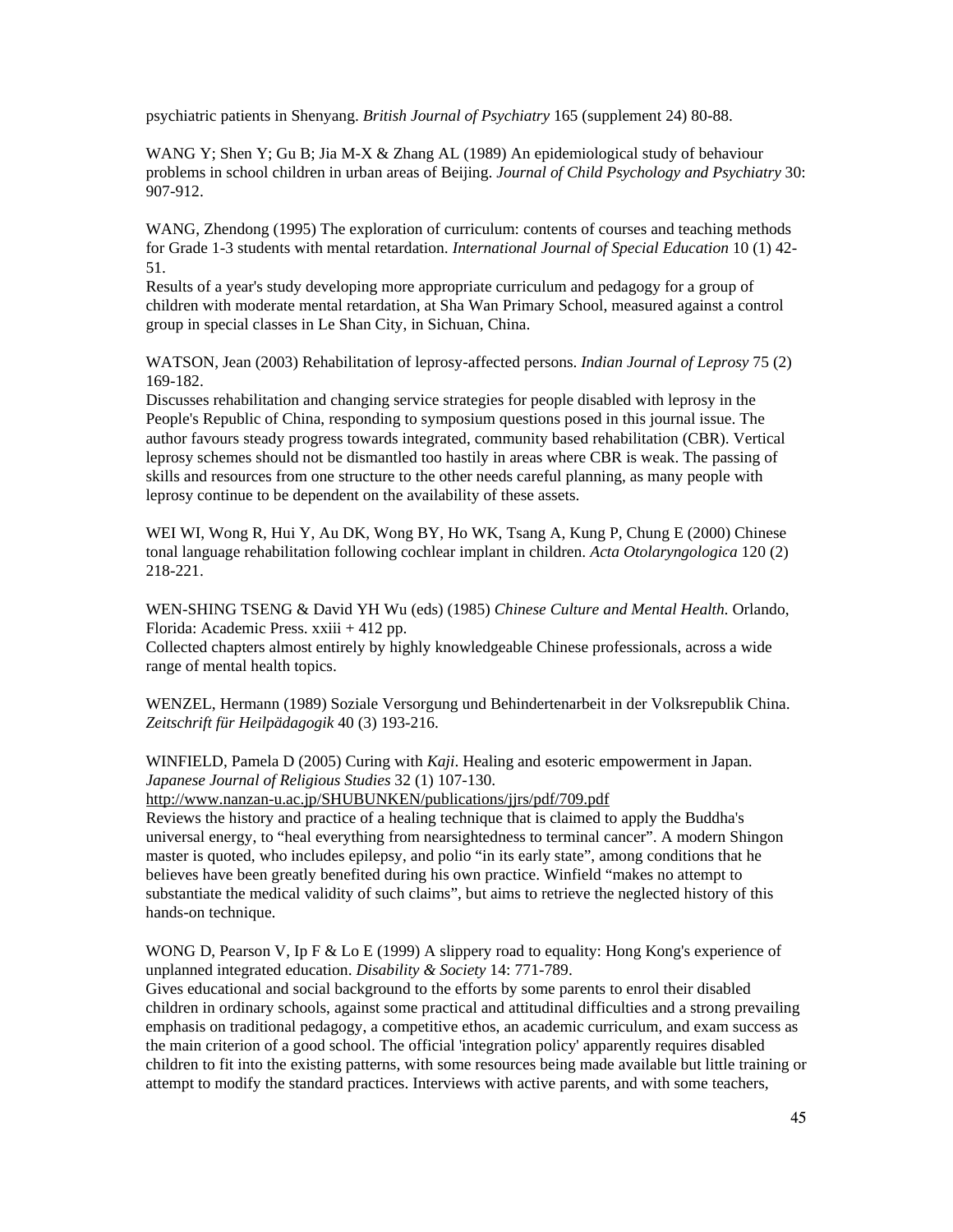psychiatric patients in Shenyang. *British Journal of Psychiatry* 165 (supplement 24) 80-88.

WANG Y; Shen Y; Gu B; Jia M-X & Zhang AL (1989) An epidemiological study of behaviour problems in school children in urban areas of Beijing. *Journal of Child Psychology and Psychiatry* 30: 907-912.

WANG, Zhendong (1995) The exploration of curriculum: contents of courses and teaching methods for Grade 1-3 students with mental retardation. *International Journal of Special Education* 10 (1) 42-51.
Results of a year's study developing more appropriate curriculum and pedagogy for a group of children with moderate mental retardation, at Sha Wan Primary School, measured against a control group in special classes in Le Shan City, in Sichuan, China.

WATSON, Jean (2003) Rehabilitation of leprosy-affected persons. *Indian Journal of Leprosy* 75 (2) 169-182.
Discusses rehabilitation and changing service strategies for people disabled with leprosy in the People's Republic of China, responding to symposium questions posed in this journal issue. The author favours steady progress towards integrated, community based rehabilitation (CBR). Vertical leprosy schemes should not be dismantled too hastily in areas where CBR is weak. The passing of skills and resources from one structure to the other needs careful planning, as many people with leprosy continue to be dependent on the availability of these assets.

WEI WI, Wong R, Hui Y, Au DK, Wong BY, Ho WK, Tsang A, Kung P, Chung E (2000) Chinese tonal language rehabilitation following cochlear implant in children. *Acta Otolaryngologica* 120 (2) 218-221.

WEN-SHING TSENG & David YH Wu (eds) (1985) *Chinese Culture and Mental Health*. Orlando, Florida: Academic Press. xxiii + 412 pp.
Collected chapters almost entirely by highly knowledgeable Chinese professionals, across a wide range of mental health topics.

WENZEL, Hermann (1989) Soziale Versorgung und Behindertenarbeit in der Volksrepublik China. *Zeitschrift für Heilpädagogik* 40 (3) 193-216.

WINFIELD, Pamela D (2005) Curing with *Kaji*. Healing and esoteric empowerment in Japan. *Japanese Journal of Religious Studies* 32 (1) 107-130.
http://www.nanzan-u.ac.jp/SHUBUNKEN/publications/jjrs/pdf/709.pdf
Reviews the history and practice of a healing technique that is claimed to apply the Buddha's universal energy, to "heal everything from nearsightedness to terminal cancer". A modern Shingon master is quoted, who includes epilepsy, and polio "in its early state", among conditions that he believes have been greatly benefited during his own practice. Winfield "makes no attempt to substantiate the medical validity of such claims", but aims to retrieve the neglected history of this hands-on technique.

WONG D, Pearson V, Ip F & Lo E (1999) A slippery road to equality: Hong Kong's experience of unplanned integrated education. *Disability & Society* 14: 771-789.
Gives educational and social background to the efforts by some parents to enrol their disabled children in ordinary schools, against some practical and attitudinal difficulties and a strong prevailing emphasis on traditional pedagogy, a competitive ethos, an academic curriculum, and exam success as the main criterion of a good school. The official 'integration policy' apparently requires disabled children to fit into the existing patterns, with some resources being made available but little training or attempt to modify the standard practices. Interviews with active parents, and with some teachers,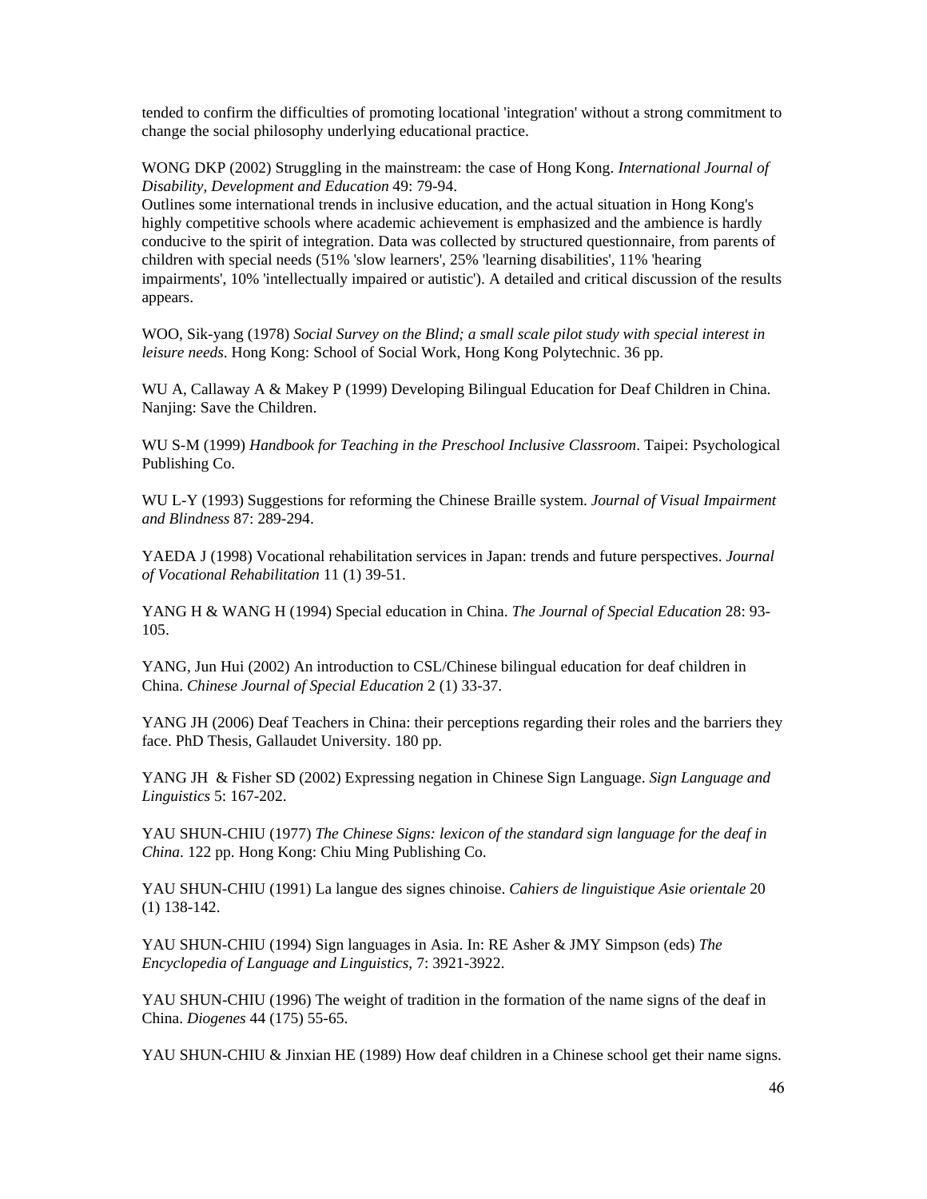tended to confirm the difficulties of promoting locational 'integration' without a strong commitment to change the social philosophy underlying educational practice.

WONG DKP (2002) Struggling in the mainstream: the case of Hong Kong. *International Journal of Disability, Development and Education* 49: 79-94.
Outlines some international trends in inclusive education, and the actual situation in Hong Kong's highly competitive schools where academic achievement is emphasized and the ambience is hardly conducive to the spirit of integration. Data was collected by structured questionnaire, from parents of children with special needs (51% 'slow learners', 25% 'learning disabilities', 11% 'hearing impairments', 10% 'intellectually impaired or autistic'). A detailed and critical discussion of the results appears.

WOO, Sik-yang (1978) *Social Survey on the Blind; a small scale pilot study with special interest in leisure needs*. Hong Kong: School of Social Work, Hong Kong Polytechnic. 36 pp.

WU A, Callaway A & Makey P (1999) Developing Bilingual Education for Deaf Children in China. Nanjing: Save the Children.

WU S-M (1999) *Handbook for Teaching in the Preschool Inclusive Classroom*. Taipei: Psychological Publishing Co.

WU L-Y (1993) Suggestions for reforming the Chinese Braille system. *Journal of Visual Impairment and Blindness* 87: 289-294.

YAEDA J (1998) Vocational rehabilitation services in Japan: trends and future perspectives. *Journal of Vocational Rehabilitation* 11 (1) 39-51.

YANG H & WANG H (1994) Special education in China. *The Journal of Special Education* 28: 93-105.

YANG, Jun Hui (2002) An introduction to CSL/Chinese bilingual education for deaf children in China. *Chinese Journal of Special Education* 2 (1) 33-37.

YANG JH (2006) Deaf Teachers in China: their perceptions regarding their roles and the barriers they face. PhD Thesis, Gallaudet University. 180 pp.

YANG JH & Fisher SD (2002) Expressing negation in Chinese Sign Language. *Sign Language and Linguistics* 5: 167-202.

YAU SHUN-CHIU (1977) *The Chinese Signs: lexicon of the standard sign language for the deaf in China*. 122 pp. Hong Kong: Chiu Ming Publishing Co.

YAU SHUN-CHIU (1991) La langue des signes chinoise. *Cahiers de linguistique Asie orientale* 20 (1) 138-142.

YAU SHUN-CHIU (1994) Sign languages in Asia. In: RE Asher & JMY Simpson (eds) *The Encyclopedia of Language and Linguistics*, 7: 3921-3922.

YAU SHUN-CHIU (1996) The weight of tradition in the formation of the name signs of the deaf in China. *Diogenes* 44 (175) 55-65.

YAU SHUN-CHIU & Jinxian HE (1989) How deaf children in a Chinese school get their name signs.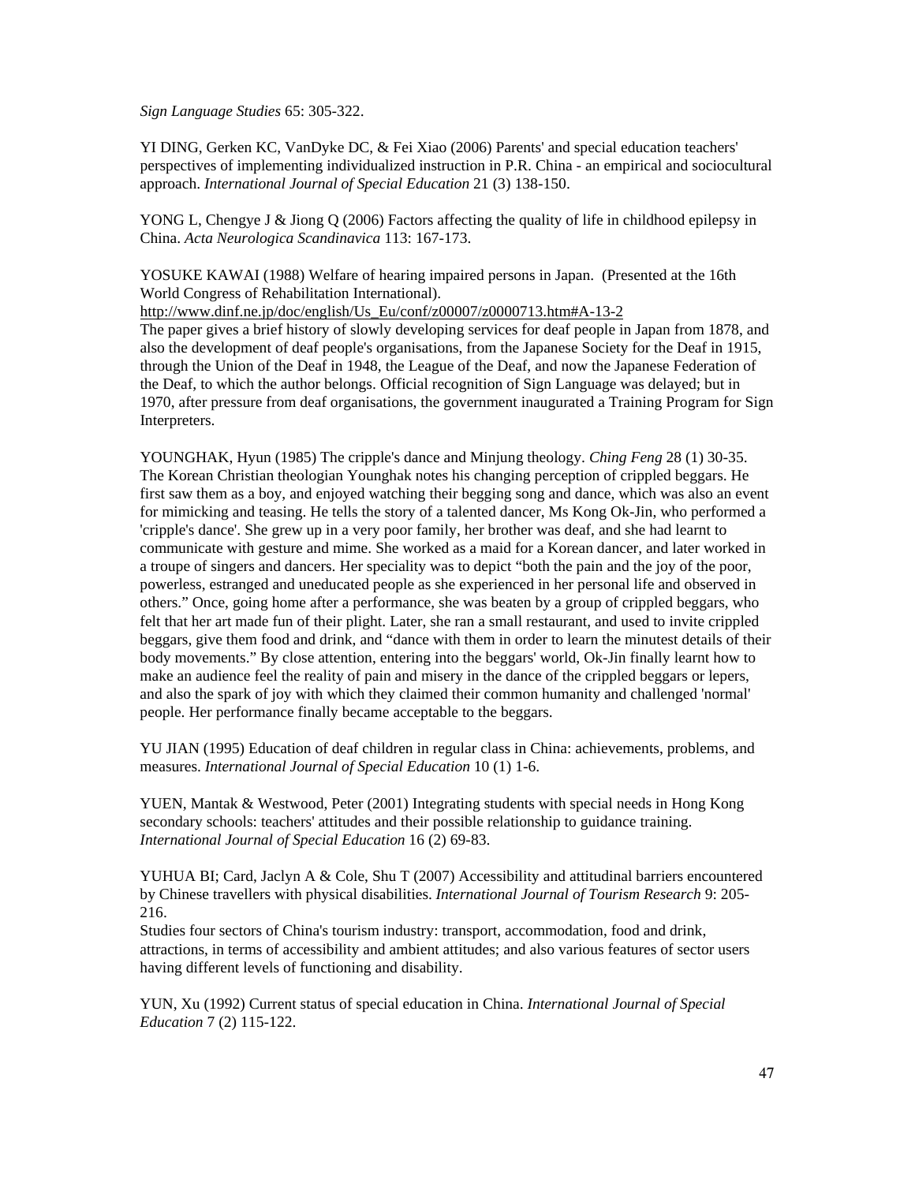*Sign Language Studies* 65: 305-322.

YI DING, Gerken KC, VanDyke DC, & Fei Xiao (2006) Parents' and special education teachers' perspectives of implementing individualized instruction in P.R. China - an empirical and sociocultural approach. *International Journal of Special Education* 21 (3) 138-150.

YONG L, Chengye J & Jiong Q (2006) Factors affecting the quality of life in childhood epilepsy in China. *Acta Neurologica Scandinavica* 113: 167-173.

YOSUKE KAWAI (1988) Welfare of hearing impaired persons in Japan. (Presented at the 16th World Congress of Rehabilitation International).
http://www.dinf.ne.jp/doc/english/Us_Eu/conf/z00007/z0000713.htm#A-13-2
The paper gives a brief history of slowly developing services for deaf people in Japan from 1878, and also the development of deaf people's organisations, from the Japanese Society for the Deaf in 1915, through the Union of the Deaf in 1948, the League of the Deaf, and now the Japanese Federation of the Deaf, to which the author belongs. Official recognition of Sign Language was delayed; but in 1970, after pressure from deaf organisations, the government inaugurated a Training Program for Sign Interpreters.

YOUNGHAK, Hyun (1985) The cripple's dance and Minjung theology. *Ching Feng* 28 (1) 30-35.
The Korean Christian theologian Younghak notes his changing perception of crippled beggars. He first saw them as a boy, and enjoyed watching their begging song and dance, which was also an event for mimicking and teasing. He tells the story of a talented dancer, Ms Kong Ok-Jin, who performed a 'cripple's dance'. She grew up in a very poor family, her brother was deaf, and she had learnt to communicate with gesture and mime. She worked as a maid for a Korean dancer, and later worked in a troupe of singers and dancers. Her speciality was to depict "both the pain and the joy of the poor, powerless, estranged and uneducated people as she experienced in her personal life and observed in others." Once, going home after a performance, she was beaten by a group of crippled beggars, who felt that her art made fun of their plight. Later, she ran a small restaurant, and used to invite crippled beggars, give them food and drink, and "dance with them in order to learn the minutest details of their body movements." By close attention, entering into the beggars' world, Ok-Jin finally learnt how to make an audience feel the reality of pain and misery in the dance of the crippled beggars or lepers, and also the spark of joy with which they claimed their common humanity and challenged 'normal' people. Her performance finally became acceptable to the beggars.

YU JIAN (1995) Education of deaf children in regular class in China: achievements, problems, and measures. *International Journal of Special Education* 10 (1) 1-6.

YUEN, Mantak & Westwood, Peter (2001) Integrating students with special needs in Hong Kong secondary schools: teachers' attitudes and their possible relationship to guidance training. *International Journal of Special Education* 16 (2) 69-83.

YUHUA BI; Card, Jaclyn A & Cole, Shu T (2007) Accessibility and attitudinal barriers encountered by Chinese travellers with physical disabilities. *International Journal of Tourism Research* 9: 205-216.
Studies four sectors of China's tourism industry: transport, accommodation, food and drink, attractions, in terms of accessibility and ambient attitudes; and also various features of sector users having different levels of functioning and disability.

YUN, Xu (1992) Current status of special education in China. *International Journal of Special Education* 7 (2) 115-122.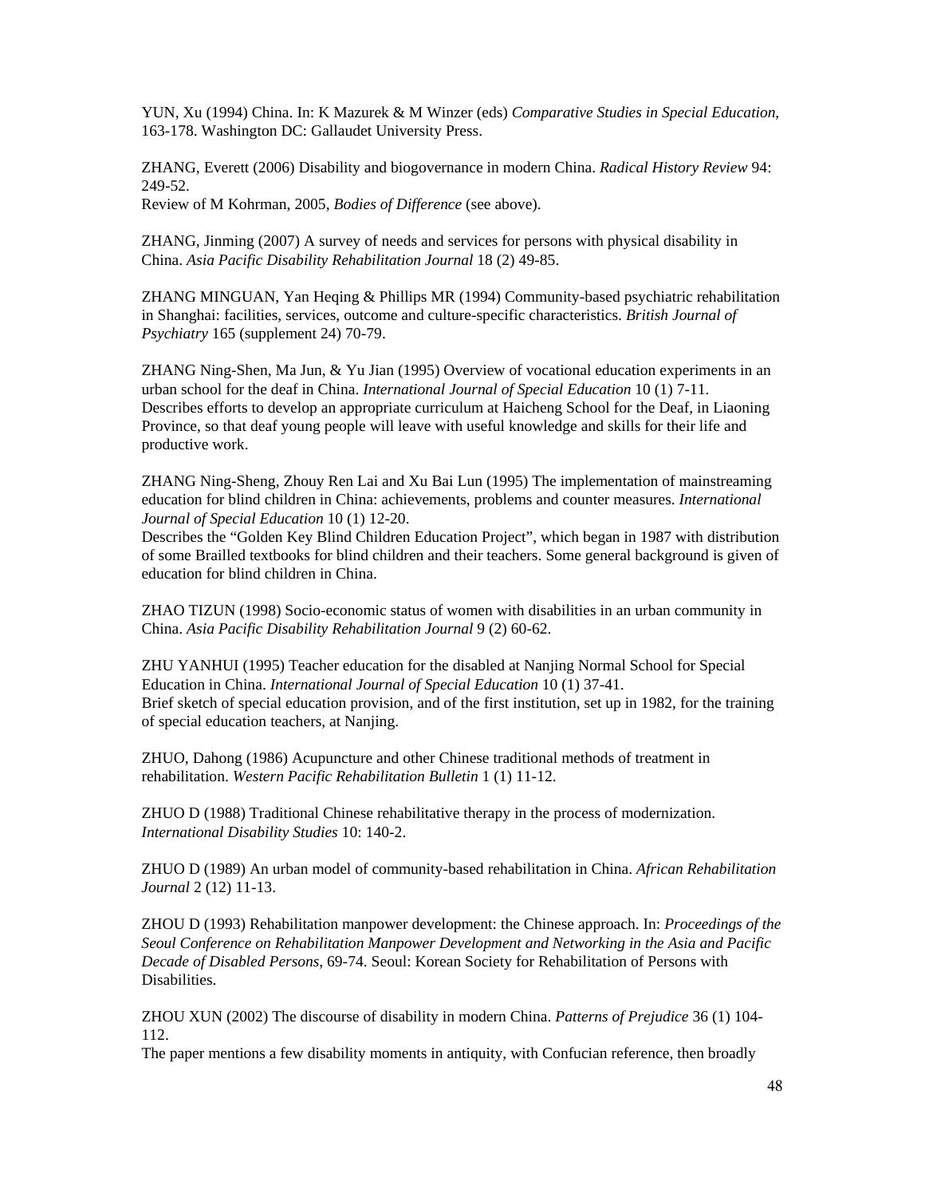YUN, Xu (1994) China. In: K Mazurek & M Winzer (eds) *Comparative Studies in Special Education*, 163-178. Washington DC: Gallaudet University Press.

ZHANG, Everett (2006) Disability and biogovernance in modern China. *Radical History Review* 94: 249-52.
Review of M Kohrman, 2005, *Bodies of Difference* (see above).

ZHANG, Jinming (2007) A survey of needs and services for persons with physical disability in China. *Asia Pacific Disability Rehabilitation Journal* 18 (2) 49-85.

ZHANG MINGUAN, Yan Heqing & Phillips MR (1994) Community-based psychiatric rehabilitation in Shanghai: facilities, services, outcome and culture-specific characteristics. *British Journal of Psychiatry* 165 (supplement 24) 70-79.

ZHANG Ning-Shen, Ma Jun, & Yu Jian (1995) Overview of vocational education experiments in an urban school for the deaf in China. *International Journal of Special Education* 10 (1) 7-11.
Describes efforts to develop an appropriate curriculum at Haicheng School for the Deaf, in Liaoning Province, so that deaf young people will leave with useful knowledge and skills for their life and productive work.

ZHANG Ning-Sheng, Zhouy Ren Lai and Xu Bai Lun (1995) The implementation of mainstreaming education for blind children in China: achievements, problems and counter measures. *International Journal of Special Education* 10 (1) 12-20.
Describes the "Golden Key Blind Children Education Project", which began in 1987 with distribution of some Brailled textbooks for blind children and their teachers. Some general background is given of education for blind children in China.

ZHAO TIZUN (1998) Socio-economic status of women with disabilities in an urban community in China. *Asia Pacific Disability Rehabilitation Journal* 9 (2) 60-62.

ZHU YANHUI (1995) Teacher education for the disabled at Nanjing Normal School for Special Education in China. *International Journal of Special Education* 10 (1) 37-41.
Brief sketch of special education provision, and of the first institution, set up in 1982, for the training of special education teachers, at Nanjing.

ZHUO, Dahong (1986) Acupuncture and other Chinese traditional methods of treatment in rehabilitation. *Western Pacific Rehabilitation Bulletin* 1 (1) 11-12.

ZHUO D (1988) Traditional Chinese rehabilitative therapy in the process of modernization. *International Disability Studies* 10: 140-2.

ZHUO D (1989) An urban model of community-based rehabilitation in China. *African Rehabilitation Journal* 2 (12) 11-13.

ZHOU D (1993) Rehabilitation manpower development: the Chinese approach. In: *Proceedings of the Seoul Conference on Rehabilitation Manpower Development and Networking in the Asia and Pacific Decade of Disabled Persons*, 69-74. Seoul: Korean Society for Rehabilitation of Persons with Disabilities.

ZHOU XUN (2002) The discourse of disability in modern China. *Patterns of Prejudice* 36 (1) 104-112.
The paper mentions a few disability moments in antiquity, with Confucian reference, then broadly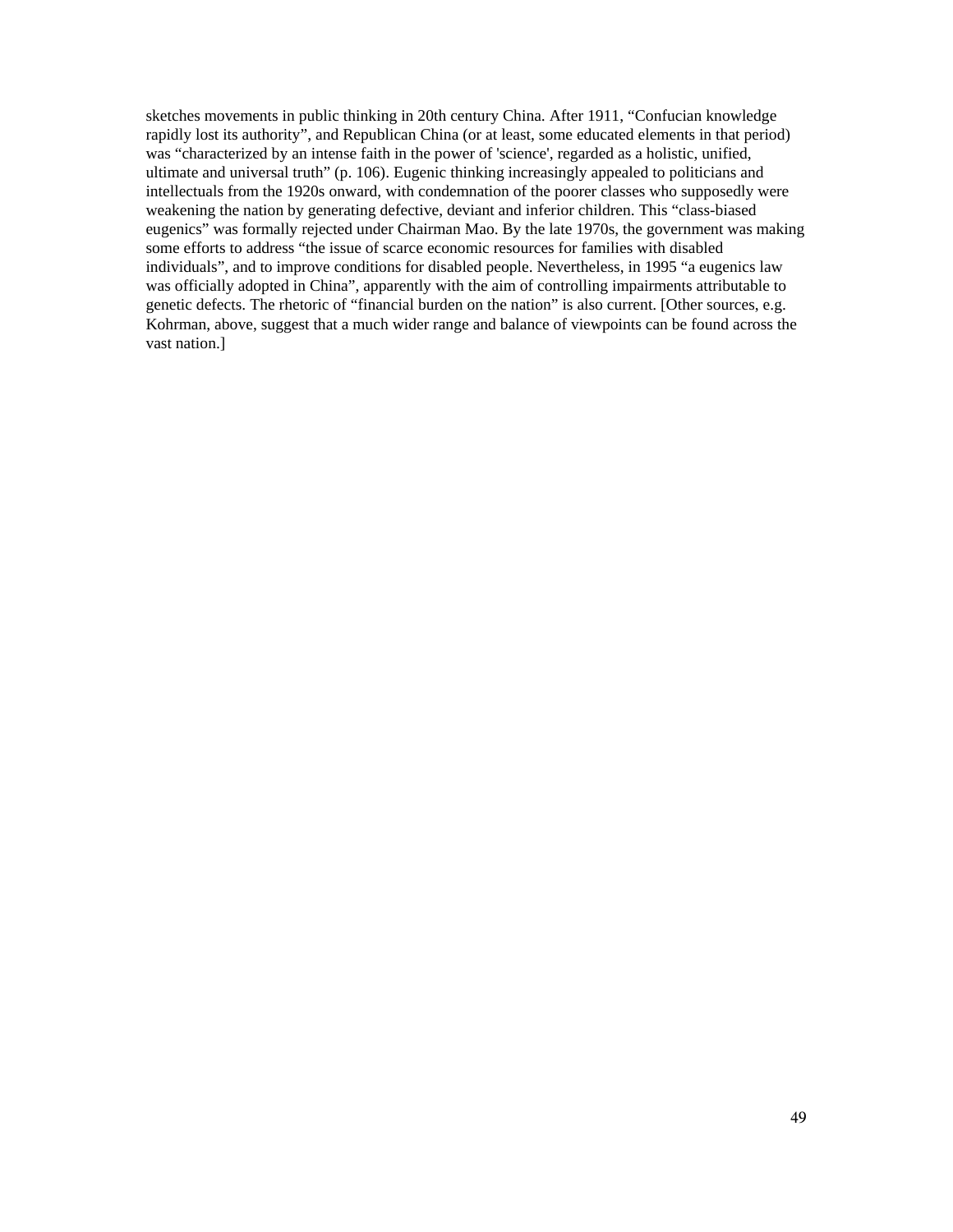sketches movements in public thinking in 20th century China. After 1911, “Confucian knowledge rapidly lost its authority”, and Republican China (or at least, some educated elements in that period) was “characterized by an intense faith in the power of 'science', regarded as a holistic, unified, ultimate and universal truth” (p. 106). Eugenic thinking increasingly appealed to politicians and intellectuals from the 1920s onward, with condemnation of the poorer classes who supposedly were weakening the nation by generating defective, deviant and inferior children. This “class-biased eugenics” was formally rejected under Chairman Mao. By the late 1970s, the government was making some efforts to address “the issue of scarce economic resources for families with disabled individuals”, and to improve conditions for disabled people. Nevertheless, in 1995 “a eugenics law was officially adopted in China”, apparently with the aim of controlling impairments attributable to genetic defects. The rhetoric of “financial burden on the nation” is also current. [Other sources, e.g. Kohrman, above, suggest that a much wider range and balance of viewpoints can be found across the vast nation.]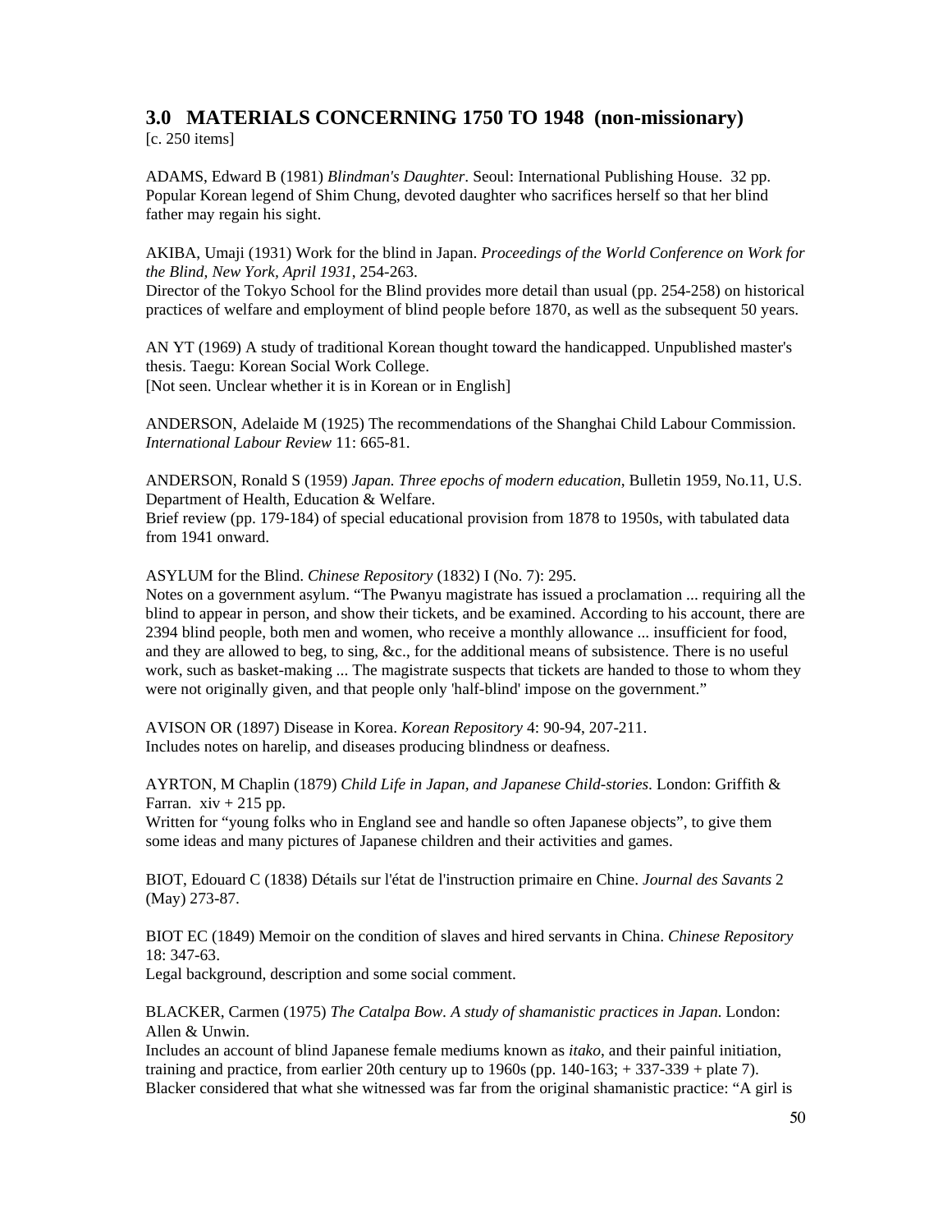## 3.0 MATERIALS CONCERNING 1750 TO 1948 (non-missionary)

[c. 250 items]

ADAMS, Edward B (1981) *Blindman's Daughter*. Seoul: International Publishing House. 32 pp.
Popular Korean legend of Shim Chung, devoted daughter who sacrifices herself so that her blind father may regain his sight.

AKIBA, Umaji (1931) Work for the blind in Japan. *Proceedings of the World Conference on Work for the Blind, New York, April 1931*, 254-263.
Director of the Tokyo School for the Blind provides more detail than usual (pp. 254-258) on historical practices of welfare and employment of blind people before 1870, as well as the subsequent 50 years.

AN YT (1969) A study of traditional Korean thought toward the handicapped. Unpublished master's thesis. Taegu: Korean Social Work College.
[Not seen. Unclear whether it is in Korean or in English]

ANDERSON, Adelaide M (1925) The recommendations of the Shanghai Child Labour Commission. *International Labour Review* 11: 665-81.

ANDERSON, Ronald S (1959) *Japan. Three epochs of modern education*, Bulletin 1959, No.11, U.S. Department of Health, Education & Welfare.
Brief review (pp. 179-184) of special educational provision from 1878 to 1950s, with tabulated data from 1941 onward.

ASYLUM for the Blind. *Chinese Repository* (1832) I (No. 7): 295.
Notes on a government asylum. "The Pwanyu magistrate has issued a proclamation ... requiring all the blind to appear in person, and show their tickets, and be examined. According to his account, there are 2394 blind people, both men and women, who receive a monthly allowance ... insufficient for food, and they are allowed to beg, to sing, &c., for the additional means of subsistence. There is no useful work, such as basket-making ... The magistrate suspects that tickets are handed to those to whom they were not originally given, and that people only 'half-blind' impose on the government."

AVISON OR (1897) Disease in Korea. *Korean Repository* 4: 90-94, 207-211.
Includes notes on harelip, and diseases producing blindness or deafness.

AYRTON, M Chaplin (1879) *Child Life in Japan, and Japanese Child-stories*. London: Griffith & Farran. xiv + 215 pp.
Written for "young folks who in England see and handle so often Japanese objects", to give them some ideas and many pictures of Japanese children and their activities and games.

BIOT, Edouard C (1838) Détails sur l'état de l'instruction primaire en Chine. *Journal des Savants* 2 (May) 273-87.

BIOT EC (1849) Memoir on the condition of slaves and hired servants in China. *Chinese Repository* 18: 347-63.
Legal background, description and some social comment.

BLACKER, Carmen (1975) *The Catalpa Bow. A study of shamanistic practices in Japan*. London: Allen & Unwin.
Includes an account of blind Japanese female mediums known as *itako*, and their painful initiation, training and practice, from earlier 20th century up to 1960s (pp. 140-163; + 337-339 + plate 7). Blacker considered that what she witnessed was far from the original shamanistic practice: "A girl is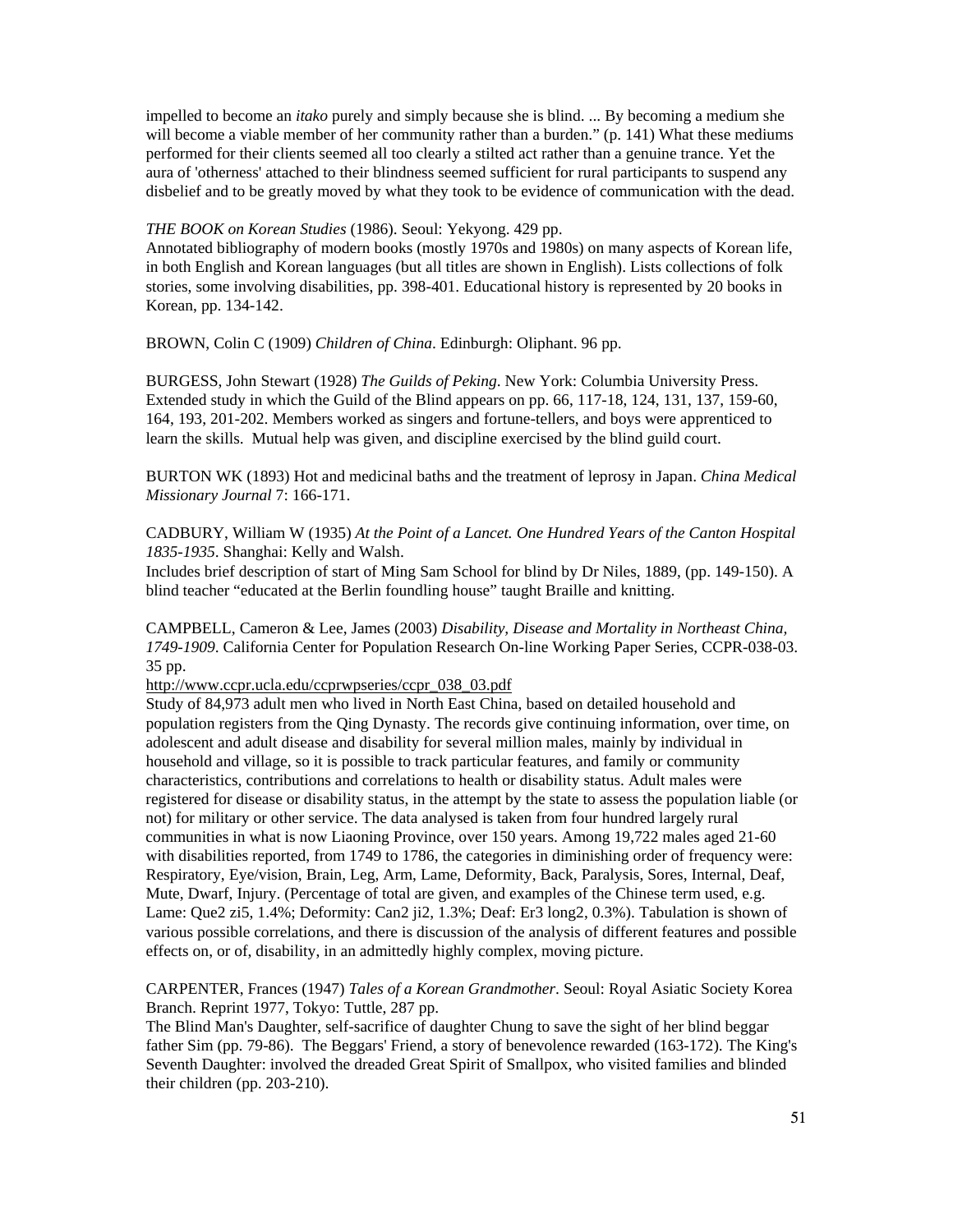impelled to become an *itako* purely and simply because she is blind. ... By becoming a medium she will become a viable member of her community rather than a burden." (p. 141) What these mediums performed for their clients seemed all too clearly a stilted act rather than a genuine trance. Yet the aura of 'otherness' attached to their blindness seemed sufficient for rural participants to suspend any disbelief and to be greatly moved by what they took to be evidence of communication with the dead.

*THE BOOK on Korean Studies* (1986). Seoul: Yekyong. 429 pp.
Annotated bibliography of modern books (mostly 1970s and 1980s) on many aspects of Korean life, in both English and Korean languages (but all titles are shown in English). Lists collections of folk stories, some involving disabilities, pp. 398-401. Educational history is represented by 20 books in Korean, pp. 134-142.

BROWN, Colin C (1909) *Children of China*. Edinburgh: Oliphant. 96 pp.

BURGESS, John Stewart (1928) *The Guilds of Peking*. New York: Columbia University Press. Extended study in which the Guild of the Blind appears on pp. 66, 117-18, 124, 131, 137, 159-60, 164, 193, 201-202. Members worked as singers and fortune-tellers, and boys were apprenticed to learn the skills. Mutual help was given, and discipline exercised by the blind guild court.

BURTON WK (1893) Hot and medicinal baths and the treatment of leprosy in Japan. *China Medical Missionary Journal* 7: 166-171.

CADBURY, William W (1935) *At the Point of a Lancet. One Hundred Years of the Canton Hospital 1835-1935*. Shanghai: Kelly and Walsh.
Includes brief description of start of Ming Sam School for blind by Dr Niles, 1889, (pp. 149-150). A blind teacher "educated at the Berlin foundling house" taught Braille and knitting.

CAMPBELL, Cameron & Lee, James (2003) *Disability, Disease and Mortality in Northeast China, 1749-1909*. California Center for Population Research On-line Working Paper Series, CCPR-038-03. 35 pp.
http://www.ccpr.ucla.edu/ccprwpseries/ccpr_038_03.pdf
Study of 84,973 adult men who lived in North East China, based on detailed household and population registers from the Qing Dynasty. The records give continuing information, over time, on adolescent and adult disease and disability for several million males, mainly by individual in household and village, so it is possible to track particular features, and family or community characteristics, contributions and correlations to health or disability status. Adult males were registered for disease or disability status, in the attempt by the state to assess the population liable (or not) for military or other service. The data analysed is taken from four hundred largely rural communities in what is now Liaoning Province, over 150 years. Among 19,722 males aged 21-60 with disabilities reported, from 1749 to 1786, the categories in diminishing order of frequency were: Respiratory, Eye/vision, Brain, Leg, Arm, Lame, Deformity, Back, Paralysis, Sores, Internal, Deaf, Mute, Dwarf, Injury. (Percentage of total are given, and examples of the Chinese term used, e.g. Lame: Que2 zi5, 1.4%; Deformity: Can2 ji2, 1.3%; Deaf: Er3 long2, 0.3%). Tabulation is shown of various possible correlations, and there is discussion of the analysis of different features and possible effects on, or of, disability, in an admittedly highly complex, moving picture.

CARPENTER, Frances (1947) *Tales of a Korean Grandmother*. Seoul: Royal Asiatic Society Korea Branch. Reprint 1977, Tokyo: Tuttle, 287 pp.
The Blind Man's Daughter, self-sacrifice of daughter Chung to save the sight of her blind beggar father Sim (pp. 79-86). The Beggars' Friend, a story of benevolence rewarded (163-172). The King's Seventh Daughter: involved the dreaded Great Spirit of Smallpox, who visited families and blinded their children (pp. 203-210).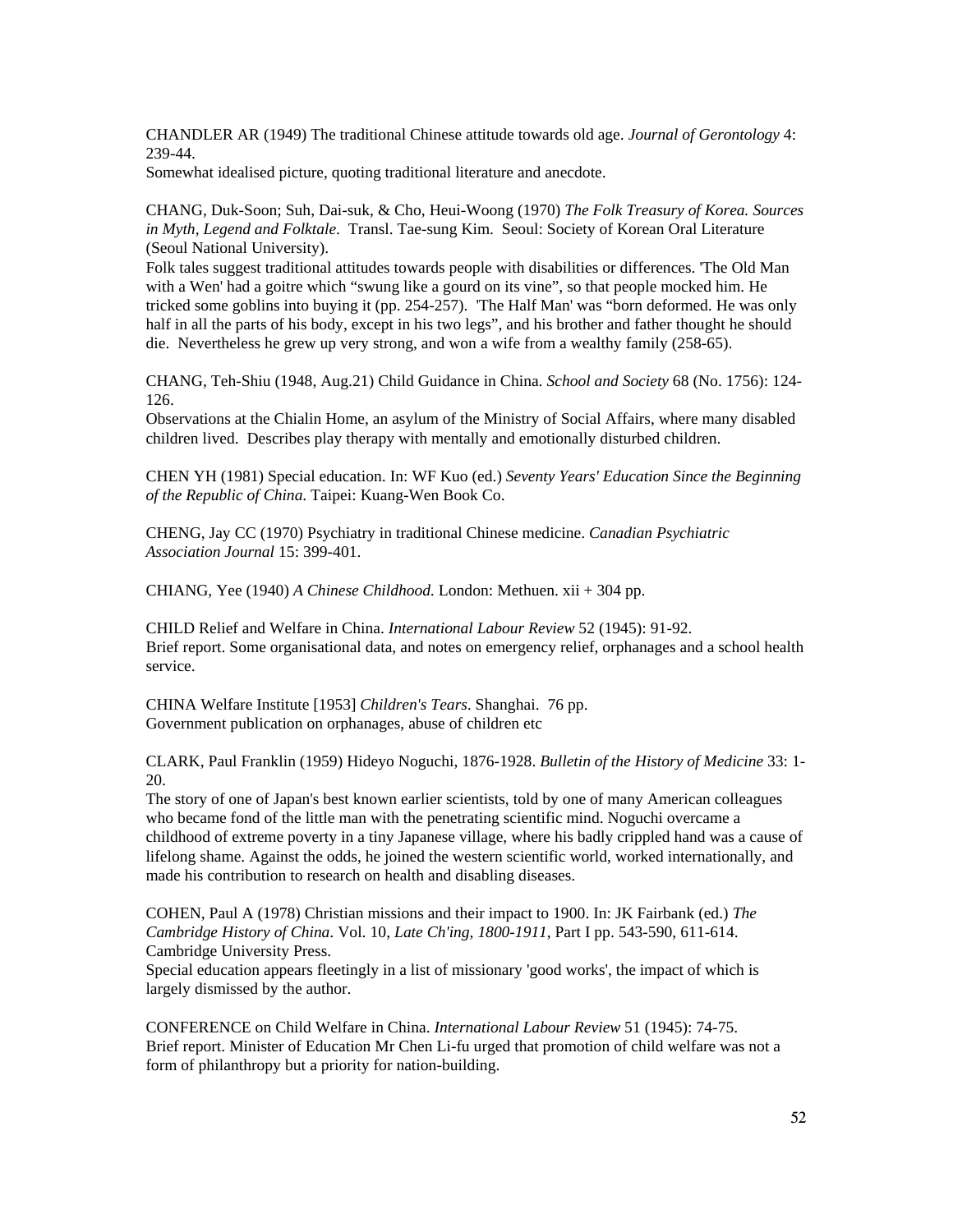CHANDLER AR (1949) The traditional Chinese attitude towards old age. *Journal of Gerontology* 4: 239-44.
Somewhat idealised picture, quoting traditional literature and anecdote.

CHANG, Duk-Soon; Suh, Dai-suk, & Cho, Heui-Woong (1970) *The Folk Treasury of Korea. Sources in Myth, Legend and Folktale*. Transl. Tae-sung Kim. Seoul: Society of Korean Oral Literature (Seoul National University).
Folk tales suggest traditional attitudes towards people with disabilities or differences. 'The Old Man with a Wen' had a goitre which "swung like a gourd on its vine", so that people mocked him. He tricked some goblins into buying it (pp. 254-257). 'The Half Man' was "born deformed. He was only half in all the parts of his body, except in his two legs", and his brother and father thought he should die. Nevertheless he grew up very strong, and won a wife from a wealthy family (258-65).

CHANG, Teh-Shiu (1948, Aug.21) Child Guidance in China. *School and Society* 68 (No. 1756): 124-126.
Observations at the Chialin Home, an asylum of the Ministry of Social Affairs, where many disabled children lived. Describes play therapy with mentally and emotionally disturbed children.

CHEN YH (1981) Special education. In: WF Kuo (ed.) *Seventy Years' Education Since the Beginning of the Republic of China*. Taipei: Kuang-Wen Book Co.

CHENG, Jay CC (1970) Psychiatry in traditional Chinese medicine. *Canadian Psychiatric Association Journal* 15: 399-401.

CHIANG, Yee (1940) *A Chinese Childhood*. London: Methuen. xii + 304 pp.

CHILD Relief and Welfare in China. *International Labour Review* 52 (1945): 91-92.
Brief report. Some organisational data, and notes on emergency relief, orphanages and a school health service.

CHINA Welfare Institute [1953] *Children's Tears*. Shanghai. 76 pp.
Government publication on orphanages, abuse of children etc

CLARK, Paul Franklin (1959) Hideyo Noguchi, 1876-1928. *Bulletin of the History of Medicine* 33: 1-20.
The story of one of Japan's best known earlier scientists, told by one of many American colleagues who became fond of the little man with the penetrating scientific mind. Noguchi overcame a childhood of extreme poverty in a tiny Japanese village, where his badly crippled hand was a cause of lifelong shame. Against the odds, he joined the western scientific world, worked internationally, and made his contribution to research on health and disabling diseases.

COHEN, Paul A (1978) Christian missions and their impact to 1900. In: JK Fairbank (ed.) *The Cambridge History of China*. Vol. 10, *Late Ch'ing, 1800-1911*, Part I pp. 543-590, 611-614. Cambridge University Press.
Special education appears fleetingly in a list of missionary 'good works', the impact of which is largely dismissed by the author.

CONFERENCE on Child Welfare in China. *International Labour Review* 51 (1945): 74-75.
Brief report. Minister of Education Mr Chen Li-fu urged that promotion of child welfare was not a form of philanthropy but a priority for nation-building.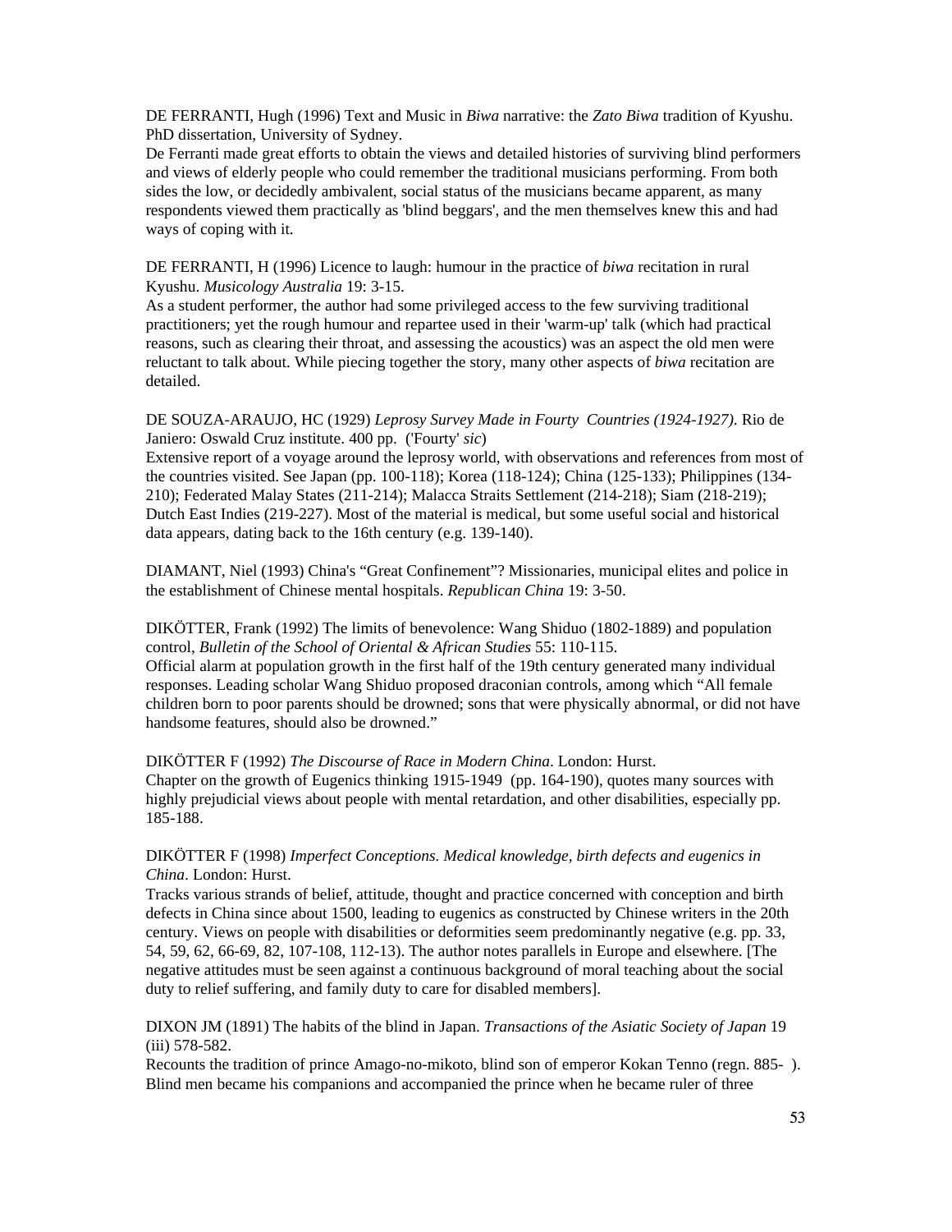DE FERRANTI, Hugh (1996) Text and Music in *Biwa* narrative: the *Zato Biwa* tradition of Kyushu. PhD dissertation, University of Sydney.
De Ferranti made great efforts to obtain the views and detailed histories of surviving blind performers and views of elderly people who could remember the traditional musicians performing. From both sides the low, or decidedly ambivalent, social status of the musicians became apparent, as many respondents viewed them practically as 'blind beggars', and the men themselves knew this and had ways of coping with it.

DE FERRANTI, H (1996) Licence to laugh: humour in the practice of *biwa* recitation in rural Kyushu. *Musicology Australia* 19: 3-15.
As a student performer, the author had some privileged access to the few surviving traditional practitioners; yet the rough humour and repartee used in their 'warm-up' talk (which had practical reasons, such as clearing their throat, and assessing the acoustics) was an aspect the old men were reluctant to talk about. While piecing together the story, many other aspects of *biwa* recitation are detailed.

DE SOUZA-ARAUJO, HC (1929) *Leprosy Survey Made in Fourty Countries (1924-1927)*. Rio de Janiero: Oswald Cruz institute. 400 pp. ('Fourty' *sic*)
Extensive report of a voyage around the leprosy world, with observations and references from most of the countries visited. See Japan (pp. 100-118); Korea (118-124); China (125-133); Philippines (134-210); Federated Malay States (211-214); Malacca Straits Settlement (214-218); Siam (218-219); Dutch East Indies (219-227). Most of the material is medical, but some useful social and historical data appears, dating back to the 16th century (e.g. 139-140).

DIAMANT, Niel (1993) China's "Great Confinement"? Missionaries, municipal elites and police in the establishment of Chinese mental hospitals. *Republican China* 19: 3-50.

DIKÖTTER, Frank (1992) The limits of benevolence: Wang Shiduo (1802-1889) and population control, *Bulletin of the School of Oriental & African Studies* 55: 110-115.
Official alarm at population growth in the first half of the 19th century generated many individual responses. Leading scholar Wang Shiduo proposed draconian controls, among which "All female children born to poor parents should be drowned; sons that were physically abnormal, or did not have handsome features, should also be drowned."

DIKÖTTER F (1992) *The Discourse of Race in Modern China*. London: Hurst.
Chapter on the growth of Eugenics thinking 1915-1949 (pp. 164-190), quotes many sources with highly prejudicial views about people with mental retardation, and other disabilities, especially pp. 185-188.

DIKÖTTER F (1998) *Imperfect Conceptions. Medical knowledge, birth defects and eugenics in China*. London: Hurst.
Tracks various strands of belief, attitude, thought and practice concerned with conception and birth defects in China since about 1500, leading to eugenics as constructed by Chinese writers in the 20th century. Views on people with disabilities or deformities seem predominantly negative (e.g. pp. 33, 54, 59, 62, 66-69, 82, 107-108, 112-13). The author notes parallels in Europe and elsewhere. [The negative attitudes must be seen against a continuous background of moral teaching about the social duty to relief suffering, and family duty to care for disabled members].

DIXON JM (1891) The habits of the blind in Japan. *Transactions of the Asiatic Society of Japan* 19 (iii) 578-582.
Recounts the tradition of prince Amago-no-mikoto, blind son of emperor Kokan Tenno (regn. 885- ). Blind men became his companions and accompanied the prince when he became ruler of three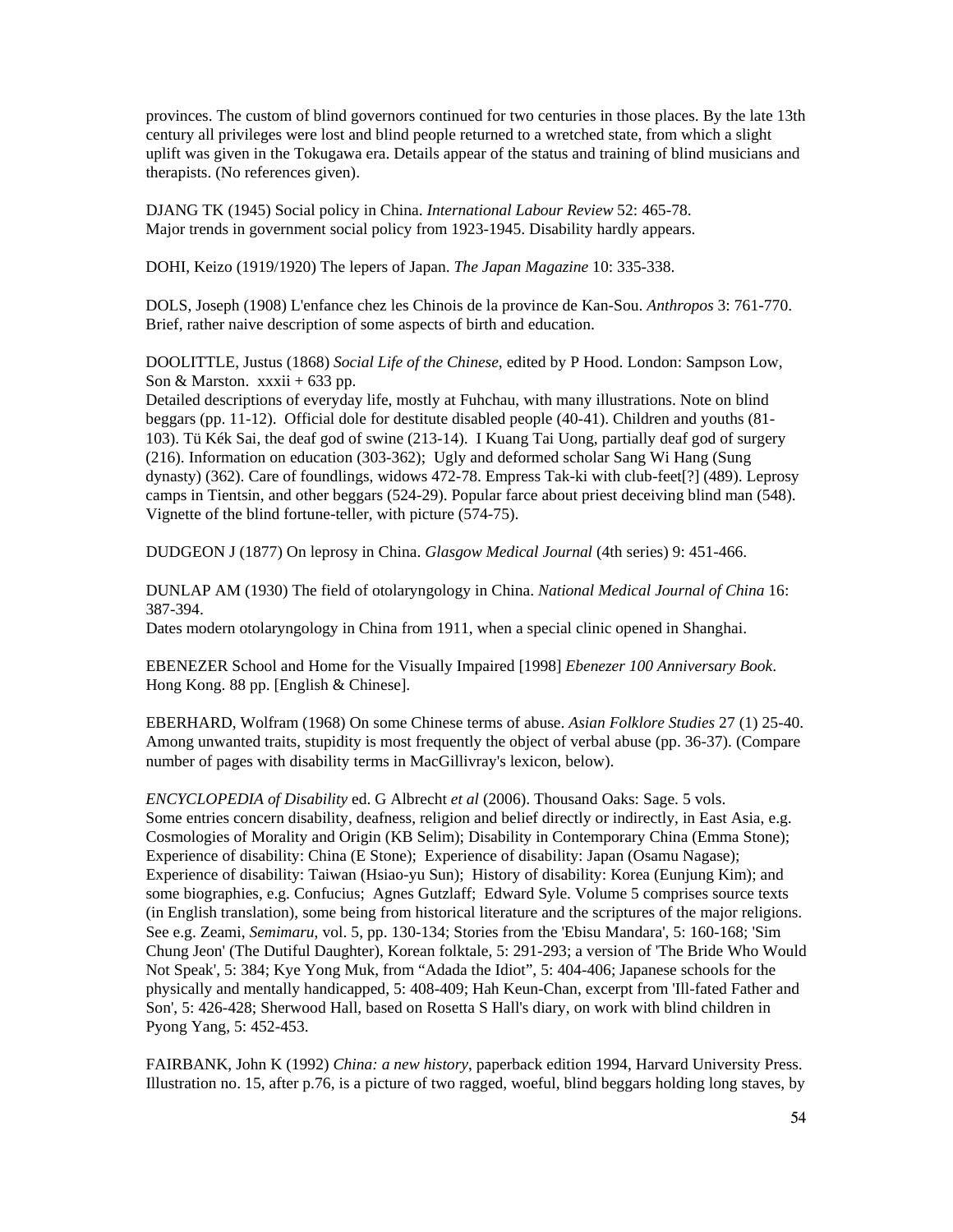provinces. The custom of blind governors continued for two centuries in those places. By the late 13th century all privileges were lost and blind people returned to a wretched state, from which a slight uplift was given in the Tokugawa era. Details appear of the status and training of blind musicians and therapists. (No references given).

DJANG TK (1945) Social policy in China. *International Labour Review* 52: 465-78.
Major trends in government social policy from 1923-1945. Disability hardly appears.

DOHI, Keizo (1919/1920) The lepers of Japan. *The Japan Magazine* 10: 335-338.

DOLS, Joseph (1908) L'enfance chez les Chinois de la province de Kan-Sou. *Anthropos* 3: 761-770.
Brief, rather naive description of some aspects of birth and education.

DOOLITTLE, Justus (1868) *Social Life of the Chinese*, edited by P Hood. London: Sampson Low, Son & Marston. xxxii + 633 pp.
Detailed descriptions of everyday life, mostly at Fuhchau, with many illustrations. Note on blind beggars (pp. 11-12). Official dole for destitute disabled people (40-41). Children and youths (81-103). Tü Kék Sai, the deaf god of swine (213-14). I Kuang Tai Uong, partially deaf god of surgery (216). Information on education (303-362); Ugly and deformed scholar Sang Wi Hang (Sung dynasty) (362). Care of foundlings, widows 472-78. Empress Tak-ki with club-feet[?] (489). Leprosy camps in Tientsin, and other beggars (524-29). Popular farce about priest deceiving blind man (548). Vignette of the blind fortune-teller, with picture (574-75).

DUDGEON J (1877) On leprosy in China. *Glasgow Medical Journal* (4th series) 9: 451-466.

DUNLAP AM (1930) The field of otolaryngology in China. *National Medical Journal of China* 16: 387-394.
Dates modern otolaryngology in China from 1911, when a special clinic opened in Shanghai.

EBENEZER School and Home for the Visually Impaired [1998] *Ebenezer 100 Anniversary Book*. Hong Kong. 88 pp. [English & Chinese].

EBERHARD, Wolfram (1968) On some Chinese terms of abuse. *Asian Folklore Studies* 27 (1) 25-40. Among unwanted traits, stupidity is most frequently the object of verbal abuse (pp. 36-37). (Compare number of pages with disability terms in MacGillivray's lexicon, below).

*ENCYCLOPEDIA of Disability* ed. G Albrecht *et al* (2006). Thousand Oaks: Sage. 5 vols.
Some entries concern disability, deafness, religion and belief directly or indirectly, in East Asia, e.g. Cosmologies of Morality and Origin (KB Selim); Disability in Contemporary China (Emma Stone); Experience of disability: China (E Stone); Experience of disability: Japan (Osamu Nagase); Experience of disability: Taiwan (Hsiao-yu Sun); History of disability: Korea (Eunjung Kim); and some biographies, e.g. Confucius; Agnes Gutzlaff; Edward Syle. Volume 5 comprises source texts (in English translation), some being from historical literature and the scriptures of the major religions. See e.g. Zeami, *Semimaru*, vol. 5, pp. 130-134; Stories from the 'Ebisu Mandara', 5: 160-168; 'Sim Chung Jeon' (The Dutiful Daughter), Korean folktale, 5: 291-293; a version of 'The Bride Who Would Not Speak', 5: 384; Kye Yong Muk, from "Adada the Idiot", 5: 404-406; Japanese schools for the physically and mentally handicapped, 5: 408-409; Hah Keun-Chan, excerpt from 'Ill-fated Father and Son', 5: 426-428; Sherwood Hall, based on Rosetta S Hall's diary, on work with blind children in Pyong Yang, 5: 452-453.

FAIRBANK, John K (1992) *China: a new history*, paperback edition 1994, Harvard University Press. Illustration no. 15, after p.76, is a picture of two ragged, woeful, blind beggars holding long staves, by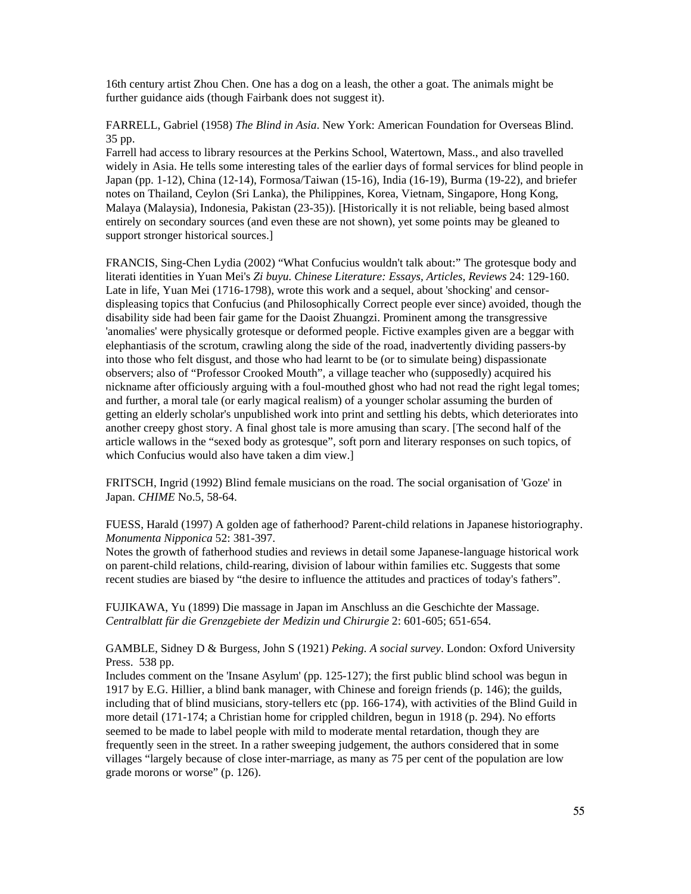16th century artist Zhou Chen. One has a dog on a leash, the other a goat. The animals might be further guidance aids (though Fairbank does not suggest it).

FARRELL, Gabriel (1958) *The Blind in Asia*. New York: American Foundation for Overseas Blind. 35 pp.
Farrell had access to library resources at the Perkins School, Watertown, Mass., and also travelled widely in Asia. He tells some interesting tales of the earlier days of formal services for blind people in Japan (pp. 1-12), China (12-14), Formosa/Taiwan (15-16), India (16-19), Burma (19-22), and briefer notes on Thailand, Ceylon (Sri Lanka), the Philippines, Korea, Vietnam, Singapore, Hong Kong, Malaya (Malaysia), Indonesia, Pakistan (23-35)). [Historically it is not reliable, being based almost entirely on secondary sources (and even these are not shown), yet some points may be gleaned to support stronger historical sources.]

FRANCIS, Sing-Chen Lydia (2002) "What Confucius wouldn't talk about:" The grotesque body and literati identities in Yuan Mei's *Zi buyu*. *Chinese Literature: Essays, Articles, Reviews* 24: 129-160.
Late in life, Yuan Mei (1716-1798), wrote this work and a sequel, about 'shocking' and censor-displeasing topics that Confucius (and Philosophically Correct people ever since) avoided, though the disability side had been fair game for the Daoist Zhuangzi. Prominent among the transgressive 'anomalies' were physically grotesque or deformed people. Fictive examples given are a beggar with elephantiasis of the scrotum, crawling along the side of the road, inadvertently dividing passers-by into those who felt disgust, and those who had learnt to be (or to simulate being) dispassionate observers; also of "Professor Crooked Mouth", a village teacher who (supposedly) acquired his nickname after officiously arguing with a foul-mouthed ghost who had not read the right legal tomes; and further, a moral tale (or early magical realism) of a younger scholar assuming the burden of getting an elderly scholar's unpublished work into print and settling his debts, which deteriorates into another creepy ghost story. A final ghost tale is more amusing than scary. [The second half of the article wallows in the "sexed body as grotesque", soft porn and literary responses on such topics, of which Confucius would also have taken a dim view.]

FRITSCH, Ingrid (1992) Blind female musicians on the road. The social organisation of 'Goze' in Japan. *CHIME* No.5, 58-64.

FUESS, Harald (1997) A golden age of fatherhood? Parent-child relations in Japanese historiography. *Monumenta Nipponica* 52: 381-397.
Notes the growth of fatherhood studies and reviews in detail some Japanese-language historical work on parent-child relations, child-rearing, division of labour within families etc. Suggests that some recent studies are biased by "the desire to influence the attitudes and practices of today's fathers".

FUJIKAWA, Yu (1899) Die massage in Japan im Anschluss an die Geschichte der Massage. *Centralblatt für die Grenzgebiete der Medizin und Chirurgie* 2: 601-605; 651-654.

GAMBLE, Sidney D & Burgess, John S (1921) *Peking. A social survey*. London: Oxford University Press. 538 pp.
Includes comment on the 'Insane Asylum' (pp. 125-127); the first public blind school was begun in 1917 by E.G. Hillier, a blind bank manager, with Chinese and foreign friends (p. 146); the guilds, including that of blind musicians, story-tellers etc (pp. 166-174), with activities of the Blind Guild in more detail (171-174; a Christian home for crippled children, begun in 1918 (p. 294). No efforts seemed to be made to label people with mild to moderate mental retardation, though they are frequently seen in the street. In a rather sweeping judgement, the authors considered that in some villages "largely because of close inter-marriage, as many as 75 per cent of the population are low grade morons or worse" (p. 126).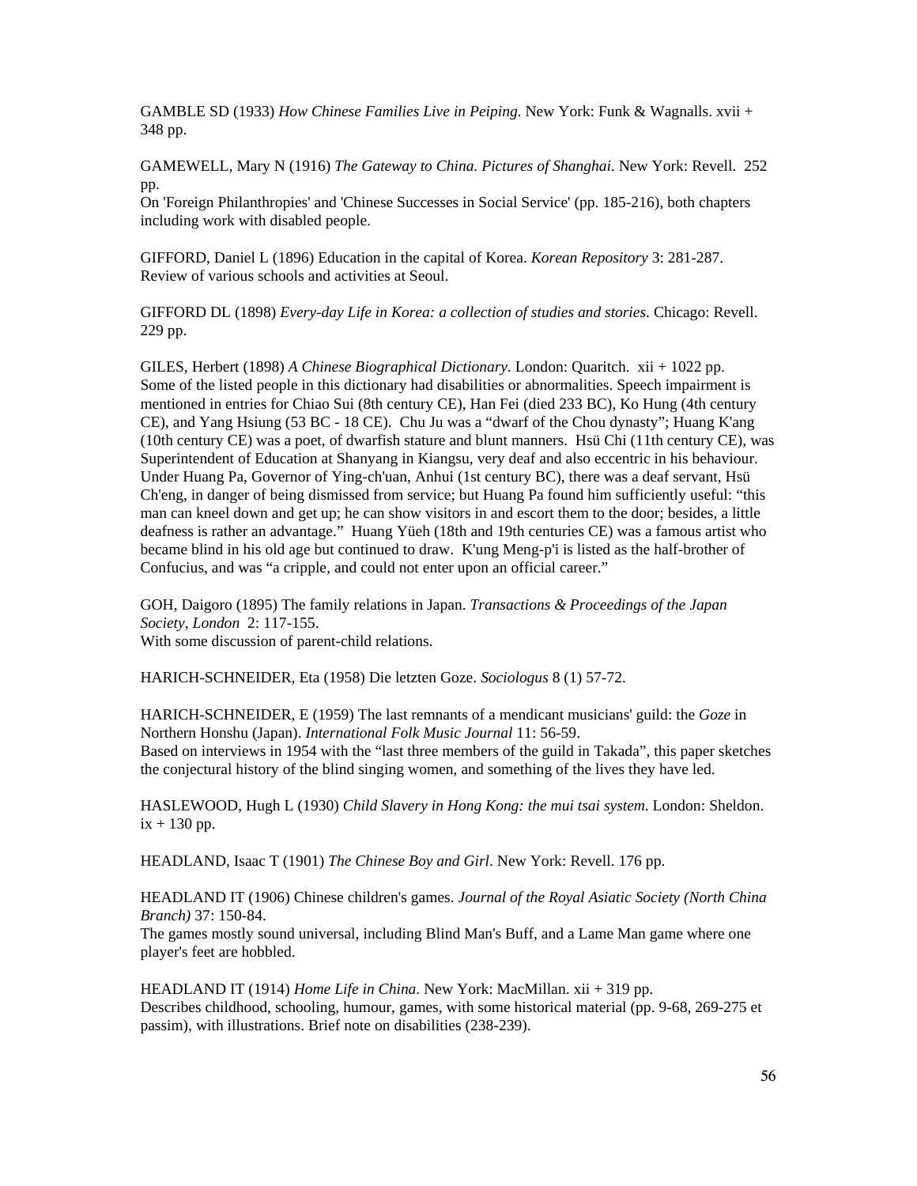GAMBLE SD (1933) *How Chinese Families Live in Peiping*. New York: Funk & Wagnalls. xvii + 348 pp.

GAMEWELL, Mary N (1916) *The Gateway to China. Pictures of Shanghai*. New York: Revell. 252 pp.
On 'Foreign Philanthropies' and 'Chinese Successes in Social Service' (pp. 185-216), both chapters including work with disabled people.

GIFFORD, Daniel L (1896) Education in the capital of Korea. *Korean Repository* 3: 281-287.
Review of various schools and activities at Seoul.

GIFFORD DL (1898) *Every-day Life in Korea: a collection of studies and stories*. Chicago: Revell. 229 pp.

GILES, Herbert (1898) *A Chinese Biographical Dictionary*. London: Quaritch. xii + 1022 pp.
Some of the listed people in this dictionary had disabilities or abnormalities. Speech impairment is mentioned in entries for Chiao Sui (8th century CE), Han Fei (died 233 BC), Ko Hung (4th century CE), and Yang Hsiung (53 BC - 18 CE). Chu Ju was a "dwarf of the Chou dynasty"; Huang K'ang (10th century CE) was a poet, of dwarfish stature and blunt manners. Hsü Chi (11th century CE), was Superintendent of Education at Shanyang in Kiangsu, very deaf and also eccentric in his behaviour. Under Huang Pa, Governor of Ying-ch'uan, Anhui (1st century BC), there was a deaf servant, Hsü Ch'eng, in danger of being dismissed from service; but Huang Pa found him sufficiently useful: "this man can kneel down and get up; he can show visitors in and escort them to the door; besides, a little deafness is rather an advantage." Huang Yüeh (18th and 19th centuries CE) was a famous artist who became blind in his old age but continued to draw. K'ung Meng-p'i is listed as the half-brother of Confucius, and was "a cripple, and could not enter upon an official career."

GOH, Daigoro (1895) The family relations in Japan. *Transactions & Proceedings of the Japan Society, London* 2: 117-155.
With some discussion of parent-child relations.

HARICH-SCHNEIDER, Eta (1958) Die letzten Goze. *Sociologus* 8 (1) 57-72.

HARICH-SCHNEIDER, E (1959) The last remnants of a mendicant musicians' guild: the *Goze* in Northern Honshu (Japan). *International Folk Music Journal* 11: 56-59.
Based on interviews in 1954 with the "last three members of the guild in Takada", this paper sketches the conjectural history of the blind singing women, and something of the lives they have led.

HASLEWOOD, Hugh L (1930) *Child Slavery in Hong Kong: the mui tsai system*. London: Sheldon. ix + 130 pp.

HEADLAND, Isaac T (1901) *The Chinese Boy and Girl*. New York: Revell. 176 pp.

HEADLAND IT (1906) Chinese children's games. *Journal of the Royal Asiatic Society (North China Branch)* 37: 150-84.
The games mostly sound universal, including Blind Man's Buff, and a Lame Man game where one player's feet are hobbled.

HEADLAND IT (1914) *Home Life in China*. New York: MacMillan. xii + 319 pp.
Describes childhood, schooling, humour, games, with some historical material (pp. 9-68, 269-275 et passim), with illustrations. Brief note on disabilities (238-239).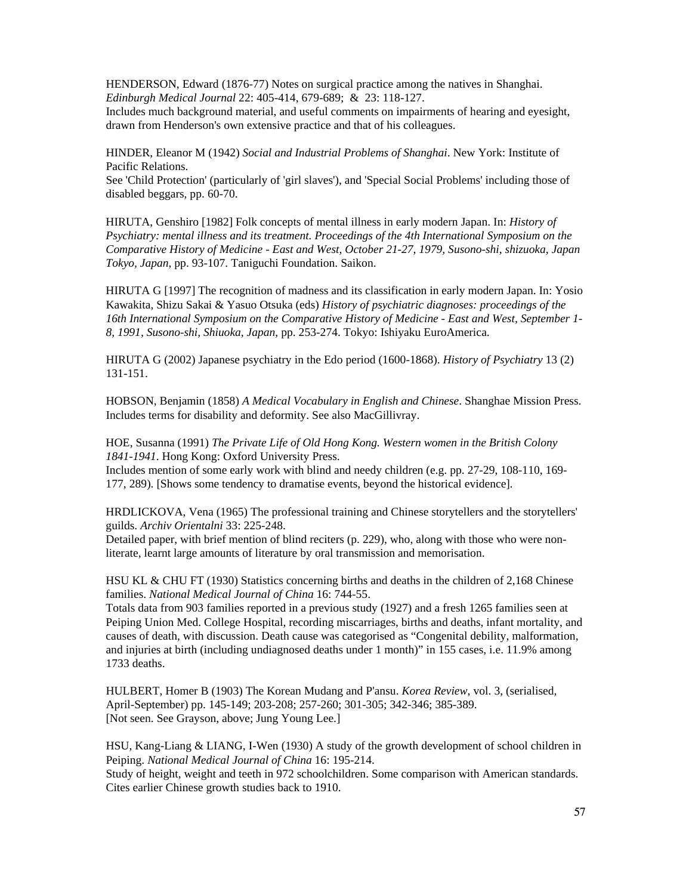HENDERSON, Edward (1876-77) Notes on surgical practice among the natives in Shanghai. *Edinburgh Medical Journal* 22: 405-414, 679-689; & 23: 118-127.
Includes much background material, and useful comments on impairments of hearing and eyesight, drawn from Henderson's own extensive practice and that of his colleagues.

HINDER, Eleanor M (1942) *Social and Industrial Problems of Shanghai*. New York: Institute of Pacific Relations.
See 'Child Protection' (particularly of 'girl slaves'), and 'Special Social Problems' including those of disabled beggars, pp. 60-70.

HIRUTA, Genshiro [1982] Folk concepts of mental illness in early modern Japan. In: *History of Psychiatry: mental illness and its treatment. Proceedings of the 4th International Symposium on the Comparative History of Medicine - East and West, October 21-27, 1979, Susono-shi, shizuoka, Japan Tokyo, Japan*, pp. 93-107. Taniguchi Foundation. Saikon.

HIRUTA G [1997] The recognition of madness and its classification in early modern Japan. In: Yosio Kawakita, Shizu Sakai & Yasuo Otsuka (eds) *History of psychiatric diagnoses: proceedings of the 16th International Symposium on the Comparative History of Medicine - East and West, September 1-8, 1991, Susono-shi, Shiuoka, Japan*, pp. 253-274. Tokyo: Ishiyaku EuroAmerica.

HIRUTA G (2002) Japanese psychiatry in the Edo period (1600-1868). *History of Psychiatry* 13 (2) 131-151.

HOBSON, Benjamin (1858) *A Medical Vocabulary in English and Chinese*. Shanghae Mission Press. Includes terms for disability and deformity. See also MacGillivray.

HOE, Susanna (1991) *The Private Life of Old Hong Kong. Western women in the British Colony 1841-1941*. Hong Kong: Oxford University Press.
Includes mention of some early work with blind and needy children (e.g. pp. 27-29, 108-110, 169-177, 289). [Shows some tendency to dramatise events, beyond the historical evidence].

HRDLICKOVA, Vena (1965) The professional training and Chinese storytellers and the storytellers' guilds. *Archiv Orientalni* 33: 225-248.
Detailed paper, with brief mention of blind reciters (p. 229), who, along with those who were non-literate, learnt large amounts of literature by oral transmission and memorisation.

HSU KL & CHU FT (1930) Statistics concerning births and deaths in the children of 2,168 Chinese families. *National Medical Journal of China* 16: 744-55.
Totals data from 903 families reported in a previous study (1927) and a fresh 1265 families seen at Peiping Union Med. College Hospital, recording miscarriages, births and deaths, infant mortality, and causes of death, with discussion. Death cause was categorised as "Congenital debility, malformation, and injuries at birth (including undiagnosed deaths under 1 month)" in 155 cases, i.e. 11.9% among 1733 deaths.

HULBERT, Homer B (1903) The Korean Mudang and P'ansu. *Korea Review*, vol. 3, (serialised, April-September) pp. 145-149; 203-208; 257-260; 301-305; 342-346; 385-389.
[Not seen. See Grayson, above; Jung Young Lee.]

HSU, Kang-Liang & LIANG, I-Wen (1930) A study of the growth development of school children in Peiping. *National Medical Journal of China* 16: 195-214.
Study of height, weight and teeth in 972 schoolchildren. Some comparison with American standards. Cites earlier Chinese growth studies back to 1910.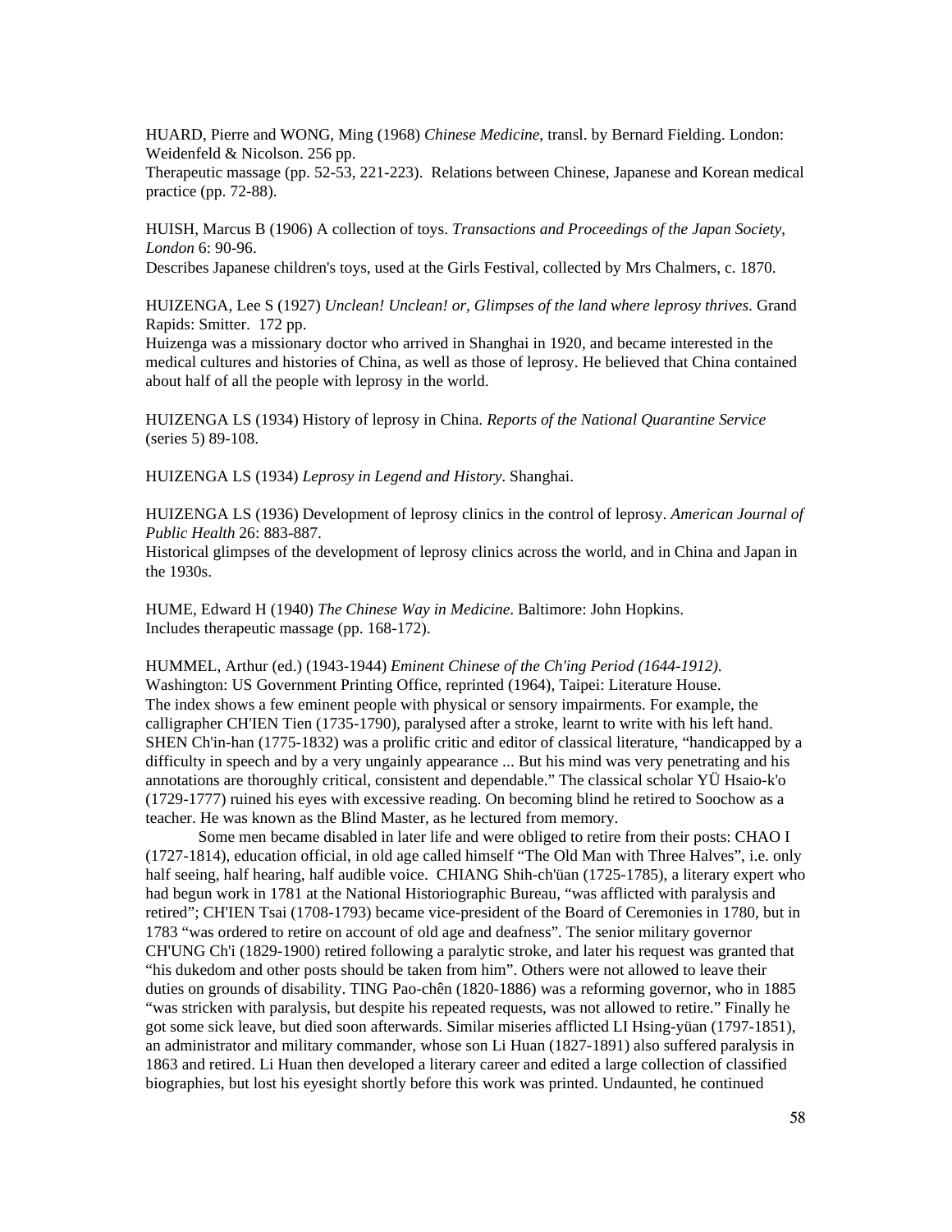HUARD, Pierre and WONG, Ming (1968) *Chinese Medicine*, transl. by Bernard Fielding. London: Weidenfeld & Nicolson. 256 pp.
Therapeutic massage (pp. 52-53, 221-223). Relations between Chinese, Japanese and Korean medical practice (pp. 72-88).

HUISH, Marcus B (1906) A collection of toys. *Transactions and Proceedings of the Japan Society, London* 6: 90-96.
Describes Japanese children's toys, used at the Girls Festival, collected by Mrs Chalmers, c. 1870.

HUIZENGA, Lee S (1927) *Unclean! Unclean! or, Glimpses of the land where leprosy thrives*. Grand Rapids: Smitter. 172 pp.
Huizenga was a missionary doctor who arrived in Shanghai in 1920, and became interested in the medical cultures and histories of China, as well as those of leprosy. He believed that China contained about half of all the people with leprosy in the world.

HUIZENGA LS (1934) History of leprosy in China. *Reports of the National Quarantine Service* (series 5) 89-108.

HUIZENGA LS (1934) *Leprosy in Legend and History*. Shanghai.

HUIZENGA LS (1936) Development of leprosy clinics in the control of leprosy. *American Journal of Public Health* 26: 883-887.
Historical glimpses of the development of leprosy clinics across the world, and in China and Japan in the 1930s.

HUME, Edward H (1940) *The Chinese Way in Medicine*. Baltimore: John Hopkins.
Includes therapeutic massage (pp. 168-172).

HUMMEL, Arthur (ed.) (1943-1944) *Eminent Chinese of the Ch'ing Period (1644-1912)*. Washington: US Government Printing Office, reprinted (1964), Taipei: Literature House.
The index shows a few eminent people with physical or sensory impairments. For example, the calligrapher CH'IEN Tien (1735-1790), paralysed after a stroke, learnt to write with his left hand. SHEN Ch'in-han (1775-1832) was a prolific critic and editor of classical literature, "handicapped by a difficulty in speech and by a very ungainly appearance ... But his mind was very penetrating and his annotations are thoroughly critical, consistent and dependable." The classical scholar YÜ Hsaio-k'o (1729-1777) ruined his eyes with excessive reading. On becoming blind he retired to Soochow as a teacher. He was known as the Blind Master, as he lectured from memory.

Some men became disabled in later life and were obliged to retire from their posts: CHAO I (1727-1814), education official, in old age called himself "The Old Man with Three Halves", i.e. only half seeing, half hearing, half audible voice. CHIANG Shih-ch'üan (1725-1785), a literary expert who had begun work in 1781 at the National Historiographic Bureau, "was afflicted with paralysis and retired"; CH'IEN Tsai (1708-1793) became vice-president of the Board of Ceremonies in 1780, but in 1783 "was ordered to retire on account of old age and deafness". The senior military governor CH'UNG Ch'i (1829-1900) retired following a paralytic stroke, and later his request was granted that "his dukedom and other posts should be taken from him". Others were not allowed to leave their duties on grounds of disability. TING Pao-chên (1820-1886) was a reforming governor, who in 1885 "was stricken with paralysis, but despite his repeated requests, was not allowed to retire." Finally he got some sick leave, but died soon afterwards. Similar miseries afflicted LI Hsing-yüan (1797-1851), an administrator and military commander, whose son Li Huan (1827-1891) also suffered paralysis in 1863 and retired. Li Huan then developed a literary career and edited a large collection of classified biographies, but lost his eyesight shortly before this work was printed. Undaunted, he continued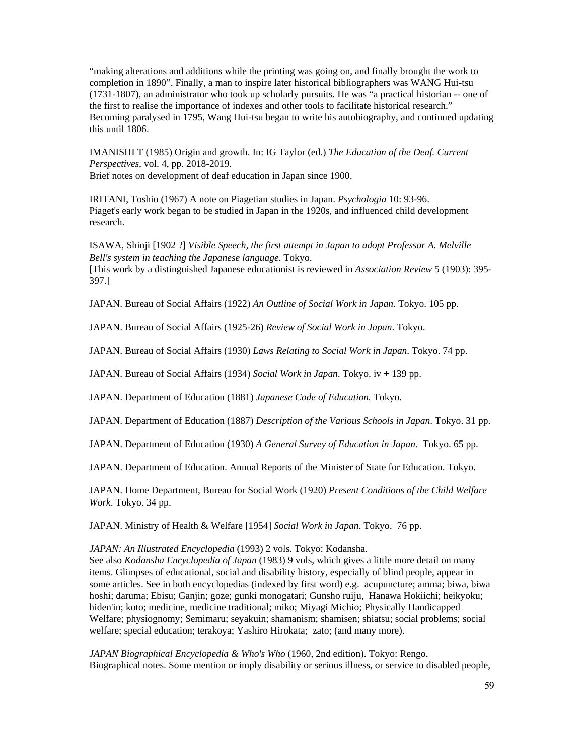"making alterations and additions while the printing was going on, and finally brought the work to completion in 1890". Finally, a man to inspire later historical bibliographers was WANG Hui-tsu (1731-1807), an administrator who took up scholarly pursuits. He was "a practical historian -- one of the first to realise the importance of indexes and other tools to facilitate historical research." Becoming paralysed in 1795, Wang Hui-tsu began to write his autobiography, and continued updating this until 1806.

IMANISHI T (1985) Origin and growth. In: IG Taylor (ed.) *The Education of the Deaf. Current Perspectives*, vol. 4, pp. 2018-2019.
Brief notes on development of deaf education in Japan since 1900.

IRITANI, Toshio (1967) A note on Piagetian studies in Japan. *Psychologia* 10: 93-96.
Piaget's early work began to be studied in Japan in the 1920s, and influenced child development research.

ISAWA, Shinji [1902 ?] *Visible Speech, the first attempt in Japan to adopt Professor A. Melville Bell's system in teaching the Japanese language*. Tokyo.
[This work by a distinguished Japanese educationist is reviewed in *Association Review* 5 (1903): 395-397.]

JAPAN. Bureau of Social Affairs (1922) *An Outline of Social Work in Japan*. Tokyo. 105 pp.

JAPAN. Bureau of Social Affairs (1925-26) *Review of Social Work in Japan*. Tokyo.

JAPAN. Bureau of Social Affairs (1930) *Laws Relating to Social Work in Japan*. Tokyo. 74 pp.

JAPAN. Bureau of Social Affairs (1934) *Social Work in Japan*. Tokyo. iv + 139 pp.

JAPAN. Department of Education (1881) *Japanese Code of Education.* Tokyo.

JAPAN. Department of Education (1887) *Description of the Various Schools in Japan*. Tokyo. 31 pp.

JAPAN. Department of Education (1930) *A General Survey of Education in Japan*. Tokyo. 65 pp.

JAPAN. Department of Education. Annual Reports of the Minister of State for Education. Tokyo.

JAPAN. Home Department, Bureau for Social Work (1920) *Present Conditions of the Child Welfare Work*. Tokyo. 34 pp.

JAPAN. Ministry of Health & Welfare [1954] *Social Work in Japan*. Tokyo. 76 pp.

*JAPAN: An Illustrated Encyclopedia* (1993) 2 vols. Tokyo: Kodansha.
See also *Kodansha Encyclopedia of Japan* (1983) 9 vols, which gives a little more detail on many items. Glimpses of educational, social and disability history, especially of blind people, appear in some articles. See in both encyclopedias (indexed by first word) e.g. acupuncture; amma; biwa, biwa hoshi; daruma; Ebisu; Ganjin; goze; gunki monogatari; Gunsho ruiju, Hanawa Hokiichi; heikyoku; hiden'in; koto; medicine, medicine traditional; miko; Miyagi Michio; Physically Handicapped Welfare; physiognomy; Semimaru; seyakuin; shamanism; shamisen; shiatsu; social problems; social welfare; special education; terakoya; Yashiro Hirokata; zato; (and many more).

*JAPAN Biographical Encyclopedia & Who's Who* (1960, 2nd edition). Tokyo: Rengo.
Biographical notes. Some mention or imply disability or serious illness, or service to disabled people,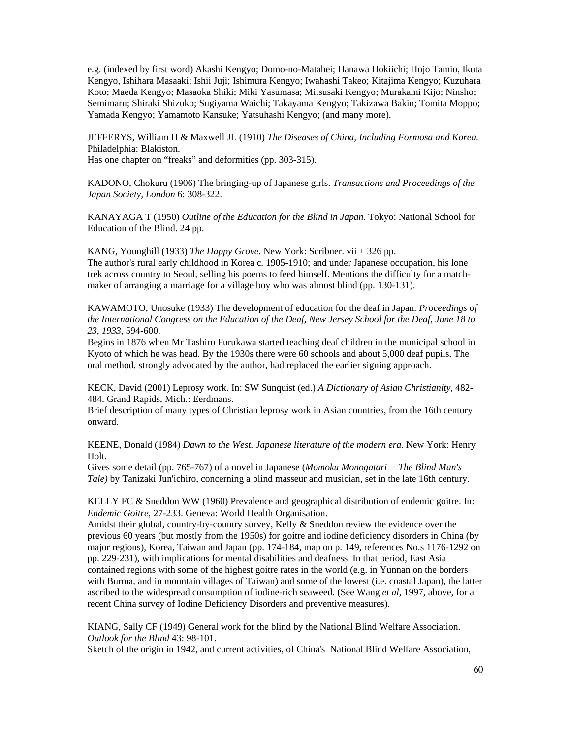e.g. (indexed by first word) Akashi Kengyo; Domo-no-Matahei; Hanawa Hokiichi; Hojo Tamio, Ikuta Kengyo, Ishihara Masaaki; Ishii Juji; Ishimura Kengyo; Iwahashi Takeo; Kitajima Kengyo; Kuzuhara Koto; Maeda Kengyo; Masaoka Shiki; Miki Yasumasa; Mitsusaki Kengyo; Murakami Kijo; Ninsho; Semimaru; Shiraki Shizuko; Sugiyama Waichi; Takayama Kengyo; Takizawa Bakin; Tomita Moppo; Yamada Kengyo; Yamamoto Kansuke; Yatsuhashi Kengyo; (and many more).

JEFFERYS, William H & Maxwell JL (1910) *The Diseases of China, Including Formosa and Korea*. Philadelphia: Blakiston.
Has one chapter on "freaks" and deformities (pp. 303-315).

KADONO, Chokuru (1906) The bringing-up of Japanese girls. *Transactions and Proceedings of the Japan Society, London* 6: 308-322.

KANAYAGA T (1950) *Outline of the Education for the Blind in Japan*. Tokyo: National School for Education of the Blind. 24 pp.

KANG, Younghill (1933) *The Happy Grove*. New York: Scribner. vii + 326 pp.
The author's rural early childhood in Korea c. 1905-1910; and under Japanese occupation, his lone trek across country to Seoul, selling his poems to feed himself. Mentions the difficulty for a match-maker of arranging a marriage for a village boy who was almost blind (pp. 130-131).

KAWAMOTO, Unosuke (1933) The development of education for the deaf in Japan. *Proceedings of the International Congress on the Education of the Deaf, New Jersey School for the Deaf, June 18 to 23, 1933*, 594-600.
Begins in 1876 when Mr Tashiro Furukawa started teaching deaf children in the municipal school in Kyoto of which he was head. By the 1930s there were 60 schools and about 5,000 deaf pupils. The oral method, strongly advocated by the author, had replaced the earlier signing approach.

KECK, David (2001) Leprosy work. In: SW Sunquist (ed.) *A Dictionary of Asian Christianity*, 482-484. Grand Rapids, Mich.: Eerdmans.
Brief description of many types of Christian leprosy work in Asian countries, from the 16th century onward.

KEENE, Donald (1984) *Dawn to the West. Japanese literature of the modern era.* New York: Henry Holt.
Gives some detail (pp. 765-767) of a novel in Japanese (*Momoku Monogatari = The Blind Man's Tale)* by Tanizaki Jun'ichiro, concerning a blind masseur and musician, set in the late 16th century.

KELLY FC & Sneddon WW (1960) Prevalence and geographical distribution of endemic goitre. In: *Endemic Goitre,* 27-233. Geneva: World Health Organisation.
Amidst their global, country-by-country survey, Kelly & Sneddon review the evidence over the previous 60 years (but mostly from the 1950s) for goitre and iodine deficiency disorders in China (by major regions), Korea, Taiwan and Japan (pp. 174-184, map on p. 149, references No.s 1176-1292 on pp. 229-231), with implications for mental disabilities and deafness. In that period, East Asia contained regions with some of the highest goitre rates in the world (e.g. in Yunnan on the borders with Burma, and in mountain villages of Taiwan) and some of the lowest (i.e. coastal Japan), the latter ascribed to the widespread consumption of iodine-rich seaweed. (See Wang *et al*, 1997, above, for a recent China survey of Iodine Deficiency Disorders and preventive measures).

KIANG, Sally CF (1949) General work for the blind by the National Blind Welfare Association. *Outlook for the Blind* 43: 98-101.
Sketch of the origin in 1942, and current activities, of China's National Blind Welfare Association,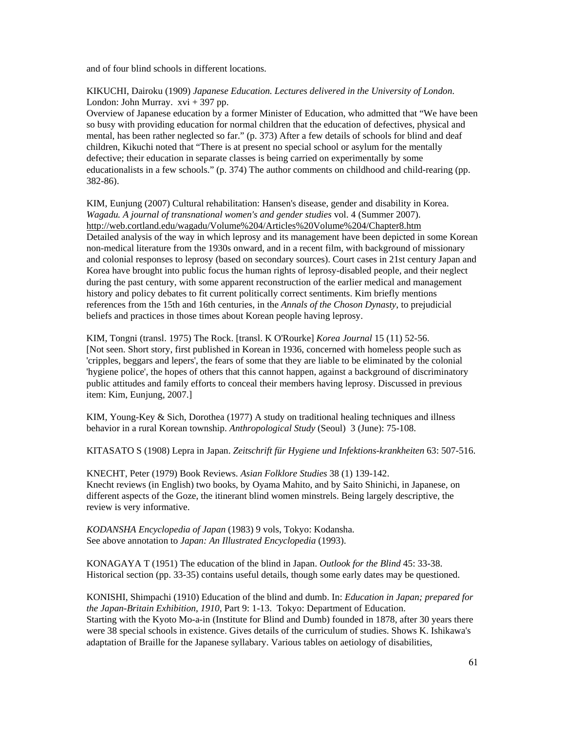and of four blind schools in different locations.

KIKUCHI, Dairoku (1909) *Japanese Education. Lectures delivered in the University of London.* London: John Murray. xvi + 397 pp.
Overview of Japanese education by a former Minister of Education, who admitted that "We have been so busy with providing education for normal children that the education of defectives, physical and mental, has been rather neglected so far." (p. 373) After a few details of schools for blind and deaf children, Kikuchi noted that "There is at present no special school or asylum for the mentally defective; their education in separate classes is being carried on experimentally by some educationalists in a few schools." (p. 374) The author comments on childhood and child-rearing (pp. 382-86).

KIM, Eunjung (2007) Cultural rehabilitation: Hansen's disease, gender and disability in Korea. *Wagadu. A journal of transnational women's and gender studies* vol. 4 (Summer 2007). http://web.cortland.edu/wagadu/Volume%204/Articles%20Volume%204/Chapter8.htm
Detailed analysis of the way in which leprosy and its management have been depicted in some Korean non-medical literature from the 1930s onward, and in a recent film, with background of missionary and colonial responses to leprosy (based on secondary sources). Court cases in 21st century Japan and Korea have brought into public focus the human rights of leprosy-disabled people, and their neglect during the past century, with some apparent reconstruction of the earlier medical and management history and policy debates to fit current politically correct sentiments. Kim briefly mentions references from the 15th and 16th centuries, in the *Annals of the Choson Dynasty*, to prejudicial beliefs and practices in those times about Korean people having leprosy.

KIM, Tongni (transl. 1975) The Rock. [transl. K O'Rourke] *Korea Journal* 15 (11) 52-56.
[Not seen. Short story, first published in Korean in 1936, concerned with homeless people such as 'cripples, beggars and lepers', the fears of some that they are liable to be eliminated by the colonial 'hygiene police', the hopes of others that this cannot happen, against a background of discriminatory public attitudes and family efforts to conceal their members having leprosy. Discussed in previous item: Kim, Eunjung, 2007.]

KIM, Young-Key & Sich, Dorothea (1977) A study on traditional healing techniques and illness behavior in a rural Korean township. *Anthropological Study* (Seoul) 3 (June): 75-108.

KITASATO S (1908) Lepra in Japan. *Zeitschrift für Hygiene und Infektions-krankheiten* 63: 507-516.

KNECHT, Peter (1979) Book Reviews. *Asian Folklore Studies* 38 (1) 139-142.
Knecht reviews (in English) two books, by Oyama Mahito, and by Saito Shinichi, in Japanese, on different aspects of the Goze, the itinerant blind women minstrels. Being largely descriptive, the review is very informative.

*KODANSHA Encyclopedia of Japan* (1983) 9 vols, Tokyo: Kodansha.
See above annotation to *Japan: An Illustrated Encyclopedia* (1993).

KONAGAYA T (1951) The education of the blind in Japan. *Outlook for the Blind* 45: 33-38.
Historical section (pp. 33-35) contains useful details, though some early dates may be questioned.

KONISHI, Shimpachi (1910) Education of the blind and dumb. In: *Education in Japan; prepared for the Japan-Britain Exhibition, 1910*, Part 9: 1-13. Tokyo: Department of Education.
Starting with the Kyoto Mo-a-in (Institute for Blind and Dumb) founded in 1878, after 30 years there were 38 special schools in existence. Gives details of the curriculum of studies. Shows K. Ishikawa's adaptation of Braille for the Japanese syllabary. Various tables on aetiology of disabilities,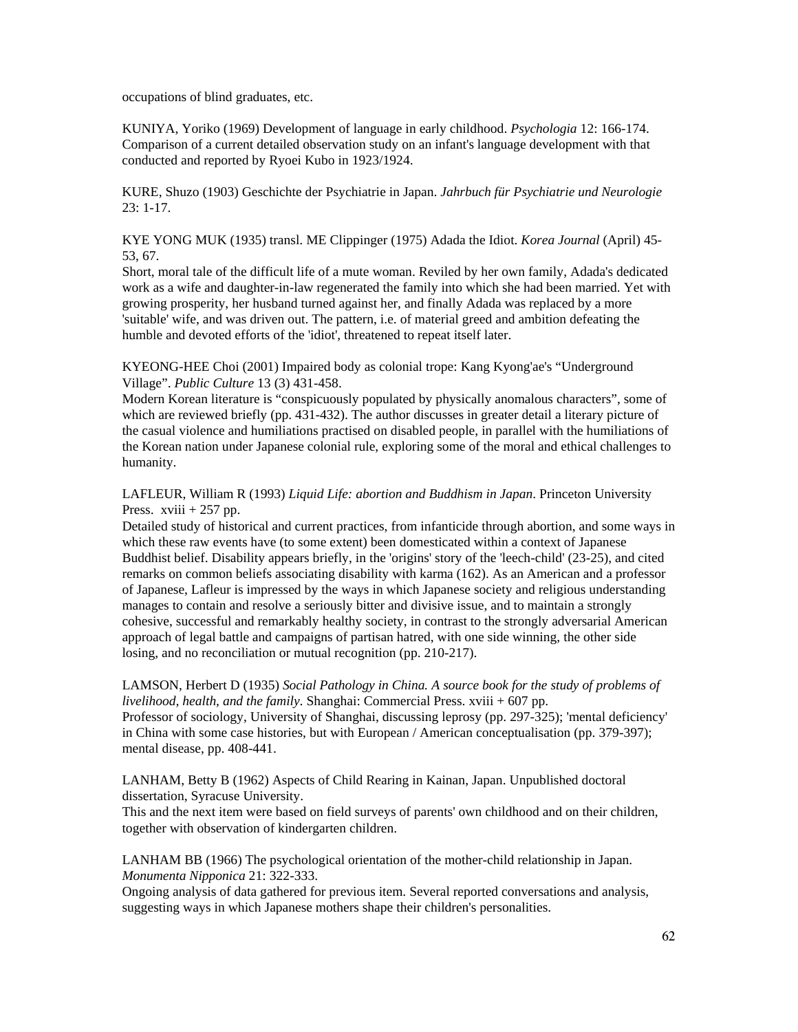occupations of blind graduates, etc.

KUNIYA, Yoriko (1969) Development of language in early childhood. *Psychologia* 12: 166-174. Comparison of a current detailed observation study on an infant's language development with that conducted and reported by Ryoei Kubo in 1923/1924.

KURE, Shuzo (1903) Geschichte der Psychiatrie in Japan. *Jahrbuch für Psychiatrie und Neurologie* 23: 1-17.

KYE YONG MUK (1935) transl. ME Clippinger (1975) Adada the Idiot. *Korea Journal* (April) 45-53, 67.
Short, moral tale of the difficult life of a mute woman. Reviled by her own family, Adada's dedicated work as a wife and daughter-in-law regenerated the family into which she had been married. Yet with growing prosperity, her husband turned against her, and finally Adada was replaced by a more 'suitable' wife, and was driven out. The pattern, i.e. of material greed and ambition defeating the humble and devoted efforts of the 'idiot', threatened to repeat itself later.

KYEONG-HEE Choi (2001) Impaired body as colonial trope: Kang Kyong'ae's "Underground Village". *Public Culture* 13 (3) 431-458.
Modern Korean literature is "conspicuously populated by physically anomalous characters", some of which are reviewed briefly (pp. 431-432). The author discusses in greater detail a literary picture of the casual violence and humiliations practised on disabled people, in parallel with the humiliations of the Korean nation under Japanese colonial rule, exploring some of the moral and ethical challenges to humanity.

LAFLEUR, William R (1993) *Liquid Life: abortion and Buddhism in Japan*. Princeton University Press. xviii + 257 pp.
Detailed study of historical and current practices, from infanticide through abortion, and some ways in which these raw events have (to some extent) been domesticated within a context of Japanese Buddhist belief. Disability appears briefly, in the 'origins' story of the 'leech-child' (23-25), and cited remarks on common beliefs associating disability with karma (162). As an American and a professor of Japanese, Lafleur is impressed by the ways in which Japanese society and religious understanding manages to contain and resolve a seriously bitter and divisive issue, and to maintain a strongly cohesive, successful and remarkably healthy society, in contrast to the strongly adversarial American approach of legal battle and campaigns of partisan hatred, with one side winning, the other side losing, and no reconciliation or mutual recognition (pp. 210-217).

LAMSON, Herbert D (1935) *Social Pathology in China. A source book for the study of problems of livelihood, health, and the family*. Shanghai: Commercial Press. xviii + 607 pp.
Professor of sociology, University of Shanghai, discussing leprosy (pp. 297-325); 'mental deficiency' in China with some case histories, but with European / American conceptualisation (pp. 379-397); mental disease, pp. 408-441.

LANHAM, Betty B (1962) Aspects of Child Rearing in Kainan, Japan. Unpublished doctoral dissertation, Syracuse University.
This and the next item were based on field surveys of parents' own childhood and on their children, together with observation of kindergarten children.

LANHAM BB (1966) The psychological orientation of the mother-child relationship in Japan. *Monumenta Nipponica* 21: 322-333.
Ongoing analysis of data gathered for previous item. Several reported conversations and analysis, suggesting ways in which Japanese mothers shape their children's personalities.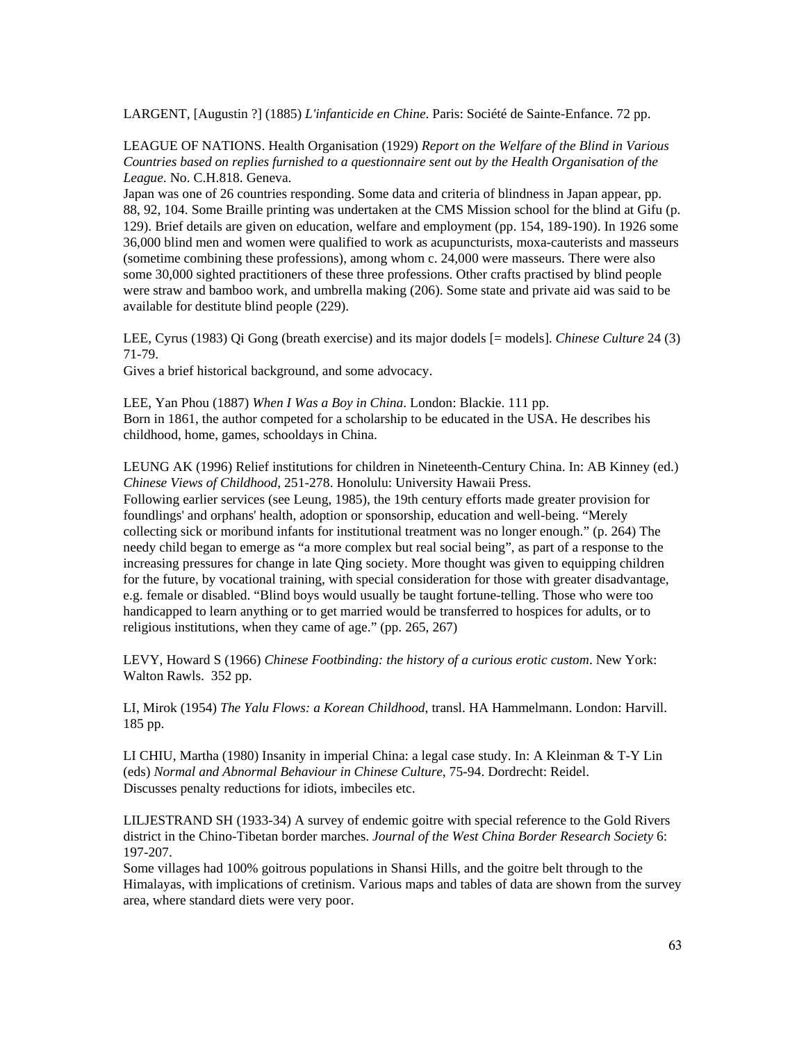LARGENT, [Augustin ?] (1885) *L'infanticide en Chine*. Paris: Société de Sainte-Enfance. 72 pp.

LEAGUE OF NATIONS. Health Organisation (1929) *Report on the Welfare of the Blind in Various Countries based on replies furnished to a questionnaire sent out by the Health Organisation of the League*. No. C.H.818. Geneva.
Japan was one of 26 countries responding. Some data and criteria of blindness in Japan appear, pp. 88, 92, 104. Some Braille printing was undertaken at the CMS Mission school for the blind at Gifu (p. 129). Brief details are given on education, welfare and employment (pp. 154, 189-190). In 1926 some 36,000 blind men and women were qualified to work as acupuncturists, moxa-cauterists and masseurs (sometime combining these professions), among whom c. 24,000 were masseurs. There were also some 30,000 sighted practitioners of these three professions. Other crafts practised by blind people were straw and bamboo work, and umbrella making (206). Some state and private aid was said to be available for destitute blind people (229).

LEE, Cyrus (1983) Qi Gong (breath exercise) and its major dodels [= models]. *Chinese Culture* 24 (3) 71-79.
Gives a brief historical background, and some advocacy.

LEE, Yan Phou (1887) *When I Was a Boy in China*. London: Blackie. 111 pp.
Born in 1861, the author competed for a scholarship to be educated in the USA. He describes his childhood, home, games, schooldays in China.

LEUNG AK (1996) Relief institutions for children in Nineteenth-Century China. In: AB Kinney (ed.) *Chinese Views of Childhood*, 251-278. Honolulu: University Hawaii Press.
Following earlier services (see Leung, 1985), the 19th century efforts made greater provision for foundlings' and orphans' health, adoption or sponsorship, education and well-being. "Merely collecting sick or moribund infants for institutional treatment was no longer enough." (p. 264) The needy child began to emerge as "a more complex but real social being", as part of a response to the increasing pressures for change in late Qing society. More thought was given to equipping children for the future, by vocational training, with special consideration for those with greater disadvantage, e.g. female or disabled. "Blind boys would usually be taught fortune-telling. Those who were too handicapped to learn anything or to get married would be transferred to hospices for adults, or to religious institutions, when they came of age." (pp. 265, 267)

LEVY, Howard S (1966) *Chinese Footbinding: the history of a curious erotic custom*. New York: Walton Rawls. 352 pp.

LI, Mirok (1954) *The Yalu Flows: a Korean Childhood*, transl. HA Hammelmann. London: Harvill. 185 pp.

LI CHIU, Martha (1980) Insanity in imperial China: a legal case study. In: A Kleinman & T-Y Lin (eds) *Normal and Abnormal Behaviour in Chinese Culture*, 75-94. Dordrecht: Reidel.
Discusses penalty reductions for idiots, imbeciles etc.

LILJESTRAND SH (1933-34) A survey of endemic goitre with special reference to the Gold Rivers district in the Chino-Tibetan border marches. *Journal of the West China Border Research Society* 6: 197-207.
Some villages had 100% goitrous populations in Shansi Hills, and the goitre belt through to the Himalayas, with implications of cretinism. Various maps and tables of data are shown from the survey area, where standard diets were very poor.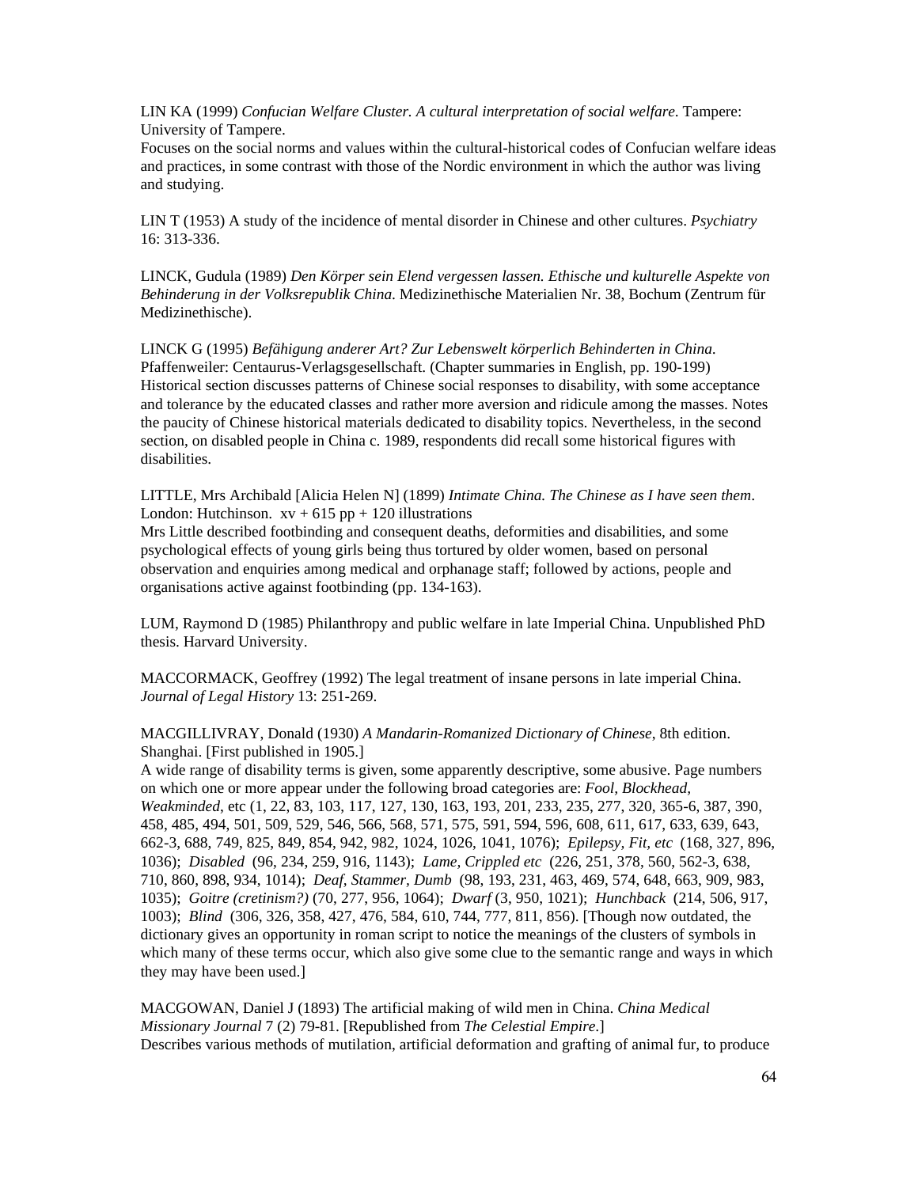LIN KA (1999) *Confucian Welfare Cluster. A cultural interpretation of social welfare*. Tampere: University of Tampere.
Focuses on the social norms and values within the cultural-historical codes of Confucian welfare ideas and practices, in some contrast with those of the Nordic environment in which the author was living and studying.

LIN T (1953) A study of the incidence of mental disorder in Chinese and other cultures. *Psychiatry* 16: 313-336.

LINCK, Gudula (1989) *Den Körper sein Elend vergessen lassen. Ethische und kulturelle Aspekte von Behinderung in der Volksrepublik China.* Medizinethische Materialien Nr. 38, Bochum (Zentrum für Medizinethische).

LINCK G (1995) *Befähigung anderer Art? Zur Lebenswelt körperlich Behinderten in China.* Pfaffenweiler: Centaurus-Verlagsgesellschaft. (Chapter summaries in English, pp. 190-199)
Historical section discusses patterns of Chinese social responses to disability, with some acceptance and tolerance by the educated classes and rather more aversion and ridicule among the masses. Notes the paucity of Chinese historical materials dedicated to disability topics. Nevertheless, in the second section, on disabled people in China c. 1989, respondents did recall some historical figures with disabilities.

LITTLE, Mrs Archibald [Alicia Helen N] (1899) *Intimate China. The Chinese as I have seen them*. London: Hutchinson. xv + 615 pp + 120 illustrations
Mrs Little described footbinding and consequent deaths, deformities and disabilities, and some psychological effects of young girls being thus tortured by older women, based on personal observation and enquiries among medical and orphanage staff; followed by actions, people and organisations active against footbinding (pp. 134-163).

LUM, Raymond D (1985) Philanthropy and public welfare in late Imperial China. Unpublished PhD thesis. Harvard University.

MACCORMACK, Geoffrey (1992) The legal treatment of insane persons in late imperial China. *Journal of Legal History* 13: 251-269.

MACGILLIVRAY, Donald (1930) *A Mandarin-Romanized Dictionary of Chinese*, 8th edition. Shanghai. [First published in 1905.]
A wide range of disability terms is given, some apparently descriptive, some abusive. Page numbers on which one or more appear under the following broad categories are: *Fool, Blockhead, Weakminded,* etc (1, 22, 83, 103, 117, 127, 130, 163, 193, 201, 233, 235, 277, 320, 365-6, 387, 390, 458, 485, 494, 501, 509, 529, 546, 566, 568, 571, 575, 591, 594, 596, 608, 611, 617, 633, 639, 643, 662-3, 688, 749, 825, 849, 854, 942, 982, 1024, 1026, 1041, 1076); *Epilepsy, Fit, etc* (168, 327, 896, 1036); *Disabled* (96, 234, 259, 916, 1143); *Lame, Crippled etc* (226, 251, 378, 560, 562-3, 638, 710, 860, 898, 934, 1014); *Deaf, Stammer, Dumb* (98, 193, 231, 463, 469, 574, 648, 663, 909, 983, 1035); *Goitre (cretinism?)* (70, 277, 956, 1064); *Dwarf* (3, 950, 1021); *Hunchback* (214, 506, 917, 1003); *Blind* (306, 326, 358, 427, 476, 584, 610, 744, 777, 811, 856). [Though now outdated, the dictionary gives an opportunity in roman script to notice the meanings of the clusters of symbols in which many of these terms occur, which also give some clue to the semantic range and ways in which they may have been used.]

MACGOWAN, Daniel J (1893) The artificial making of wild men in China. *China Medical Missionary Journal* 7 (2) 79-81. [Republished from *The Celestial Empire*.]
Describes various methods of mutilation, artificial deformation and grafting of animal fur, to produce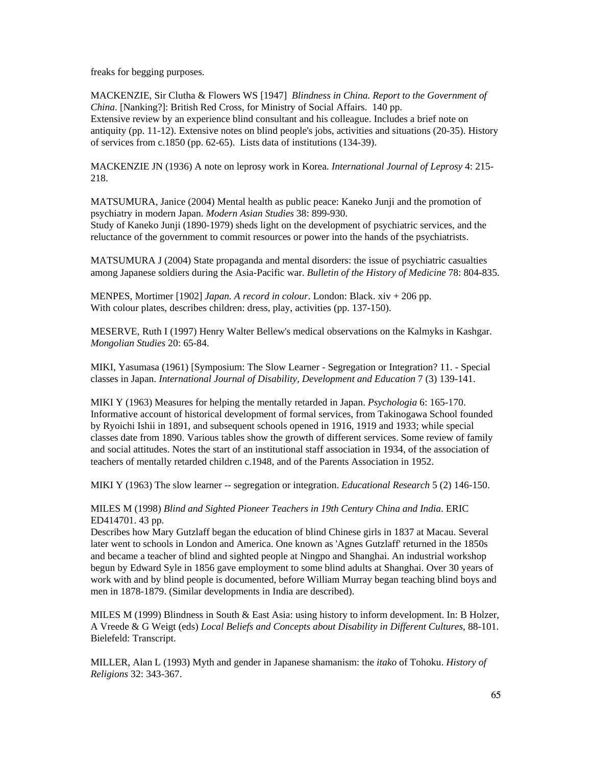freaks for begging purposes.

MACKENZIE, Sir Clutha & Flowers WS [1947] *Blindness in China. Report to the Government of China*. [Nanking?]: British Red Cross, for Ministry of Social Affairs. 140 pp.
Extensive review by an experience blind consultant and his colleague. Includes a brief note on antiquity (pp. 11-12). Extensive notes on blind people's jobs, activities and situations (20-35). History of services from c.1850 (pp. 62-65). Lists data of institutions (134-39).

MACKENZIE JN (1936) A note on leprosy work in Korea. *International Journal of Leprosy* 4: 215-218.

MATSUMURA, Janice (2004) Mental health as public peace: Kaneko Junji and the promotion of psychiatry in modern Japan. *Modern Asian Studies* 38: 899-930.
Study of Kaneko Junji (1890-1979) sheds light on the development of psychiatric services, and the reluctance of the government to commit resources or power into the hands of the psychiatrists.

MATSUMURA J (2004) State propaganda and mental disorders: the issue of psychiatric casualties among Japanese soldiers during the Asia-Pacific war. *Bulletin of the History of Medicine* 78: 804-835.

MENPES, Mortimer [1902] *Japan. A record in colour*. London: Black. xiv + 206 pp.
With colour plates, describes children: dress, play, activities (pp. 137-150).

MESERVE, Ruth I (1997) Henry Walter Bellew's medical observations on the Kalmyks in Kashgar. *Mongolian Studies* 20: 65-84.

MIKI, Yasumasa (1961) [Symposium: The Slow Learner - Segregation or Integration? 11. - Special classes in Japan. *International Journal of Disability, Development and Education* 7 (3) 139-141.

MIKI Y (1963) Measures for helping the mentally retarded in Japan. *Psychologia* 6: 165-170.
Informative account of historical development of formal services, from Takinogawa School founded by Ryoichi Ishii in 1891, and subsequent schools opened in 1916, 1919 and 1933; while special classes date from 1890. Various tables show the growth of different services. Some review of family and social attitudes. Notes the start of an institutional staff association in 1934, of the association of teachers of mentally retarded children c.1948, and of the Parents Association in 1952.

MIKI Y (1963) The slow learner -- segregation or integration. *Educational Research* 5 (2) 146-150.

MILES M (1998) *Blind and Sighted Pioneer Teachers in 19th Century China and India*. ERIC ED414701. 43 pp.
Describes how Mary Gutzlaff began the education of blind Chinese girls in 1837 at Macau. Several later went to schools in London and America. One known as 'Agnes Gutzlaff' returned in the 1850s and became a teacher of blind and sighted people at Ningpo and Shanghai. An industrial workshop begun by Edward Syle in 1856 gave employment to some blind adults at Shanghai. Over 30 years of work with and by blind people is documented, before William Murray began teaching blind boys and men in 1878-1879. (Similar developments in India are described).

MILES M (1999) Blindness in South & East Asia: using history to inform development. In: B Holzer, A Vreede & G Weigt (eds) *Local Beliefs and Concepts about Disability in Different Cultures*, 88-101. Bielefeld: Transcript.

MILLER, Alan L (1993) Myth and gender in Japanese shamanism: the *itako* of Tohoku. *History of Religions* 32: 343-367.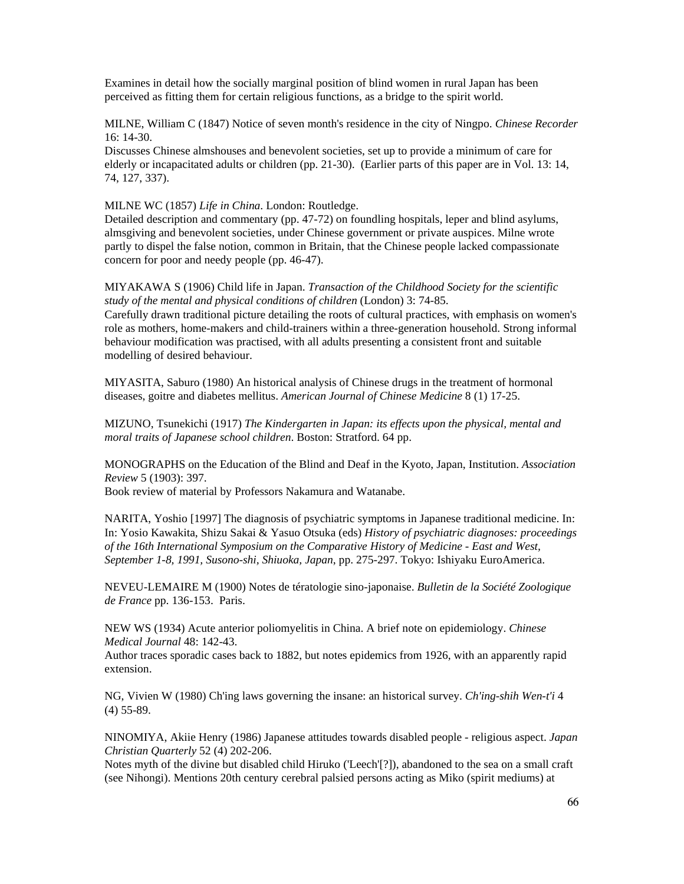Examines in detail how the socially marginal position of blind women in rural Japan has been perceived as fitting them for certain religious functions, as a bridge to the spirit world.

MILNE, William C (1847) Notice of seven month's residence in the city of Ningpo. *Chinese Recorder* 16: 14-30.
Discusses Chinese almshouses and benevolent societies, set up to provide a minimum of care for elderly or incapacitated adults or children (pp. 21-30). (Earlier parts of this paper are in Vol. 13: 14, 74, 127, 337).

MILNE WC (1857) *Life in China*. London: Routledge.
Detailed description and commentary (pp. 47-72) on foundling hospitals, leper and blind asylums, almsgiving and benevolent societies, under Chinese government or private auspices. Milne wrote partly to dispel the false notion, common in Britain, that the Chinese people lacked compassionate concern for poor and needy people (pp. 46-47).

MIYAKAWA S (1906) Child life in Japan. *Transaction of the Childhood Society for the scientific study of the mental and physical conditions of children* (London) 3: 74-85.
Carefully drawn traditional picture detailing the roots of cultural practices, with emphasis on women's role as mothers, home-makers and child-trainers within a three-generation household. Strong informal behaviour modification was practised, with all adults presenting a consistent front and suitable modelling of desired behaviour.

MIYASITA, Saburo (1980) An historical analysis of Chinese drugs in the treatment of hormonal diseases, goitre and diabetes mellitus. *American Journal of Chinese Medicine* 8 (1) 17-25.

MIZUNO, Tsunekichi (1917) *The Kindergarten in Japan: its effects upon the physical, mental and moral traits of Japanese school children*. Boston: Stratford. 64 pp.

MONOGRAPHS on the Education of the Blind and Deaf in the Kyoto, Japan, Institution. *Association Review* 5 (1903): 397.
Book review of material by Professors Nakamura and Watanabe.

NARITA, Yoshio [1997] The diagnosis of psychiatric symptoms in Japanese traditional medicine. In: In: Yosio Kawakita, Shizu Sakai & Yasuo Otsuka (eds) *History of psychiatric diagnoses: proceedings of the 16th International Symposium on the Comparative History of Medicine - East and West, September 1-8, 1991, Susono-shi, Shiuoka, Japan*, pp. 275-297. Tokyo: Ishiyaku EuroAmerica.

NEVEU-LEMAIRE M (1900) Notes de tératologie sino-japonaise. *Bulletin de la Société Zoologique de France* pp. 136-153. Paris.

NEW WS (1934) Acute anterior poliomyelitis in China. A brief note on epidemiology. *Chinese Medical Journal* 48: 142-43.
Author traces sporadic cases back to 1882, but notes epidemics from 1926, with an apparently rapid extension.

NG, Vivien W (1980) Ch'ing laws governing the insane: an historical survey. *Ch'ing-shih Wen-t'i* 4 (4) 55-89.

NINOMIYA, Akiie Henry (1986) Japanese attitudes towards disabled people - religious aspect. *Japan Christian Quarterly* 52 (4) 202-206.
Notes myth of the divine but disabled child Hiruko ('Leech'[?]), abandoned to the sea on a small craft (see Nihongi). Mentions 20th century cerebral palsied persons acting as Miko (spirit mediums) at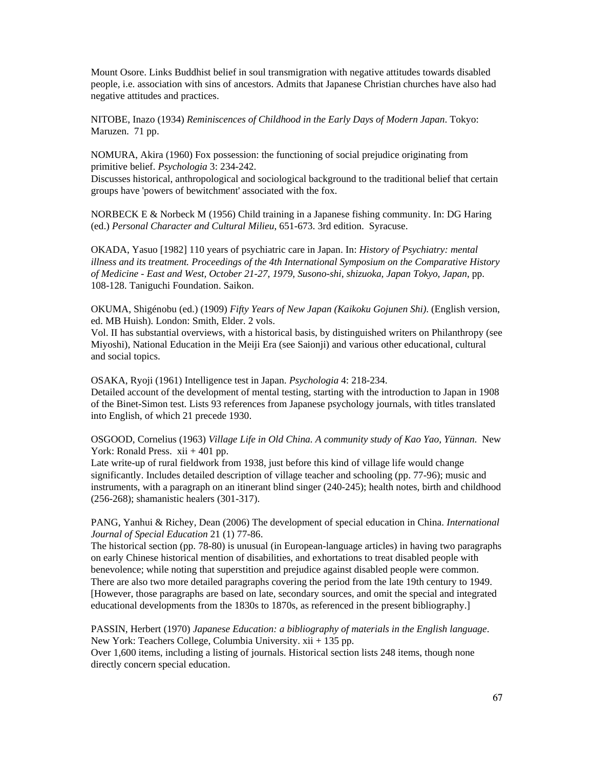Mount Osore. Links Buddhist belief in soul transmigration with negative attitudes towards disabled people, i.e. association with sins of ancestors. Admits that Japanese Christian churches have also had negative attitudes and practices.

NITOBE, Inazo (1934) *Reminiscences of Childhood in the Early Days of Modern Japan*. Tokyo: Maruzen. 71 pp.

NOMURA, Akira (1960) Fox possession: the functioning of social prejudice originating from primitive belief. *Psychologia* 3: 234-242.
Discusses historical, anthropological and sociological background to the traditional belief that certain groups have 'powers of bewitchment' associated with the fox.

NORBECK E & Norbeck M (1956) Child training in a Japanese fishing community. In: DG Haring (ed.) *Personal Character and Cultural Milieu*, 651-673. 3rd edition. Syracuse.

OKADA, Yasuo [1982] 110 years of psychiatric care in Japan. In: *History of Psychiatry: mental illness and its treatment. Proceedings of the 4th International Symposium on the Comparative History of Medicine - East and West, October 21-27, 1979, Susono-shi, shizuoka, Japan Tokyo, Japan*, pp. 108-128. Taniguchi Foundation. Saikon.

OKUMA, Shigénobu (ed.) (1909) *Fifty Years of New Japan (Kaikoku Gojunen Shi)*. (English version, ed. MB Huish). London: Smith, Elder. 2 vols.
Vol. II has substantial overviews, with a historical basis, by distinguished writers on Philanthropy (see Miyoshi), National Education in the Meiji Era (see Saionji) and various other educational, cultural and social topics.

OSAKA, Ryoji (1961) Intelligence test in Japan. *Psychologia* 4: 218-234.
Detailed account of the development of mental testing, starting with the introduction to Japan in 1908 of the Binet-Simon test. Lists 93 references from Japanese psychology journals, with titles translated into English, of which 21 precede 1930.

OSGOOD, Cornelius (1963) *Village Life in Old China. A community study of Kao Yao, Yünnan*. New York: Ronald Press. xii + 401 pp.
Late write-up of rural fieldwork from 1938, just before this kind of village life would change significantly. Includes detailed description of village teacher and schooling (pp. 77-96); music and instruments, with a paragraph on an itinerant blind singer (240-245); health notes, birth and childhood (256-268); shamanistic healers (301-317).

PANG, Yanhui & Richey, Dean (2006) The development of special education in China. *International Journal of Special Education* 21 (1) 77-86.
The historical section (pp. 78-80) is unusual (in European-language articles) in having two paragraphs on early Chinese historical mention of disabilities, and exhortations to treat disabled people with benevolence; while noting that superstition and prejudice against disabled people were common. There are also two more detailed paragraphs covering the period from the late 19th century to 1949. [However, those paragraphs are based on late, secondary sources, and omit the special and integrated educational developments from the 1830s to 1870s, as referenced in the present bibliography.]

PASSIN, Herbert (1970) *Japanese Education: a bibliography of materials in the English language*. New York: Teachers College, Columbia University. xii + 135 pp.
Over 1,600 items, including a listing of journals. Historical section lists 248 items, though none directly concern special education.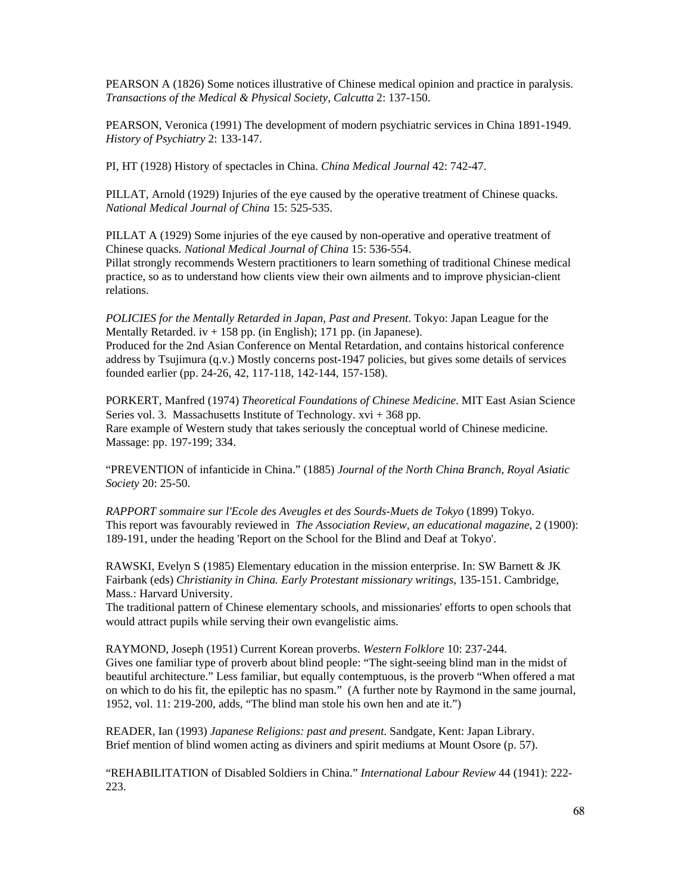PEARSON A (1826) Some notices illustrative of Chinese medical opinion and practice in paralysis. *Transactions of the Medical & Physical Society, Calcutta* 2: 137-150.

PEARSON, Veronica (1991) The development of modern psychiatric services in China 1891-1949. *History of Psychiatry* 2: 133-147.

PI, HT (1928) History of spectacles in China. *China Medical Journal* 42: 742-47.

PILLAT, Arnold (1929) Injuries of the eye caused by the operative treatment of Chinese quacks. *National Medical Journal of China* 15: 525-535.

PILLAT A (1929) Some injuries of the eye caused by non-operative and operative treatment of Chinese quacks. *National Medical Journal of China* 15: 536-554.
Pillat strongly recommends Western practitioners to learn something of traditional Chinese medical practice, so as to understand how clients view their own ailments and to improve physician-client relations.

*POLICIES for the Mentally Retarded in Japan, Past and Present*. Tokyo: Japan League for the Mentally Retarded. iv + 158 pp. (in English); 171 pp. (in Japanese).
Produced for the 2nd Asian Conference on Mental Retardation, and contains historical conference address by Tsujimura (q.v.) Mostly concerns post-1947 policies, but gives some details of services founded earlier (pp. 24-26, 42, 117-118, 142-144, 157-158).

PORKERT, Manfred (1974) *Theoretical Foundations of Chinese Medicine*. MIT East Asian Science Series vol. 3. Massachusetts Institute of Technology. xvi + 368 pp.
Rare example of Western study that takes seriously the conceptual world of Chinese medicine. Massage: pp. 197-199; 334.

"PREVENTION of infanticide in China." (1885) *Journal of the North China Branch, Royal Asiatic Society* 20: 25-50.

*RAPPORT sommaire sur l'Ecole des Aveugles et des Sourds-Muets de Tokyo* (1899) Tokyo.
This report was favourably reviewed in *The Association Review, an educational magazine*, 2 (1900): 189-191, under the heading 'Report on the School for the Blind and Deaf at Tokyo'.

RAWSKI, Evelyn S (1985) Elementary education in the mission enterprise. In: SW Barnett & JK Fairbank (eds) *Christianity in China. Early Protestant missionary writings*, 135-151. Cambridge, Mass.: Harvard University.
The traditional pattern of Chinese elementary schools, and missionaries' efforts to open schools that would attract pupils while serving their own evangelistic aims.

RAYMOND, Joseph (1951) Current Korean proverbs. *Western Folklore* 10: 237-244.
Gives one familiar type of proverb about blind people: "The sight-seeing blind man in the midst of beautiful architecture." Less familiar, but equally contemptuous, is the proverb "When offered a mat on which to do his fit, the epileptic has no spasm." (A further note by Raymond in the same journal, 1952, vol. 11: 219-200, adds, "The blind man stole his own hen and ate it.")

READER, Ian (1993) *Japanese Religions: past and present*. Sandgate, Kent: Japan Library.
Brief mention of blind women acting as diviners and spirit mediums at Mount Osore (p. 57).

"REHABILITATION of Disabled Soldiers in China." *International Labour Review* 44 (1941): 222-223.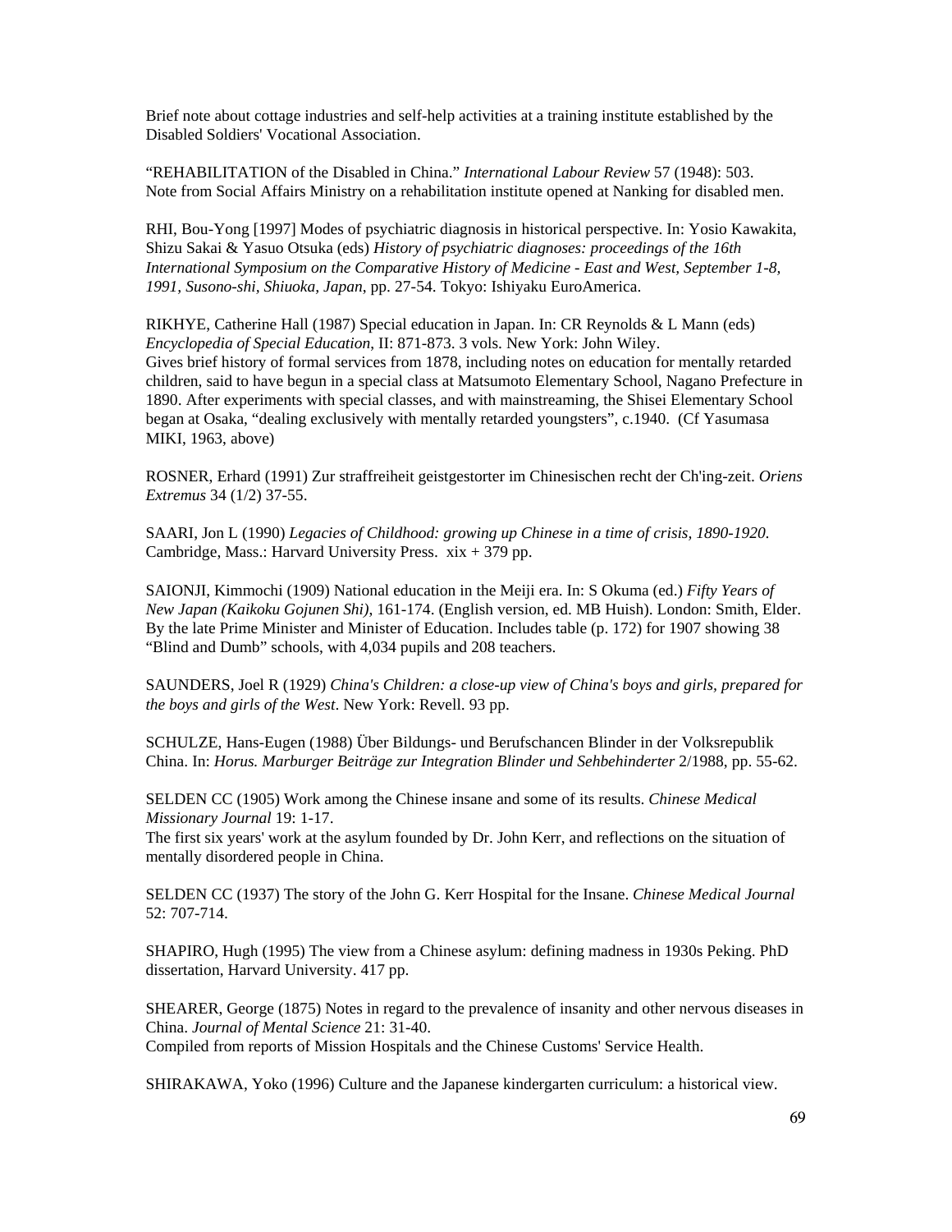Brief note about cottage industries and self-help activities at a training institute established by the Disabled Soldiers' Vocational Association.

"REHABILITATION of the Disabled in China." *International Labour Review* 57 (1948): 503. Note from Social Affairs Ministry on a rehabilitation institute opened at Nanking for disabled men.

RHI, Bou-Yong [1997] Modes of psychiatric diagnosis in historical perspective. In: Yosio Kawakita, Shizu Sakai & Yasuo Otsuka (eds) *History of psychiatric diagnoses: proceedings of the 16th International Symposium on the Comparative History of Medicine - East and West, September 1-8, 1991, Susono-shi, Shiuoka, Japan*, pp. 27-54. Tokyo: Ishiyaku EuroAmerica.

RIKHYE, Catherine Hall (1987) Special education in Japan. In: CR Reynolds & L Mann (eds) *Encyclopedia of Special Education*, II: 871-873. 3 vols. New York: John Wiley.
Gives brief history of formal services from 1878, including notes on education for mentally retarded children, said to have begun in a special class at Matsumoto Elementary School, Nagano Prefecture in 1890. After experiments with special classes, and with mainstreaming, the Shisei Elementary School began at Osaka, "dealing exclusively with mentally retarded youngsters", c.1940. (Cf Yasumasa MIKI, 1963, above)

ROSNER, Erhard (1991) Zur straffreiheit geistgestorter im Chinesischen recht der Ch'ing-zeit. *Oriens Extremus* 34 (1/2) 37-55.

SAARI, Jon L (1990) *Legacies of Childhood: growing up Chinese in a time of crisis, 1890-1920*. Cambridge, Mass.: Harvard University Press. xix + 379 pp.

SAIONJI, Kimmochi (1909) National education in the Meiji era. In: S Okuma (ed.) *Fifty Years of New Japan (Kaikoku Gojunen Shi)*, 161-174. (English version, ed. MB Huish). London: Smith, Elder. By the late Prime Minister and Minister of Education. Includes table (p. 172) for 1907 showing 38 "Blind and Dumb" schools, with 4,034 pupils and 208 teachers.

SAUNDERS, Joel R (1929) *China's Children: a close-up view of China's boys and girls, prepared for the boys and girls of the West*. New York: Revell. 93 pp.

SCHULZE, Hans-Eugen (1988) Über Bildungs- und Berufschancen Blinder in der Volksrepublik China. In: *Horus. Marburger Beiträge zur Integration Blinder und Sehbehinderter* 2/1988, pp. 55-62.

SELDEN CC (1905) Work among the Chinese insane and some of its results. *Chinese Medical Missionary Journal* 19: 1-17.
The first six years' work at the asylum founded by Dr. John Kerr, and reflections on the situation of mentally disordered people in China.

SELDEN CC (1937) The story of the John G. Kerr Hospital for the Insane. *Chinese Medical Journal* 52: 707-714.

SHAPIRO, Hugh (1995) The view from a Chinese asylum: defining madness in 1930s Peking. PhD dissertation, Harvard University. 417 pp.

SHEARER, George (1875) Notes in regard to the prevalence of insanity and other nervous diseases in China. *Journal of Mental Science* 21: 31-40.
Compiled from reports of Mission Hospitals and the Chinese Customs' Service Health.

SHIRAKAWA, Yoko (1996) Culture and the Japanese kindergarten curriculum: a historical view.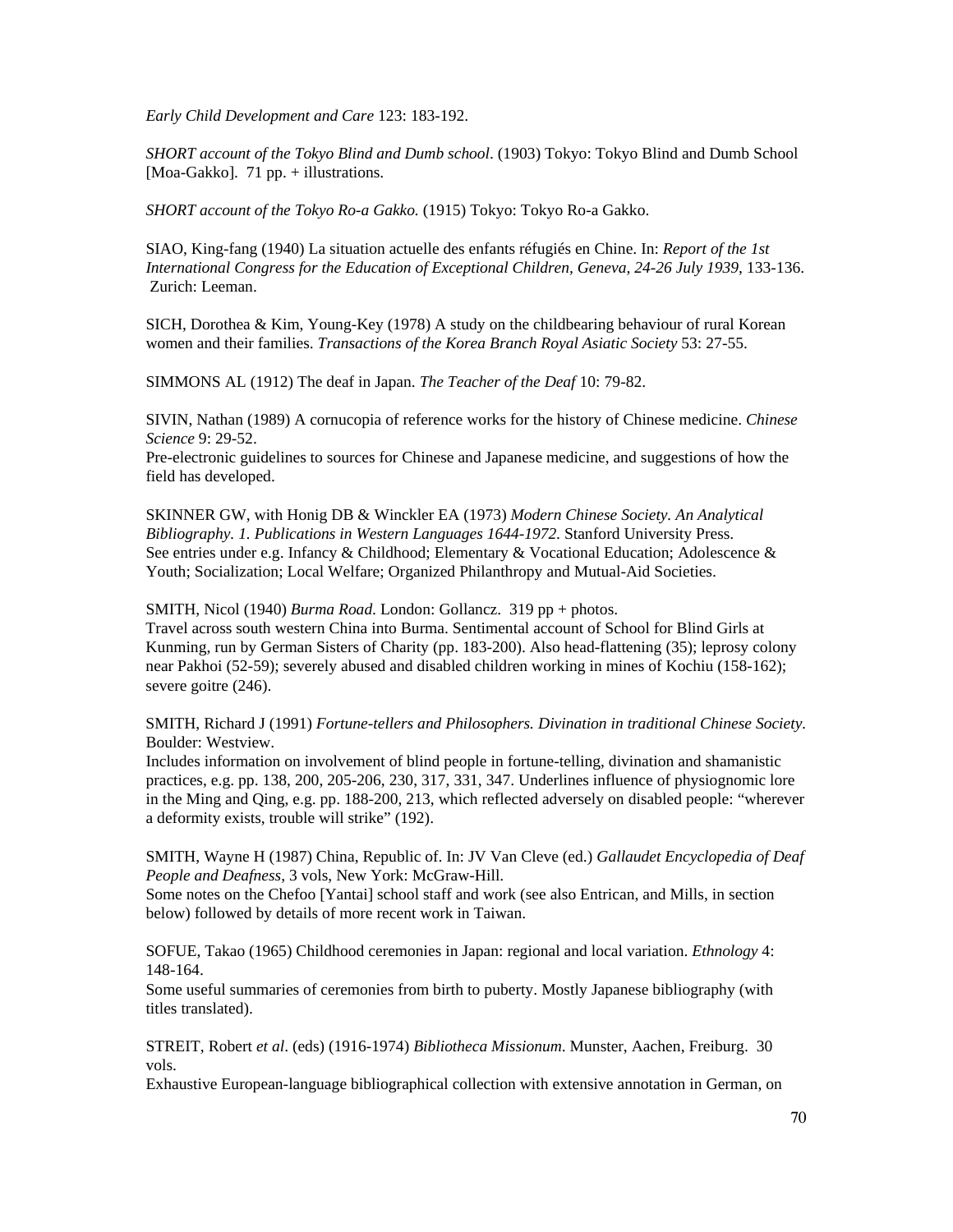*Early Child Development and Care* 123: 183-192.

*SHORT account of the Tokyo Blind and Dumb school*. (1903) Tokyo: Tokyo Blind and Dumb School [Moa-Gakko]. 71 pp. + illustrations.

*SHORT account of the Tokyo Ro-a Gakko.* (1915) Tokyo: Tokyo Ro-a Gakko.

SIAO, King-fang (1940) La situation actuelle des enfants réfugiés en Chine. In: *Report of the 1st International Congress for the Education of Exceptional Children, Geneva, 24-26 July 1939*, 133-136. Zurich: Leeman.

SICH, Dorothea & Kim, Young-Key (1978) A study on the childbearing behaviour of rural Korean women and their families. *Transactions of the Korea Branch Royal Asiatic Society* 53: 27-55.

SIMMONS AL (1912) The deaf in Japan. *The Teacher of the Deaf* 10: 79-82.

SIVIN, Nathan (1989) A cornucopia of reference works for the history of Chinese medicine. *Chinese Science* 9: 29-52.
Pre-electronic guidelines to sources for Chinese and Japanese medicine, and suggestions of how the field has developed.

SKINNER GW, with Honig DB & Winckler EA (1973) *Modern Chinese Society. An Analytical Bibliography. 1. Publications in Western Languages 1644-1972.* Stanford University Press.
See entries under e.g. Infancy & Childhood; Elementary & Vocational Education; Adolescence & Youth; Socialization; Local Welfare; Organized Philanthropy and Mutual-Aid Societies.

SMITH, Nicol (1940) *Burma Road.* London: Gollancz. 319 pp + photos.
Travel across south western China into Burma. Sentimental account of School for Blind Girls at Kunming, run by German Sisters of Charity (pp. 183-200). Also head-flattening (35); leprosy colony near Pakhoi (52-59); severely abused and disabled children working in mines of Kochiu (158-162); severe goitre (246).

SMITH, Richard J (1991) *Fortune-tellers and Philosophers. Divination in traditional Chinese Society.* Boulder: Westview.
Includes information on involvement of blind people in fortune-telling, divination and shamanistic practices, e.g. pp. 138, 200, 205-206, 230, 317, 331, 347. Underlines influence of physiognomic lore in the Ming and Qing, e.g. pp. 188-200, 213, which reflected adversely on disabled people: "wherever a deformity exists, trouble will strike" (192).

SMITH, Wayne H (1987) China, Republic of. In: JV Van Cleve (ed.) *Gallaudet Encyclopedia of Deaf People and Deafness*, 3 vols, New York: McGraw-Hill.
Some notes on the Chefoo [Yantai] school staff and work (see also Entrican, and Mills, in section below) followed by details of more recent work in Taiwan.

SOFUE, Takao (1965) Childhood ceremonies in Japan: regional and local variation. *Ethnology* 4: 148-164.
Some useful summaries of ceremonies from birth to puberty. Mostly Japanese bibliography (with titles translated).

STREIT, Robert *et al*. (eds) (1916-1974) *Bibliotheca Missionum.* Munster, Aachen, Freiburg. 30 vols.
Exhaustive European-language bibliographical collection with extensive annotation in German, on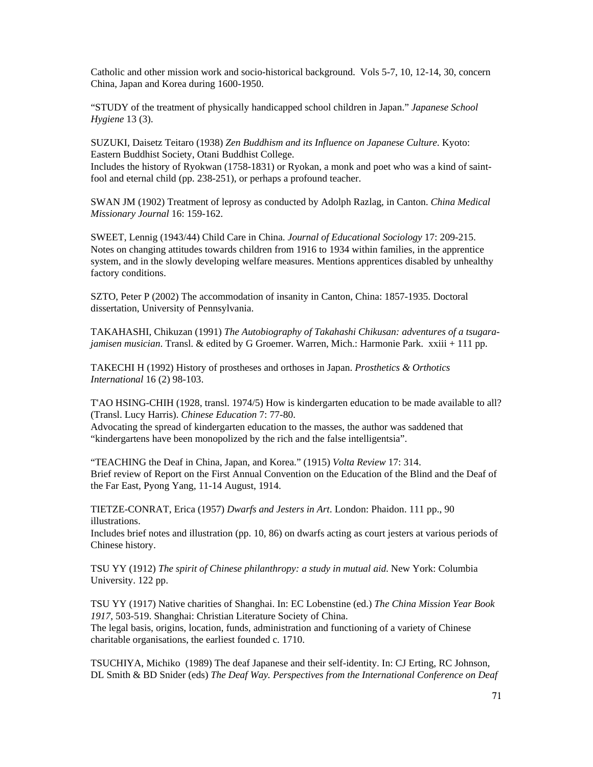Catholic and other mission work and socio-historical background. Vols 5-7, 10, 12-14, 30, concern China, Japan and Korea during 1600-1950.

“STUDY of the treatment of physically handicapped school children in Japan.” *Japanese School Hygiene* 13 (3).

SUZUKI, Daisetz Teitaro (1938) *Zen Buddhism and its Influence on Japanese Culture*. Kyoto: Eastern Buddhist Society, Otani Buddhist College.
Includes the history of Ryokwan (1758-1831) or Ryokan, a monk and poet who was a kind of saint-fool and eternal child (pp. 238-251), or perhaps a profound teacher.

SWAN JM (1902) Treatment of leprosy as conducted by Adolph Razlag, in Canton. *China Medical Missionary Journal* 16: 159-162.

SWEET, Lennig (1943/44) Child Care in China. *Journal of Educational Sociology* 17: 209-215.
Notes on changing attitudes towards children from 1916 to 1934 within families, in the apprentice system, and in the slowly developing welfare measures. Mentions apprentices disabled by unhealthy factory conditions.

SZTO, Peter P (2002) The accommodation of insanity in Canton, China: 1857-1935. Doctoral dissertation, University of Pennsylvania.

TAKAHASHI, Chikuzan (1991) *The Autobiography of Takahashi Chikusan: adventures of a tsugara-jamisen musician*. Transl. & edited by G Groemer. Warren, Mich.: Harmonie Park. xxiii + 111 pp.

TAKECHI H (1992) History of prostheses and orthoses in Japan. *Prosthetics & Orthotics International* 16 (2) 98-103.

T'AO HSING-CHIH (1928, transl. 1974/5) How is kindergarten education to be made available to all? (Transl. Lucy Harris). *Chinese Education* 7: 77-80.
Advocating the spread of kindergarten education to the masses, the author was saddened that “kindergartens have been monopolized by the rich and the false intelligentsia”.

“TEACHING the Deaf in China, Japan, and Korea.” (1915) *Volta Review* 17: 314.
Brief review of Report on the First Annual Convention on the Education of the Blind and the Deaf of the Far East, Pyong Yang, 11-14 August, 1914.

TIETZE-CONRAT, Erica (1957) *Dwarfs and Jesters in Art*. London: Phaidon. 111 pp., 90 illustrations.
Includes brief notes and illustration (pp. 10, 86) on dwarfs acting as court jesters at various periods of Chinese history.

TSU YY (1912) *The spirit of Chinese philanthropy: a study in mutual aid*. New York: Columbia University. 122 pp.

TSU YY (1917) Native charities of Shanghai. In: EC Lobenstine (ed.) *The China Mission Year Book 1917*, 503-519. Shanghai: Christian Literature Society of China.
The legal basis, origins, location, funds, administration and functioning of a variety of Chinese charitable organisations, the earliest founded c. 1710.

TSUCHIYA, Michiko (1989) The deaf Japanese and their self-identity. In: CJ Erting, RC Johnson, DL Smith & BD Snider (eds) *The Deaf Way. Perspectives from the International Conference on Deaf*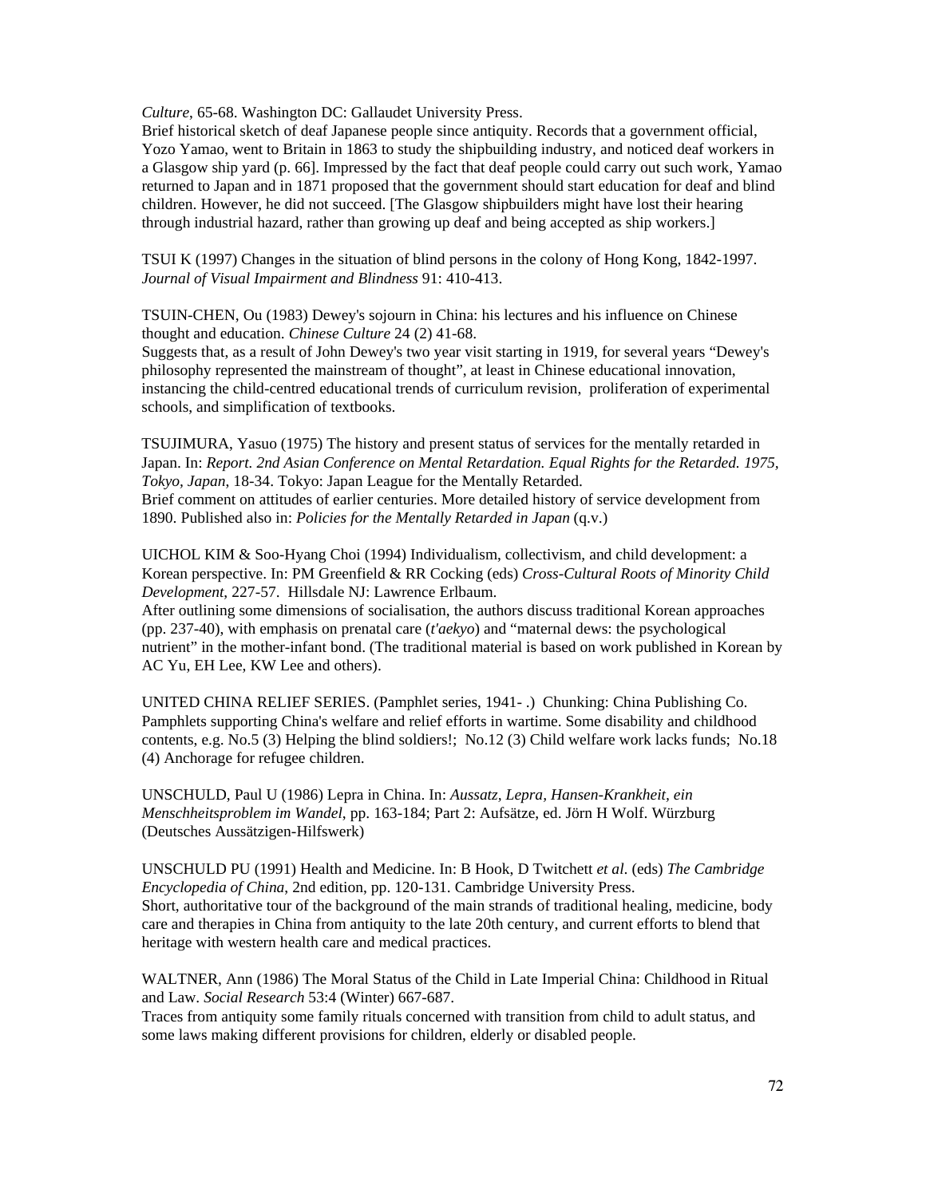*Culture*, 65-68. Washington DC: Gallaudet University Press.
Brief historical sketch of deaf Japanese people since antiquity. Records that a government official, Yozo Yamao, went to Britain in 1863 to study the shipbuilding industry, and noticed deaf workers in a Glasgow ship yard [p. 66]. Impressed by the fact that deaf people could carry out such work, Yamao returned to Japan and in 1871 proposed that the government should start education for deaf and blind children. However, he did not succeed. [The Glasgow shipbuilders might have lost their hearing through industrial hazard, rather than growing up deaf and being accepted as ship workers.]

TSUI K (1997) Changes in the situation of blind persons in the colony of Hong Kong, 1842-1997. *Journal of Visual Impairment and Blindness* 91: 410-413.

TSUIN-CHEN, Ou (1983) Dewey's sojourn in China: his lectures and his influence on Chinese thought and education. *Chinese Culture* 24 (2) 41-68.
Suggests that, as a result of John Dewey's two year visit starting in 1919, for several years "Dewey's philosophy represented the mainstream of thought", at least in Chinese educational innovation, instancing the child-centred educational trends of curriculum revision, proliferation of experimental schools, and simplification of textbooks.

TSUJIMURA, Yasuo (1975) The history and present status of services for the mentally retarded in Japan. In: *Report. 2nd Asian Conference on Mental Retardation. Equal Rights for the Retarded. 1975, Tokyo, Japan*, 18-34. Tokyo: Japan League for the Mentally Retarded.
Brief comment on attitudes of earlier centuries. More detailed history of service development from 1890. Published also in: *Policies for the Mentally Retarded in Japan* (q.v.)

UICHOL KIM & Soo-Hyang Choi (1994) Individualism, collectivism, and child development: a Korean perspective. In: PM Greenfield & RR Cocking (eds) *Cross-Cultural Roots of Minority Child Development*, 227-57. Hillsdale NJ: Lawrence Erlbaum.
After outlining some dimensions of socialisation, the authors discuss traditional Korean approaches (pp. 237-40), with emphasis on prenatal care (*t'aekyo*) and "maternal dews: the psychological nutrient" in the mother-infant bond. (The traditional material is based on work published in Korean by AC Yu, EH Lee, KW Lee and others).

UNITED CHINA RELIEF SERIES. (Pamphlet series, 1941- .) Chunking: China Publishing Co. Pamphlets supporting China's welfare and relief efforts in wartime. Some disability and childhood contents, e.g. No.5 (3) Helping the blind soldiers!; No.12 (3) Child welfare work lacks funds; No.18 (4) Anchorage for refugee children.

UNSCHULD, Paul U (1986) Lepra in China. In: *Aussatz, Lepra, Hansen-Krankheit, ein Menschheitsproblem im Wandel*, pp. 163-184; Part 2: Aufsätze, ed. Jörn H Wolf. Würzburg (Deutsches Aussätzigen-Hilfswerk)

UNSCHULD PU (1991) Health and Medicine. In: B Hook, D Twitchett *et al*. (eds) *The Cambridge Encyclopedia of China*, 2nd edition, pp. 120-131. Cambridge University Press.
Short, authoritative tour of the background of the main strands of traditional healing, medicine, body care and therapies in China from antiquity to the late 20th century, and current efforts to blend that heritage with western health care and medical practices.

WALTNER, Ann (1986) The Moral Status of the Child in Late Imperial China: Childhood in Ritual and Law. *Social Research* 53:4 (Winter) 667-687.
Traces from antiquity some family rituals concerned with transition from child to adult status, and some laws making different provisions for children, elderly or disabled people.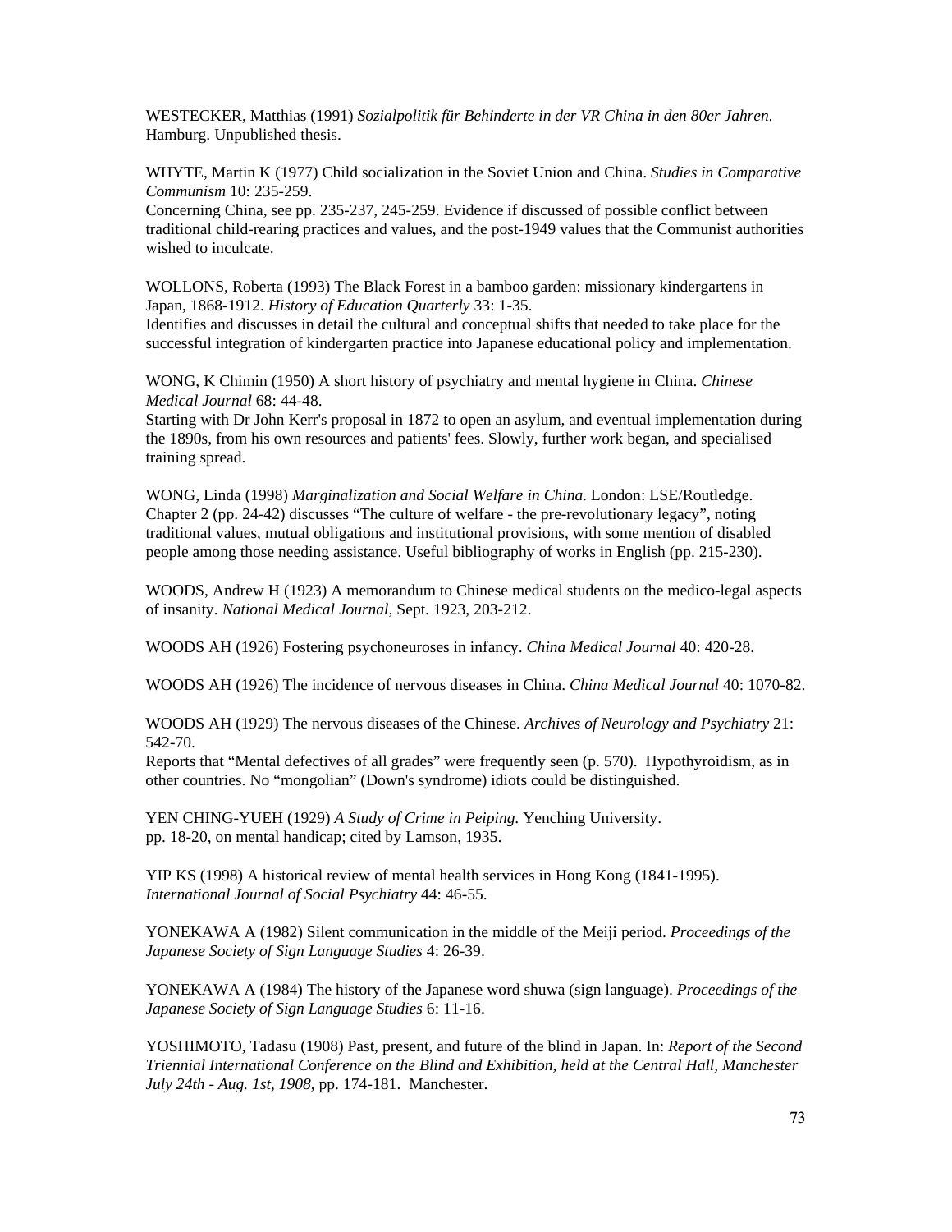WESTECKER, Matthias (1991) *Sozialpolitik für Behinderte in der VR China in den 80er Jahren.* Hamburg. Unpublished thesis.

WHYTE, Martin K (1977) Child socialization in the Soviet Union and China. *Studies in Comparative Communism* 10: 235-259.
Concerning China, see pp. 235-237, 245-259. Evidence if discussed of possible conflict between traditional child-rearing practices and values, and the post-1949 values that the Communist authorities wished to inculcate.

WOLLONS, Roberta (1993) The Black Forest in a bamboo garden: missionary kindergartens in Japan, 1868-1912. *History of Education Quarterly* 33: 1-35.
Identifies and discusses in detail the cultural and conceptual shifts that needed to take place for the successful integration of kindergarten practice into Japanese educational policy and implementation.

WONG, K Chimin (1950) A short history of psychiatry and mental hygiene in China. *Chinese Medical Journal* 68: 44-48.
Starting with Dr John Kerr's proposal in 1872 to open an asylum, and eventual implementation during the 1890s, from his own resources and patients' fees. Slowly, further work began, and specialised training spread.

WONG, Linda (1998) *Marginalization and Social Welfare in China.* London: LSE/Routledge.
Chapter 2 (pp. 24-42) discusses "The culture of welfare - the pre-revolutionary legacy", noting traditional values, mutual obligations and institutional provisions, with some mention of disabled people among those needing assistance. Useful bibliography of works in English (pp. 215-230).

WOODS, Andrew H (1923) A memorandum to Chinese medical students on the medico-legal aspects of insanity. *National Medical Journal*, Sept. 1923, 203-212.

WOODS AH (1926) Fostering psychoneuroses in infancy. *China Medical Journal* 40: 420-28.

WOODS AH (1926) The incidence of nervous diseases in China. *China Medical Journal* 40: 1070-82.

WOODS AH (1929) The nervous diseases of the Chinese. *Archives of Neurology and Psychiatry* 21: 542-70.
Reports that "Mental defectives of all grades" were frequently seen (p. 570). Hypothyroidism, as in other countries. No "mongolian" (Down's syndrome) idiots could be distinguished.

YEN CHING-YUEH (1929) *A Study of Crime in Peiping.* Yenching University.
pp. 18-20, on mental handicap; cited by Lamson, 1935.

YIP KS (1998) A historical review of mental health services in Hong Kong (1841-1995). *International Journal of Social Psychiatry* 44: 46-55.

YONEKAWA A (1982) Silent communication in the middle of the Meiji period. *Proceedings of the Japanese Society of Sign Language Studies* 4: 26-39.

YONEKAWA A (1984) The history of the Japanese word shuwa (sign language). *Proceedings of the Japanese Society of Sign Language Studies* 6: 11-16.

YOSHIMOTO, Tadasu (1908) Past, present, and future of the blind in Japan. In: *Report of the Second Triennial International Conference on the Blind and Exhibition, held at the Central Hall, Manchester July 24th - Aug. 1st, 1908*, pp. 174-181. Manchester.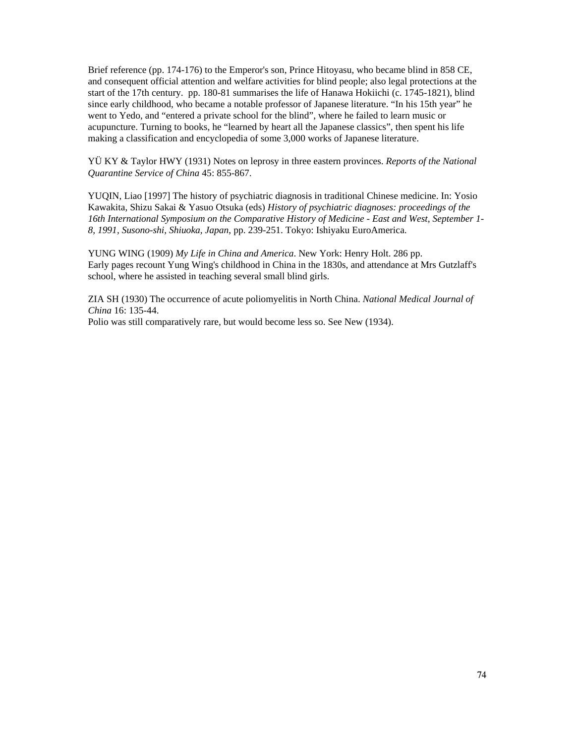Brief reference (pp. 174-176) to the Emperor's son, Prince Hitoyasu, who became blind in 858 CE, and consequent official attention and welfare activities for blind people; also legal protections at the start of the 17th century. pp. 180-81 summarises the life of Hanawa Hokiichi (c. 1745-1821), blind since early childhood, who became a notable professor of Japanese literature. “In his 15th year” he went to Yedo, and “entered a private school for the blind”, where he failed to learn music or acupuncture. Turning to books, he “learned by heart all the Japanese classics”, then spent his life making a classification and encyclopedia of some 3,000 works of Japanese literature.

YÜ KY & Taylor HWY (1931) Notes on leprosy in three eastern provinces. *Reports of the National Quarantine Service of China* 45: 855-867.

YUQIN, Liao [1997] The history of psychiatric diagnosis in traditional Chinese medicine. In: Yosio Kawakita, Shizu Sakai & Yasuo Otsuka (eds) *History of psychiatric diagnoses: proceedings of the 16th International Symposium on the Comparative History of Medicine - East and West, September 1-8, 1991, Susono-shi, Shiuoka, Japan*, pp. 239-251. Tokyo: Ishiyaku EuroAmerica.

YUNG WING (1909) *My Life in China and America*. New York: Henry Holt. 286 pp.
Early pages recount Yung Wing's childhood in China in the 1830s, and attendance at Mrs Gutzlaff's school, where he assisted in teaching several small blind girls.

ZIA SH (1930) The occurrence of acute poliomyelitis in North China. *National Medical Journal of China* 16: 135-44.
Polio was still comparatively rare, but would become less so. See New (1934).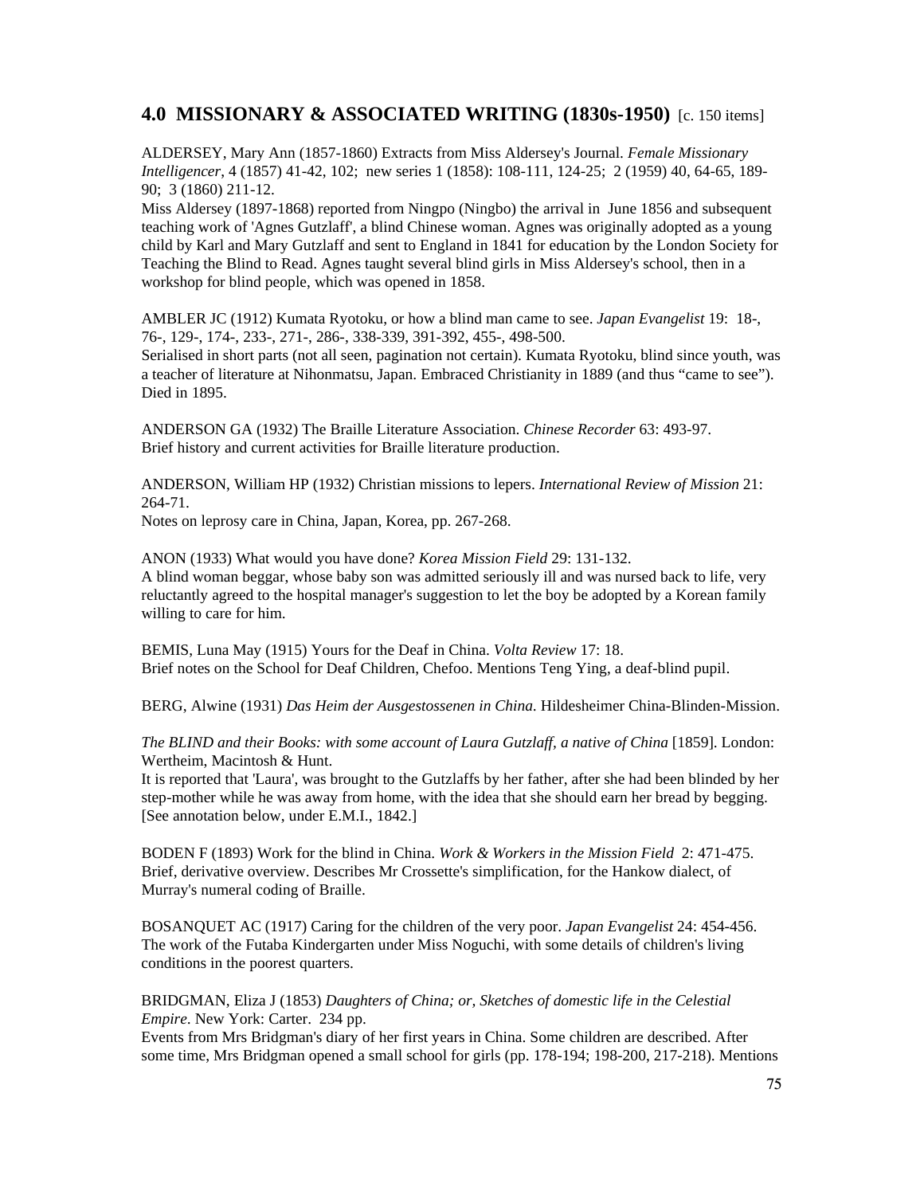## 4.0 MISSIONARY & ASSOCIATED WRITING (1830s-1950) [c. 150 items]

ALDERSEY, Mary Ann (1857-1860) Extracts from Miss Aldersey's Journal. *Female Missionary Intelligencer*, 4 (1857) 41-42, 102; new series 1 (1858): 108-111, 124-25; 2 (1959) 40, 64-65, 189-90; 3 (1860) 211-12.
Miss Aldersey (1897-1868) reported from Ningpo (Ningbo) the arrival in June 1856 and subsequent teaching work of 'Agnes Gutzlaff', a blind Chinese woman. Agnes was originally adopted as a young child by Karl and Mary Gutzlaff and sent to England in 1841 for education by the London Society for Teaching the Blind to Read. Agnes taught several blind girls in Miss Aldersey's school, then in a workshop for blind people, which was opened in 1858.

AMBLER JC (1912) Kumata Ryotoku, or how a blind man came to see. *Japan Evangelist* 19: 18-, 76-, 129-, 174-, 233-, 271-, 286-, 338-339, 391-392, 455-, 498-500.
Serialised in short parts (not all seen, pagination not certain). Kumata Ryotoku, blind since youth, was a teacher of literature at Nihonmatsu, Japan. Embraced Christianity in 1889 (and thus "came to see"). Died in 1895.

ANDERSON GA (1932) The Braille Literature Association. *Chinese Recorder* 63: 493-97.
Brief history and current activities for Braille literature production.

ANDERSON, William HP (1932) Christian missions to lepers. *International Review of Mission* 21: 264-71.
Notes on leprosy care in China, Japan, Korea, pp. 267-268.

ANON (1933) What would you have done? *Korea Mission Field* 29: 131-132.
A blind woman beggar, whose baby son was admitted seriously ill and was nursed back to life, very reluctantly agreed to the hospital manager's suggestion to let the boy be adopted by a Korean family willing to care for him.

BEMIS, Luna May (1915) Yours for the Deaf in China. *Volta Review* 17: 18.
Brief notes on the School for Deaf Children, Chefoo. Mentions Teng Ying, a deaf-blind pupil.

BERG, Alwine (1931) *Das Heim der Ausgestossenen in China*. Hildesheimer China-Blinden-Mission.

*The BLIND and their Books: with some account of Laura Gutzlaff, a native of China* [1859]. London: Wertheim, Macintosh & Hunt.
It is reported that 'Laura', was brought to the Gutzlaffs by her father, after she had been blinded by her step-mother while he was away from home, with the idea that she should earn her bread by begging. [See annotation below, under E.M.I., 1842.]

BODEN F (1893) Work for the blind in China. *Work & Workers in the Mission Field* 2: 471-475.
Brief, derivative overview. Describes Mr Crossette's simplification, for the Hankow dialect, of Murray's numeral coding of Braille.

BOSANQUET AC (1917) Caring for the children of the very poor. *Japan Evangelist* 24: 454-456.
The work of the Futaba Kindergarten under Miss Noguchi, with some details of children's living conditions in the poorest quarters.

BRIDGMAN, Eliza J (1853) *Daughters of China; or, Sketches of domestic life in the Celestial Empire*. New York: Carter. 234 pp.
Events from Mrs Bridgman's diary of her first years in China. Some children are described. After some time, Mrs Bridgman opened a small school for girls (pp. 178-194; 198-200, 217-218). Mentions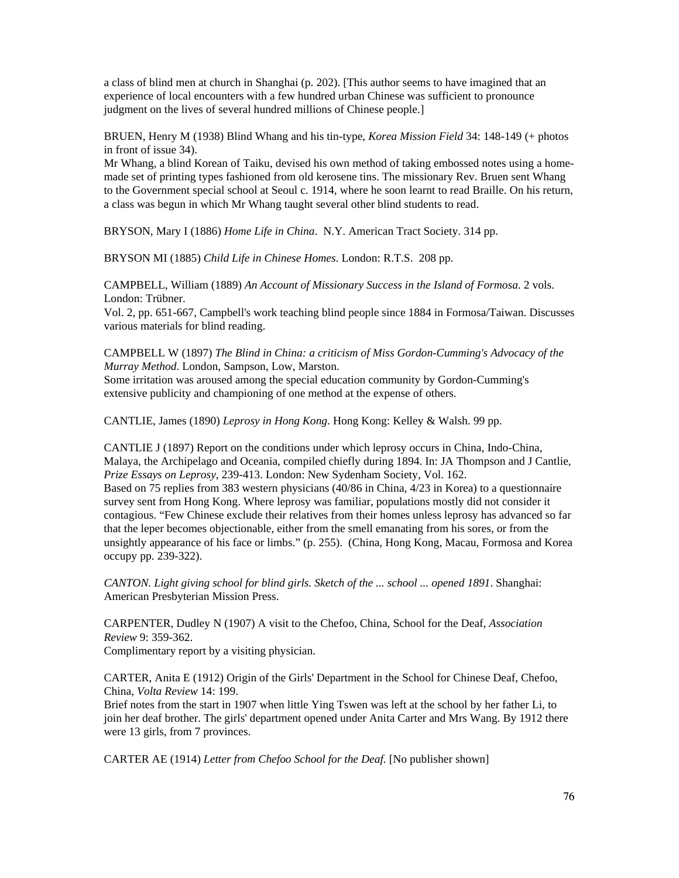a class of blind men at church in Shanghai (p. 202). [This author seems to have imagined that an experience of local encounters with a few hundred urban Chinese was sufficient to pronounce judgment on the lives of several hundred millions of Chinese people.]

BRUEN, Henry M (1938) Blind Whang and his tin-type, *Korea Mission Field* 34: 148-149 (+ photos in front of issue 34).
Mr Whang, a blind Korean of Taiku, devised his own method of taking embossed notes using a home-made set of printing types fashioned from old kerosene tins. The missionary Rev. Bruen sent Whang to the Government special school at Seoul c. 1914, where he soon learnt to read Braille. On his return, a class was begun in which Mr Whang taught several other blind students to read.

BRYSON, Mary I (1886) *Home Life in China*. N.Y. American Tract Society. 314 pp.

BRYSON MI (1885) *Child Life in Chinese Homes*. London: R.T.S. 208 pp.

CAMPBELL, William (1889) *An Account of Missionary Success in the Island of Formosa*. 2 vols. London: Trübner.
Vol. 2, pp. 651-667, Campbell's work teaching blind people since 1884 in Formosa/Taiwan. Discusses various materials for blind reading.

CAMPBELL W (1897) *The Blind in China: a criticism of Miss Gordon-Cumming's Advocacy of the Murray Method*. London, Sampson, Low, Marston.
Some irritation was aroused among the special education community by Gordon-Cumming's extensive publicity and championing of one method at the expense of others.

CANTLIE, James (1890) *Leprosy in Hong Kong*. Hong Kong: Kelley & Walsh. 99 pp.

CANTLIE J (1897) Report on the conditions under which leprosy occurs in China, Indo-China, Malaya, the Archipelago and Oceania, compiled chiefly during 1894. In: JA Thompson and J Cantlie, *Prize Essays on Leprosy*, 239-413. London: New Sydenham Society, Vol. 162.
Based on 75 replies from 383 western physicians (40/86 in China, 4/23 in Korea) to a questionnaire survey sent from Hong Kong. Where leprosy was familiar, populations mostly did not consider it contagious. "Few Chinese exclude their relatives from their homes unless leprosy has advanced so far that the leper becomes objectionable, either from the smell emanating from his sores, or from the unsightly appearance of his face or limbs." (p. 255). (China, Hong Kong, Macau, Formosa and Korea occupy pp. 239-322).

*CANTON. Light giving school for blind girls. Sketch of the ... school ... opened 1891*. Shanghai: American Presbyterian Mission Press.

CARPENTER, Dudley N (1907) A visit to the Chefoo, China, School for the Deaf, *Association Review* 9: 359-362.
Complimentary report by a visiting physician.

CARTER, Anita E (1912) Origin of the Girls' Department in the School for Chinese Deaf, Chefoo, China, *Volta Review* 14: 199.
Brief notes from the start in 1907 when little Ying Tswen was left at the school by her father Li, to join her deaf brother. The girls' department opened under Anita Carter and Mrs Wang. By 1912 there were 13 girls, from 7 provinces.

CARTER AE (1914) *Letter from Chefoo School for the Deaf*. [No publisher shown]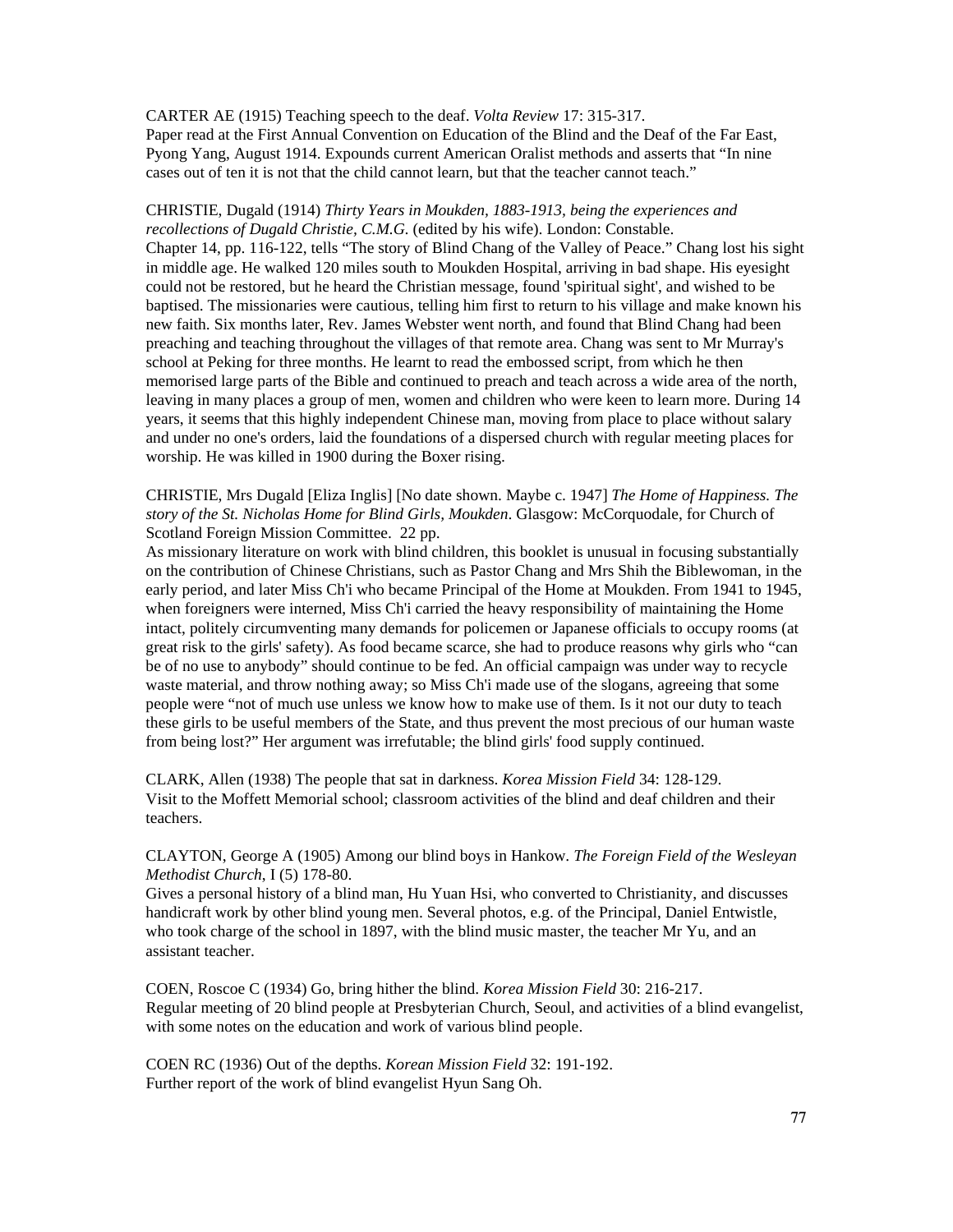CARTER AE (1915) Teaching speech to the deaf. *Volta Review* 17: 315-317.
Paper read at the First Annual Convention on Education of the Blind and the Deaf of the Far East, Pyong Yang, August 1914. Expounds current American Oralist methods and asserts that "In nine cases out of ten it is not that the child cannot learn, but that the teacher cannot teach."

CHRISTIE, Dugald (1914) *Thirty Years in Moukden, 1883-1913, being the experiences and recollections of Dugald Christie, C.M.G.* (edited by his wife). London: Constable.
Chapter 14, pp. 116-122, tells "The story of Blind Chang of the Valley of Peace." Chang lost his sight in middle age. He walked 120 miles south to Moukden Hospital, arriving in bad shape. His eyesight could not be restored, but he heard the Christian message, found 'spiritual sight', and wished to be baptised. The missionaries were cautious, telling him first to return to his village and make known his new faith. Six months later, Rev. James Webster went north, and found that Blind Chang had been preaching and teaching throughout the villages of that remote area. Chang was sent to Mr Murray's school at Peking for three months. He learnt to read the embossed script, from which he then memorised large parts of the Bible and continued to preach and teach across a wide area of the north, leaving in many places a group of men, women and children who were keen to learn more. During 14 years, it seems that this highly independent Chinese man, moving from place to place without salary and under no one's orders, laid the foundations of a dispersed church with regular meeting places for worship. He was killed in 1900 during the Boxer rising.

CHRISTIE, Mrs Dugald [Eliza Inglis] [No date shown. Maybe c. 1947] *The Home of Happiness. The story of the St. Nicholas Home for Blind Girls, Moukden*. Glasgow: McCorquodale, for Church of Scotland Foreign Mission Committee. 22 pp.
As missionary literature on work with blind children, this booklet is unusual in focusing substantially on the contribution of Chinese Christians, such as Pastor Chang and Mrs Shih the Biblewoman, in the early period, and later Miss Ch'i who became Principal of the Home at Moukden. From 1941 to 1945, when foreigners were interned, Miss Ch'i carried the heavy responsibility of maintaining the Home intact, politely circumventing many demands for policemen or Japanese officials to occupy rooms (at great risk to the girls' safety). As food became scarce, she had to produce reasons why girls who "can be of no use to anybody" should continue to be fed. An official campaign was under way to recycle waste material, and throw nothing away; so Miss Ch'i made use of the slogans, agreeing that some people were "not of much use unless we know how to make use of them. Is it not our duty to teach these girls to be useful members of the State, and thus prevent the most precious of our human waste from being lost?" Her argument was irrefutable; the blind girls' food supply continued.

CLARK, Allen (1938) The people that sat in darkness. *Korea Mission Field* 34: 128-129.
Visit to the Moffett Memorial school; classroom activities of the blind and deaf children and their teachers.

CLAYTON, George A (1905) Among our blind boys in Hankow. *The Foreign Field of the Wesleyan Methodist Church*, I (5) 178-80.
Gives a personal history of a blind man, Hu Yuan Hsi, who converted to Christianity, and discusses handicraft work by other blind young men. Several photos, e.g. of the Principal, Daniel Entwistle, who took charge of the school in 1897, with the blind music master, the teacher Mr Yu, and an assistant teacher.

COEN, Roscoe C (1934) Go, bring hither the blind. *Korea Mission Field* 30: 216-217.
Regular meeting of 20 blind people at Presbyterian Church, Seoul, and activities of a blind evangelist, with some notes on the education and work of various blind people.

COEN RC (1936) Out of the depths. *Korean Mission Field* 32: 191-192.
Further report of the work of blind evangelist Hyun Sang Oh.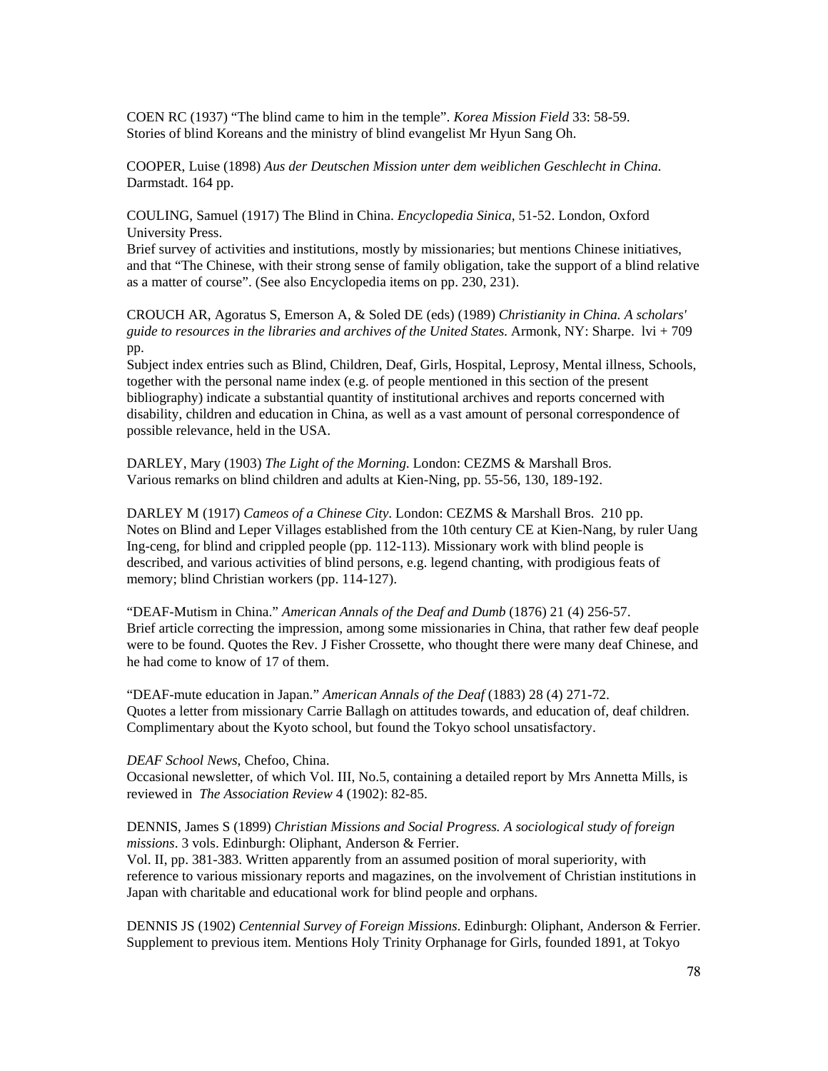COEN RC (1937) "The blind came to him in the temple". *Korea Mission Field* 33: 58-59.
Stories of blind Koreans and the ministry of blind evangelist Mr Hyun Sang Oh.

COOPER, Luise (1898) *Aus der Deutschen Mission unter dem weiblichen Geschlecht in China.* Darmstadt. 164 pp.

COULING, Samuel (1917) The Blind in China. *Encyclopedia Sinica*, 51-52. London, Oxford University Press.
Brief survey of activities and institutions, mostly by missionaries; but mentions Chinese initiatives, and that "The Chinese, with their strong sense of family obligation, take the support of a blind relative as a matter of course". (See also Encyclopedia items on pp. 230, 231).

CROUCH AR, Agoratus S, Emerson A, & Soled DE (eds) (1989) *Christianity in China. A scholars' guide to resources in the libraries and archives of the United States.* Armonk, NY: Sharpe. lvi + 709 pp.
Subject index entries such as Blind, Children, Deaf, Girls, Hospital, Leprosy, Mental illness, Schools, together with the personal name index (e.g. of people mentioned in this section of the present bibliography) indicate a substantial quantity of institutional archives and reports concerned with disability, children and education in China, as well as a vast amount of personal correspondence of possible relevance, held in the USA.

DARLEY, Mary (1903) *The Light of the Morning.* London: CEZMS & Marshall Bros.
Various remarks on blind children and adults at Kien-Ning, pp. 55-56, 130, 189-192.

DARLEY M (1917) *Cameos of a Chinese City*. London: CEZMS & Marshall Bros. 210 pp.
Notes on Blind and Leper Villages established from the 10th century CE at Kien-Nang, by ruler Uang Ing-ceng, for blind and crippled people (pp. 112-113). Missionary work with blind people is described, and various activities of blind persons, e.g. legend chanting, with prodigious feats of memory; blind Christian workers (pp. 114-127).

"DEAF-Mutism in China." *American Annals of the Deaf and Dumb* (1876) 21 (4) 256-57.
Brief article correcting the impression, among some missionaries in China, that rather few deaf people were to be found. Quotes the Rev. J Fisher Crossette, who thought there were many deaf Chinese, and he had come to know of 17 of them.

"DEAF-mute education in Japan." *American Annals of the Deaf* (1883) 28 (4) 271-72.
Quotes a letter from missionary Carrie Ballagh on attitudes towards, and education of, deaf children. Complimentary about the Kyoto school, but found the Tokyo school unsatisfactory.

*DEAF School News*, Chefoo, China.
Occasional newsletter, of which Vol. III, No.5, containing a detailed report by Mrs Annetta Mills, is reviewed in *The Association Review* 4 (1902): 82-85.

DENNIS, James S (1899) *Christian Missions and Social Progress. A sociological study of foreign missions*. 3 vols. Edinburgh: Oliphant, Anderson & Ferrier.
Vol. II, pp. 381-383. Written apparently from an assumed position of moral superiority, with reference to various missionary reports and magazines, on the involvement of Christian institutions in Japan with charitable and educational work for blind people and orphans.

DENNIS JS (1902) *Centennial Survey of Foreign Missions*. Edinburgh: Oliphant, Anderson & Ferrier.
Supplement to previous item. Mentions Holy Trinity Orphanage for Girls, founded 1891, at Tokyo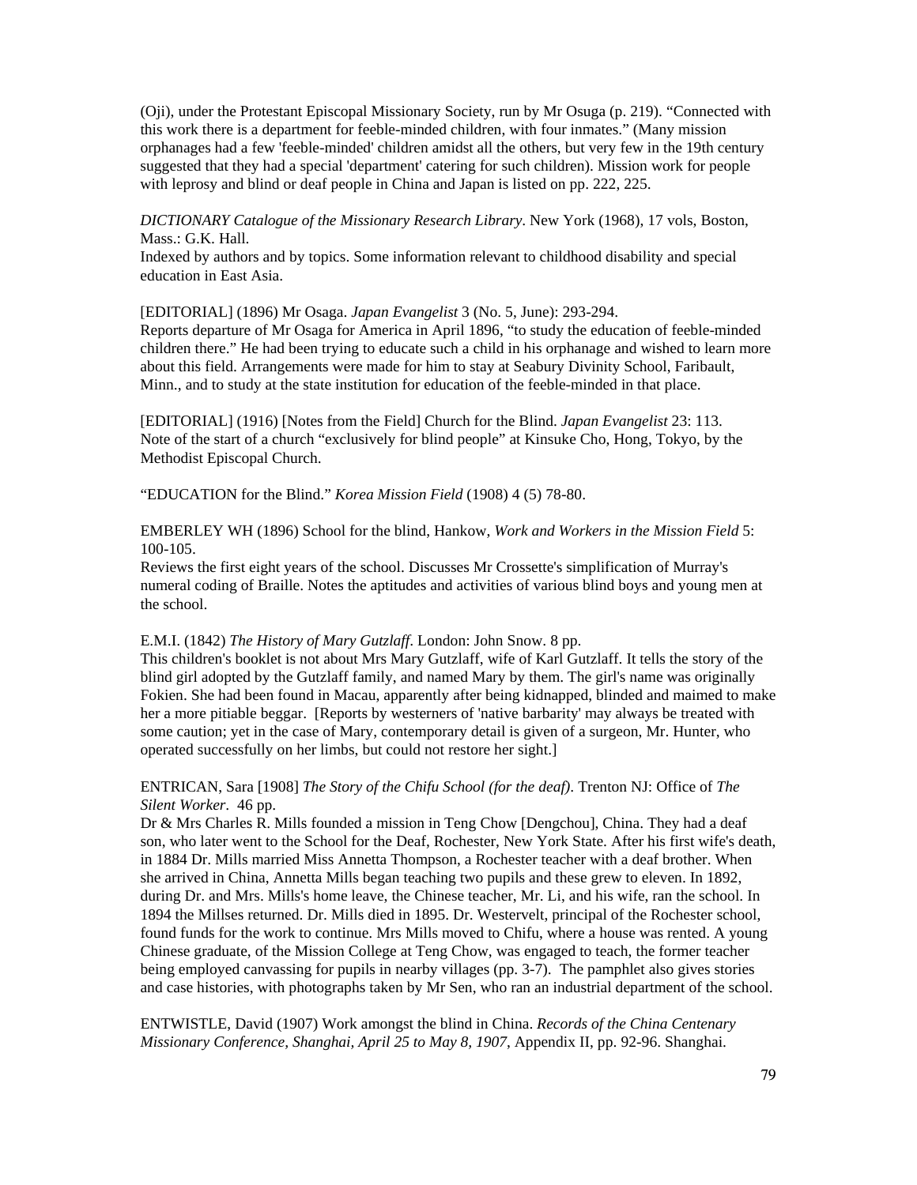(Oji), under the Protestant Episcopal Missionary Society, run by Mr Osuga (p. 219). "Connected with this work there is a department for feeble-minded children, with four inmates." (Many mission orphanages had a few 'feeble-minded' children amidst all the others, but very few in the 19th century suggested that they had a special 'department' catering for such children). Mission work for people with leprosy and blind or deaf people in China and Japan is listed on pp. 222, 225.

*DICTIONARY Catalogue of the Missionary Research Library*. New York (1968), 17 vols, Boston, Mass.: G.K. Hall.
Indexed by authors and by topics. Some information relevant to childhood disability and special education in East Asia.

[EDITORIAL] (1896) Mr Osaga. *Japan Evangelist* 3 (No. 5, June): 293-294.
Reports departure of Mr Osaga for America in April 1896, "to study the education of feeble-minded children there." He had been trying to educate such a child in his orphanage and wished to learn more about this field. Arrangements were made for him to stay at Seabury Divinity School, Faribault, Minn., and to study at the state institution for education of the feeble-minded in that place.

[EDITORIAL] (1916) [Notes from the Field] Church for the Blind. *Japan Evangelist* 23: 113.
Note of the start of a church "exclusively for blind people" at Kinsuke Cho, Hong, Tokyo, by the Methodist Episcopal Church.

"EDUCATION for the Blind." *Korea Mission Field* (1908) 4 (5) 78-80.

EMBERLEY WH (1896) School for the blind, Hankow, *Work and Workers in the Mission Field* 5: 100-105.
Reviews the first eight years of the school. Discusses Mr Crossette's simplification of Murray's numeral coding of Braille. Notes the aptitudes and activities of various blind boys and young men at the school.

E.M.I. (1842) *The History of Mary Gutzlaff*. London: John Snow. 8 pp.
This children's booklet is not about Mrs Mary Gutzlaff, wife of Karl Gutzlaff. It tells the story of the blind girl adopted by the Gutzlaff family, and named Mary by them. The girl's name was originally Fokien. She had been found in Macau, apparently after being kidnapped, blinded and maimed to make her a more pitiable beggar. [Reports by westerners of 'native barbarity' may always be treated with some caution; yet in the case of Mary, contemporary detail is given of a surgeon, Mr. Hunter, who operated successfully on her limbs, but could not restore her sight.]

ENTRICAN, Sara [1908] *The Story of the Chifu School (for the deaf)*. Trenton NJ: Office of *The Silent Worker*. 46 pp.
Dr & Mrs Charles R. Mills founded a mission in Teng Chow [Dengchou], China. They had a deaf son, who later went to the School for the Deaf, Rochester, New York State. After his first wife's death, in 1884 Dr. Mills married Miss Annetta Thompson, a Rochester teacher with a deaf brother. When she arrived in China, Annetta Mills began teaching two pupils and these grew to eleven. In 1892, during Dr. and Mrs. Mills's home leave, the Chinese teacher, Mr. Li, and his wife, ran the school. In 1894 the Millses returned. Dr. Mills died in 1895. Dr. Westervelt, principal of the Rochester school, found funds for the work to continue. Mrs Mills moved to Chifu, where a house was rented. A young Chinese graduate, of the Mission College at Teng Chow, was engaged to teach, the former teacher being employed canvassing for pupils in nearby villages (pp. 3-7). The pamphlet also gives stories and case histories, with photographs taken by Mr Sen, who ran an industrial department of the school.

ENTWISTLE, David (1907) Work amongst the blind in China. *Records of the China Centenary Missionary Conference, Shanghai, April 25 to May 8, 1907*, Appendix II, pp. 92-96. Shanghai.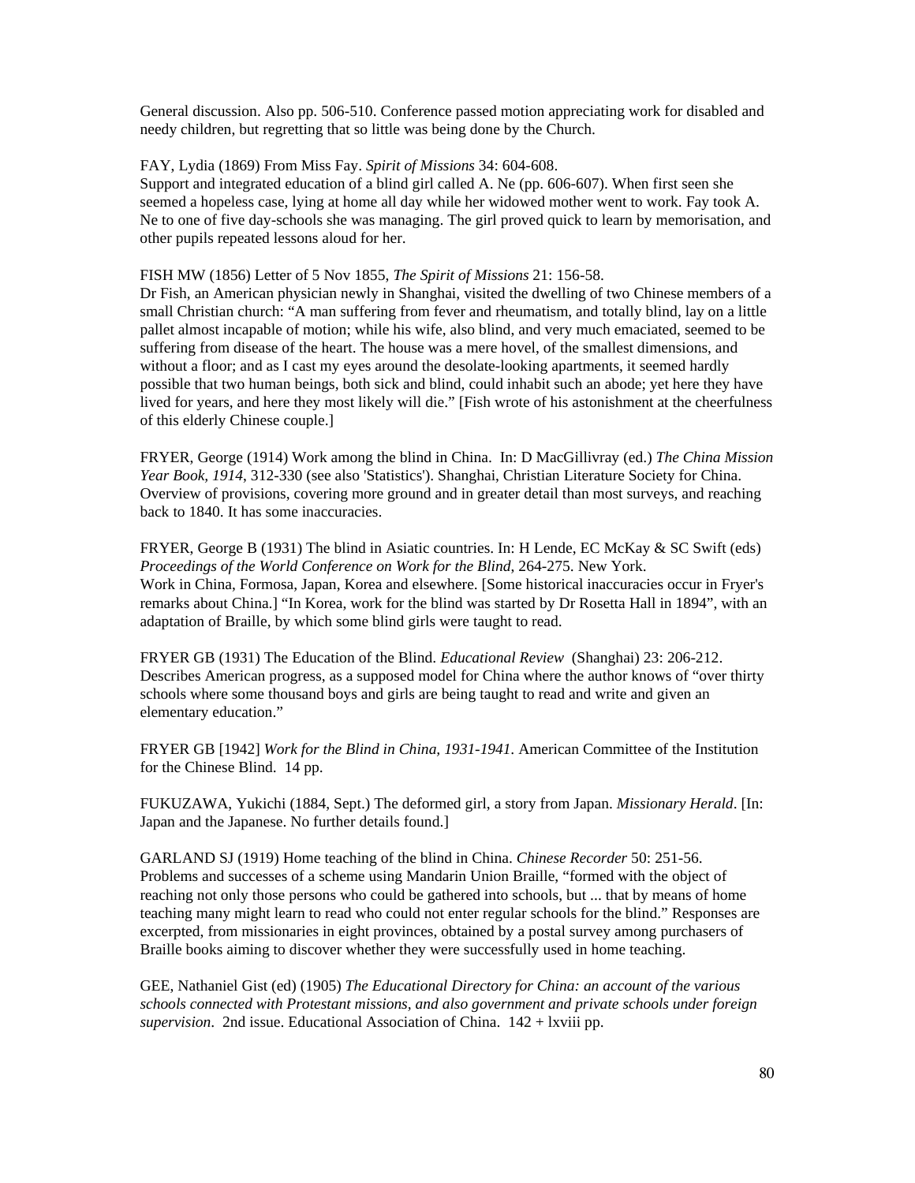General discussion. Also pp. 506-510. Conference passed motion appreciating work for disabled and needy children, but regretting that so little was being done by the Church.

FAY, Lydia (1869) From Miss Fay. *Spirit of Missions* 34: 604-608.
Support and integrated education of a blind girl called A. Ne (pp. 606-607). When first seen she seemed a hopeless case, lying at home all day while her widowed mother went to work. Fay took A. Ne to one of five day-schools she was managing. The girl proved quick to learn by memorisation, and other pupils repeated lessons aloud for her.

FISH MW (1856) Letter of 5 Nov 1855, *The Spirit of Missions* 21: 156-58.
Dr Fish, an American physician newly in Shanghai, visited the dwelling of two Chinese members of a small Christian church: "A man suffering from fever and rheumatism, and totally blind, lay on a little pallet almost incapable of motion; while his wife, also blind, and very much emaciated, seemed to be suffering from disease of the heart. The house was a mere hovel, of the smallest dimensions, and without a floor; and as I cast my eyes around the desolate-looking apartments, it seemed hardly possible that two human beings, both sick and blind, could inhabit such an abode; yet here they have lived for years, and here they most likely will die." [Fish wrote of his astonishment at the cheerfulness of this elderly Chinese couple.]

FRYER, George (1914) Work among the blind in China. In: D MacGillivray (ed.) *The China Mission Year Book, 1914*, 312-330 (see also 'Statistics'). Shanghai, Christian Literature Society for China. Overview of provisions, covering more ground and in greater detail than most surveys, and reaching back to 1840. It has some inaccuracies.

FRYER, George B (1931) The blind in Asiatic countries. In: H Lende, EC McKay & SC Swift (eds) *Proceedings of the World Conference on Work for the Blind*, 264-275. New York.
Work in China, Formosa, Japan, Korea and elsewhere. [Some historical inaccuracies occur in Fryer's remarks about China.] "In Korea, work for the blind was started by Dr Rosetta Hall in 1894", with an adaptation of Braille, by which some blind girls were taught to read.

FRYER GB (1931) The Education of the Blind. *Educational Review* (Shanghai) 23: 206-212.
Describes American progress, as a supposed model for China where the author knows of "over thirty schools where some thousand boys and girls are being taught to read and write and given an elementary education."

FRYER GB [1942] *Work for the Blind in China, 1931-1941.* American Committee of the Institution for the Chinese Blind. 14 pp.

FUKUZAWA, Yukichi (1884, Sept.) The deformed girl, a story from Japan. *Missionary Herald*. [In: Japan and the Japanese. No further details found.]

GARLAND SJ (1919) Home teaching of the blind in China. *Chinese Recorder* 50: 251-56.
Problems and successes of a scheme using Mandarin Union Braille, "formed with the object of reaching not only those persons who could be gathered into schools, but ... that by means of home teaching many might learn to read who could not enter regular schools for the blind." Responses are excerpted, from missionaries in eight provinces, obtained by a postal survey among purchasers of Braille books aiming to discover whether they were successfully used in home teaching.

GEE, Nathaniel Gist (ed) (1905) *The Educational Directory for China: an account of the various schools connected with Protestant missions, and also government and private schools under foreign supervision*. 2nd issue. Educational Association of China. 142 + lxviii pp.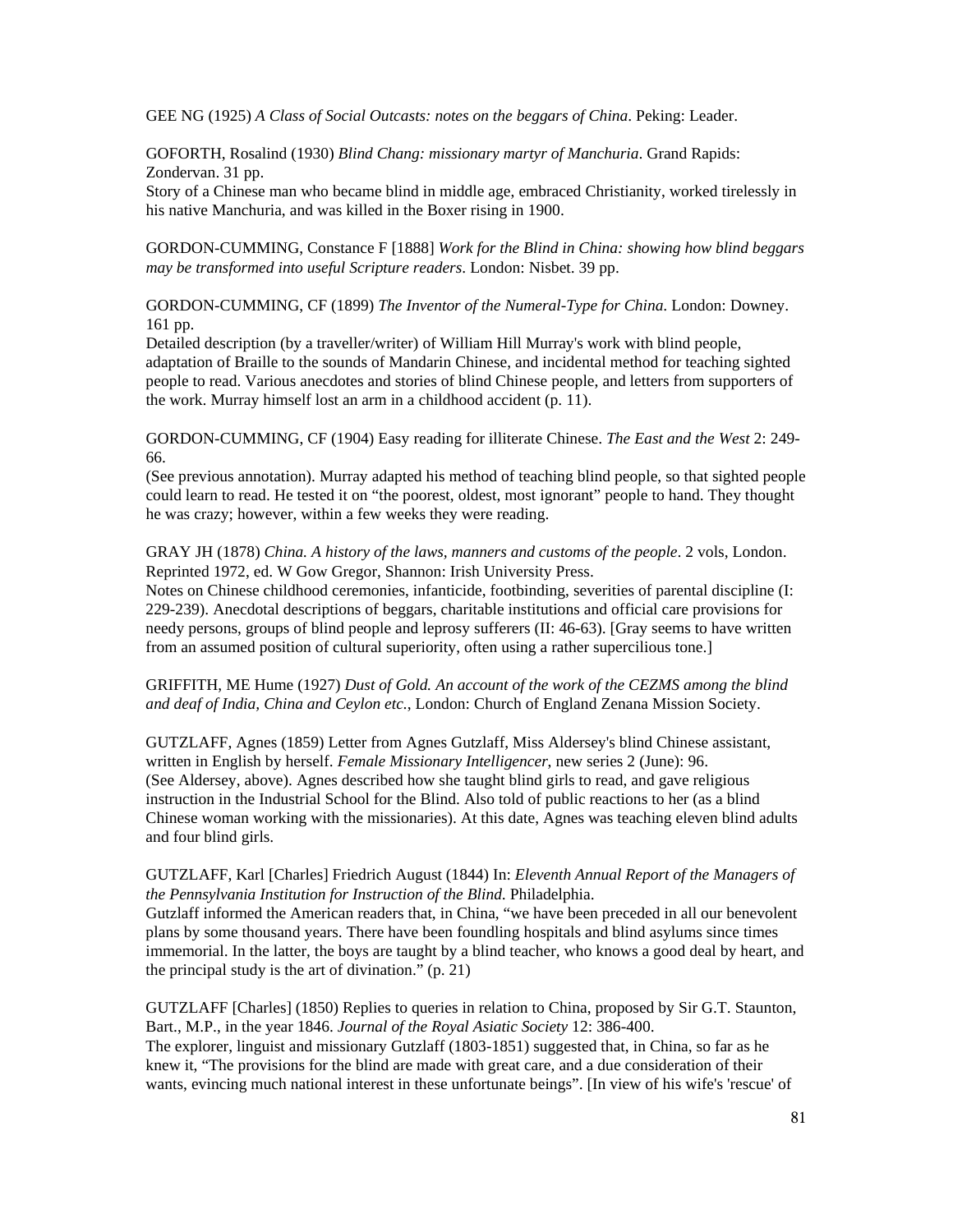GEE NG (1925) *A Class of Social Outcasts: notes on the beggars of China*. Peking: Leader.

GOFORTH, Rosalind (1930) *Blind Chang: missionary martyr of Manchuria*. Grand Rapids: Zondervan. 31 pp.
Story of a Chinese man who became blind in middle age, embraced Christianity, worked tirelessly in his native Manchuria, and was killed in the Boxer rising in 1900.

GORDON-CUMMING, Constance F [1888] *Work for the Blind in China: showing how blind beggars may be transformed into useful Scripture readers*. London: Nisbet. 39 pp.

GORDON-CUMMING, CF (1899) *The Inventor of the Numeral-Type for China*. London: Downey. 161 pp.
Detailed description (by a traveller/writer) of William Hill Murray's work with blind people, adaptation of Braille to the sounds of Mandarin Chinese, and incidental method for teaching sighted people to read. Various anecdotes and stories of blind Chinese people, and letters from supporters of the work. Murray himself lost an arm in a childhood accident (p. 11).

GORDON-CUMMING, CF (1904) Easy reading for illiterate Chinese. *The East and the West* 2: 249-66.
(See previous annotation). Murray adapted his method of teaching blind people, so that sighted people could learn to read. He tested it on "the poorest, oldest, most ignorant" people to hand. They thought he was crazy; however, within a few weeks they were reading.

GRAY JH (1878) *China. A history of the laws, manners and customs of the people*. 2 vols, London. Reprinted 1972, ed. W Gow Gregor, Shannon: Irish University Press.
Notes on Chinese childhood ceremonies, infanticide, footbinding, severities of parental discipline (I: 229-239). Anecdotal descriptions of beggars, charitable institutions and official care provisions for needy persons, groups of blind people and leprosy sufferers (II: 46-63). [Gray seems to have written from an assumed position of cultural superiority, often using a rather supercilious tone.]

GRIFFITH, ME Hume (1927) *Dust of Gold. An account of the work of the CEZMS among the blind and deaf of India, China and Ceylon etc.*, London: Church of England Zenana Mission Society.

GUTZLAFF, Agnes (1859) Letter from Agnes Gutzlaff, Miss Aldersey's blind Chinese assistant, written in English by herself. *Female Missionary Intelligencer*, new series 2 (June): 96.
(See Aldersey, above). Agnes described how she taught blind girls to read, and gave religious instruction in the Industrial School for the Blind. Also told of public reactions to her (as a blind Chinese woman working with the missionaries). At this date, Agnes was teaching eleven blind adults and four blind girls.

GUTZLAFF, Karl [Charles] Friedrich August (1844) In: *Eleventh Annual Report of the Managers of the Pennsylvania Institution for Instruction of the Blind.* Philadelphia.
Gutzlaff informed the American readers that, in China, "we have been preceded in all our benevolent plans by some thousand years. There have been foundling hospitals and blind asylums since times immemorial. In the latter, the boys are taught by a blind teacher, who knows a good deal by heart, and the principal study is the art of divination." (p. 21)

GUTZLAFF [Charles] (1850) Replies to queries in relation to China, proposed by Sir G.T. Staunton, Bart., M.P., in the year 1846. *Journal of the Royal Asiatic Society* 12: 386-400.
The explorer, linguist and missionary Gutzlaff (1803-1851) suggested that, in China, so far as he knew it, "The provisions for the blind are made with great care, and a due consideration of their wants, evincing much national interest in these unfortunate beings". [In view of his wife's 'rescue' of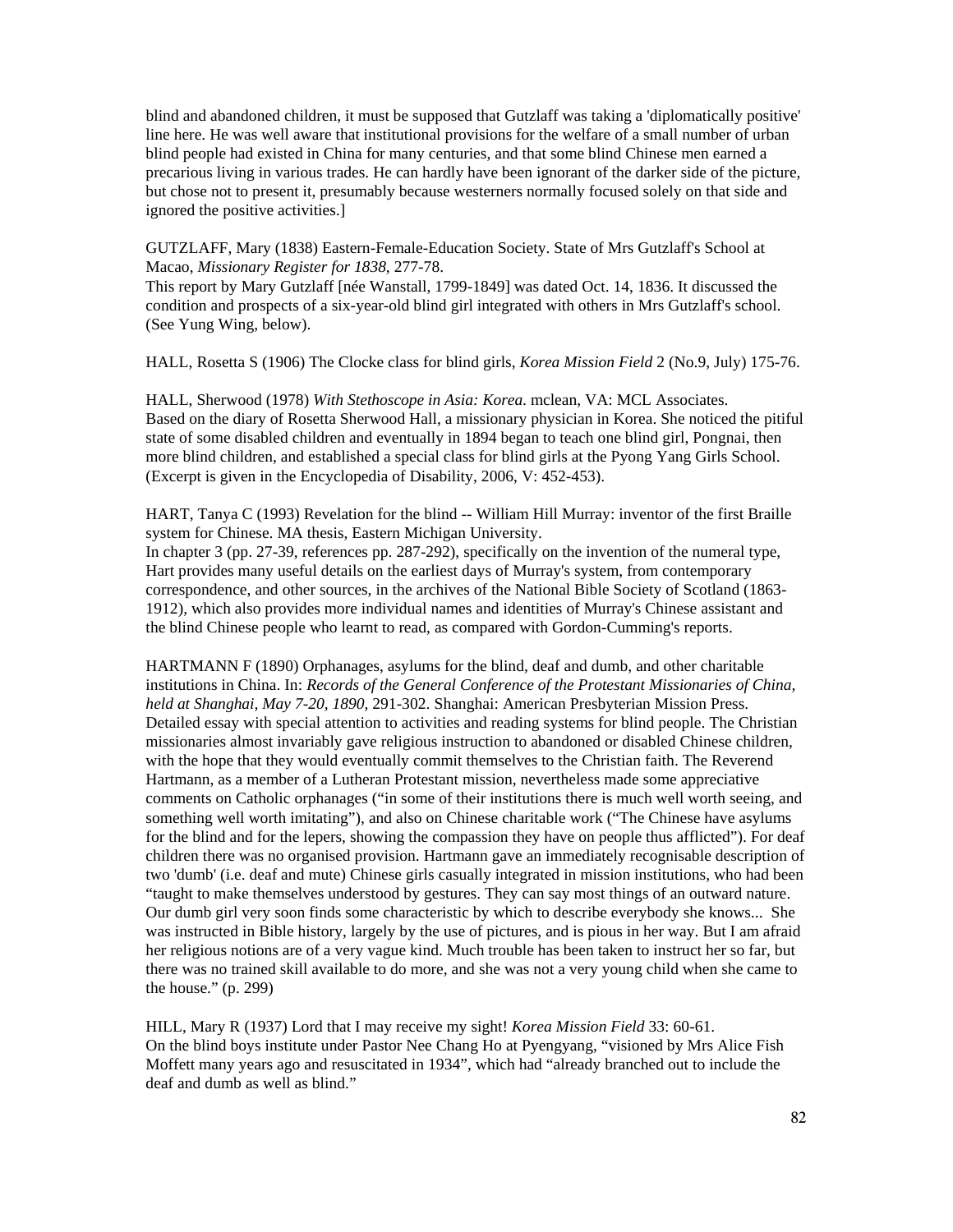blind and abandoned children, it must be supposed that Gutzlaff was taking a 'diplomatically positive' line here. He was well aware that institutional provisions for the welfare of a small number of urban blind people had existed in China for many centuries, and that some blind Chinese men earned a precarious living in various trades. He can hardly have been ignorant of the darker side of the picture, but chose not to present it, presumably because westerners normally focused solely on that side and ignored the positive activities.]

GUTZLAFF, Mary (1838) Eastern-Female-Education Society. State of Mrs Gutzlaff's School at Macao, *Missionary Register for 1838*, 277-78.
This report by Mary Gutzlaff [née Wanstall, 1799-1849] was dated Oct. 14, 1836. It discussed the condition and prospects of a six-year-old blind girl integrated with others in Mrs Gutzlaff's school. (See Yung Wing, below).

HALL, Rosetta S (1906) The Clocke class for blind girls, *Korea Mission Field* 2 (No.9, July) 175-76.

HALL, Sherwood (1978) *With Stethoscope in Asia: Korea*. mclean, VA: MCL Associates.
Based on the diary of Rosetta Sherwood Hall, a missionary physician in Korea. She noticed the pitiful state of some disabled children and eventually in 1894 began to teach one blind girl, Pongnai, then more blind children, and established a special class for blind girls at the Pyong Yang Girls School. (Excerpt is given in the Encyclopedia of Disability, 2006, V: 452-453).

HART, Tanya C (1993) Revelation for the blind -- William Hill Murray: inventor of the first Braille system for Chinese. MA thesis, Eastern Michigan University.
In chapter 3 (pp. 27-39, references pp. 287-292), specifically on the invention of the numeral type, Hart provides many useful details on the earliest days of Murray's system, from contemporary correspondence, and other sources, in the archives of the National Bible Society of Scotland (1863-1912), which also provides more individual names and identities of Murray's Chinese assistant and the blind Chinese people who learnt to read, as compared with Gordon-Cumming's reports.

HARTMANN F (1890) Orphanages, asylums for the blind, deaf and dumb, and other charitable institutions in China. In: *Records of the General Conference of the Protestant Missionaries of China, held at Shanghai, May 7-20, 1890*, 291-302. Shanghai: American Presbyterian Mission Press.
Detailed essay with special attention to activities and reading systems for blind people. The Christian missionaries almost invariably gave religious instruction to abandoned or disabled Chinese children, with the hope that they would eventually commit themselves to the Christian faith. The Reverend Hartmann, as a member of a Lutheran Protestant mission, nevertheless made some appreciative comments on Catholic orphanages ("in some of their institutions there is much well worth seeing, and something well worth imitating"), and also on Chinese charitable work ("The Chinese have asylums for the blind and for the lepers, showing the compassion they have on people thus afflicted"). For deaf children there was no organised provision. Hartmann gave an immediately recognisable description of two 'dumb' (i.e. deaf and mute) Chinese girls casually integrated in mission institutions, who had been "taught to make themselves understood by gestures. They can say most things of an outward nature. Our dumb girl very soon finds some characteristic by which to describe everybody she knows... She was instructed in Bible history, largely by the use of pictures, and is pious in her way. But I am afraid her religious notions are of a very vague kind. Much trouble has been taken to instruct her so far, but there was no trained skill available to do more, and she was not a very young child when she came to the house." (p. 299)

HILL, Mary R (1937) Lord that I may receive my sight! *Korea Mission Field* 33: 60-61.
On the blind boys institute under Pastor Nee Chang Ho at Pyengyang, "visioned by Mrs Alice Fish Moffett many years ago and resuscitated in 1934", which had "already branched out to include the deaf and dumb as well as blind."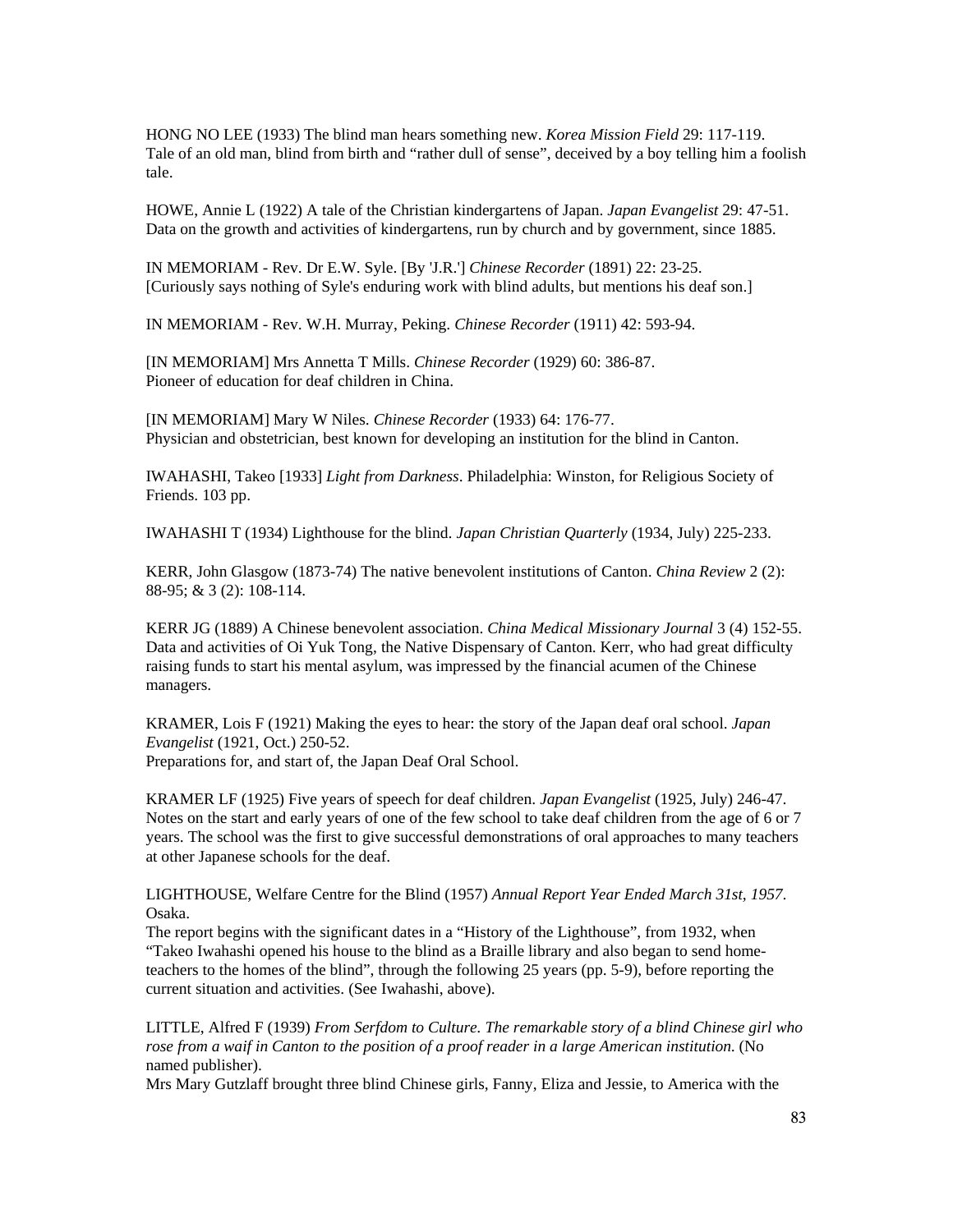HONG NO LEE (1933) The blind man hears something new. *Korea Mission Field* 29: 117-119.
Tale of an old man, blind from birth and "rather dull of sense", deceived by a boy telling him a foolish tale.

HOWE, Annie L (1922) A tale of the Christian kindergartens of Japan. *Japan Evangelist* 29: 47-51.
Data on the growth and activities of kindergartens, run by church and by government, since 1885.

IN MEMORIAM - Rev. Dr E.W. Syle. [By 'J.R.'] *Chinese Recorder* (1891) 22: 23-25.
[Curiously says nothing of Syle's enduring work with blind adults, but mentions his deaf son.]

IN MEMORIAM - Rev. W.H. Murray, Peking. *Chinese Recorder* (1911) 42: 593-94.

[IN MEMORIAM] Mrs Annetta T Mills. *Chinese Recorder* (1929) 60: 386-87.
Pioneer of education for deaf children in China.

[IN MEMORIAM] Mary W Niles. *Chinese Recorder* (1933) 64: 176-77.
Physician and obstetrician, best known for developing an institution for the blind in Canton.

IWAHASHI, Takeo [1933] *Light from Darkness*. Philadelphia: Winston, for Religious Society of Friends. 103 pp.

IWAHASHI T (1934) Lighthouse for the blind. *Japan Christian Quarterly* (1934, July) 225-233.

KERR, John Glasgow (1873-74) The native benevolent institutions of Canton. *China Review* 2 (2): 88-95; & 3 (2): 108-114.

KERR JG (1889) A Chinese benevolent association. *China Medical Missionary Journal* 3 (4) 152-55.
Data and activities of Oi Yuk Tong, the Native Dispensary of Canton. Kerr, who had great difficulty raising funds to start his mental asylum, was impressed by the financial acumen of the Chinese managers.

KRAMER, Lois F (1921) Making the eyes to hear: the story of the Japan deaf oral school. *Japan Evangelist* (1921, Oct.) 250-52.
Preparations for, and start of, the Japan Deaf Oral School.

KRAMER LF (1925) Five years of speech for deaf children. *Japan Evangelist* (1925, July) 246-47.
Notes on the start and early years of one of the few school to take deaf children from the age of 6 or 7 years. The school was the first to give successful demonstrations of oral approaches to many teachers at other Japanese schools for the deaf.

LIGHTHOUSE, Welfare Centre for the Blind (1957) *Annual Report Year Ended March 31st, 1957*. Osaka.
The report begins with the significant dates in a "History of the Lighthouse", from 1932, when "Takeo Iwahashi opened his house to the blind as a Braille library and also began to send home-teachers to the homes of the blind", through the following 25 years (pp. 5-9), before reporting the current situation and activities. (See Iwahashi, above).

LITTLE, Alfred F (1939) *From Serfdom to Culture. The remarkable story of a blind Chinese girl who rose from a waif in Canton to the position of a proof reader in a large American institution.* (No named publisher).
Mrs Mary Gutzlaff brought three blind Chinese girls, Fanny, Eliza and Jessie, to America with the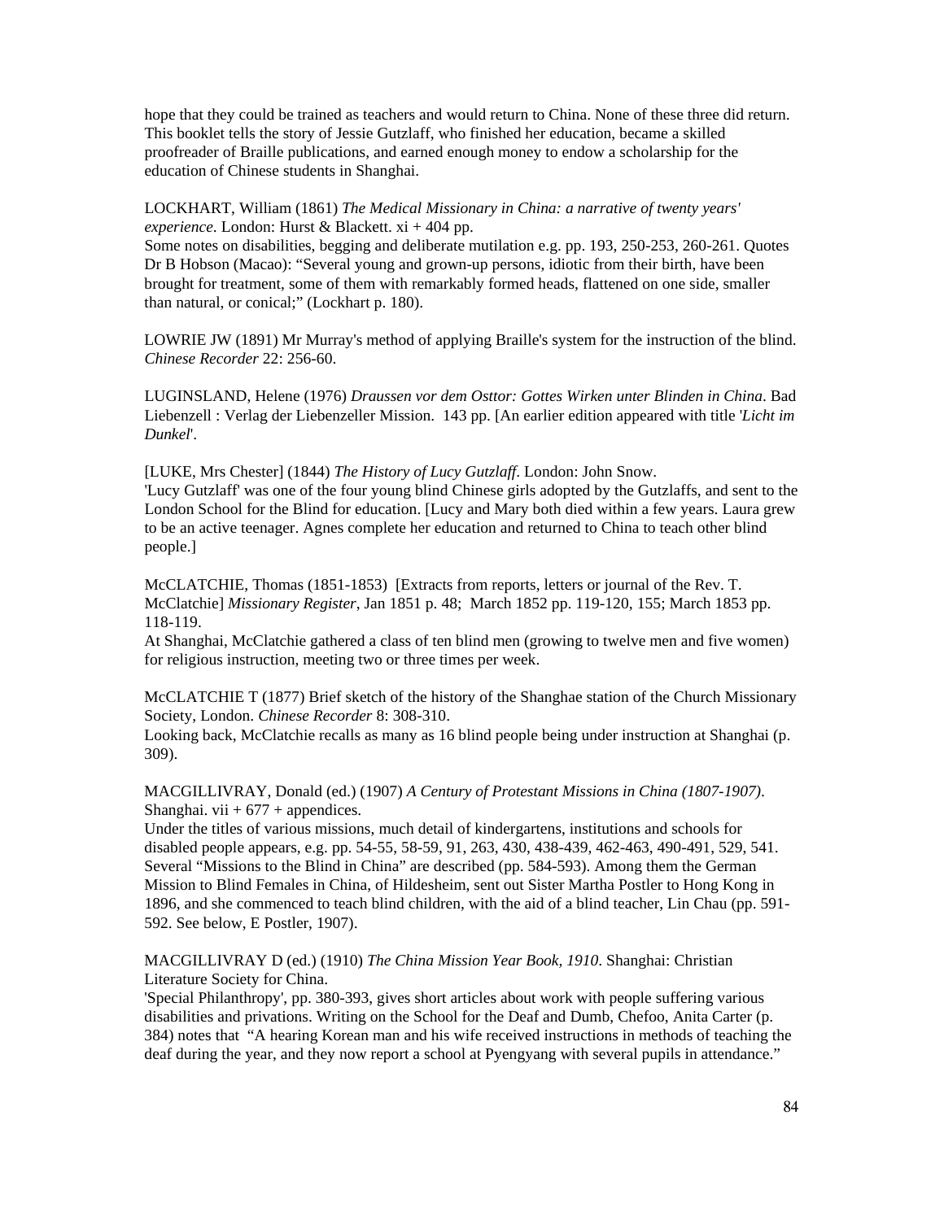hope that they could be trained as teachers and would return to China. None of these three did return. This booklet tells the story of Jessie Gutzlaff, who finished her education, became a skilled proofreader of Braille publications, and earned enough money to endow a scholarship for the education of Chinese students in Shanghai.

LOCKHART, William (1861) *The Medical Missionary in China: a narrative of twenty years' experience*. London: Hurst & Blackett. xi + 404 pp.
Some notes on disabilities, begging and deliberate mutilation e.g. pp. 193, 250-253, 260-261. Quotes Dr B Hobson (Macao): "Several young and grown-up persons, idiotic from their birth, have been brought for treatment, some of them with remarkably formed heads, flattened on one side, smaller than natural, or conical;" (Lockhart p. 180).

LOWRIE JW (1891) Mr Murray's method of applying Braille's system for the instruction of the blind. *Chinese Recorder* 22: 256-60.

LUGINSLAND, Helene (1976) *Draussen vor dem Osttor: Gottes Wirken unter Blinden in China*. Bad Liebenzell : Verlag der Liebenzeller Mission. 143 pp. [An earlier edition appeared with title '*Licht im Dunkel*'.

[LUKE, Mrs Chester] (1844) *The History of Lucy Gutzlaff*. London: John Snow.
'Lucy Gutzlaff' was one of the four young blind Chinese girls adopted by the Gutzlaffs, and sent to the London School for the Blind for education. [Lucy and Mary both died within a few years. Laura grew to be an active teenager. Agnes complete her education and returned to China to teach other blind people.]

McCLATCHIE, Thomas (1851-1853) [Extracts from reports, letters or journal of the Rev. T. McClatchie] *Missionary Register*, Jan 1851 p. 48; March 1852 pp. 119-120, 155; March 1853 pp. 118-119.
At Shanghai, McClatchie gathered a class of ten blind men (growing to twelve men and five women) for religious instruction, meeting two or three times per week.

McCLATCHIE T (1877) Brief sketch of the history of the Shanghae station of the Church Missionary Society, London. *Chinese Recorder* 8: 308-310.
Looking back, McClatchie recalls as many as 16 blind people being under instruction at Shanghai (p. 309).

MACGILLIVRAY, Donald (ed.) (1907) *A Century of Protestant Missions in China (1807-1907)*. Shanghai. vii + 677 + appendices.
Under the titles of various missions, much detail of kindergartens, institutions and schools for disabled people appears, e.g. pp. 54-55, 58-59, 91, 263, 430, 438-439, 462-463, 490-491, 529, 541. Several "Missions to the Blind in China" are described (pp. 584-593). Among them the German Mission to Blind Females in China, of Hildesheim, sent out Sister Martha Postler to Hong Kong in 1896, and she commenced to teach blind children, with the aid of a blind teacher, Lin Chau (pp. 591-592. See below, E Postler, 1907).

MACGILLIVRAY D (ed.) (1910) *The China Mission Year Book, 1910*. Shanghai: Christian Literature Society for China.
'Special Philanthropy', pp. 380-393, gives short articles about work with people suffering various disabilities and privations. Writing on the School for the Deaf and Dumb, Chefoo, Anita Carter (p. 384) notes that "A hearing Korean man and his wife received instructions in methods of teaching the deaf during the year, and they now report a school at Pyengyang with several pupils in attendance."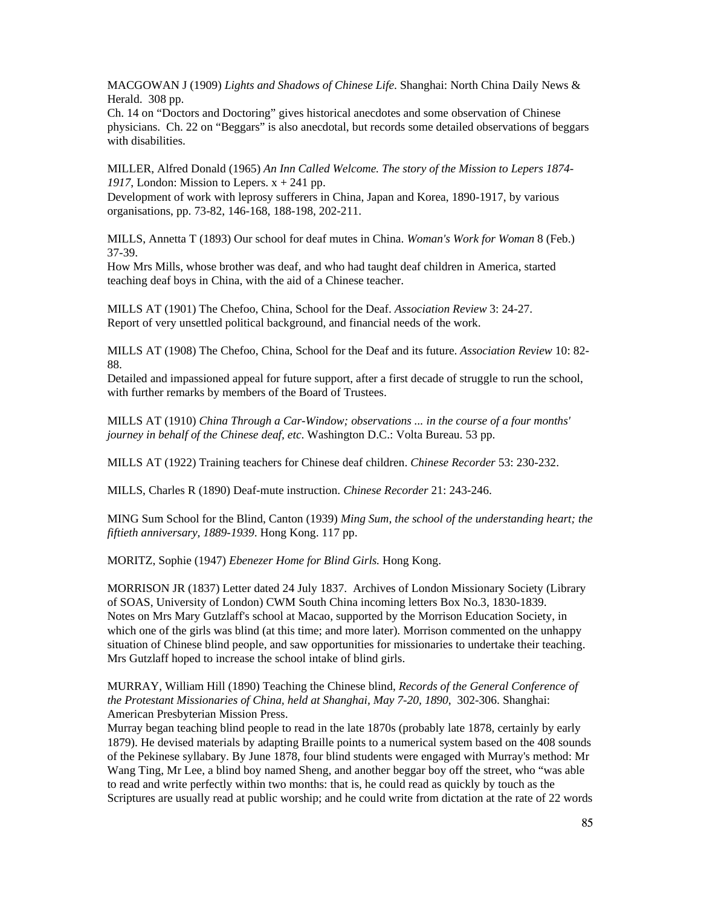MACGOWAN J (1909) *Lights and Shadows of Chinese Life*. Shanghai: North China Daily News & Herald. 308 pp.
Ch. 14 on "Doctors and Doctoring" gives historical anecdotes and some observation of Chinese physicians. Ch. 22 on "Beggars" is also anecdotal, but records some detailed observations of beggars with disabilities.

MILLER, Alfred Donald (1965) *An Inn Called Welcome. The story of the Mission to Lepers 1874-1917*, London: Mission to Lepers. x + 241 pp.
Development of work with leprosy sufferers in China, Japan and Korea, 1890-1917, by various organisations, pp. 73-82, 146-168, 188-198, 202-211.

MILLS, Annetta T (1893) Our school for deaf mutes in China. *Woman's Work for Woman* 8 (Feb.) 37-39.
How Mrs Mills, whose brother was deaf, and who had taught deaf children in America, started teaching deaf boys in China, with the aid of a Chinese teacher.

MILLS AT (1901) The Chefoo, China, School for the Deaf. *Association Review* 3: 24-27.
Report of very unsettled political background, and financial needs of the work.

MILLS AT (1908) The Chefoo, China, School for the Deaf and its future. *Association Review* 10: 82-88.
Detailed and impassioned appeal for future support, after a first decade of struggle to run the school, with further remarks by members of the Board of Trustees.

MILLS AT (1910) *China Through a Car-Window; observations ... in the course of a four months' journey in behalf of the Chinese deaf, etc*. Washington D.C.: Volta Bureau. 53 pp.

MILLS AT (1922) Training teachers for Chinese deaf children. *Chinese Recorder* 53: 230-232.

MILLS, Charles R (1890) Deaf-mute instruction. *Chinese Recorder* 21: 243-246.

MING Sum School for the Blind, Canton (1939) *Ming Sum, the school of the understanding heart; the fiftieth anniversary, 1889-1939*. Hong Kong. 117 pp.

MORITZ, Sophie (1947) *Ebenezer Home for Blind Girls.* Hong Kong.

MORRISON JR (1837) Letter dated 24 July 1837. Archives of London Missionary Society (Library of SOAS, University of London) CWM South China incoming letters Box No.3, 1830-1839.
Notes on Mrs Mary Gutzlaff's school at Macao, supported by the Morrison Education Society, in which one of the girls was blind (at this time; and more later). Morrison commented on the unhappy situation of Chinese blind people, and saw opportunities for missionaries to undertake their teaching. Mrs Gutzlaff hoped to increase the school intake of blind girls.

MURRAY, William Hill (1890) Teaching the Chinese blind, *Records of the General Conference of the Protestant Missionaries of China, held at Shanghai, May 7-20, 1890*, 302-306. Shanghai: American Presbyterian Mission Press.
Murray began teaching blind people to read in the late 1870s (probably late 1878, certainly by early 1879). He devised materials by adapting Braille points to a numerical system based on the 408 sounds of the Pekinese syllabary. By June 1878, four blind students were engaged with Murray's method: Mr Wang Ting, Mr Lee, a blind boy named Sheng, and another beggar boy off the street, who "was able to read and write perfectly within two months: that is, he could read as quickly by touch as the Scriptures are usually read at public worship; and he could write from dictation at the rate of 22 words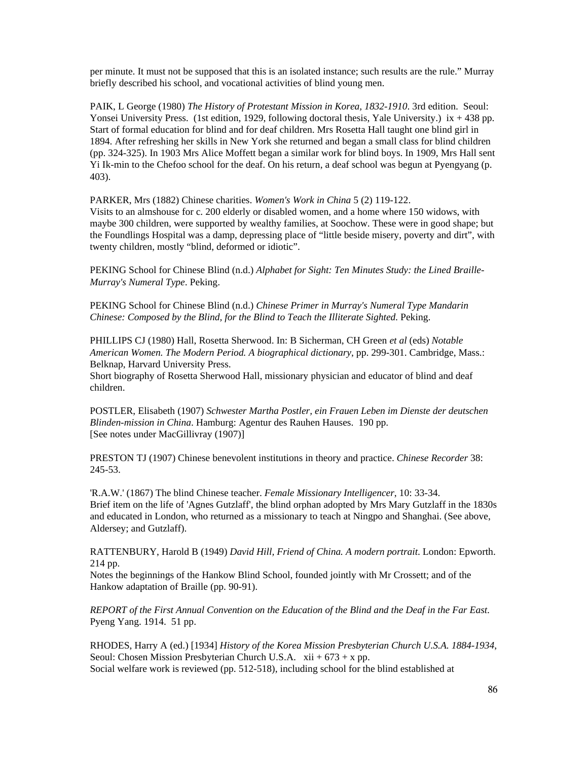per minute. It must not be supposed that this is an isolated instance; such results are the rule." Murray briefly described his school, and vocational activities of blind young men.

PAIK, L George (1980) *The History of Protestant Mission in Korea, 1832-1910*. 3rd edition. Seoul: Yonsei University Press. (1st edition, 1929, following doctoral thesis, Yale University.) ix + 438 pp.
Start of formal education for blind and for deaf children. Mrs Rosetta Hall taught one blind girl in 1894. After refreshing her skills in New York she returned and began a small class for blind children (pp. 324-325). In 1903 Mrs Alice Moffett began a similar work for blind boys. In 1909, Mrs Hall sent Yi Ik-min to the Chefoo school for the deaf. On his return, a deaf school was begun at Pyengyang (p. 403).

PARKER, Mrs (1882) Chinese charities. *Women's Work in China* 5 (2) 119-122.
Visits to an almshouse for c. 200 elderly or disabled women, and a home where 150 widows, with maybe 300 children, were supported by wealthy families, at Soochow. These were in good shape; but the Foundlings Hospital was a damp, depressing place of "little beside misery, poverty and dirt", with twenty children, mostly "blind, deformed or idiotic".

PEKING School for Chinese Blind (n.d.) *Alphabet for Sight: Ten Minutes Study: the Lined Braille-Murray's Numeral Type*. Peking.

PEKING School for Chinese Blind (n.d.) *Chinese Primer in Murray's Numeral Type Mandarin Chinese: Composed by the Blind, for the Blind to Teach the Illiterate Sighted*. Peking.

PHILLIPS CJ (1980) Hall, Rosetta Sherwood. In: B Sicherman, CH Green *et al* (eds) *Notable American Women. The Modern Period. A biographical dictionary*, pp. 299-301. Cambridge, Mass.: Belknap, Harvard University Press.
Short biography of Rosetta Sherwood Hall, missionary physician and educator of blind and deaf children.

POSTLER, Elisabeth (1907) *Schwester Martha Postler, ein Frauen Leben im Dienste der deutschen Blinden-mission in China*. Hamburg: Agentur des Rauhen Hauses. 190 pp.
[See notes under MacGillivray (1907)]

PRESTON TJ (1907) Chinese benevolent institutions in theory and practice. *Chinese Recorder* 38: 245-53.

'R.A.W.' (1867) The blind Chinese teacher. *Female Missionary Intelligencer*, 10: 33-34.
Brief item on the life of 'Agnes Gutzlaff', the blind orphan adopted by Mrs Mary Gutzlaff in the 1830s and educated in London, who returned as a missionary to teach at Ningpo and Shanghai. (See above, Aldersey; and Gutzlaff).

RATTENBURY, Harold B (1949) *David Hill, Friend of China. A modern portrait*. London: Epworth. 214 pp.
Notes the beginnings of the Hankow Blind School, founded jointly with Mr Crossett; and of the Hankow adaptation of Braille (pp. 90-91).

*REPORT of the First Annual Convention on the Education of the Blind and the Deaf in the Far East*. Pyeng Yang. 1914. 51 pp.

RHODES, Harry A (ed.) [1934] *History of the Korea Mission Presbyterian Church U.S.A. 1884-1934*, Seoul: Chosen Mission Presbyterian Church U.S.A. xii + 673 + x pp.
Social welfare work is reviewed (pp. 512-518), including school for the blind established at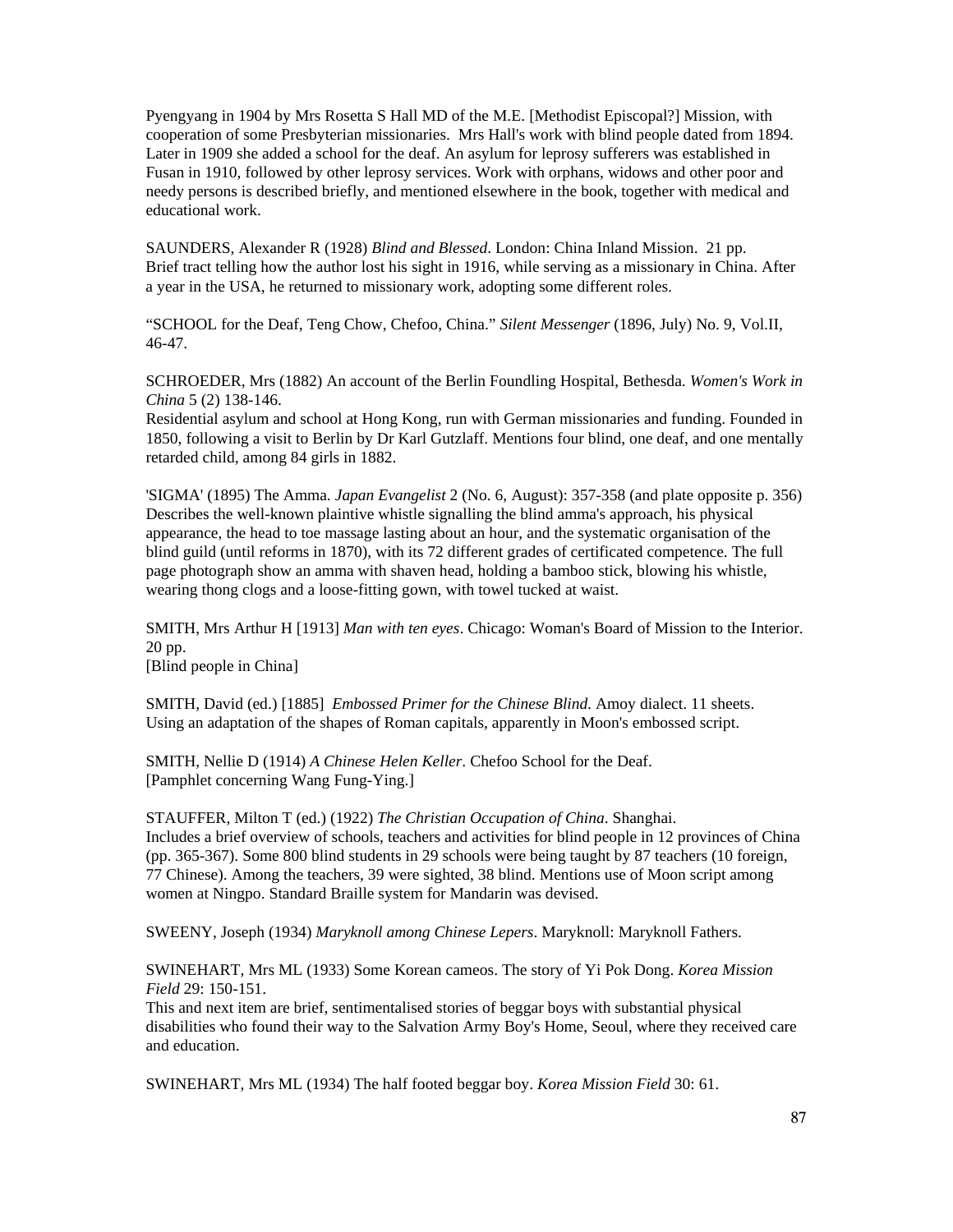Pyengyang in 1904 by Mrs Rosetta S Hall MD of the M.E. [Methodist Episcopal?] Mission, with cooperation of some Presbyterian missionaries. Mrs Hall's work with blind people dated from 1894. Later in 1909 she added a school for the deaf. An asylum for leprosy sufferers was established in Fusan in 1910, followed by other leprosy services. Work with orphans, widows and other poor and needy persons is described briefly, and mentioned elsewhere in the book, together with medical and educational work.

SAUNDERS, Alexander R (1928) *Blind and Blessed*. London: China Inland Mission. 21 pp.
Brief tract telling how the author lost his sight in 1916, while serving as a missionary in China. After a year in the USA, he returned to missionary work, adopting some different roles.

"SCHOOL for the Deaf, Teng Chow, Chefoo, China." *Silent Messenger* (1896, July) No. 9, Vol.II, 46-47.

SCHROEDER, Mrs (1882) An account of the Berlin Foundling Hospital, Bethesda. *Women's Work in China* 5 (2) 138-146.
Residential asylum and school at Hong Kong, run with German missionaries and funding. Founded in 1850, following a visit to Berlin by Dr Karl Gutzlaff. Mentions four blind, one deaf, and one mentally retarded child, among 84 girls in 1882.

'SIGMA' (1895) The Amma. *Japan Evangelist* 2 (No. 6, August): 357-358 (and plate opposite p. 356)
Describes the well-known plaintive whistle signalling the blind amma's approach, his physical appearance, the head to toe massage lasting about an hour, and the systematic organisation of the blind guild (until reforms in 1870), with its 72 different grades of certificated competence. The full page photograph show an amma with shaven head, holding a bamboo stick, blowing his whistle, wearing thong clogs and a loose-fitting gown, with towel tucked at waist.

SMITH, Mrs Arthur H [1913] *Man with ten eyes*. Chicago: Woman's Board of Mission to the Interior. 20 pp.
[Blind people in China]

SMITH, David (ed.) [1885] *Embossed Primer for the Chinese Blind*. Amoy dialect. 11 sheets.
Using an adaptation of the shapes of Roman capitals, apparently in Moon's embossed script.

SMITH, Nellie D (1914) *A Chinese Helen Keller*. Chefoo School for the Deaf.
[Pamphlet concerning Wang Fung-Ying.]

STAUFFER, Milton T (ed.) (1922) *The Christian Occupation of China*. Shanghai.
Includes a brief overview of schools, teachers and activities for blind people in 12 provinces of China (pp. 365-367). Some 800 blind students in 29 schools were being taught by 87 teachers (10 foreign, 77 Chinese). Among the teachers, 39 were sighted, 38 blind. Mentions use of Moon script among women at Ningpo. Standard Braille system for Mandarin was devised.

SWEENY, Joseph (1934) *Maryknoll among Chinese Lepers*. Maryknoll: Maryknoll Fathers.

SWINEHART, Mrs ML (1933) Some Korean cameos. The story of Yi Pok Dong. *Korea Mission Field* 29: 150-151.
This and next item are brief, sentimentalised stories of beggar boys with substantial physical disabilities who found their way to the Salvation Army Boy's Home, Seoul, where they received care and education.

SWINEHART, Mrs ML (1934) The half footed beggar boy. *Korea Mission Field* 30: 61.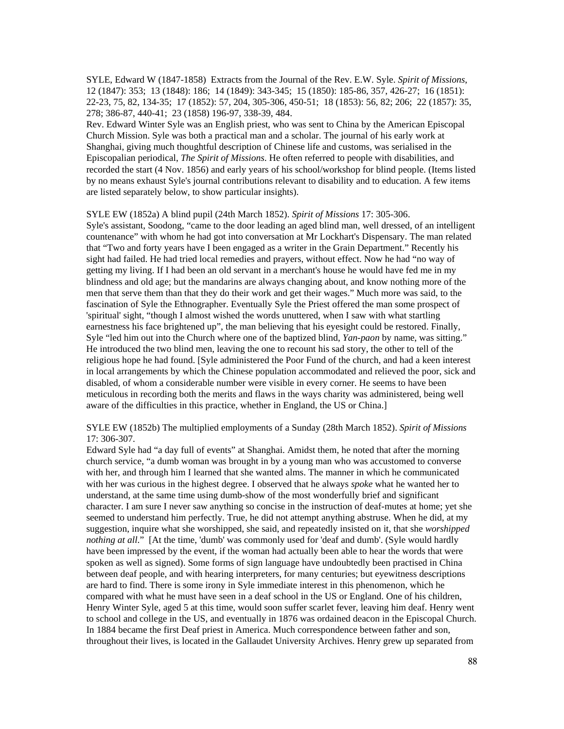SYLE, Edward W (1847-1858) Extracts from the Journal of the Rev. E.W. Syle. *Spirit of Missions*, 12 (1847): 353; 13 (1848): 186; 14 (1849): 343-345; 15 (1850): 185-86, 357, 426-27; 16 (1851): 22-23, 75, 82, 134-35; 17 (1852): 57, 204, 305-306, 450-51; 18 (1853): 56, 82; 206; 22 (1857): 35, 278; 386-87, 440-41; 23 (1858) 196-97, 338-39, 484.
Rev. Edward Winter Syle was an English priest, who was sent to China by the American Episcopal Church Mission. Syle was both a practical man and a scholar. The journal of his early work at Shanghai, giving much thoughtful description of Chinese life and customs, was serialised in the Episcopalian periodical, *The Spirit of Missions*. He often referred to people with disabilities, and recorded the start (4 Nov. 1856) and early years of his school/workshop for blind people. (Items listed by no means exhaust Syle's journal contributions relevant to disability and to education. A few items are listed separately below, to show particular insights).

SYLE EW (1852a) A blind pupil (24th March 1852). *Spirit of Missions* 17: 305-306.
Syle's assistant, Soodong, "came to the door leading an aged blind man, well dressed, of an intelligent countenance" with whom he had got into conversation at Mr Lockhart's Dispensary. The man related that "Two and forty years have I been engaged as a writer in the Grain Department." Recently his sight had failed. He had tried local remedies and prayers, without effect. Now he had "no way of getting my living. If I had been an old servant in a merchant's house he would have fed me in my blindness and old age; but the mandarins are always changing about, and know nothing more of the men that serve them than that they do their work and get their wages." Much more was said, to the fascination of Syle the Ethnographer. Eventually Syle the Priest offered the man some prospect of 'spiritual' sight, "though I almost wished the words unuttered, when I saw with what startling earnestness his face brightened up", the man believing that his eyesight could be restored. Finally, Syle "led him out into the Church where one of the baptized blind, *Yan-paon* by name, was sitting." He introduced the two blind men, leaving the one to recount his sad story, the other to tell of the religious hope he had found. [Syle administered the Poor Fund of the church, and had a keen interest in local arrangements by which the Chinese population accommodated and relieved the poor, sick and disabled, of whom a considerable number were visible in every corner. He seems to have been meticulous in recording both the merits and flaws in the ways charity was administered, being well aware of the difficulties in this practice, whether in England, the US or China.]

SYLE EW (1852b) The multiplied employments of a Sunday (28th March 1852). *Spirit of Missions* 17: 306-307.
Edward Syle had "a day full of events" at Shanghai. Amidst them, he noted that after the morning church service, "a dumb woman was brought in by a young man who was accustomed to converse with her, and through him I learned that she wanted alms. The manner in which he communicated with her was curious in the highest degree. I observed that he always *spoke* what he wanted her to understand, at the same time using dumb-show of the most wonderfully brief and significant character. I am sure I never saw anything so concise in the instruction of deaf-mutes at home; yet she seemed to understand him perfectly. True, he did not attempt anything abstruse. When he did, at my suggestion, inquire what she worshipped, she said, and repeatedly insisted on it, that she *worshipped nothing at all*." [At the time, 'dumb' was commonly used for 'deaf and dumb'. (Syle would hardly have been impressed by the event, if the woman had actually been able to hear the words that were spoken as well as signed). Some forms of sign language have undoubtedly been practised in China between deaf people, and with hearing interpreters, for many centuries; but eyewitness descriptions are hard to find. There is some irony in Syle immediate interest in this phenomenon, which he compared with what he must have seen in a deaf school in the US or England. One of his children, Henry Winter Syle, aged 5 at this time, would soon suffer scarlet fever, leaving him deaf. Henry went to school and college in the US, and eventually in 1876 was ordained deacon in the Episcopal Church. In 1884 became the first Deaf priest in America. Much correspondence between father and son, throughout their lives, is located in the Gallaudet University Archives. Henry grew up separated from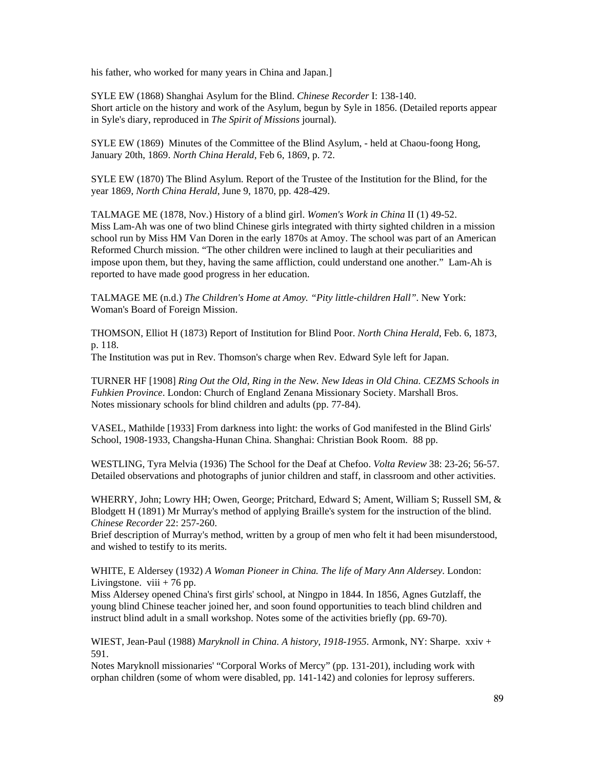his father, who worked for many years in China and Japan.]

SYLE EW (1868) Shanghai Asylum for the Blind. *Chinese Recorder* I: 138-140.
Short article on the history and work of the Asylum, begun by Syle in 1856. (Detailed reports appear in Syle's diary, reproduced in *The Spirit of Missions* journal).

SYLE EW (1869) Minutes of the Committee of the Blind Asylum, - held at Chaou-foong Hong, January 20th, 1869. *North China Herald*, Feb 6, 1869, p. 72.

SYLE EW (1870) The Blind Asylum. Report of the Trustee of the Institution for the Blind, for the year 1869, *North China Herald*, June 9, 1870, pp. 428-429.

TALMAGE ME (1878, Nov.) History of a blind girl. *Women's Work in China* II (1) 49-52.
Miss Lam-Ah was one of two blind Chinese girls integrated with thirty sighted children in a mission school run by Miss HM Van Doren in the early 1870s at Amoy. The school was part of an American Reformed Church mission. "The other children were inclined to laugh at their peculiarities and impose upon them, but they, having the same affliction, could understand one another." Lam-Ah is reported to have made good progress in her education.

TALMAGE ME (n.d.) *The Children's Home at Amoy. "Pity little-children Hall"*. New York: Woman's Board of Foreign Mission.

THOMSON, Elliot H (1873) Report of Institution for Blind Poor. *North China Herald*, Feb. 6, 1873, p. 118.
The Institution was put in Rev. Thomson's charge when Rev. Edward Syle left for Japan.

TURNER HF [1908] *Ring Out the Old, Ring in the New. New Ideas in Old China. CEZMS Schools in Fuhkien Province*. London: Church of England Zenana Missionary Society. Marshall Bros.
Notes missionary schools for blind children and adults (pp. 77-84).

VASEL, Mathilde [1933] From darkness into light: the works of God manifested in the Blind Girls' School, 1908-1933, Changsha-Hunan China. Shanghai: Christian Book Room. 88 pp.

WESTLING, Tyra Melvia (1936) The School for the Deaf at Chefoo. *Volta Review* 38: 23-26; 56-57.
Detailed observations and photographs of junior children and staff, in classroom and other activities.

WHERRY, John; Lowry HH; Owen, George; Pritchard, Edward S; Ament, William S; Russell SM, & Blodgett H (1891) Mr Murray's method of applying Braille's system for the instruction of the blind. *Chinese Recorder* 22: 257-260.
Brief description of Murray's method, written by a group of men who felt it had been misunderstood, and wished to testify to its merits.

WHITE, E Aldersey (1932) *A Woman Pioneer in China. The life of Mary Ann Aldersey*. London: Livingstone. viii + 76 pp.
Miss Aldersey opened China's first girls' school, at Ningpo in 1844. In 1856, Agnes Gutzlaff, the young blind Chinese teacher joined her, and soon found opportunities to teach blind children and instruct blind adult in a small workshop. Notes some of the activities briefly (pp. 69-70).

WIEST, Jean-Paul (1988) *Maryknoll in China. A history, 1918-1955*. Armonk, NY: Sharpe. xxiv + 591.
Notes Maryknoll missionaries' "Corporal Works of Mercy" (pp. 131-201), including work with orphan children (some of whom were disabled, pp. 141-142) and colonies for leprosy sufferers.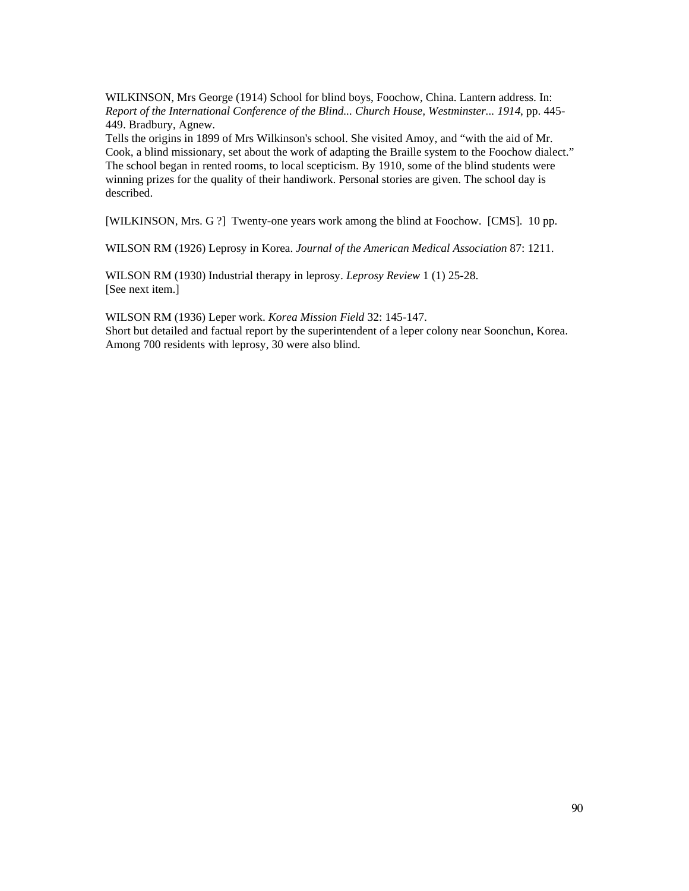WILKINSON, Mrs George (1914) School for blind boys, Foochow, China. Lantern address. In: *Report of the International Conference of the Blind... Church House, Westminster... 1914*, pp. 445-449. Bradbury, Agnew.
Tells the origins in 1899 of Mrs Wilkinson's school. She visited Amoy, and “with the aid of Mr. Cook, a blind missionary, set about the work of adapting the Braille system to the Foochow dialect.” The school began in rented rooms, to local scepticism. By 1910, some of the blind students were winning prizes for the quality of their handiwork. Personal stories are given. The school day is described.

[WILKINSON, Mrs. G ?]  Twenty-one years work among the blind at Foochow.  [CMS].  10 pp.

WILSON RM (1926) Leprosy in Korea. *Journal of the American Medical Association* 87: 1211.

WILSON RM (1930) Industrial therapy in leprosy. *Leprosy Review* 1 (1) 25-28.
[See next item.]

WILSON RM (1936) Leper work. *Korea Mission Field* 32: 145-147.
Short but detailed and factual report by the superintendent of a leper colony near Soonchun, Korea. Among 700 residents with leprosy, 30 were also blind.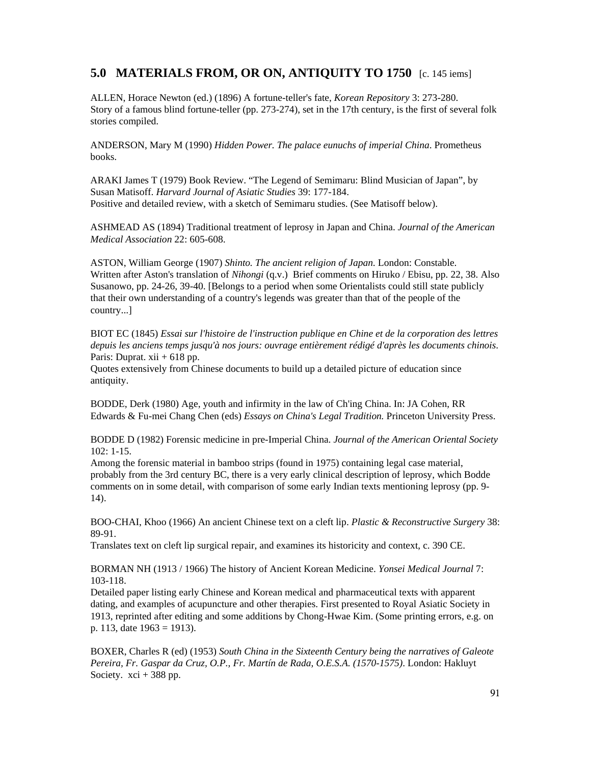## 5.0 MATERIALS FROM, OR ON, ANTIQUITY TO 1750 [c. 145 iems]

ALLEN, Horace Newton (ed.) (1896) A fortune-teller's fate, *Korean Repository* 3: 273-280.
Story of a famous blind fortune-teller (pp. 273-274), set in the 17th century, is the first of several folk stories compiled.

ANDERSON, Mary M (1990) *Hidden Power. The palace eunuchs of imperial China*. Prometheus books.

ARAKI James T (1979) Book Review. "The Legend of Semimaru: Blind Musician of Japan", by Susan Matisoff. *Harvard Journal of Asiatic Studies* 39: 177-184.
Positive and detailed review, with a sketch of Semimaru studies. (See Matisoff below).

ASHMEAD AS (1894) Traditional treatment of leprosy in Japan and China. *Journal of the American Medical Association* 22: 605-608.

ASTON, William George (1907) *Shinto. The ancient religion of Japan*. London: Constable.
Written after Aston's translation of *Nihongi* (q.v.) Brief comments on Hiruko / Ebisu, pp. 22, 38. Also Susanowo, pp. 24-26, 39-40. [Belongs to a period when some Orientalists could still state publicly that their own understanding of a country's legends was greater than that of the people of the country...]

BIOT EC (1845) *Essai sur l'histoire de l'instruction publique en Chine et de la corporation des lettres depuis les anciens temps jusqu'à nos jours: ouvrage entièrement rédigé d'après les documents chinois*. Paris: Duprat. xii + 618 pp.
Quotes extensively from Chinese documents to build up a detailed picture of education since antiquity.

BODDE, Derk (1980) Age, youth and infirmity in the law of Ch'ing China. In: JA Cohen, RR Edwards & Fu-mei Chang Chen (eds) *Essays on China's Legal Tradition.* Princeton University Press.

BODDE D (1982) Forensic medicine in pre-Imperial China. *Journal of the American Oriental Society* 102: 1-15.
Among the forensic material in bamboo strips (found in 1975) containing legal case material, probably from the 3rd century BC, there is a very early clinical description of leprosy, which Bodde comments on in some detail, with comparison of some early Indian texts mentioning leprosy (pp. 9-14).

BOO-CHAI, Khoo (1966) An ancient Chinese text on a cleft lip. *Plastic & Reconstructive Surgery* 38: 89-91.
Translates text on cleft lip surgical repair, and examines its historicity and context, c. 390 CE.

BORMAN NH (1913 / 1966) The history of Ancient Korean Medicine. *Yonsei Medical Journal* 7: 103-118.
Detailed paper listing early Chinese and Korean medical and pharmaceutical texts with apparent dating, and examples of acupuncture and other therapies. First presented to Royal Asiatic Society in 1913, reprinted after editing and some additions by Chong-Hwae Kim. (Some printing errors, e.g. on p. 113, date 1963 = 1913).

BOXER, Charles R (ed) (1953) *South China in the Sixteenth Century being the narratives of Galeote Pereira, Fr. Gaspar da Cruz, O.P., Fr. Martín de Rada, O.E.S.A. (1570-1575)*. London: Hakluyt Society. xci + 388 pp.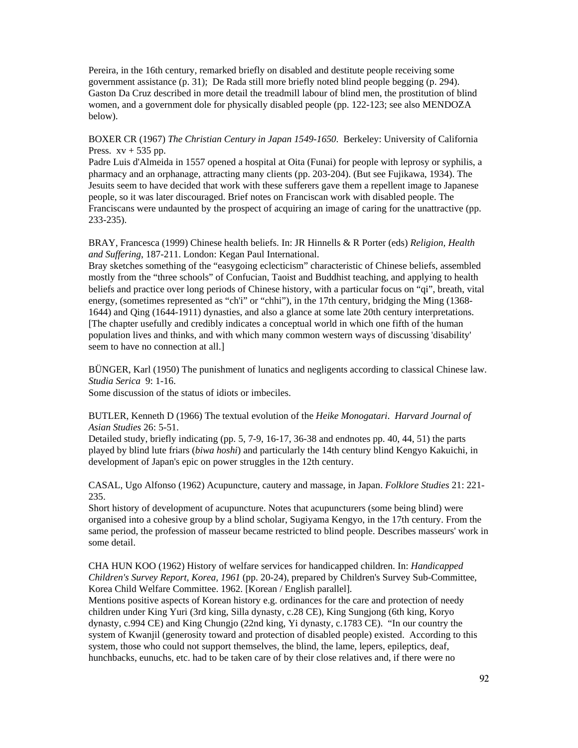Pereira, in the 16th century, remarked briefly on disabled and destitute people receiving some government assistance (p. 31); De Rada still more briefly noted blind people begging (p. 294). Gaston Da Cruz described in more detail the treadmill labour of blind men, the prostitution of blind women, and a government dole for physically disabled people (pp. 122-123; see also MENDOZA below).

BOXER CR (1967) *The Christian Century in Japan 1549-1650*. Berkeley: University of California Press. xv + 535 pp.
Padre Luis d'Almeida in 1557 opened a hospital at Oita (Funai) for people with leprosy or syphilis, a pharmacy and an orphanage, attracting many clients (pp. 203-204). (But see Fujikawa, 1934). The Jesuits seem to have decided that work with these sufferers gave them a repellent image to Japanese people, so it was later discouraged. Brief notes on Franciscan work with disabled people. The Franciscans were undaunted by the prospect of acquiring an image of caring for the unattractive (pp. 233-235).

BRAY, Francesca (1999) Chinese health beliefs. In: JR Hinnells & R Porter (eds) *Religion, Health and Suffering*, 187-211. London: Kegan Paul International.
Bray sketches something of the "easygoing eclecticism" characteristic of Chinese beliefs, assembled mostly from the "three schools" of Confucian, Taoist and Buddhist teaching, and applying to health beliefs and practice over long periods of Chinese history, with a particular focus on "qi", breath, vital energy, (sometimes represented as "ch'i" or "chhi"), in the 17th century, bridging the Ming (1368-1644) and Qing (1644-1911) dynasties, and also a glance at some late 20th century interpretations. [The chapter usefully and credibly indicates a conceptual world in which one fifth of the human population lives and thinks, and with which many common western ways of discussing 'disability' seem to have no connection at all.]

BÜNGER, Karl (1950) The punishment of lunatics and negligents according to classical Chinese law. *Studia Serica* 9: 1-16.
Some discussion of the status of idiots or imbeciles.

BUTLER, Kenneth D (1966) The textual evolution of the *Heike Monogatari*. *Harvard Journal of Asian Studies* 26: 5-51.
Detailed study, briefly indicating (pp. 5, 7-9, 16-17, 36-38 and endnotes pp. 40, 44, 51) the parts played by blind lute friars (*biwa hoshi*) and particularly the 14th century blind Kengyo Kakuichi, in development of Japan's epic on power struggles in the 12th century.

CASAL, Ugo Alfonso (1962) Acupuncture, cautery and massage, in Japan. *Folklore Studies* 21: 221-235.
Short history of development of acupuncture. Notes that acupuncturers (some being blind) were organised into a cohesive group by a blind scholar, Sugiyama Kengyo, in the 17th century. From the same period, the profession of masseur became restricted to blind people. Describes masseurs' work in some detail.

CHA HUN KOO (1962) History of welfare services for handicapped children. In: *Handicapped Children's Survey Report, Korea, 1961* (pp. 20-24), prepared by Children's Survey Sub-Committee, Korea Child Welfare Committee. 1962. [Korean / English parallel].
Mentions positive aspects of Korean history e.g. ordinances for the care and protection of needy children under King Yuri (3rd king, Silla dynasty, c.28 CE), King Sungjong (6th king, Koryo dynasty, c.994 CE) and King Chungjo (22nd king, Yi dynasty, c.1783 CE). "In our country the system of Kwanjil (generosity toward and protection of disabled people) existed. According to this system, those who could not support themselves, the blind, the lame, lepers, epileptics, deaf, hunchbacks, eunuchs, etc. had to be taken care of by their close relatives and, if there were no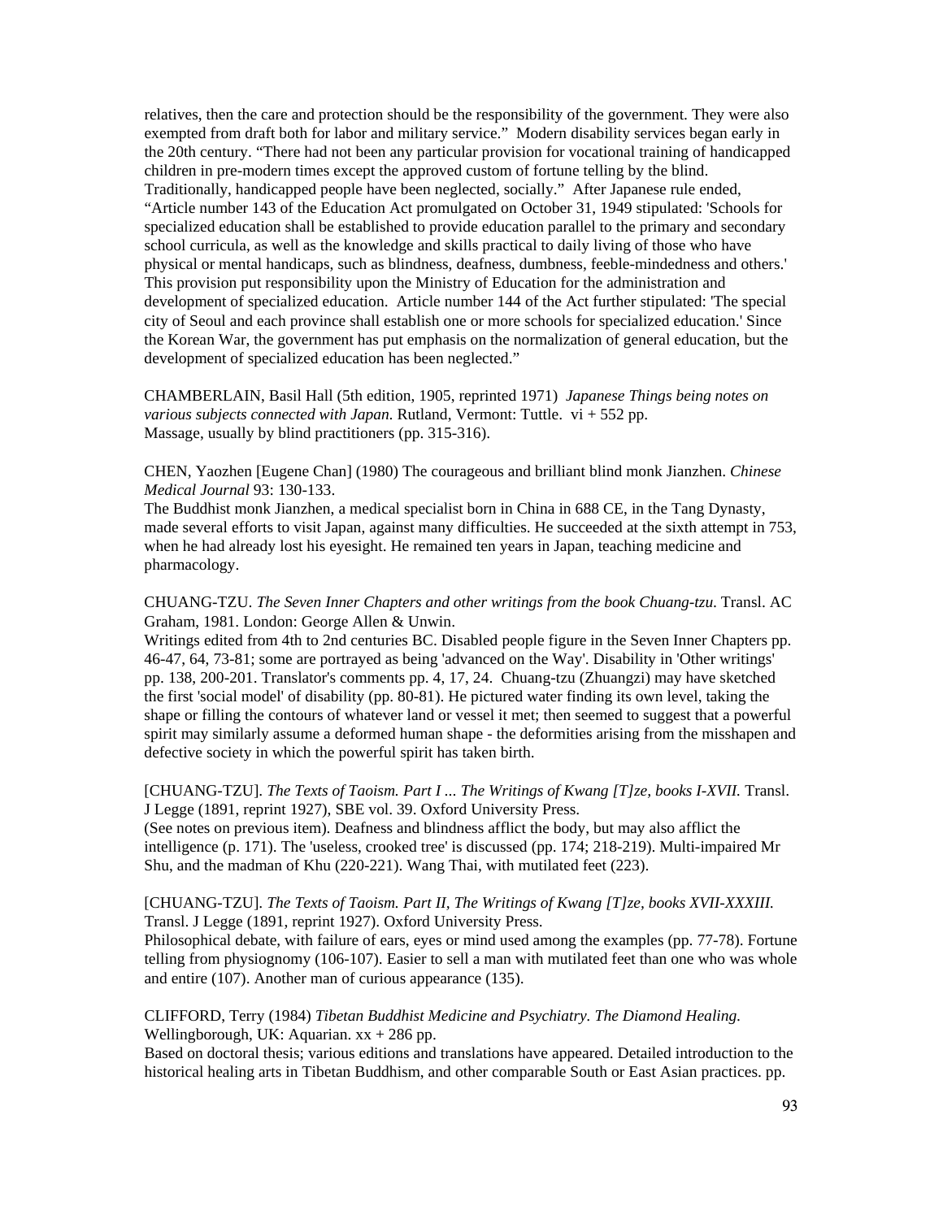relatives, then the care and protection should be the responsibility of the government. They were also exempted from draft both for labor and military service." Modern disability services began early in the 20th century. "There had not been any particular provision for vocational training of handicapped children in pre-modern times except the approved custom of fortune telling by the blind. Traditionally, handicapped people have been neglected, socially." After Japanese rule ended, "Article number 143 of the Education Act promulgated on October 31, 1949 stipulated: 'Schools for specialized education shall be established to provide education parallel to the primary and secondary school curricula, as well as the knowledge and skills practical to daily living of those who have physical or mental handicaps, such as blindness, deafness, dumbness, feeble-mindedness and others.' This provision put responsibility upon the Ministry of Education for the administration and development of specialized education. Article number 144 of the Act further stipulated: 'The special city of Seoul and each province shall establish one or more schools for specialized education.' Since the Korean War, the government has put emphasis on the normalization of general education, but the development of specialized education has been neglected."

CHAMBERLAIN, Basil Hall (5th edition, 1905, reprinted 1971) *Japanese Things being notes on various subjects connected with Japan.* Rutland, Vermont: Tuttle. vi + 552 pp.
Massage, usually by blind practitioners (pp. 315-316).

CHEN, Yaozhen [Eugene Chan] (1980) The courageous and brilliant blind monk Jianzhen. *Chinese Medical Journal* 93: 130-133.
The Buddhist monk Jianzhen, a medical specialist born in China in 688 CE, in the Tang Dynasty, made several efforts to visit Japan, against many difficulties. He succeeded at the sixth attempt in 753, when he had already lost his eyesight. He remained ten years in Japan, teaching medicine and pharmacology.

CHUANG-TZU. *The Seven Inner Chapters and other writings from the book Chuang-tzu.* Transl. AC Graham, 1981. London: George Allen & Unwin.
Writings edited from 4th to 2nd centuries BC. Disabled people figure in the Seven Inner Chapters pp. 46-47, 64, 73-81; some are portrayed as being 'advanced on the Way'. Disability in 'Other writings' pp. 138, 200-201. Translator's comments pp. 4, 17, 24. Chuang-tzu (Zhuangzi) may have sketched the first 'social model' of disability (pp. 80-81). He pictured water finding its own level, taking the shape or filling the contours of whatever land or vessel it met; then seemed to suggest that a powerful spirit may similarly assume a deformed human shape - the deformities arising from the misshapen and defective society in which the powerful spirit has taken birth.

[CHUANG-TZU]. *The Texts of Taoism. Part I ... The Writings of Kwang [T]ze, books I-XVII.* Transl. J Legge (1891, reprint 1927), SBE vol. 39. Oxford University Press.
(See notes on previous item). Deafness and blindness afflict the body, but may also afflict the intelligence (p. 171). The 'useless, crooked tree' is discussed (pp. 174; 218-219). Multi-impaired Mr Shu, and the madman of Khu (220-221). Wang Thai, with mutilated feet (223).

[CHUANG-TZU]. *The Texts of Taoism. Part II, The Writings of Kwang [T]ze, books XVII-XXXIII.* Transl. J Legge (1891, reprint 1927). Oxford University Press.
Philosophical debate, with failure of ears, eyes or mind used among the examples (pp. 77-78). Fortune telling from physiognomy (106-107). Easier to sell a man with mutilated feet than one who was whole and entire (107). Another man of curious appearance (135).

CLIFFORD, Terry (1984) *Tibetan Buddhist Medicine and Psychiatry. The Diamond Healing.* Wellingborough, UK: Aquarian. xx + 286 pp.
Based on doctoral thesis; various editions and translations have appeared. Detailed introduction to the historical healing arts in Tibetan Buddhism, and other comparable South or East Asian practices. pp.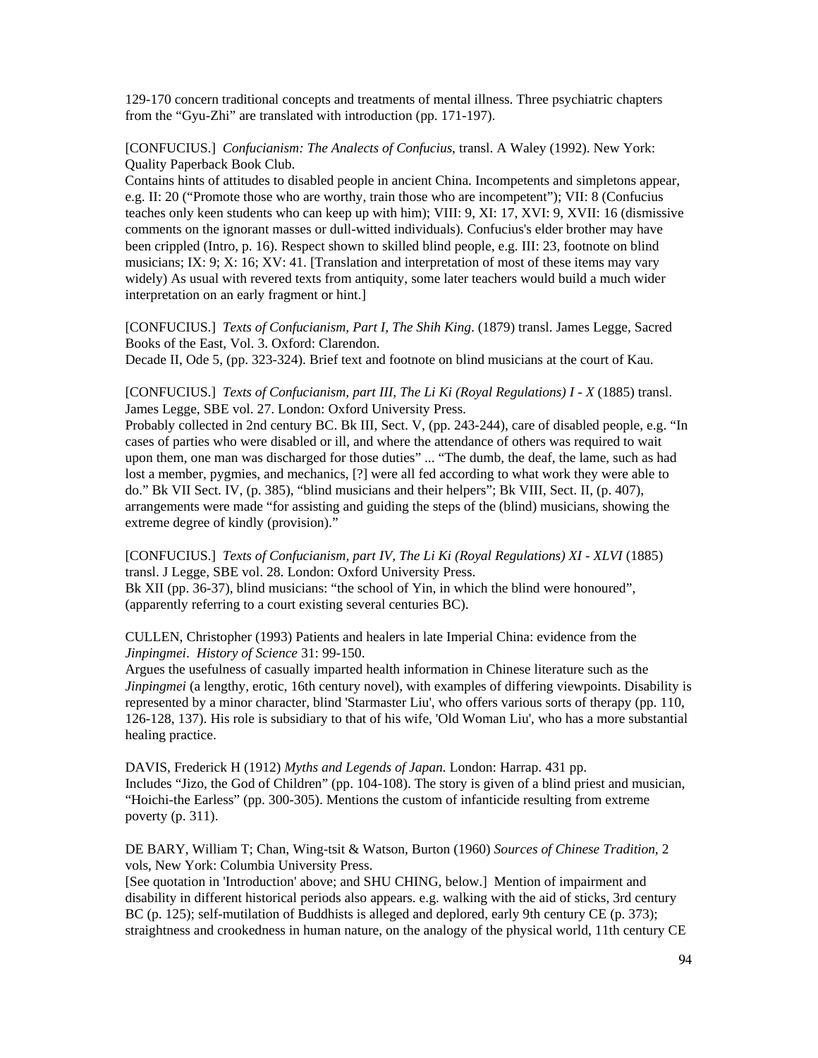129-170 concern traditional concepts and treatments of mental illness. Three psychiatric chapters from the "Gyu-Zhi" are translated with introduction (pp. 171-197).

[CONFUCIUS.] *Confucianism: The Analects of Confucius*, transl. A Waley (1992). New York: Quality Paperback Book Club.
Contains hints of attitudes to disabled people in ancient China. Incompetents and simpletons appear, e.g. II: 20 ("Promote those who are worthy, train those who are incompetent"); VII: 8 (Confucius teaches only keen students who can keep up with him); VIII: 9, XI: 17, XVI: 9, XVII: 16 (dismissive comments on the ignorant masses or dull-witted individuals). Confucius's elder brother may have been crippled (Intro, p. 16). Respect shown to skilled blind people, e.g. III: 23, footnote on blind musicians; IX: 9; X: 16; XV: 41. [Translation and interpretation of most of these items may vary widely) As usual with revered texts from antiquity, some later teachers would build a much wider interpretation on an early fragment or hint.]

[CONFUCIUS.] *Texts of Confucianism, Part I, The Shih King*. (1879) transl. James Legge, Sacred Books of the East, Vol. 3. Oxford: Clarendon.
Decade II, Ode 5, (pp. 323-324). Brief text and footnote on blind musicians at the court of Kau.

[CONFUCIUS.] *Texts of Confucianism, part III, The Li Ki (Royal Regulations) I - X* (1885) transl. James Legge, SBE vol. 27. London: Oxford University Press.
Probably collected in 2nd century BC. Bk III, Sect. V, (pp. 243-244), care of disabled people, e.g. "In cases of parties who were disabled or ill, and where the attendance of others was required to wait upon them, one man was discharged for those duties" ... "The dumb, the deaf, the lame, such as had lost a member, pygmies, and mechanics, [?] were all fed according to what work they were able to do." Bk VII Sect. IV, (p. 385), "blind musicians and their helpers"; Bk VIII, Sect. II, (p. 407), arrangements were made "for assisting and guiding the steps of the (blind) musicians, showing the extreme degree of kindly (provision)."

[CONFUCIUS.] *Texts of Confucianism, part IV, The Li Ki (Royal Regulations) XI - XLVI* (1885) transl. J Legge, SBE vol. 28. London: Oxford University Press.
Bk XII (pp. 36-37), blind musicians: "the school of Yin, in which the blind were honoured", (apparently referring to a court existing several centuries BC).

CULLEN, Christopher (1993) Patients and healers in late Imperial China: evidence from the *Jinpingmei*. *History of Science* 31: 99-150.
Argues the usefulness of casually imparted health information in Chinese literature such as the *Jinpingmei* (a lengthy, erotic, 16th century novel), with examples of differing viewpoints. Disability is represented by a minor character, blind 'Starmaster Liu', who offers various sorts of therapy (pp. 110, 126-128, 137). His role is subsidiary to that of his wife, 'Old Woman Liu', who has a more substantial healing practice.

DAVIS, Frederick H (1912) *Myths and Legends of Japan*. London: Harrap. 431 pp.
Includes "Jizo, the God of Children" (pp. 104-108). The story is given of a blind priest and musician, "Hoichi-the Earless" (pp. 300-305). Mentions the custom of infanticide resulting from extreme poverty (p. 311).

DE BARY, William T; Chan, Wing-tsit & Watson, Burton (1960) *Sources of Chinese Tradition*, 2 vols, New York: Columbia University Press.
[See quotation in 'Introduction' above; and SHU CHING, below.] Mention of impairment and disability in different historical periods also appears. e.g. walking with the aid of sticks, 3rd century BC (p. 125); self-mutilation of Buddhists is alleged and deplored, early 9th century CE (p. 373); straightness and crookedness in human nature, on the analogy of the physical world, 11th century CE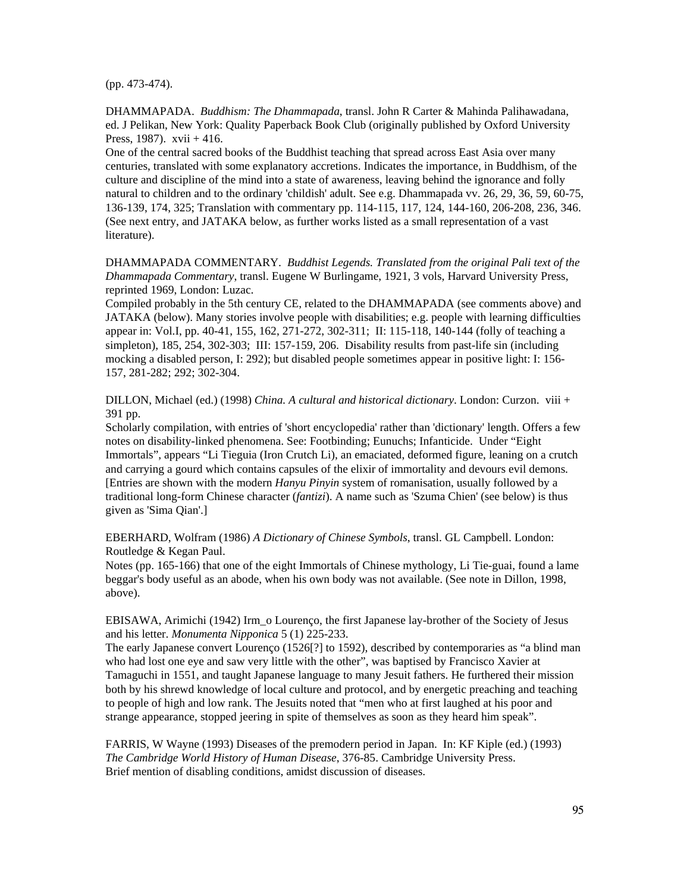(pp. 473-474).

DHAMMAPADA. *Buddhism: The Dhammapada*, transl. John R Carter & Mahinda Palihawadana, ed. J Pelikan, New York: Quality Paperback Book Club (originally published by Oxford University Press, 1987). xvii + 416.
One of the central sacred books of the Buddhist teaching that spread across East Asia over many centuries, translated with some explanatory accretions. Indicates the importance, in Buddhism, of the culture and discipline of the mind into a state of awareness, leaving behind the ignorance and folly natural to children and to the ordinary 'childish' adult. See e.g. Dhammapada vv. 26, 29, 36, 59, 60-75, 136-139, 174, 325; Translation with commentary pp. 114-115, 117, 124, 144-160, 206-208, 236, 346. (See next entry, and JATAKA below, as further works listed as a small representation of a vast literature).

DHAMMAPADA COMMENTARY. *Buddhist Legends. Translated from the original Pali text of the Dhammapada Commentary*, transl. Eugene W Burlingame, 1921, 3 vols, Harvard University Press, reprinted 1969, London: Luzac.
Compiled probably in the 5th century CE, related to the DHAMMAPADA (see comments above) and JATAKA (below). Many stories involve people with disabilities; e.g. people with learning difficulties appear in: Vol.I, pp. 40-41, 155, 162, 271-272, 302-311; II: 115-118, 140-144 (folly of teaching a simpleton), 185, 254, 302-303; III: 157-159, 206. Disability results from past-life sin (including mocking a disabled person, I: 292); but disabled people sometimes appear in positive light: I: 156-157, 281-282; 292; 302-304.

DILLON, Michael (ed.) (1998) *China. A cultural and historical dictionary*. London: Curzon. viii + 391 pp.
Scholarly compilation, with entries of 'short encyclopedia' rather than 'dictionary' length. Offers a few notes on disability-linked phenomena. See: Footbinding; Eunuchs; Infanticide. Under "Eight Immortals", appears "Li Tieguia (Iron Crutch Li), an emaciated, deformed figure, leaning on a crutch and carrying a gourd which contains capsules of the elixir of immortality and devours evil demons. [Entries are shown with the modern *Hanyu Pinyin* system of romanisation, usually followed by a traditional long-form Chinese character (*fantizi*). A name such as 'Szuma Chien' (see below) is thus given as 'Sima Qian'.]

EBERHARD, Wolfram (1986) *A Dictionary of Chinese Symbols*, transl. GL Campbell. London: Routledge & Kegan Paul.
Notes (pp. 165-166) that one of the eight Immortals of Chinese mythology, Li Tie-guai, found a lame beggar's body useful as an abode, when his own body was not available. (See note in Dillon, 1998, above).

EBISAWA, Arimichi (1942) Irm_o Lourenço, the first Japanese lay-brother of the Society of Jesus and his letter. *Monumenta Nipponica* 5 (1) 225-233.
The early Japanese convert Lourenço (1526[?] to 1592), described by contemporaries as "a blind man who had lost one eye and saw very little with the other", was baptised by Francisco Xavier at Tamaguchi in 1551, and taught Japanese language to many Jesuit fathers. He furthered their mission both by his shrewd knowledge of local culture and protocol, and by energetic preaching and teaching to people of high and low rank. The Jesuits noted that "men who at first laughed at his poor and strange appearance, stopped jeering in spite of themselves as soon as they heard him speak".

FARRIS, W Wayne (1993) Diseases of the premodern period in Japan. In: KF Kiple (ed.) (1993) *The Cambridge World History of Human Disease*, 376-85. Cambridge University Press.
Brief mention of disabling conditions, amidst discussion of diseases.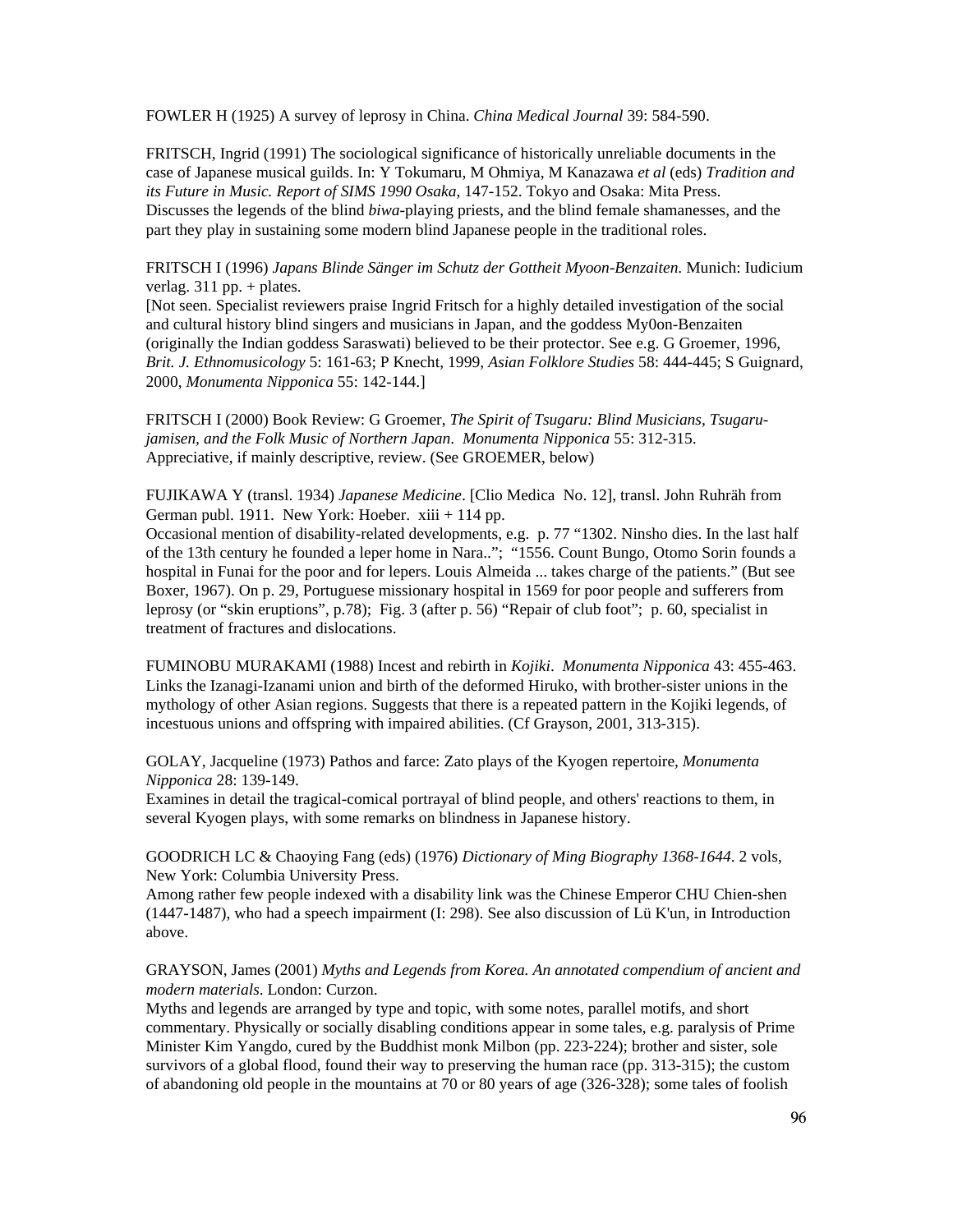FOWLER H (1925) A survey of leprosy in China. *China Medical Journal* 39: 584-590.

FRITSCH, Ingrid (1991) The sociological significance of historically unreliable documents in the case of Japanese musical guilds. In: Y Tokumaru, M Ohmiya, M Kanazawa *et al* (eds) *Tradition and its Future in Music. Report of SIMS 1990 Osaka*, 147-152. Tokyo and Osaka: Mita Press.
Discusses the legends of the blind *biwa*-playing priests, and the blind female shamanesses, and the part they play in sustaining some modern blind Japanese people in the traditional roles.

FRITSCH I (1996) *Japans Blinde Sänger im Schutz der Gottheit Myoon-Benzaiten*. Munich: Iudicium verlag. 311 pp. + plates.
[Not seen. Specialist reviewers praise Ingrid Fritsch for a highly detailed investigation of the social and cultural history blind singers and musicians in Japan, and the goddess My0on-Benzaiten (originally the Indian goddess Saraswati) believed to be their protector. See e.g. G Groemer, 1996, *Brit. J. Ethnomusicology* 5: 161-63; P Knecht, 1999, *Asian Folklore Studies* 58: 444-445; S Guignard, 2000, *Monumenta Nipponica* 55: 142-144.]

FRITSCH I (2000) Book Review: G Groemer, *The Spirit of Tsugaru: Blind Musicians, Tsugaru-jamisen, and the Folk Music of Northern Japan*. *Monumenta Nipponica* 55: 312-315.
Appreciative, if mainly descriptive, review. (See GROEMER, below)

FUJIKAWA Y (transl. 1934) *Japanese Medicine*. [Clio Medica No. 12], transl. John Ruhräh from German publ. 1911. New York: Hoeber. xiii + 114 pp.
Occasional mention of disability-related developments, e.g. p. 77 "1302. Ninsho dies. In the last half of the 13th century he founded a leper home in Nara.."; "1556. Count Bungo, Otomo Sorin founds a hospital in Funai for the poor and for lepers. Louis Almeida ... takes charge of the patients." (But see Boxer, 1967). On p. 29, Portuguese missionary hospital in 1569 for poor people and sufferers from leprosy (or "skin eruptions", p.78); Fig. 3 (after p. 56) "Repair of club foot"; p. 60, specialist in treatment of fractures and dislocations.

FUMINOBU MURAKAMI (1988) Incest and rebirth in *Kojiki*. *Monumenta Nipponica* 43: 455-463.
Links the Izanagi-Izanami union and birth of the deformed Hiruko, with brother-sister unions in the mythology of other Asian regions. Suggests that there is a repeated pattern in the Kojiki legends, of incestuous unions and offspring with impaired abilities. (Cf Grayson, 2001, 313-315).

GOLAY, Jacqueline (1973) Pathos and farce: Zato plays of the Kyogen repertoire, *Monumenta Nipponica* 28: 139-149.
Examines in detail the tragical-comical portrayal of blind people, and others' reactions to them, in several Kyogen plays, with some remarks on blindness in Japanese history.

GOODRICH LC & Chaoying Fang (eds) (1976) *Dictionary of Ming Biography 1368-1644*. 2 vols, New York: Columbia University Press.
Among rather few people indexed with a disability link was the Chinese Emperor CHU Chien-shen (1447-1487), who had a speech impairment (I: 298). See also discussion of Lü K'un, in Introduction above.

GRAYSON, James (2001) *Myths and Legends from Korea. An annotated compendium of ancient and modern materials*. London: Curzon.
Myths and legends are arranged by type and topic, with some notes, parallel motifs, and short commentary. Physically or socially disabling conditions appear in some tales, e.g. paralysis of Prime Minister Kim Yangdo, cured by the Buddhist monk Milbon (pp. 223-224); brother and sister, sole survivors of a global flood, found their way to preserving the human race (pp. 313-315); the custom of abandoning old people in the mountains at 70 or 80 years of age (326-328); some tales of foolish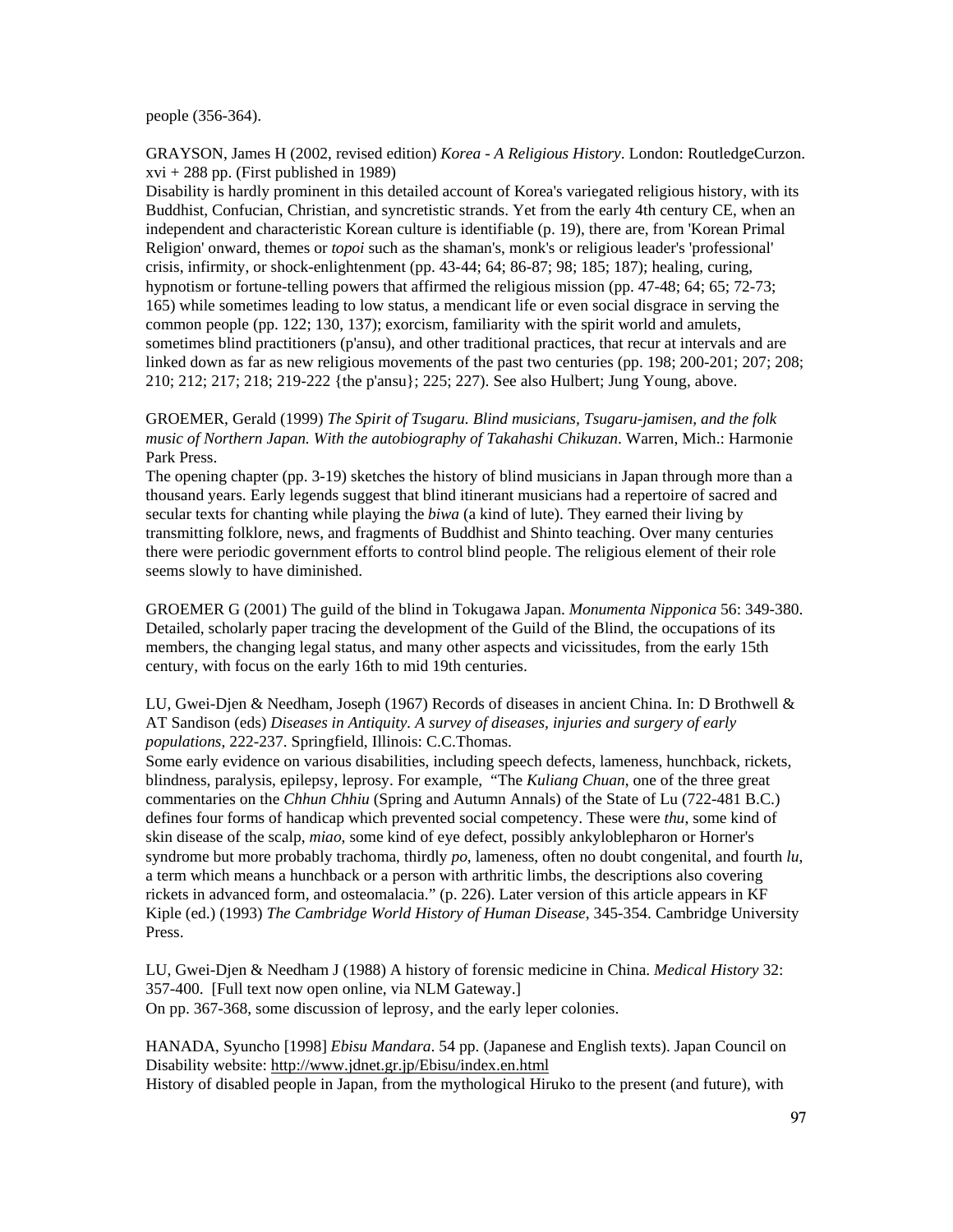people (356-364).

GRAYSON, James H (2002, revised edition) *Korea - A Religious History*. London: RoutledgeCurzon. xvi + 288 pp. (First published in 1989)
Disability is hardly prominent in this detailed account of Korea's variegated religious history, with its Buddhist, Confucian, Christian, and syncretistic strands. Yet from the early 4th century CE, when an independent and characteristic Korean culture is identifiable (p. 19), there are, from 'Korean Primal Religion' onward, themes or *topoi* such as the shaman's, monk's or religious leader's 'professional' crisis, infirmity, or shock-enlightenment (pp. 43-44; 64; 86-87; 98; 185; 187); healing, curing, hypnotism or fortune-telling powers that affirmed the religious mission (pp. 47-48; 64; 65; 72-73; 165) while sometimes leading to low status, a mendicant life or even social disgrace in serving the common people (pp. 122; 130, 137); exorcism, familiarity with the spirit world and amulets, sometimes blind practitioners (p'ansu), and other traditional practices, that recur at intervals and are linked down as far as new religious movements of the past two centuries (pp. 198; 200-201; 207; 208; 210; 212; 217; 218; 219-222 {the p'ansu}; 225; 227). See also Hulbert; Jung Young, above.

GROEMER, Gerald (1999) *The Spirit of Tsugaru. Blind musicians, Tsugaru-jamisen, and the folk music of Northern Japan. With the autobiography of Takahashi Chikuzan*. Warren, Mich.: Harmonie Park Press.
The opening chapter (pp. 3-19) sketches the history of blind musicians in Japan through more than a thousand years. Early legends suggest that blind itinerant musicians had a repertoire of sacred and secular texts for chanting while playing the *biwa* (a kind of lute). They earned their living by transmitting folklore, news, and fragments of Buddhist and Shinto teaching. Over many centuries there were periodic government efforts to control blind people. The religious element of their role seems slowly to have diminished.

GROEMER G (2001) The guild of the blind in Tokugawa Japan. *Monumenta Nipponica* 56: 349-380. Detailed, scholarly paper tracing the development of the Guild of the Blind, the occupations of its members, the changing legal status, and many other aspects and vicissitudes, from the early 15th century, with focus on the early 16th to mid 19th centuries.

LU, Gwei-Djen & Needham, Joseph (1967) Records of diseases in ancient China. In: D Brothwell & AT Sandison (eds) *Diseases in Antiquity. A survey of diseases, injuries and surgery of early populations*, 222-237. Springfield, Illinois: C.C.Thomas.
Some early evidence on various disabilities, including speech defects, lameness, hunchback, rickets, blindness, paralysis, epilepsy, leprosy. For example, "The *Kuliang Chuan*, one of the three great commentaries on the *Chhun Chhiu* (Spring and Autumn Annals) of the State of Lu (722-481 B.C.) defines four forms of handicap which prevented social competency. These were *thu*, some kind of skin disease of the scalp, *miao*, some kind of eye defect, possibly ankyloblepharon or Horner's syndrome but more probably trachoma, thirdly *po*, lameness, often no doubt congenital, and fourth *lu*, a term which means a hunchback or a person with arthritic limbs, the descriptions also covering rickets in advanced form, and osteomalacia." (p. 226). Later version of this article appears in KF Kiple (ed.) (1993) *The Cambridge World History of Human Disease*, 345-354. Cambridge University Press.

LU, Gwei-Djen & Needham J (1988) A history of forensic medicine in China. *Medical History* 32: 357-400. [Full text now open online, via NLM Gateway.]
On pp. 367-368, some discussion of leprosy, and the early leper colonies.

HANADA, Syuncho [1998] *Ebisu Mandara*. 54 pp. (Japanese and English texts). Japan Council on Disability website: http://www.jdnet.gr.jp/Ebisu/index.en.html
History of disabled people in Japan, from the mythological Hiruko to the present (and future), with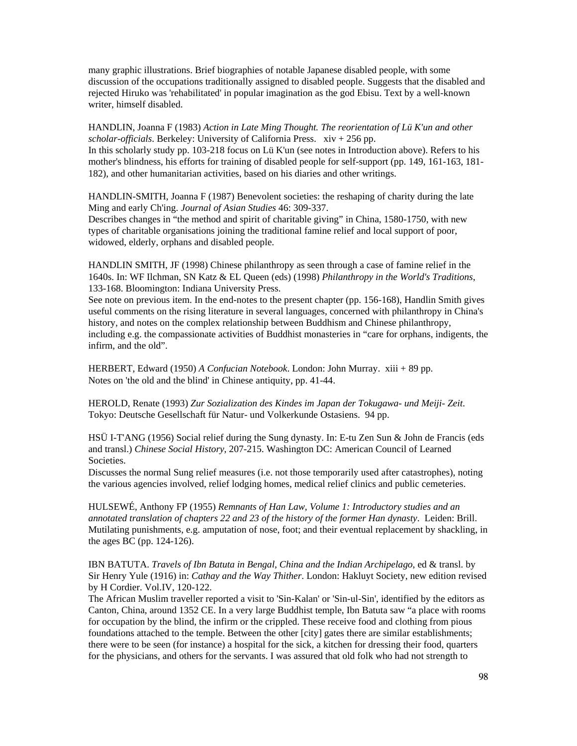many graphic illustrations. Brief biographies of notable Japanese disabled people, with some discussion of the occupations traditionally assigned to disabled people. Suggests that the disabled and rejected Hiruko was 'rehabilitated' in popular imagination as the god Ebisu. Text by a well-known writer, himself disabled.

HANDLIN, Joanna F (1983) *Action in Late Ming Thought. The reorientation of Lü K'un and other scholar-officials*. Berkeley: University of California Press.   xiv + 256 pp.
In this scholarly study pp. 103-218 focus on Lü K'un (see notes in Introduction above). Refers to his mother's blindness, his efforts for training of disabled people for self-support (pp. 149, 161-163, 181-182), and other humanitarian activities, based on his diaries and other writings.

HANDLIN-SMITH, Joanna F (1987) Benevolent societies: the reshaping of charity during the late Ming and early Ch'ing. *Journal of Asian Studies* 46: 309-337.
Describes changes in "the method and spirit of charitable giving" in China, 1580-1750, with new types of charitable organisations joining the traditional famine relief and local support of poor, widowed, elderly, orphans and disabled people.

HANDLIN SMITH, JF (1998) Chinese philanthropy as seen through a case of famine relief in the 1640s. In: WF Ilchman, SN Katz & EL Queen (eds) (1998) *Philanthropy in the World's Traditions*, 133-168. Bloomington: Indiana University Press.
See note on previous item. In the end-notes to the present chapter (pp. 156-168), Handlin Smith gives useful comments on the rising literature in several languages, concerned with philanthropy in China's history, and notes on the complex relationship between Buddhism and Chinese philanthropy, including e.g. the compassionate activities of Buddhist monasteries in "care for orphans, indigents, the infirm, and the old".

HERBERT, Edward (1950) *A Confucian Notebook*. London: John Murray.  xiii + 89 pp.
Notes on 'the old and the blind' in Chinese antiquity, pp. 41-44.

HEROLD, Renate (1993) *Zur Sozialization des Kindes im Japan der Tokugawa- und Meiji- Zeit*. Tokyo: Deutsche Gesellschaft für Natur- und Volkerkunde Ostasiens.  94 pp.

HSÜ I-T'ANG (1956) Social relief during the Sung dynasty. In: E-tu Zen Sun & John de Francis (eds and transl.) *Chinese Social History*, 207-215. Washington DC: American Council of Learned Societies.
Discusses the normal Sung relief measures (i.e. not those temporarily used after catastrophes), noting the various agencies involved, relief lodging homes, medical relief clinics and public cemeteries.

HULSEWÉ, Anthony FP (1955) *Remnants of Han Law, Volume 1: Introductory studies and an annotated translation of chapters 22 and 23 of the history of the former Han dynasty*.  Leiden: Brill.
Mutilating punishments, e.g. amputation of nose, foot; and their eventual replacement by shackling, in the ages BC (pp. 124-126).

IBN BATUTA. *Travels of Ibn Batuta in Bengal, China and the Indian Archipelago*, ed & transl. by Sir Henry Yule (1916) in: *Cathay and the Way Thither*. London: Hakluyt Society, new edition revised by H Cordier. Vol.IV, 120-122.
The African Muslim traveller reported a visit to 'Sin-Kalan' or 'Sin-ul-Sin', identified by the editors as Canton, China, around 1352 CE. In a very large Buddhist temple, Ibn Batuta saw "a place with rooms for occupation by the blind, the infirm or the crippled. These receive food and clothing from pious foundations attached to the temple. Between the other [city] gates there are similar establishments; there were to be seen (for instance) a hospital for the sick, a kitchen for dressing their food, quarters for the physicians, and others for the servants. I was assured that old folk who had not strength to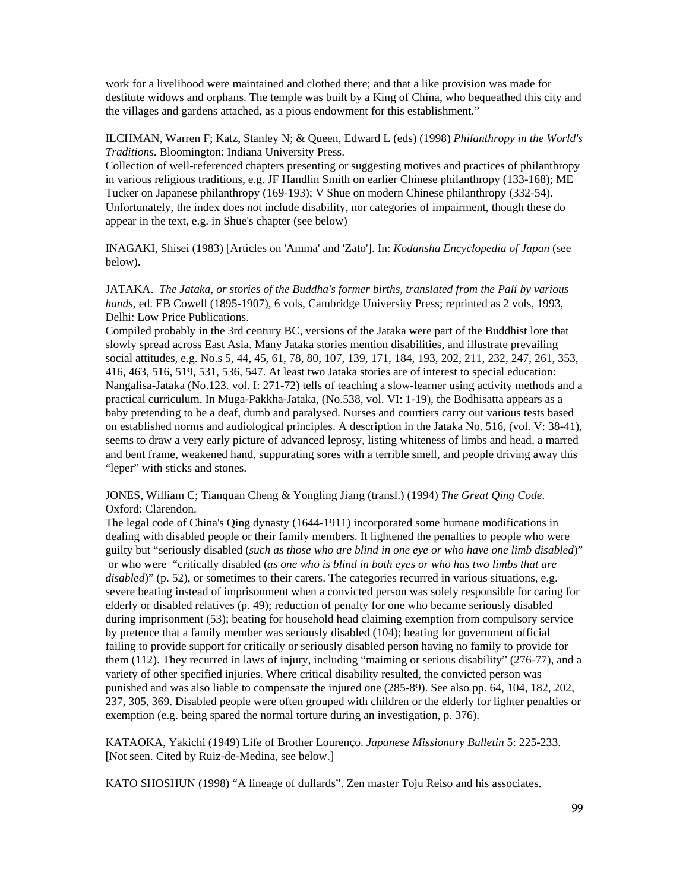work for a livelihood were maintained and clothed there; and that a like provision was made for destitute widows and orphans. The temple was built by a King of China, who bequeathed this city and the villages and gardens attached, as a pious endowment for this establishment."

ILCHMAN, Warren F; Katz, Stanley N; & Queen, Edward L (eds) (1998) *Philanthropy in the World's Traditions*. Bloomington: Indiana University Press.
Collection of well-referenced chapters presenting or suggesting motives and practices of philanthropy in various religious traditions, e.g. JF Handlin Smith on earlier Chinese philanthropy (133-168); ME Tucker on Japanese philanthropy (169-193); V Shue on modern Chinese philanthropy (332-54). Unfortunately, the index does not include disability, nor categories of impairment, though these do appear in the text, e.g. in Shue's chapter (see below)

INAGAKI, Shisei (1983) [Articles on 'Amma' and 'Zato']. In: *Kodansha Encyclopedia of Japan* (see below).

JATAKA. *The Jataka, or stories of the Buddha's former births, translated from the Pali by various hands*, ed. EB Cowell (1895-1907), 6 vols, Cambridge University Press; reprinted as 2 vols, 1993, Delhi: Low Price Publications.
Compiled probably in the 3rd century BC, versions of the Jataka were part of the Buddhist lore that slowly spread across East Asia. Many Jataka stories mention disabilities, and illustrate prevailing social attitudes, e.g. No.s 5, 44, 45, 61, 78, 80, 107, 139, 171, 184, 193, 202, 211, 232, 247, 261, 353, 416, 463, 516, 519, 531, 536, 547. At least two Jataka stories are of interest to special education: Nangalisa-Jataka (No.123. vol. I: 271-72) tells of teaching a slow-learner using activity methods and a practical curriculum. In Muga-Pakkha-Jataka, (No.538, vol. VI: 1-19), the Bodhisatta appears as a baby pretending to be a deaf, dumb and paralysed. Nurses and courtiers carry out various tests based on established norms and audiological principles. A description in the Jataka No. 516, (vol. V: 38-41), seems to draw a very early picture of advanced leprosy, listing whiteness of limbs and head, a marred and bent frame, weakened hand, suppurating sores with a terrible smell, and people driving away this "leper" with sticks and stones.

JONES, William C; Tianquan Cheng & Yongling Jiang (transl.) (1994) *The Great Qing Code*. Oxford: Clarendon.
The legal code of China's Qing dynasty (1644-1911) incorporated some humane modifications in dealing with disabled people or their family members. It lightened the penalties to people who were guilty but "seriously disabled (*such as those who are blind in one eye or who have one limb disabled*)" or who were "critically disabled (*as one who is blind in both eyes or who has two limbs that are disabled*)" (p. 52), or sometimes to their carers. The categories recurred in various situations, e.g. severe beating instead of imprisonment when a convicted person was solely responsible for caring for elderly or disabled relatives (p. 49); reduction of penalty for one who became seriously disabled during imprisonment (53); beating for household head claiming exemption from compulsory service by pretence that a family member was seriously disabled (104); beating for government official failing to provide support for critically or seriously disabled person having no family to provide for them (112). They recurred in laws of injury, including "maiming or serious disability" (276-77), and a variety of other specified injuries. Where critical disability resulted, the convicted person was punished and was also liable to compensate the injured one (285-89). See also pp. 64, 104, 182, 202, 237, 305, 369. Disabled people were often grouped with children or the elderly for lighter penalties or exemption (e.g. being spared the normal torture during an investigation, p. 376).

KATAOKA, Yakichi (1949) Life of Brother Lourenço. *Japanese Missionary Bulletin* 5: 225-233. [Not seen. Cited by Ruiz-de-Medina, see below.]

KATO SHOSHUN (1998) "A lineage of dullards". Zen master Toju Reiso and his associates.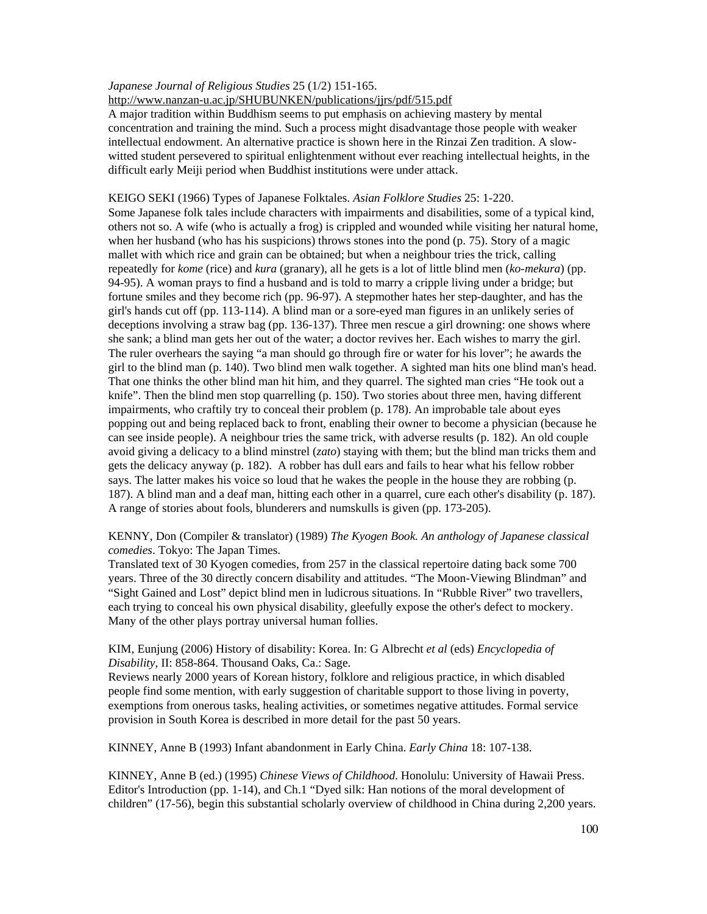*Japanese Journal of Religious Studies* 25 (1/2) 151-165.
http://www.nanzan-u.ac.jp/SHUBUNKEN/publications/jjrs/pdf/515.pdf
A major tradition within Buddhism seems to put emphasis on achieving mastery by mental concentration and training the mind. Such a process might disadvantage those people with weaker intellectual endowment. An alternative practice is shown here in the Rinzai Zen tradition. A slow-witted student persevered to spiritual enlightenment without ever reaching intellectual heights, in the difficult early Meiji period when Buddhist institutions were under attack.

KEIGO SEKI (1966) Types of Japanese Folktales. *Asian Folklore Studies* 25: 1-220.
Some Japanese folk tales include characters with impairments and disabilities, some of a typical kind, others not so. A wife (who is actually a frog) is crippled and wounded while visiting her natural home, when her husband (who has his suspicions) throws stones into the pond (p. 75). Story of a magic mallet with which rice and grain can be obtained; but when a neighbour tries the trick, calling repeatedly for *kome* (rice) and *kura* (granary), all he gets is a lot of little blind men (*ko-mekura*) (pp. 94-95). A woman prays to find a husband and is told to marry a cripple living under a bridge; but fortune smiles and they become rich (pp. 96-97). A stepmother hates her step-daughter, and has the girl's hands cut off (pp. 113-114). A blind man or a sore-eyed man figures in an unlikely series of deceptions involving a straw bag (pp. 136-137). Three men rescue a girl drowning: one shows where she sank; a blind man gets her out of the water; a doctor revives her. Each wishes to marry the girl. The ruler overhears the saying "a man should go through fire or water for his lover"; he awards the girl to the blind man (p. 140). Two blind men walk together. A sighted man hits one blind man's head. That one thinks the other blind man hit him, and they quarrel. The sighted man cries "He took out a knife". Then the blind men stop quarrelling (p. 150). Two stories about three men, having different impairments, who craftily try to conceal their problem (p. 178). An improbable tale about eyes popping out and being replaced back to front, enabling their owner to become a physician (because he can see inside people). A neighbour tries the same trick, with adverse results (p. 182). An old couple avoid giving a delicacy to a blind minstrel (*zato*) staying with them; but the blind man tricks them and gets the delicacy anyway (p. 182). A robber has dull ears and fails to hear what his fellow robber says. The latter makes his voice so loud that he wakes the people in the house they are robbing (p. 187). A blind man and a deaf man, hitting each other in a quarrel, cure each other's disability (p. 187). A range of stories about fools, blunderers and numskulls is given (pp. 173-205).

KENNY, Don (Compiler & translator) (1989) *The Kyogen Book. An anthology of Japanese classical comedies*. Tokyo: The Japan Times.
Translated text of 30 Kyogen comedies, from 257 in the classical repertoire dating back some 700 years. Three of the 30 directly concern disability and attitudes. "The Moon-Viewing Blindman" and "Sight Gained and Lost" depict blind men in ludicrous situations. In "Rubble River" two travellers, each trying to conceal his own physical disability, gleefully expose the other's defect to mockery. Many of the other plays portray universal human follies.

KIM, Eunjung (2006) History of disability: Korea. In: G Albrecht *et al* (eds) *Encyclopedia of Disability*, II: 858-864. Thousand Oaks, Ca.: Sage.
Reviews nearly 2000 years of Korean history, folklore and religious practice, in which disabled people find some mention, with early suggestion of charitable support to those living in poverty, exemptions from onerous tasks, healing activities, or sometimes negative attitudes. Formal service provision in South Korea is described in more detail for the past 50 years.

KINNEY, Anne B (1993) Infant abandonment in Early China. *Early China* 18: 107-138.

KINNEY, Anne B (ed.) (1995) *Chinese Views of Childhood.* Honolulu: University of Hawaii Press. Editor's Introduction (pp. 1-14), and Ch.1 "Dyed silk: Han notions of the moral development of children" (17-56), begin this substantial scholarly overview of childhood in China during 2,200 years.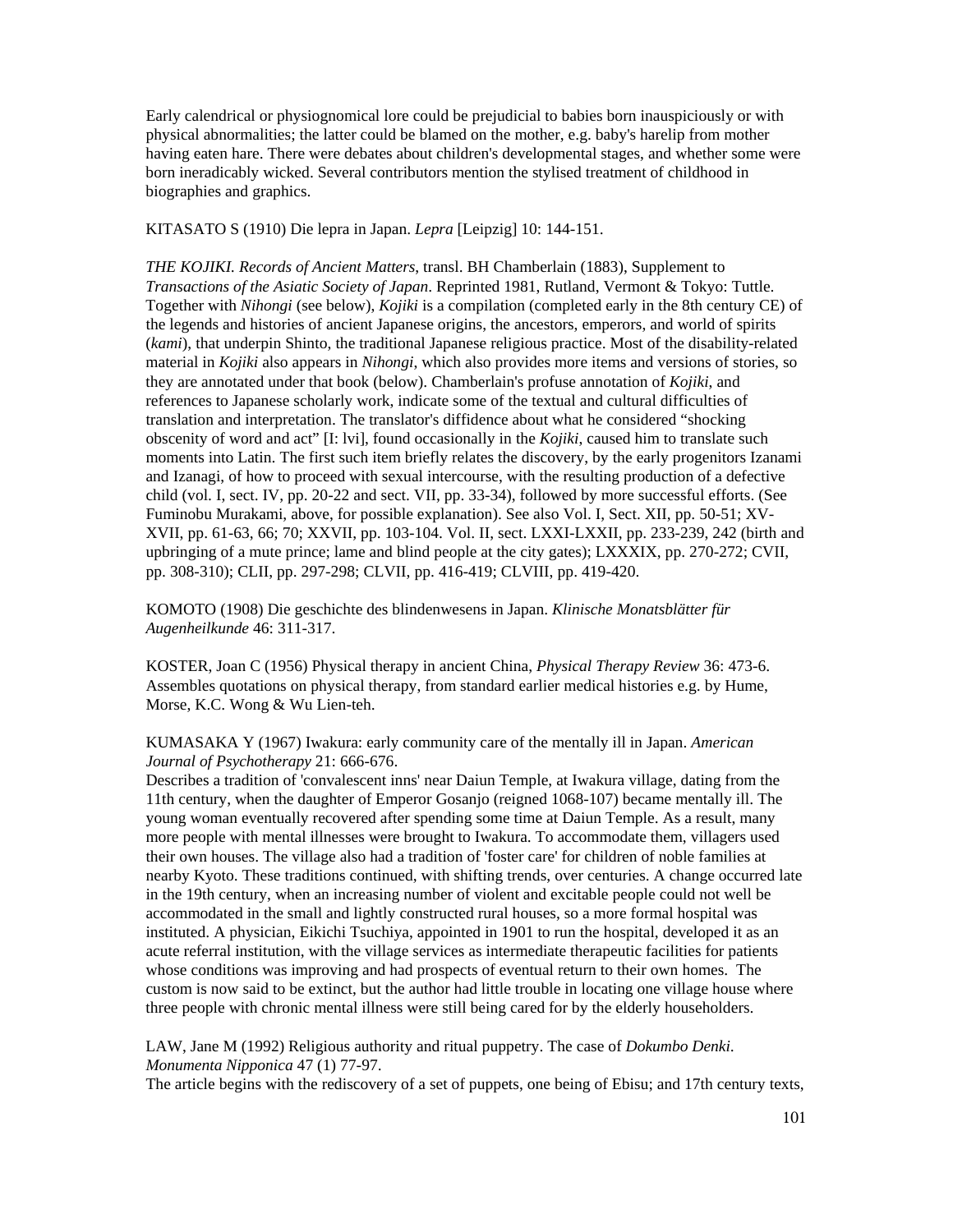Early calendrical or physiognomical lore could be prejudicial to babies born inauspiciously or with physical abnormalities; the latter could be blamed on the mother, e.g. baby's harelip from mother having eaten hare. There were debates about children's developmental stages, and whether some were born ineradicably wicked. Several contributors mention the stylised treatment of childhood in biographies and graphics.

KITASATO S (1910) Die lepra in Japan. *Lepra* [Leipzig] 10: 144-151.

*THE KOJIKI. Records of Ancient Matters*, transl. BH Chamberlain (1883), Supplement to *Transactions of the Asiatic Society of Japan*. Reprinted 1981, Rutland, Vermont & Tokyo: Tuttle. Together with *Nihongi* (see below), *Kojiki* is a compilation (completed early in the 8th century CE) of the legends and histories of ancient Japanese origins, the ancestors, emperors, and world of spirits (*kami*), that underpin Shinto, the traditional Japanese religious practice. Most of the disability-related material in *Kojiki* also appears in *Nihongi*, which also provides more items and versions of stories, so they are annotated under that book (below). Chamberlain's profuse annotation of *Kojiki*, and references to Japanese scholarly work, indicate some of the textual and cultural difficulties of translation and interpretation. The translator's diffidence about what he considered "shocking obscenity of word and act" [I: lvi], found occasionally in the *Kojiki*, caused him to translate such moments into Latin. The first such item briefly relates the discovery, by the early progenitors Izanami and Izanagi, of how to proceed with sexual intercourse, with the resulting production of a defective child (vol. I, sect. IV, pp. 20-22 and sect. VII, pp. 33-34), followed by more successful efforts. (See Fuminobu Murakami, above, for possible explanation). See also Vol. I, Sect. XII, pp. 50-51; XV-XVII, pp. 61-63, 66; 70; XXVII, pp. 103-104. Vol. II, sect. LXXI-LXXII, pp. 233-239, 242 (birth and upbringing of a mute prince; lame and blind people at the city gates); LXXXIX, pp. 270-272; CVII, pp. 308-310); CLII, pp. 297-298; CLVII, pp. 416-419; CLVIII, pp. 419-420.

KOMOTO (1908) Die geschichte des blindenwesens in Japan. *Klinische Monatsblätter für Augenheilkunde* 46: 311-317.

KOSTER, Joan C (1956) Physical therapy in ancient China, *Physical Therapy Review* 36: 473-6. Assembles quotations on physical therapy, from standard earlier medical histories e.g. by Hume, Morse, K.C. Wong & Wu Lien-teh.

KUMASAKA Y (1967) Iwakura: early community care of the mentally ill in Japan. *American Journal of Psychotherapy* 21: 666-676.
Describes a tradition of 'convalescent inns' near Daiun Temple, at Iwakura village, dating from the 11th century, when the daughter of Emperor Gosanjo (reigned 1068-107) became mentally ill. The young woman eventually recovered after spending some time at Daiun Temple. As a result, many more people with mental illnesses were brought to Iwakura. To accommodate them, villagers used their own houses. The village also had a tradition of 'foster care' for children of noble families at nearby Kyoto. These traditions continued, with shifting trends, over centuries. A change occurred late in the 19th century, when an increasing number of violent and excitable people could not well be accommodated in the small and lightly constructed rural houses, so a more formal hospital was instituted. A physician, Eikichi Tsuchiya, appointed in 1901 to run the hospital, developed it as an acute referral institution, with the village services as intermediate therapeutic facilities for patients whose conditions was improving and had prospects of eventual return to their own homes. The custom is now said to be extinct, but the author had little trouble in locating one village house where three people with chronic mental illness were still being cared for by the elderly householders.

LAW, Jane M (1992) Religious authority and ritual puppetry. The case of *Dokumbo Denki*. *Monumenta Nipponica* 47 (1) 77-97.
The article begins with the rediscovery of a set of puppets, one being of Ebisu; and 17th century texts,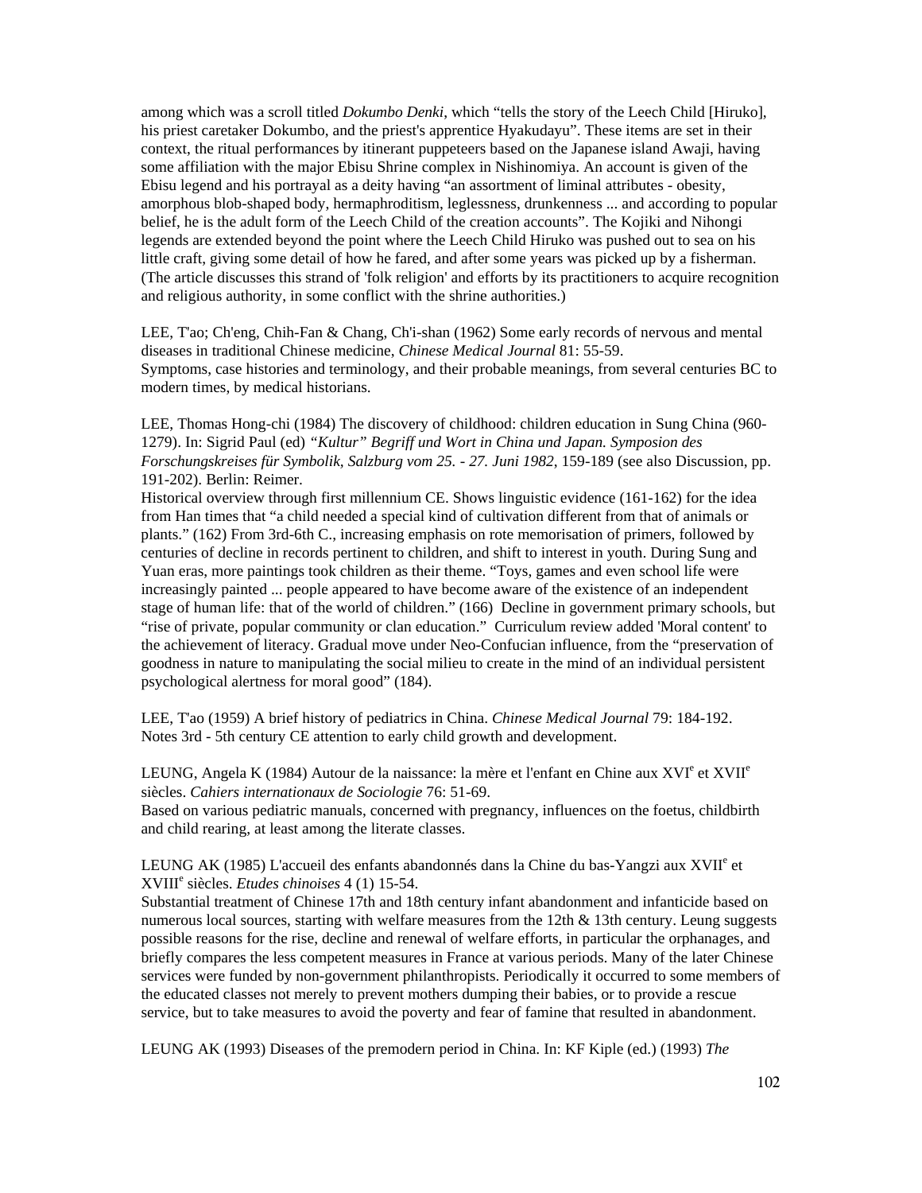among which was a scroll titled *Dokumbo Denki*, which "tells the story of the Leech Child [Hiruko], his priest caretaker Dokumbo, and the priest's apprentice Hyakudayu". These items are set in their context, the ritual performances by itinerant puppeteers based on the Japanese island Awaji, having some affiliation with the major Ebisu Shrine complex in Nishinomiya. An account is given of the Ebisu legend and his portrayal as a deity having "an assortment of liminal attributes - obesity, amorphous blob-shaped body, hermaphroditism, leglessness, drunkenness ... and according to popular belief, he is the adult form of the Leech Child of the creation accounts". The Kojiki and Nihongi legends are extended beyond the point where the Leech Child Hiruko was pushed out to sea on his little craft, giving some detail of how he fared, and after some years was picked up by a fisherman. (The article discusses this strand of 'folk religion' and efforts by its practitioners to acquire recognition and religious authority, in some conflict with the shrine authorities.)

LEE, T'ao; Ch'eng, Chih-Fan & Chang, Ch'i-shan (1962) Some early records of nervous and mental diseases in traditional Chinese medicine, *Chinese Medical Journal* 81: 55-59.
Symptoms, case histories and terminology, and their probable meanings, from several centuries BC to modern times, by medical historians.

LEE, Thomas Hong-chi (1984) The discovery of childhood: children education in Sung China (960-1279). In: Sigrid Paul (ed) *"Kultur" Begriff und Wort in China und Japan. Symposion des Forschungskreises für Symbolik, Salzburg vom 25. - 27. Juni 1982*, 159-189 (see also Discussion, pp. 191-202). Berlin: Reimer.
Historical overview through first millennium CE. Shows linguistic evidence (161-162) for the idea from Han times that "a child needed a special kind of cultivation different from that of animals or plants." (162) From 3rd-6th C., increasing emphasis on rote memorisation of primers, followed by centuries of decline in records pertinent to children, and shift to interest in youth. During Sung and Yuan eras, more paintings took children as their theme. "Toys, games and even school life were increasingly painted ... people appeared to have become aware of the existence of an independent stage of human life: that of the world of children." (166) Decline in government primary schools, but "rise of private, popular community or clan education." Curriculum review added 'Moral content' to the achievement of literacy. Gradual move under Neo-Confucian influence, from the "preservation of goodness in nature to manipulating the social milieu to create in the mind of an individual persistent psychological alertness for moral good" (184).

LEE, T'ao (1959) A brief history of pediatrics in China. *Chinese Medical Journal* 79: 184-192.
Notes 3rd - 5th century CE attention to early child growth and development.

LEUNG, Angela K (1984) Autour de la naissance: la mère et l'enfant en Chine aux XVI[e] et XVII[e] siècles. *Cahiers internationaux de Sociologie* 76: 51-69.
Based on various pediatric manuals, concerned with pregnancy, influences on the foetus, childbirth and child rearing, at least among the literate classes.

LEUNG AK (1985) L'accueil des enfants abandonnés dans la Chine du bas-Yangzi aux XVII[e] et XVIII[e] siècles. *Etudes chinoises* 4 (1) 15-54.
Substantial treatment of Chinese 17th and 18th century infant abandonment and infanticide based on numerous local sources, starting with welfare measures from the 12th & 13th century. Leung suggests possible reasons for the rise, decline and renewal of welfare efforts, in particular the orphanages, and briefly compares the less competent measures in France at various periods. Many of the later Chinese services were funded by non-government philanthropists. Periodically it occurred to some members of the educated classes not merely to prevent mothers dumping their babies, or to provide a rescue service, but to take measures to avoid the poverty and fear of famine that resulted in abandonment.

LEUNG AK (1993) Diseases of the premodern period in China. In: KF Kiple (ed.) (1993) *The*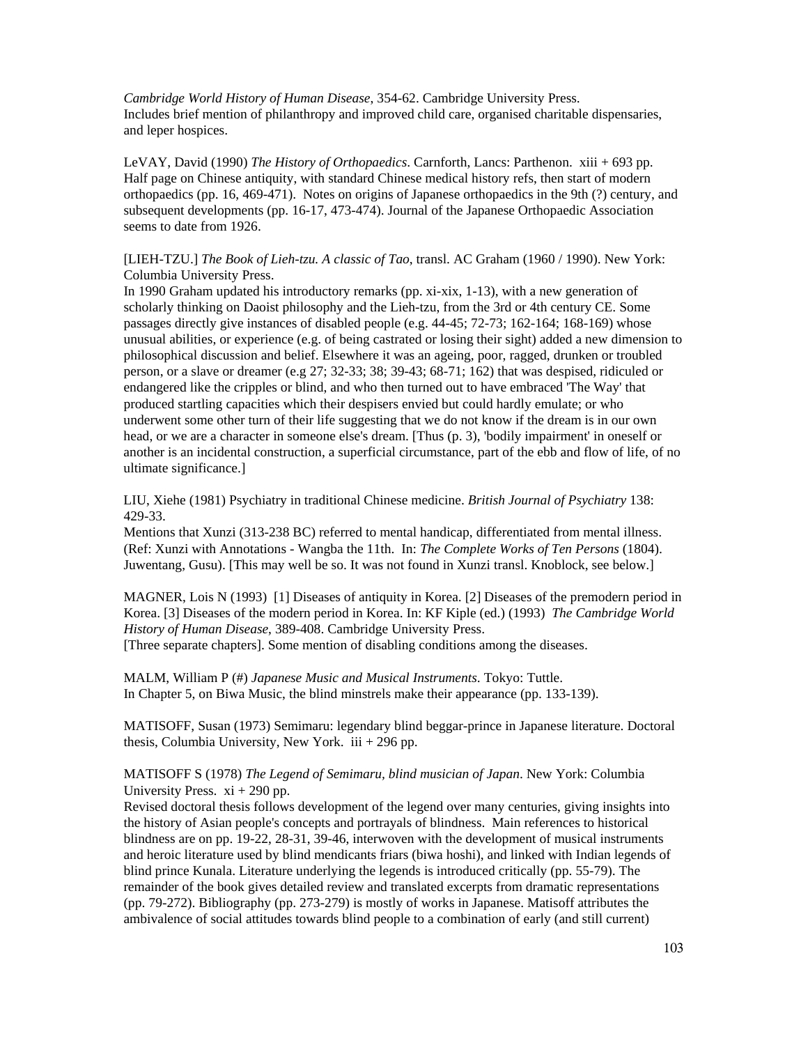*Cambridge World History of Human Disease*, 354-62. Cambridge University Press.
Includes brief mention of philanthropy and improved child care, organised charitable dispensaries, and leper hospices.

LeVAY, David (1990) *The History of Orthopaedics*. Carnforth, Lancs: Parthenon. xiii + 693 pp.
Half page on Chinese antiquity, with standard Chinese medical history refs, then start of modern orthopaedics (pp. 16, 469-471). Notes on origins of Japanese orthopaedics in the 9th (?) century, and subsequent developments (pp. 16-17, 473-474). Journal of the Japanese Orthopaedic Association seems to date from 1926.

[LIEH-TZU.] *The Book of Lieh-tzu. A classic of Tao*, transl. AC Graham (1960 / 1990). New York: Columbia University Press.
In 1990 Graham updated his introductory remarks (pp. xi-xix, 1-13), with a new generation of scholarly thinking on Daoist philosophy and the Lieh-tzu, from the 3rd or 4th century CE. Some passages directly give instances of disabled people (e.g. 44-45; 72-73; 162-164; 168-169) whose unusual abilities, or experience (e.g. of being castrated or losing their sight) added a new dimension to philosophical discussion and belief. Elsewhere it was an ageing, poor, ragged, drunken or troubled person, or a slave or dreamer (e.g 27; 32-33; 38; 39-43; 68-71; 162) that was despised, ridiculed or endangered like the cripples or blind, and who then turned out to have embraced 'The Way' that produced startling capacities which their despisers envied but could hardly emulate; or who underwent some other turn of their life suggesting that we do not know if the dream is in our own head, or we are a character in someone else's dream. [Thus (p. 3), 'bodily impairment' in oneself or another is an incidental construction, a superficial circumstance, part of the ebb and flow of life, of no ultimate significance.]

LIU, Xiehe (1981) Psychiatry in traditional Chinese medicine. *British Journal of Psychiatry* 138: 429-33.
Mentions that Xunzi (313-238 BC) referred to mental handicap, differentiated from mental illness. (Ref: Xunzi with Annotations - Wangba the 11th. In: *The Complete Works of Ten Persons* (1804). Juwentang, Gusu). [This may well be so. It was not found in Xunzi transl. Knoblock, see below.]

MAGNER, Lois N (1993) [1] Diseases of antiquity in Korea. [2] Diseases of the premodern period in Korea. [3] Diseases of the modern period in Korea. In: KF Kiple (ed.) (1993) *The Cambridge World History of Human Disease*, 389-408. Cambridge University Press.
[Three separate chapters]. Some mention of disabling conditions among the diseases.

MALM, William P (#) *Japanese Music and Musical Instruments*. Tokyo: Tuttle.
In Chapter 5, on Biwa Music, the blind minstrels make their appearance (pp. 133-139).

MATISOFF, Susan (1973) Semimaru: legendary blind beggar-prince in Japanese literature. Doctoral thesis, Columbia University, New York. iii + 296 pp.

MATISOFF S (1978) *The Legend of Semimaru, blind musician of Japan*. New York: Columbia University Press. xi + 290 pp.
Revised doctoral thesis follows development of the legend over many centuries, giving insights into the history of Asian people's concepts and portrayals of blindness. Main references to historical blindness are on pp. 19-22, 28-31, 39-46, interwoven with the development of musical instruments and heroic literature used by blind mendicants friars (biwa hoshi), and linked with Indian legends of blind prince Kunala. Literature underlying the legends is introduced critically (pp. 55-79). The remainder of the book gives detailed review and translated excerpts from dramatic representations (pp. 79-272). Bibliography (pp. 273-279) is mostly of works in Japanese. Matisoff attributes the ambivalence of social attitudes towards blind people to a combination of early (and still current)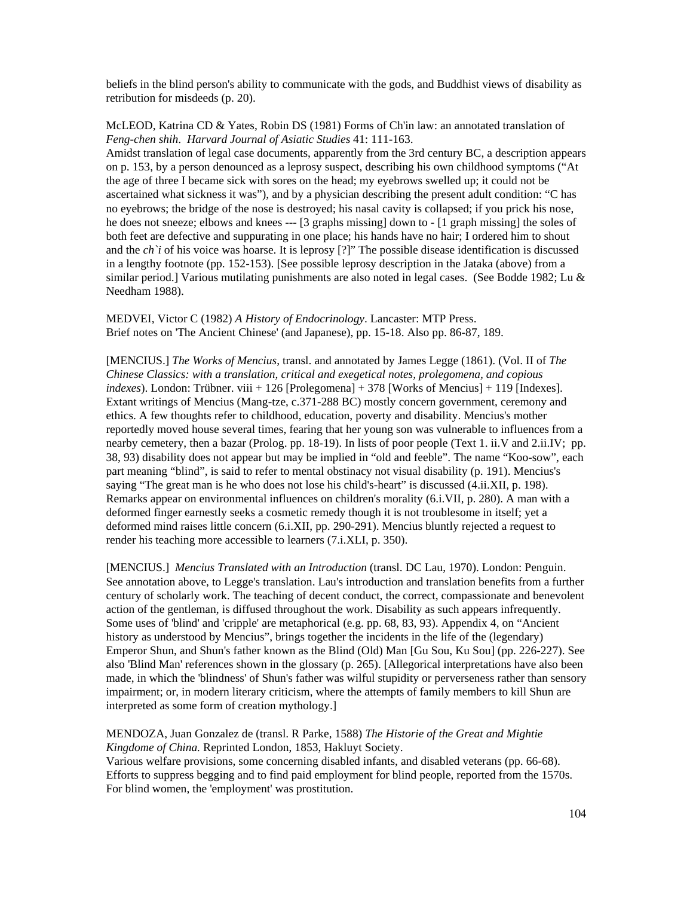beliefs in the blind person's ability to communicate with the gods, and Buddhist views of disability as retribution for misdeeds (p. 20).

McLEOD, Katrina CD & Yates, Robin DS (1981) Forms of Ch'in law: an annotated translation of *Feng-chen shih*. *Harvard Journal of Asiatic Studies* 41: 111-163.
Amidst translation of legal case documents, apparently from the 3rd century BC, a description appears on p. 153, by a person denounced as a leprosy suspect, describing his own childhood symptoms ("At the age of three I became sick with sores on the head; my eyebrows swelled up; it could not be ascertained what sickness it was"), and by a physician describing the present adult condition: "C has no eyebrows; the bridge of the nose is destroyed; his nasal cavity is collapsed; if you prick his nose, he does not sneeze; elbows and knees --- [3 graphs missing] down to - [1 graph missing] the soles of both feet are defective and suppurating in one place; his hands have no hair; I ordered him to shout and the *ch`i* of his voice was hoarse. It is leprosy [?]" The possible disease identification is discussed in a lengthy footnote (pp. 152-153). [See possible leprosy description in the Jataka (above) from a similar period.] Various mutilating punishments are also noted in legal cases. (See Bodde 1982; Lu & Needham 1988).

MEDVEI, Victor C (1982) *A History of Endocrinology*. Lancaster: MTP Press.
Brief notes on 'The Ancient Chinese' (and Japanese), pp. 15-18. Also pp. 86-87, 189.

[MENCIUS.] *The Works of Mencius*, transl. and annotated by James Legge (1861). (Vol. II of *The Chinese Classics: with a translation, critical and exegetical notes, prolegomena, and copious indexes*). London: Trübner. viii + 126 [Prolegomena] + 378 [Works of Mencius] + 119 [Indexes].
Extant writings of Mencius (Mang-tze, c.371-288 BC) mostly concern government, ceremony and ethics. A few thoughts refer to childhood, education, poverty and disability. Mencius's mother reportedly moved house several times, fearing that her young son was vulnerable to influences from a nearby cemetery, then a bazar (Prolog. pp. 18-19). In lists of poor people (Text 1. ii.V and 2.ii.IV; pp. 38, 93) disability does not appear but may be implied in "old and feeble". The name "Koo-sow", each part meaning "blind", is said to refer to mental obstinacy not visual disability (p. 191). Mencius's saying "The great man is he who does not lose his child's-heart" is discussed (4.ii.XII, p. 198). Remarks appear on environmental influences on children's morality (6.i.VII, p. 280). A man with a deformed finger earnestly seeks a cosmetic remedy though it is not troublesome in itself; yet a deformed mind raises little concern (6.i.XII, pp. 290-291). Mencius bluntly rejected a request to render his teaching more accessible to learners (7.i.XLI, p. 350).

[MENCIUS.] *Mencius Translated with an Introduction* (transl. DC Lau, 1970). London: Penguin.
See annotation above, to Legge's translation. Lau's introduction and translation benefits from a further century of scholarly work. The teaching of decent conduct, the correct, compassionate and benevolent action of the gentleman, is diffused throughout the work. Disability as such appears infrequently. Some uses of 'blind' and 'cripple' are metaphorical (e.g. pp. 68, 83, 93). Appendix 4, on "Ancient history as understood by Mencius", brings together the incidents in the life of the (legendary) Emperor Shun, and Shun's father known as the Blind (Old) Man [Gu Sou, Ku Sou] (pp. 226-227). See also 'Blind Man' references shown in the glossary (p. 265). [Allegorical interpretations have also been made, in which the 'blindness' of Shun's father was wilful stupidity or perverseness rather than sensory impairment; or, in modern literary criticism, where the attempts of family members to kill Shun are interpreted as some form of creation mythology.]

MENDOZA, Juan Gonzalez de (transl. R Parke, 1588) *The Historie of the Great and Mightie Kingdome of China.* Reprinted London, 1853, Hakluyt Society.
Various welfare provisions, some concerning disabled infants, and disabled veterans (pp. 66-68). Efforts to suppress begging and to find paid employment for blind people, reported from the 1570s. For blind women, the 'employment' was prostitution.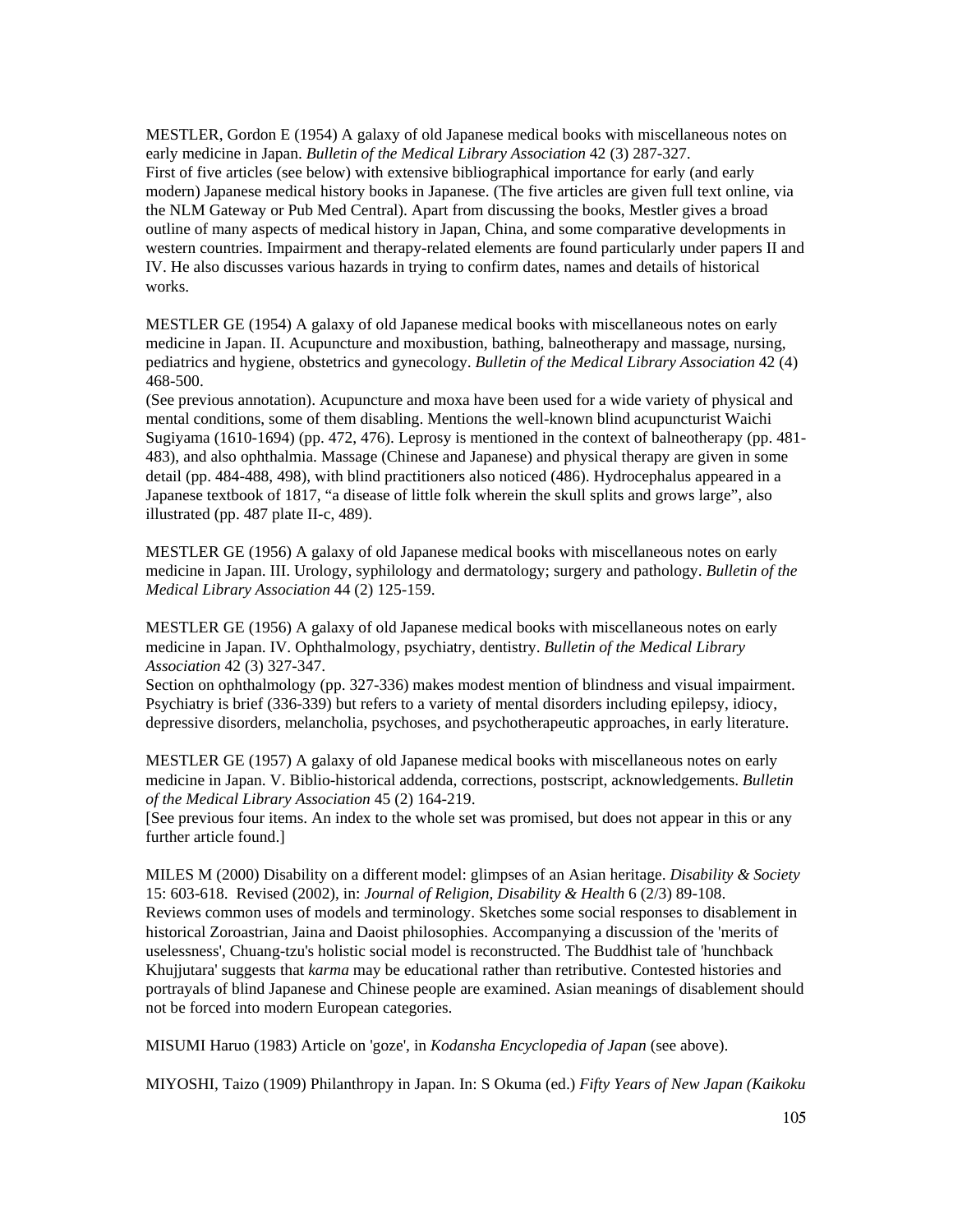MESTLER, Gordon E (1954) A galaxy of old Japanese medical books with miscellaneous notes on early medicine in Japan. *Bulletin of the Medical Library Association* 42 (3) 287-327.
First of five articles (see below) with extensive bibliographical importance for early (and early modern) Japanese medical history books in Japanese. (The five articles are given full text online, via the NLM Gateway or Pub Med Central). Apart from discussing the books, Mestler gives a broad outline of many aspects of medical history in Japan, China, and some comparative developments in western countries. Impairment and therapy-related elements are found particularly under papers II and IV. He also discusses various hazards in trying to confirm dates, names and details of historical works.

MESTLER GE (1954) A galaxy of old Japanese medical books with miscellaneous notes on early medicine in Japan. II. Acupuncture and moxibustion, bathing, balneotherapy and massage, nursing, pediatrics and hygiene, obstetrics and gynecology. *Bulletin of the Medical Library Association* 42 (4) 468-500.
(See previous annotation). Acupuncture and moxa have been used for a wide variety of physical and mental conditions, some of them disabling. Mentions the well-known blind acupuncturist Waichi Sugiyama (1610-1694) (pp. 472, 476). Leprosy is mentioned in the context of balneotherapy (pp. 481-483), and also ophthalmia. Massage (Chinese and Japanese) and physical therapy are given in some detail (pp. 484-488, 498), with blind practitioners also noticed (486). Hydrocephalus appeared in a Japanese textbook of 1817, "a disease of little folk wherein the skull splits and grows large", also illustrated (pp. 487 plate II-c, 489).

MESTLER GE (1956) A galaxy of old Japanese medical books with miscellaneous notes on early medicine in Japan. III. Urology, syphilology and dermatology; surgery and pathology. *Bulletin of the Medical Library Association* 44 (2) 125-159.

MESTLER GE (1956) A galaxy of old Japanese medical books with miscellaneous notes on early medicine in Japan. IV. Ophthalmology, psychiatry, dentistry. *Bulletin of the Medical Library Association* 42 (3) 327-347.
Section on ophthalmology (pp. 327-336) makes modest mention of blindness and visual impairment. Psychiatry is brief (336-339) but refers to a variety of mental disorders including epilepsy, idiocy, depressive disorders, melancholia, psychoses, and psychotherapeutic approaches, in early literature.

MESTLER GE (1957) A galaxy of old Japanese medical books with miscellaneous notes on early medicine in Japan. V. Biblio-historical addenda, corrections, postscript, acknowledgements. *Bulletin of the Medical Library Association* 45 (2) 164-219.
[See previous four items. An index to the whole set was promised, but does not appear in this or any further article found.]

MILES M (2000) Disability on a different model: glimpses of an Asian heritage. *Disability & Society* 15: 603-618. Revised (2002), in: *Journal of Religion, Disability & Health* 6 (2/3) 89-108.
Reviews common uses of models and terminology. Sketches some social responses to disablement in historical Zoroastrian, Jaina and Daoist philosophies. Accompanying a discussion of the 'merits of uselessness', Chuang-tzu's holistic social model is reconstructed. The Buddhist tale of 'hunchback Khujjutara' suggests that *karma* may be educational rather than retributive. Contested histories and portrayals of blind Japanese and Chinese people are examined. Asian meanings of disablement should not be forced into modern European categories.

MISUMI Haruo (1983) Article on 'goze', in *Kodansha Encyclopedia of Japan* (see above).

MIYOSHI, Taizo (1909) Philanthropy in Japan. In: S Okuma (ed.) *Fifty Years of New Japan (Kaikoku*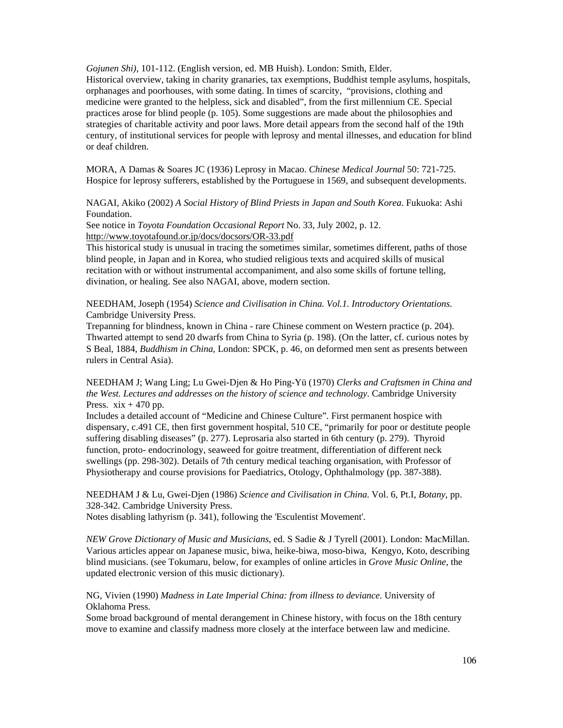*Gojunen Shi)*, 101-112. (English version, ed. MB Huish). London: Smith, Elder.
Historical overview, taking in charity granaries, tax exemptions, Buddhist temple asylums, hospitals, orphanages and poorhouses, with some dating. In times of scarcity, "provisions, clothing and medicine were granted to the helpless, sick and disabled", from the first millennium CE. Special practices arose for blind people (p. 105). Some suggestions are made about the philosophies and strategies of charitable activity and poor laws. More detail appears from the second half of the 19th century, of institutional services for people with leprosy and mental illnesses, and education for blind or deaf children.

MORA, A Damas & Soares JC (1936) Leprosy in Macao. *Chinese Medical Journal* 50: 721-725.
Hospice for leprosy sufferers, established by the Portuguese in 1569, and subsequent developments.

NAGAI, Akiko (2002) *A Social History of Blind Priests in Japan and South Korea*. Fukuoka: Ashi Foundation.
See notice in *Toyota Foundation Occasional Report* No. 33, July 2002, p. 12.
http://www.toyotafound.or.jp/docs/docsors/OR-33.pdf
This historical study is unusual in tracing the sometimes similar, sometimes different, paths of those blind people, in Japan and in Korea, who studied religious texts and acquired skills of musical recitation with or without instrumental accompaniment, and also some skills of fortune telling, divination, or healing. See also NAGAI, above, modern section.

NEEDHAM, Joseph (1954) *Science and Civilisation in China. Vol.1. Introductory Orientations*. Cambridge University Press.
Trepanning for blindness, known in China - rare Chinese comment on Western practice (p. 204). Thwarted attempt to send 20 dwarfs from China to Syria (p. 198). (On the latter, cf. curious notes by S Beal, 1884, *Buddhism in China*, London: SPCK, p. 46, on deformed men sent as presents between rulers in Central Asia).

NEEDHAM J; Wang Ling; Lu Gwei-Djen & Ho Ping-Yü (1970) *Clerks and Craftsmen in China and the West. Lectures and addresses on the history of science and technology*. Cambridge University Press. xix + 470 pp.
Includes a detailed account of "Medicine and Chinese Culture". First permanent hospice with dispensary, c.491 CE, then first government hospital, 510 CE, "primarily for poor or destitute people suffering disabling diseases" (p. 277). Leprosaria also started in 6th century (p. 279). Thyroid function, proto- endocrinology, seaweed for goitre treatment, differentiation of different neck swellings (pp. 298-302). Details of 7th century medical teaching organisation, with Professor of Physiotherapy and course provisions for Paediatrics, Otology, Ophthalmology (pp. 387-388).

NEEDHAM J & Lu, Gwei-Djen (1986) *Science and Civilisation in China*. Vol. 6, Pt.I, *Botany*, pp. 328-342. Cambridge University Press.
Notes disabling lathyrism (p. 341), following the 'Esculentist Movement'.

*NEW Grove Dictionary of Music and Musicians*, ed. S Sadie & J Tyrell (2001). London: MacMillan.
Various articles appear on Japanese music, biwa, heike-biwa, moso-biwa, Kengyo, Koto, describing blind musicians. (see Tokumaru, below, for examples of online articles in *Grove Music Online*, the updated electronic version of this music dictionary).

NG, Vivien (1990) *Madness in Late Imperial China: from illness to deviance*. University of Oklahoma Press.
Some broad background of mental derangement in Chinese history, with focus on the 18th century move to examine and classify madness more closely at the interface between law and medicine.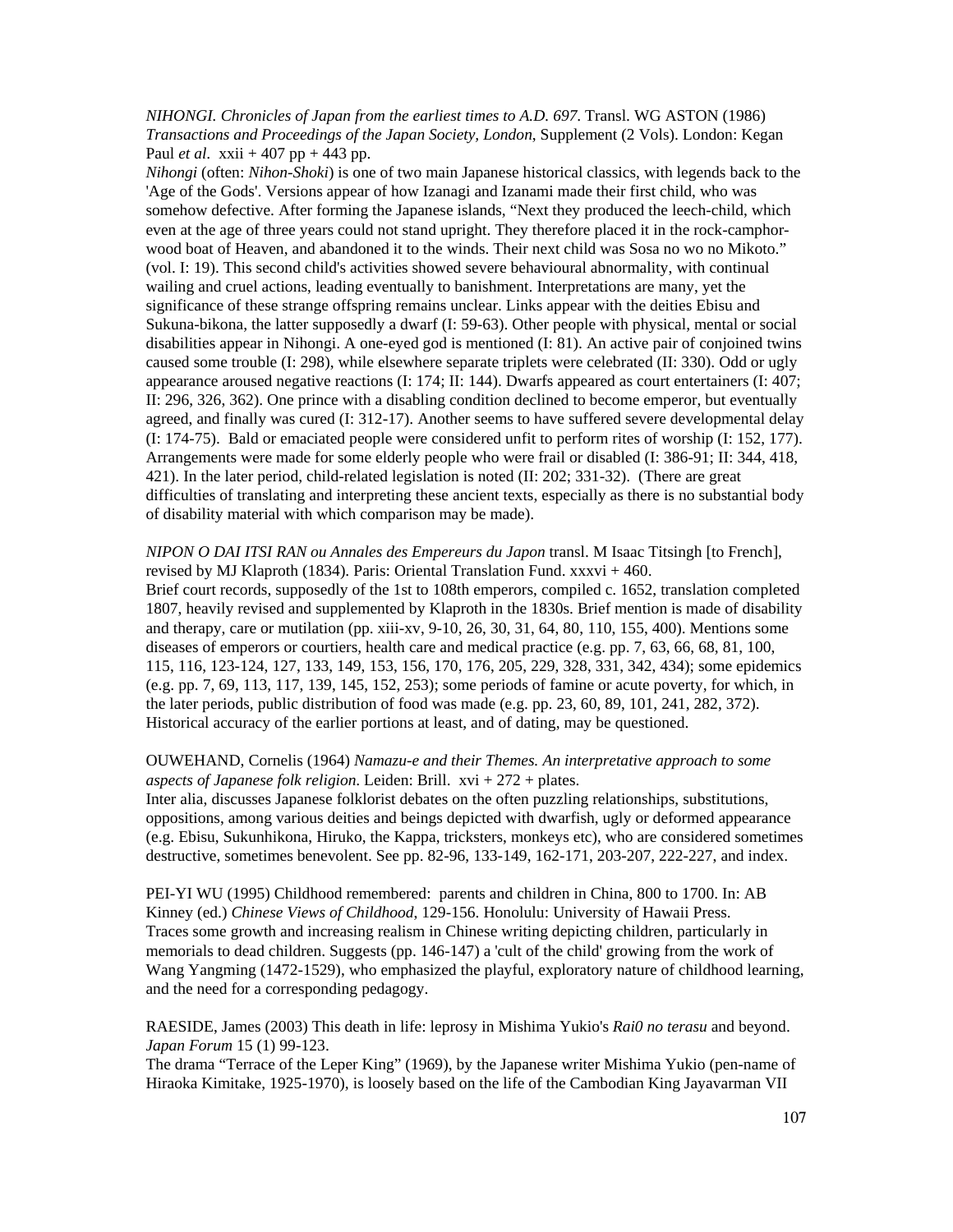*NIHONGI. Chronicles of Japan from the earliest times to A.D. 697.* Transl. WG ASTON (1986) *Transactions and Proceedings of the Japan Society, London*, Supplement (2 Vols). London: Kegan Paul *et al*. xxii + 407 pp + 443 pp.
*Nihongi* (often: *Nihon-Shoki*) is one of two main Japanese historical classics, with legends back to the 'Age of the Gods'. Versions appear of how Izanagi and Izanami made their first child, who was somehow defective. After forming the Japanese islands, "Next they produced the leech-child, which even at the age of three years could not stand upright. They therefore placed it in the rock-camphor-wood boat of Heaven, and abandoned it to the winds. Their next child was Sosa no wo no Mikoto." (vol. I: 19). This second child's activities showed severe behavioural abnormality, with continual wailing and cruel actions, leading eventually to banishment. Interpretations are many, yet the significance of these strange offspring remains unclear. Links appear with the deities Ebisu and Sukuna-bikona, the latter supposedly a dwarf (I: 59-63). Other people with physical, mental or social disabilities appear in Nihongi. A one-eyed god is mentioned (I: 81). An active pair of conjoined twins caused some trouble (I: 298), while elsewhere separate triplets were celebrated (II: 330). Odd or ugly appearance aroused negative reactions (I: 174; II: 144). Dwarfs appeared as court entertainers (I: 407; II: 296, 326, 362). One prince with a disabling condition declined to become emperor, but eventually agreed, and finally was cured (I: 312-17). Another seems to have suffered severe developmental delay (I: 174-75). Bald or emaciated people were considered unfit to perform rites of worship (I: 152, 177). Arrangements were made for some elderly people who were frail or disabled (I: 386-91; II: 344, 418, 421). In the later period, child-related legislation is noted (II: 202; 331-32). (There are great difficulties of translating and interpreting these ancient texts, especially as there is no substantial body of disability material with which comparison may be made).

*NIPON O DAI ITSI RAN ou Annales des Empereurs du Japon* transl. M Isaac Titsingh [to French], revised by MJ Klaproth (1834). Paris: Oriental Translation Fund. xxxvi + 460.
Brief court records, supposedly of the 1st to 108th emperors, compiled c. 1652, translation completed 1807, heavily revised and supplemented by Klaproth in the 1830s. Brief mention is made of disability and therapy, care or mutilation (pp. xiii-xv, 9-10, 26, 30, 31, 64, 80, 110, 155, 400). Mentions some diseases of emperors or courtiers, health care and medical practice (e.g. pp. 7, 63, 66, 68, 81, 100, 115, 116, 123-124, 127, 133, 149, 153, 156, 170, 176, 205, 229, 328, 331, 342, 434); some epidemics (e.g. pp. 7, 69, 113, 117, 139, 145, 152, 253); some periods of famine or acute poverty, for which, in the later periods, public distribution of food was made (e.g. pp. 23, 60, 89, 101, 241, 282, 372). Historical accuracy of the earlier portions at least, and of dating, may be questioned.

OUWEHAND, Cornelis (1964) *Namazu-e and their Themes. An interpretative approach to some aspects of Japanese folk religion*. Leiden: Brill. xvi + 272 + plates.
Inter alia, discusses Japanese folklorist debates on the often puzzling relationships, substitutions, oppositions, among various deities and beings depicted with dwarfish, ugly or deformed appearance (e.g. Ebisu, Sukunhikona, Hiruko, the Kappa, tricksters, monkeys etc), who are considered sometimes destructive, sometimes benevolent. See pp. 82-96, 133-149, 162-171, 203-207, 222-227, and index.

PEI-YI WU (1995) Childhood remembered: parents and children in China, 800 to 1700. In: AB Kinney (ed.) *Chinese Views of Childhood*, 129-156. Honolulu: University of Hawaii Press.
Traces some growth and increasing realism in Chinese writing depicting children, particularly in memorials to dead children. Suggests (pp. 146-147) a 'cult of the child' growing from the work of Wang Yangming (1472-1529), who emphasized the playful, exploratory nature of childhood learning, and the need for a corresponding pedagogy.

RAESIDE, James (2003) This death in life: leprosy in Mishima Yukio's *Rai0 no terasu* and beyond. *Japan Forum* 15 (1) 99-123.
The drama "Terrace of the Leper King" (1969), by the Japanese writer Mishima Yukio (pen-name of Hiraoka Kimitake, 1925-1970), is loosely based on the life of the Cambodian King Jayavarman VII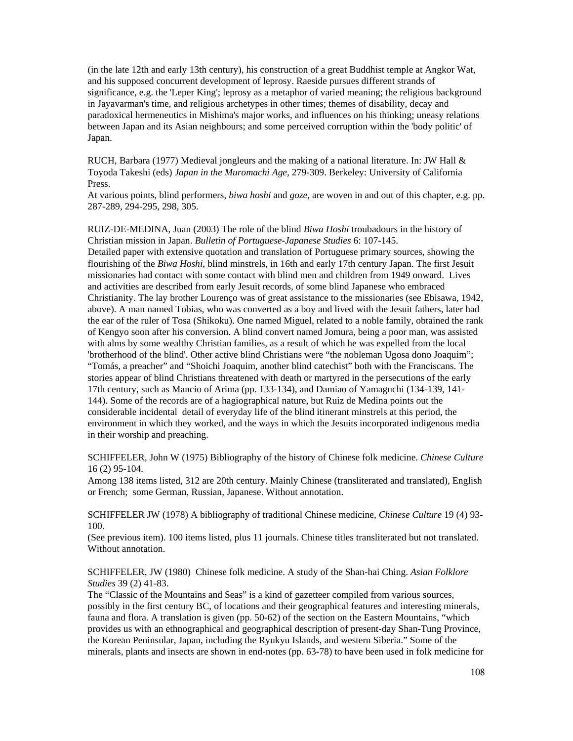(in the late 12th and early 13th century), his construction of a great Buddhist temple at Angkor Wat, and his supposed concurrent development of leprosy. Raeside pursues different strands of significance, e.g. the 'Leper King'; leprosy as a metaphor of varied meaning; the religious background in Jayavarman's time, and religious archetypes in other times; themes of disability, decay and paradoxical hermeneutics in Mishima's major works, and influences on his thinking; uneasy relations between Japan and its Asian neighbours; and some perceived corruption within the 'body politic' of Japan.

RUCH, Barbara (1977) Medieval jongleurs and the making of a national literature. In: JW Hall & Toyoda Takeshi (eds) *Japan in the Muromachi Age*, 279-309. Berkeley: University of California Press.
At various points, blind performers, *biwa hoshi* and *goze*, are woven in and out of this chapter, e.g. pp. 287-289, 294-295, 298, 305.

RUIZ-DE-MEDINA, Juan (2003) The role of the blind *Biwa Hoshi* troubadours in the history of Christian mission in Japan. *Bulletin of Portuguese-Japanese Studies* 6: 107-145.
Detailed paper with extensive quotation and translation of Portuguese primary sources, showing the flourishing of the *Biwa Hoshi*, blind minstrels, in 16th and early 17th century Japan. The first Jesuit missionaries had contact with some contact with blind men and children from 1949 onward. Lives and activities are described from early Jesuit records, of some blind Japanese who embraced Christianity. The lay brother Lourenço was of great assistance to the missionaries (see Ebisawa, 1942, above). A man named Tobias, who was converted as a boy and lived with the Jesuit fathers, later had the ear of the ruler of Tosa (Shikoku). One named Miguel, related to a noble family, obtained the rank of Kengyo soon after his conversion. A blind convert named Jomura, being a poor man, was assisted with alms by some wealthy Christian families, as a result of which he was expelled from the local 'brotherhood of the blind'. Other active blind Christians were "the nobleman Ugosa dono Joaquim"; "Tomás, a preacher" and "Shoichi Joaquim, another blind catechist" both with the Franciscans. The stories appear of blind Christians threatened with death or martyred in the persecutions of the early 17th century, such as Mancio of Arima (pp. 133-134), and Damiao of Yamaguchi (134-139, 141-144). Some of the records are of a hagiographical nature, but Ruiz de Medina points out the considerable incidental detail of everyday life of the blind itinerant minstrels at this period, the environment in which they worked, and the ways in which the Jesuits incorporated indigenous media in their worship and preaching.

SCHIFFELER, John W (1975) Bibliography of the history of Chinese folk medicine. *Chinese Culture* 16 (2) 95-104.
Among 138 items listed, 312 are 20th century. Mainly Chinese (transliterated and translated), English or French; some German, Russian, Japanese. Without annotation.

SCHIFFELER JW (1978) A bibliography of traditional Chinese medicine, *Chinese Culture* 19 (4) 93-100.
(See previous item). 100 items listed, plus 11 journals. Chinese titles transliterated but not translated. Without annotation.

SCHIFFELER, JW (1980) Chinese folk medicine. A study of the Shan-hai Ching. *Asian Folklore Studies* 39 (2) 41-83.
The "Classic of the Mountains and Seas" is a kind of gazetteer compiled from various sources, possibly in the first century BC, of locations and their geographical features and interesting minerals, fauna and flora. A translation is given (pp. 50-62) of the section on the Eastern Mountains, "which provides us with an ethnographical and geographical description of present-day Shan-Tung Province, the Korean Peninsular, Japan, including the Ryukyu Islands, and western Siberia." Some of the minerals, plants and insects are shown in end-notes (pp. 63-78) to have been used in folk medicine for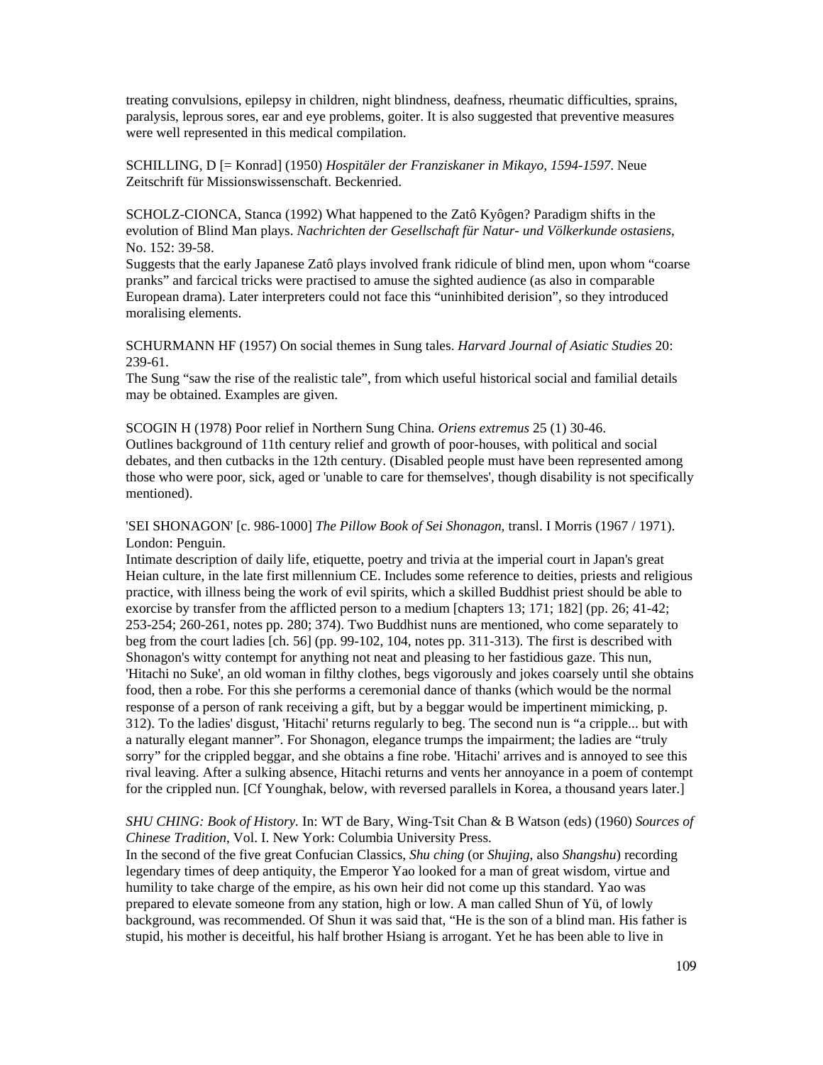treating convulsions, epilepsy in children, night blindness, deafness, rheumatic difficulties, sprains, paralysis, leprous sores, ear and eye problems, goiter. It is also suggested that preventive measures were well represented in this medical compilation.

SCHILLING, D [= Konrad] (1950) *Hospitäler der Franziskaner in Mikayo, 1594-1597*. Neue Zeitschrift für Missionswissenschaft. Beckenried.

SCHOLZ-CIONCA, Stanca (1992) What happened to the Zatô Kyôgen? Paradigm shifts in the evolution of Blind Man plays. *Nachrichten der Gesellschaft für Natur- und Völkerkunde ostasiens*, No. 152: 39-58.
Suggests that the early Japanese Zatô plays involved frank ridicule of blind men, upon whom "coarse pranks" and farcical tricks were practised to amuse the sighted audience (as also in comparable European drama). Later interpreters could not face this "uninhibited derision", so they introduced moralising elements.

SCHURMANN HF (1957) On social themes in Sung tales. *Harvard Journal of Asiatic Studies* 20: 239-61.
The Sung "saw the rise of the realistic tale", from which useful historical social and familial details may be obtained. Examples are given.

SCOGIN H (1978) Poor relief in Northern Sung China. *Oriens extremus* 25 (1) 30-46.
Outlines background of 11th century relief and growth of poor-houses, with political and social debates, and then cutbacks in the 12th century. (Disabled people must have been represented among those who were poor, sick, aged or 'unable to care for themselves', though disability is not specifically mentioned).

'SEI SHONAGON' [c. 986-1000] *The Pillow Book of Sei Shonagon*, transl. I Morris (1967 / 1971). London: Penguin.
Intimate description of daily life, etiquette, poetry and trivia at the imperial court in Japan's great Heian culture, in the late first millennium CE. Includes some reference to deities, priests and religious practice, with illness being the work of evil spirits, which a skilled Buddhist priest should be able to exorcise by transfer from the afflicted person to a medium [chapters 13; 171; 182] (pp. 26; 41-42; 253-254; 260-261, notes pp. 280; 374). Two Buddhist nuns are mentioned, who come separately to beg from the court ladies [ch. 56] (pp. 99-102, 104, notes pp. 311-313). The first is described with Shonagon's witty contempt for anything not neat and pleasing to her fastidious gaze. This nun, 'Hitachi no Suke', an old woman in filthy clothes, begs vigorously and jokes coarsely until she obtains food, then a robe. For this she performs a ceremonial dance of thanks (which would be the normal response of a person of rank receiving a gift, but by a beggar would be impertinent mimicking, p. 312). To the ladies' disgust, 'Hitachi' returns regularly to beg. The second nun is "a cripple... but with a naturally elegant manner". For Shonagon, elegance trumps the impairment; the ladies are "truly sorry" for the crippled beggar, and she obtains a fine robe. 'Hitachi' arrives and is annoyed to see this rival leaving. After a sulking absence, Hitachi returns and vents her annoyance in a poem of contempt for the crippled nun. [Cf Younghak, below, with reversed parallels in Korea, a thousand years later.]

*SHU CHING: Book of History.* In: WT de Bary, Wing-Tsit Chan & B Watson (eds) (1960) *Sources of Chinese Tradition*, Vol. I. New York: Columbia University Press.
In the second of the five great Confucian Classics, *Shu ching* (or *Shujing*, also *Shangshu*) recording legendary times of deep antiquity, the Emperor Yao looked for a man of great wisdom, virtue and humility to take charge of the empire, as his own heir did not come up this standard. Yao was prepared to elevate someone from any station, high or low. A man called Shun of Yü, of lowly background, was recommended. Of Shun it was said that, "He is the son of a blind man. His father is stupid, his mother is deceitful, his half brother Hsiang is arrogant. Yet he has been able to live in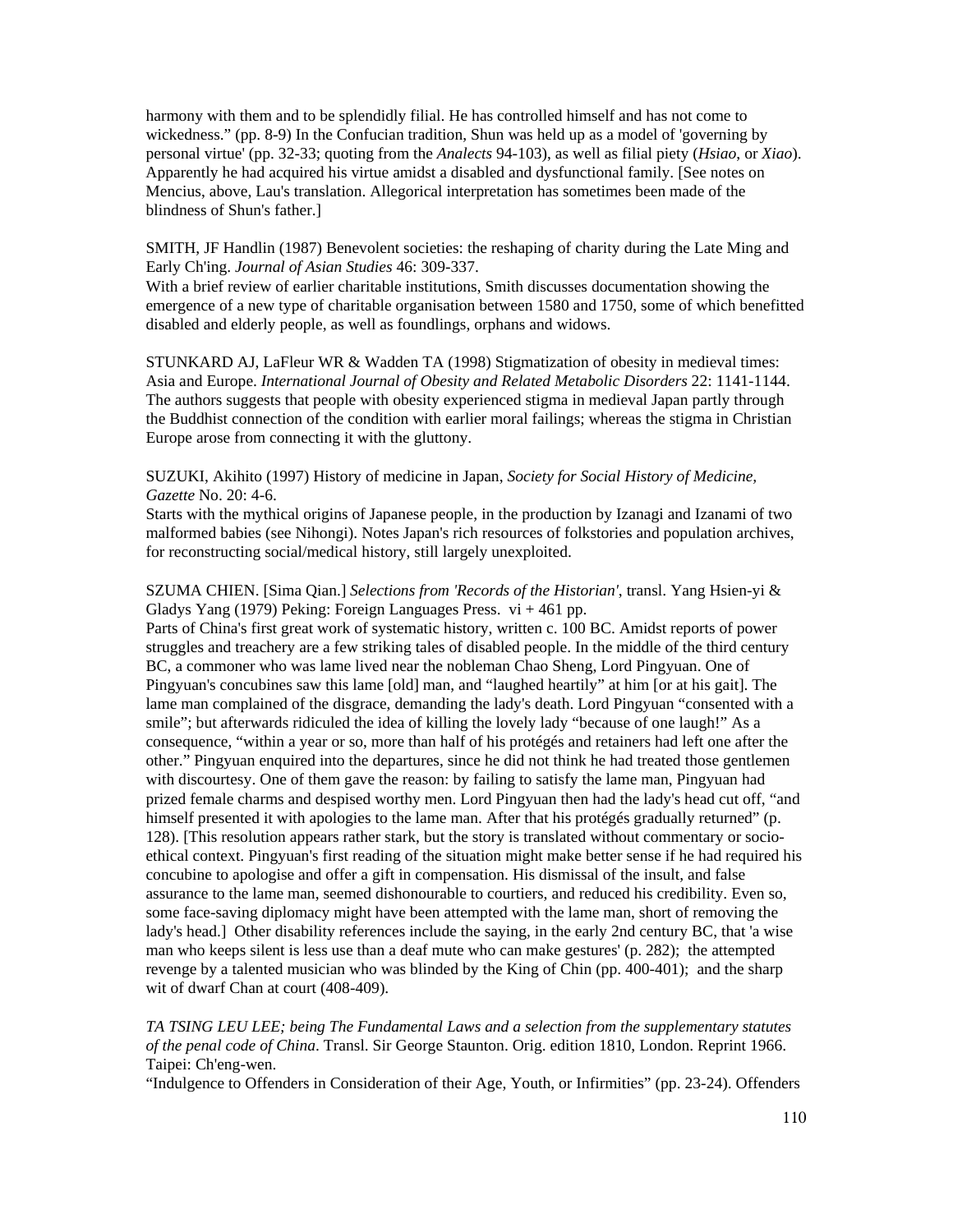harmony with them and to be splendidly filial. He has controlled himself and has not come to wickedness." (pp. 8-9) In the Confucian tradition, Shun was held up as a model of 'governing by personal virtue' (pp. 32-33; quoting from the *Analects* 94-103), as well as filial piety (*Hsiao*, or *Xiao*). Apparently he had acquired his virtue amidst a disabled and dysfunctional family. [See notes on Mencius, above, Lau's translation. Allegorical interpretation has sometimes been made of the blindness of Shun's father.]

SMITH, JF Handlin (1987) Benevolent societies: the reshaping of charity during the Late Ming and Early Ch'ing. *Journal of Asian Studies* 46: 309-337.
With a brief review of earlier charitable institutions, Smith discusses documentation showing the emergence of a new type of charitable organisation between 1580 and 1750, some of which benefitted disabled and elderly people, as well as foundlings, orphans and widows.

STUNKARD AJ, LaFleur WR & Wadden TA (1998) Stigmatization of obesity in medieval times: Asia and Europe. *International Journal of Obesity and Related Metabolic Disorders* 22: 1141-1144.
The authors suggests that people with obesity experienced stigma in medieval Japan partly through the Buddhist connection of the condition with earlier moral failings; whereas the stigma in Christian Europe arose from connecting it with the gluttony.

SUZUKI, Akihito (1997) History of medicine in Japan, *Society for Social History of Medicine, Gazette* No. 20: 4-6.
Starts with the mythical origins of Japanese people, in the production by Izanagi and Izanami of two malformed babies (see Nihongi). Notes Japan's rich resources of folkstories and population archives, for reconstructing social/medical history, still largely unexploited.

SZUMA CHIEN. [Sima Qian.] *Selections from 'Records of the Historian'*, transl. Yang Hsien-yi & Gladys Yang (1979) Peking: Foreign Languages Press. vi + 461 pp.
Parts of China's first great work of systematic history, written c. 100 BC. Amidst reports of power struggles and treachery are a few striking tales of disabled people. In the middle of the third century BC, a commoner who was lame lived near the nobleman Chao Sheng, Lord Pingyuan. One of Pingyuan's concubines saw this lame [old] man, and "laughed heartily" at him [or at his gait]. The lame man complained of the disgrace, demanding the lady's death. Lord Pingyuan "consented with a smile"; but afterwards ridiculed the idea of killing the lovely lady "because of one laugh!" As a consequence, "within a year or so, more than half of his protégés and retainers had left one after the other." Pingyuan enquired into the departures, since he did not think he had treated those gentlemen with discourtesy. One of them gave the reason: by failing to satisfy the lame man, Pingyuan had prized female charms and despised worthy men. Lord Pingyuan then had the lady's head cut off, "and himself presented it with apologies to the lame man. After that his protégés gradually returned" (p. 128). [This resolution appears rather stark, but the story is translated without commentary or socio-ethical context. Pingyuan's first reading of the situation might make better sense if he had required his concubine to apologise and offer a gift in compensation. His dismissal of the insult, and false assurance to the lame man, seemed dishonourable to courtiers, and reduced his credibility. Even so, some face-saving diplomacy might have been attempted with the lame man, short of removing the lady's head.] Other disability references include the saying, in the early 2nd century BC, that 'a wise man who keeps silent is less use than a deaf mute who can make gestures' (p. 282); the attempted revenge by a talented musician who was blinded by the King of Chin (pp. 400-401); and the sharp wit of dwarf Chan at court (408-409).

*TA TSING LEU LEE; being The Fundamental Laws and a selection from the supplementary statutes of the penal code of China*. Transl. Sir George Staunton. Orig. edition 1810, London. Reprint 1966. Taipei: Ch'eng-wen.
"Indulgence to Offenders in Consideration of their Age, Youth, or Infirmities" (pp. 23-24). Offenders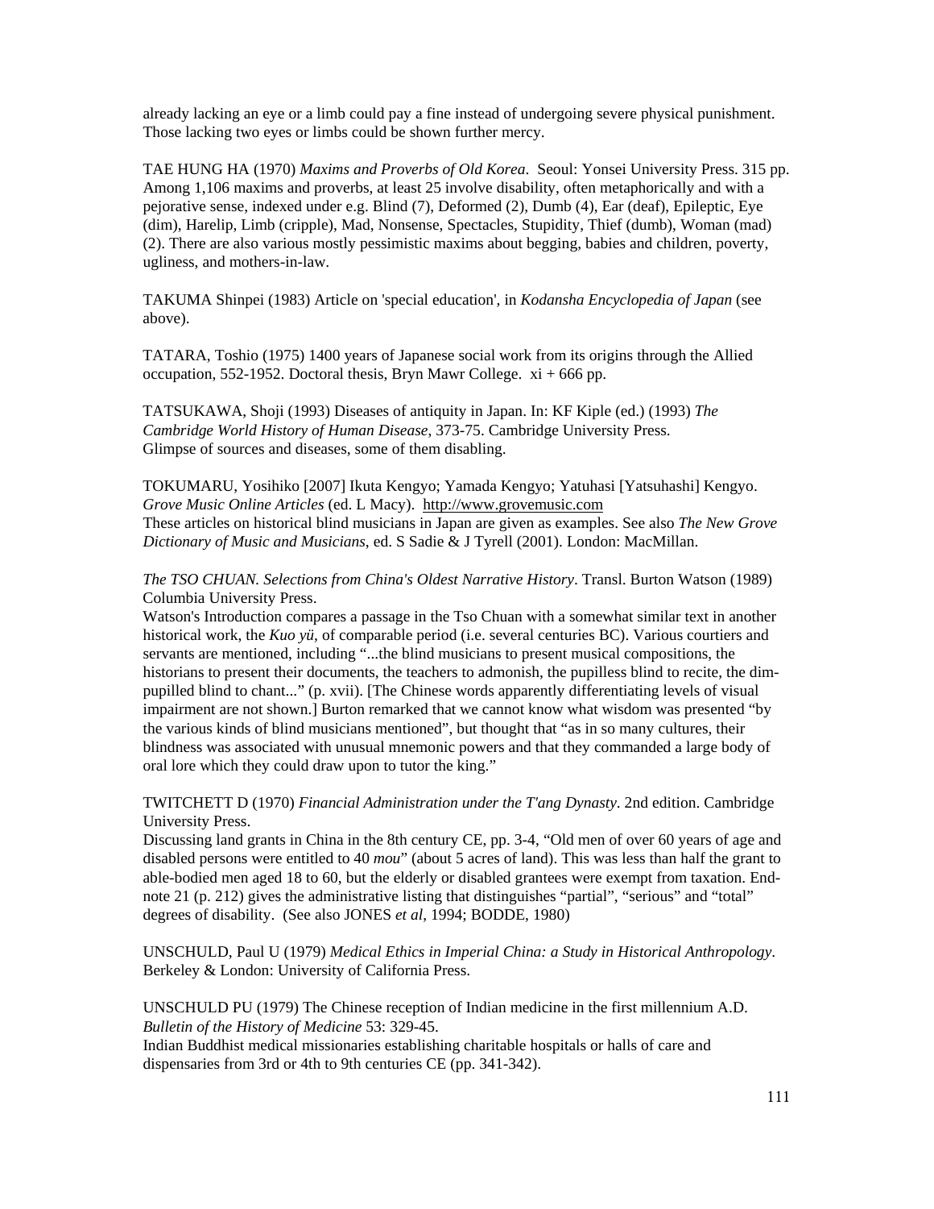already lacking an eye or a limb could pay a fine instead of undergoing severe physical punishment. Those lacking two eyes or limbs could be shown further mercy.

TAE HUNG HA (1970) *Maxims and Proverbs of Old Korea*. Seoul: Yonsei University Press. 315 pp. Among 1,106 maxims and proverbs, at least 25 involve disability, often metaphorically and with a pejorative sense, indexed under e.g. Blind (7), Deformed (2), Dumb (4), Ear (deaf), Epileptic, Eye (dim), Harelip, Limb (cripple), Mad, Nonsense, Spectacles, Stupidity, Thief (dumb), Woman (mad) (2). There are also various mostly pessimistic maxims about begging, babies and children, poverty, ugliness, and mothers-in-law.

TAKUMA Shinpei (1983) Article on 'special education', in *Kodansha Encyclopedia of Japan* (see above).

TATARA, Toshio (1975) 1400 years of Japanese social work from its origins through the Allied occupation, 552-1952. Doctoral thesis, Bryn Mawr College. xi + 666 pp.

TATSUKAWA, Shoji (1993) Diseases of antiquity in Japan. In: KF Kiple (ed.) (1993) *The Cambridge World History of Human Disease*, 373-75. Cambridge University Press.
Glimpse of sources and diseases, some of them disabling.

TOKUMARU, Yosihiko [2007] Ikuta Kengyo; Yamada Kengyo; Yatuhasi [Yatsuhashi] Kengyo. *Grove Music Online Articles* (ed. L Macy). http://www.grovemusic.com
These articles on historical blind musicians in Japan are given as examples. See also *The New Grove Dictionary of Music and Musicians*, ed. S Sadie & J Tyrell (2001). London: MacMillan.

*The TSO CHUAN. Selections from China's Oldest Narrative History*. Transl. Burton Watson (1989) Columbia University Press.
Watson's Introduction compares a passage in the Tso Chuan with a somewhat similar text in another historical work, the *Kuo yü*, of comparable period (i.e. several centuries BC). Various courtiers and servants are mentioned, including "...the blind musicians to present musical compositions, the historians to present their documents, the teachers to admonish, the pupilless blind to recite, the dim-pupilled blind to chant..." (p. xvii). [The Chinese words apparently differentiating levels of visual impairment are not shown.] Burton remarked that we cannot know what wisdom was presented "by the various kinds of blind musicians mentioned", but thought that "as in so many cultures, their blindness was associated with unusual mnemonic powers and that they commanded a large body of oral lore which they could draw upon to tutor the king."

TWITCHETT D (1970) *Financial Administration under the T'ang Dynasty*. 2nd edition. Cambridge University Press.
Discussing land grants in China in the 8th century CE, pp. 3-4, "Old men of over 60 years of age and disabled persons were entitled to 40 *mou*" (about 5 acres of land). This was less than half the grant to able-bodied men aged 18 to 60, but the elderly or disabled grantees were exempt from taxation. End-note 21 (p. 212) gives the administrative listing that distinguishes "partial", "serious" and "total" degrees of disability. (See also JONES *et al*, 1994; BODDE, 1980)

UNSCHULD, Paul U (1979) *Medical Ethics in Imperial China: a Study in Historical Anthropology*. Berkeley & London: University of California Press.

UNSCHULD PU (1979) The Chinese reception of Indian medicine in the first millennium A.D. *Bulletin of the History of Medicine* 53: 329-45.
Indian Buddhist medical missionaries establishing charitable hospitals or halls of care and dispensaries from 3rd or 4th to 9th centuries CE (pp. 341-342).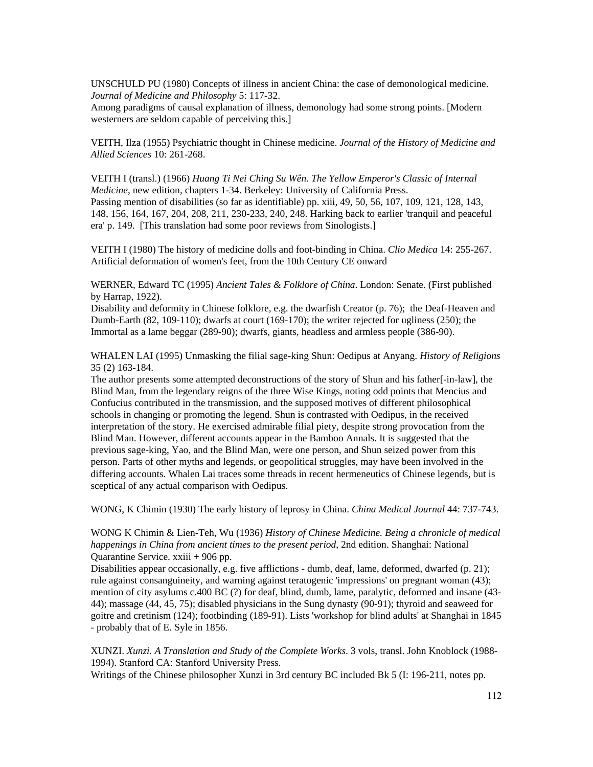UNSCHULD PU (1980) Concepts of illness in ancient China: the case of demonological medicine. *Journal of Medicine and Philosophy* 5: 117-32.
Among paradigms of causal explanation of illness, demonology had some strong points. [Modern westerners are seldom capable of perceiving this.]

VEITH, Ilza (1955) Psychiatric thought in Chinese medicine. *Journal of the History of Medicine and Allied Sciences* 10: 261-268.

VEITH I (transl.) (1966) *Huang Ti Nei Ching Su Wên. The Yellow Emperor's Classic of Internal Medicine*, new edition, chapters 1-34. Berkeley: University of California Press.
Passing mention of disabilities (so far as identifiable) pp. xiii, 49, 50, 56, 107, 109, 121, 128, 143, 148, 156, 164, 167, 204, 208, 211, 230-233, 240, 248. Harking back to earlier 'tranquil and peaceful era' p. 149. [This translation had some poor reviews from Sinologists.]

VEITH I (1980) The history of medicine dolls and foot-binding in China. *Clio Medica* 14: 255-267.
Artificial deformation of women's feet, from the 10th Century CE onward

WERNER, Edward TC (1995) *Ancient Tales & Folklore of China*. London: Senate. (First published by Harrap, 1922).
Disability and deformity in Chinese folklore, e.g. the dwarfish Creator (p. 76); the Deaf-Heaven and Dumb-Earth (82, 109-110); dwarfs at court (169-170); the writer rejected for ugliness (250); the Immortal as a lame beggar (289-90); dwarfs, giants, headless and armless people (386-90).

WHALEN LAI (1995) Unmasking the filial sage-king Shun: Oedipus at Anyang. *History of Religions* 35 (2) 163-184.
The author presents some attempted deconstructions of the story of Shun and his father[-in-law], the Blind Man, from the legendary reigns of the three Wise Kings, noting odd points that Mencius and Confucius contributed in the transmission, and the supposed motives of different philosophical schools in changing or promoting the legend. Shun is contrasted with Oedipus, in the received interpretation of the story. He exercised admirable filial piety, despite strong provocation from the Blind Man. However, different accounts appear in the Bamboo Annals. It is suggested that the previous sage-king, Yao, and the Blind Man, were one person, and Shun seized power from this person. Parts of other myths and legends, or geopolitical struggles, may have been involved in the differing accounts. Whalen Lai traces some threads in recent hermeneutics of Chinese legends, but is sceptical of any actual comparison with Oedipus.

WONG, K Chimin (1930) The early history of leprosy in China. *China Medical Journal* 44: 737-743.

WONG K Chimin & Lien-Teh, Wu (1936) *History of Chinese Medicine. Being a chronicle of medical happenings in China from ancient times to the present period*, 2nd edition. Shanghai: National Quarantine Service. xxiii + 906 pp.
Disabilities appear occasionally, e.g. five afflictions - dumb, deaf, lame, deformed, dwarfed (p. 21); rule against consanguineity, and warning against teratogenic 'impressions' on pregnant woman (43); mention of city asylums c.400 BC (?) for deaf, blind, dumb, lame, paralytic, deformed and insane (43-44); massage (44, 45, 75); disabled physicians in the Sung dynasty (90-91); thyroid and seaweed for goitre and cretinism (124); footbinding (189-91). Lists 'workshop for blind adults' at Shanghai in 1845 - probably that of E. Syle in 1856.

XUNZI. *Xunzi. A Translation and Study of the Complete Works*. 3 vols, transl. John Knoblock (1988-1994). Stanford CA: Stanford University Press.
Writings of the Chinese philosopher Xunzi in 3rd century BC included Bk 5 (I: 196-211, notes pp.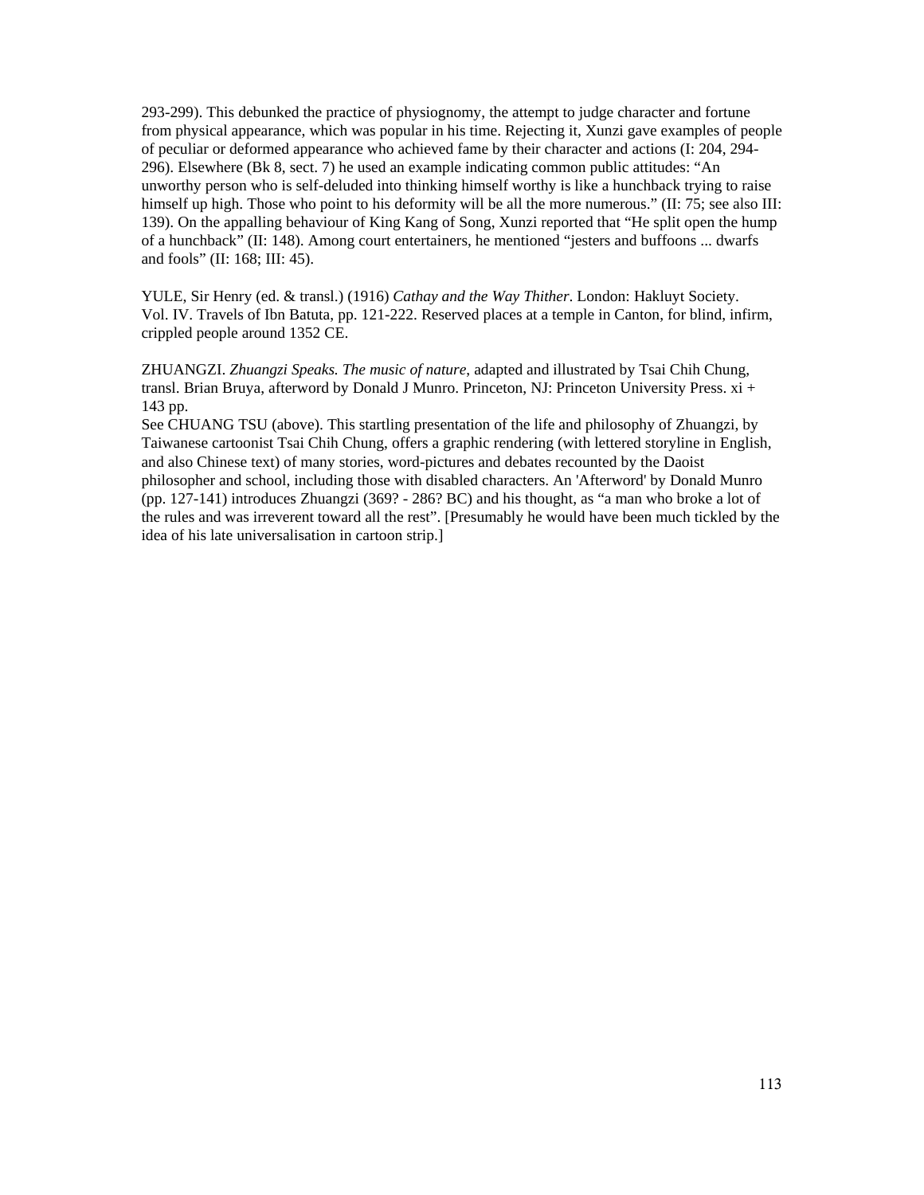293-299). This debunked the practice of physiognomy, the attempt to judge character and fortune from physical appearance, which was popular in his time. Rejecting it, Xunzi gave examples of people of peculiar or deformed appearance who achieved fame by their character and actions (I: 204, 294-296). Elsewhere (Bk 8, sect. 7) he used an example indicating common public attitudes: "An unworthy person who is self-deluded into thinking himself worthy is like a hunchback trying to raise himself up high. Those who point to his deformity will be all the more numerous." (II: 75; see also III: 139). On the appalling behaviour of King Kang of Song, Xunzi reported that "He split open the hump of a hunchback" (II: 148). Among court entertainers, he mentioned "jesters and buffoons ... dwarfs and fools" (II: 168; III: 45).

YULE, Sir Henry (ed. & transl.) (1916) *Cathay and the Way Thither*. London: Hakluyt Society. Vol. IV. Travels of Ibn Batuta, pp. 121-222. Reserved places at a temple in Canton, for blind, infirm, crippled people around 1352 CE.

ZHUANGZI. *Zhuangzi Speaks. The music of nature*, adapted and illustrated by Tsai Chih Chung, transl. Brian Bruya, afterword by Donald J Munro. Princeton, NJ: Princeton University Press. xi + 143 pp.
See CHUANG TSU (above). This startling presentation of the life and philosophy of Zhuangzi, by Taiwanese cartoonist Tsai Chih Chung, offers a graphic rendering (with lettered storyline in English, and also Chinese text) of many stories, word-pictures and debates recounted by the Daoist philosopher and school, including those with disabled characters. An 'Afterword' by Donald Munro (pp. 127-141) introduces Zhuangzi (369? - 286? BC) and his thought, as "a man who broke a lot of the rules and was irreverent toward all the rest". [Presumably he would have been much tickled by the idea of his late universalisation in cartoon strip.]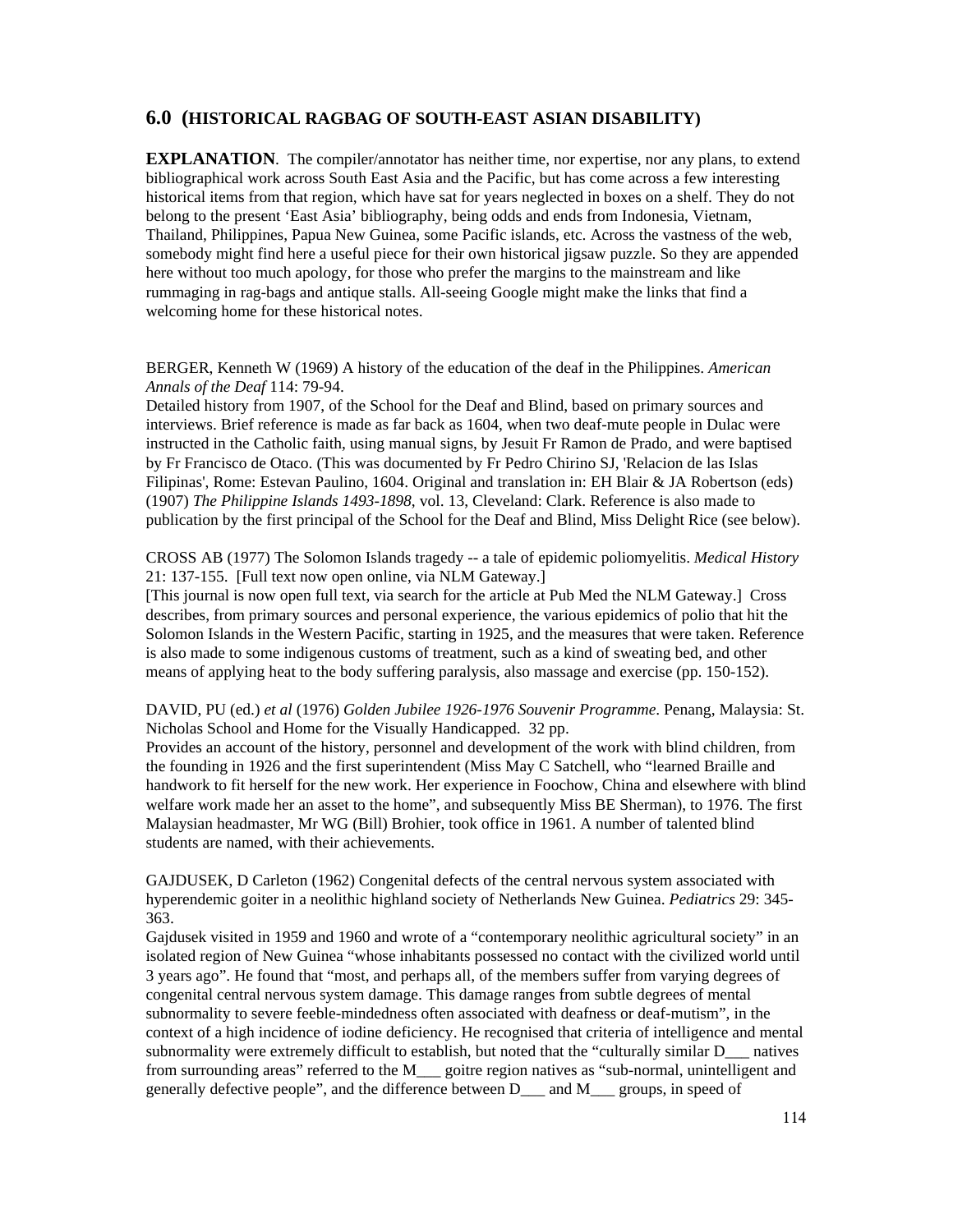## 6.0 (HISTORICAL RAGBAG OF SOUTH-EAST ASIAN DISABILITY)

**EXPLANATION**. The compiler/annotator has neither time, nor expertise, nor any plans, to extend bibliographical work across South East Asia and the Pacific, but has come across a few interesting historical items from that region, which have sat for years neglected in boxes on a shelf. They do not belong to the present 'East Asia' bibliography, being odds and ends from Indonesia, Vietnam, Thailand, Philippines, Papua New Guinea, some Pacific islands, etc. Across the vastness of the web, somebody might find here a useful piece for their own historical jigsaw puzzle. So they are appended here without too much apology, for those who prefer the margins to the mainstream and like rummaging in rag-bags and antique stalls. All-seeing Google might make the links that find a welcoming home for these historical notes.

BERGER, Kenneth W (1969) A history of the education of the deaf in the Philippines. *American Annals of the Deaf* 114: 79-94.
Detailed history from 1907, of the School for the Deaf and Blind, based on primary sources and interviews. Brief reference is made as far back as 1604, when two deaf-mute people in Dulac were instructed in the Catholic faith, using manual signs, by Jesuit Fr Ramon de Prado, and were baptised by Fr Francisco de Otaco. (This was documented by Fr Pedro Chirino SJ, 'Relacion de las Islas Filipinas', Rome: Estevan Paulino, 1604. Original and translation in: EH Blair & JA Robertson (eds) (1907) *The Philippine Islands 1493-1898*, vol. 13, Cleveland: Clark. Reference is also made to publication by the first principal of the School for the Deaf and Blind, Miss Delight Rice (see below).

CROSS AB (1977) The Solomon Islands tragedy -- a tale of epidemic poliomyelitis. *Medical History* 21: 137-155. [Full text now open online, via NLM Gateway.]
[This journal is now open full text, via search for the article at Pub Med the NLM Gateway.] Cross describes, from primary sources and personal experience, the various epidemics of polio that hit the Solomon Islands in the Western Pacific, starting in 1925, and the measures that were taken. Reference is also made to some indigenous customs of treatment, such as a kind of sweating bed, and other means of applying heat to the body suffering paralysis, also massage and exercise (pp. 150-152).

DAVID, PU (ed.) *et al* (1976) *Golden Jubilee 1926-1976 Souvenir Programme*. Penang, Malaysia: St. Nicholas School and Home for the Visually Handicapped. 32 pp.
Provides an account of the history, personnel and development of the work with blind children, from the founding in 1926 and the first superintendent (Miss May C Satchell, who "learned Braille and handwork to fit herself for the new work. Her experience in Foochow, China and elsewhere with blind welfare work made her an asset to the home", and subsequently Miss BE Sherman), to 1976. The first Malaysian headmaster, Mr WG (Bill) Brohier, took office in 1961. A number of talented blind students are named, with their achievements.

GAJDUSEK, D Carleton (1962) Congenital defects of the central nervous system associated with hyperendemic goiter in a neolithic highland society of Netherlands New Guinea. *Pediatrics* 29: 345-363.
Gajdusek visited in 1959 and 1960 and wrote of a "contemporary neolithic agricultural society" in an isolated region of New Guinea "whose inhabitants possessed no contact with the civilized world until 3 years ago". He found that "most, and perhaps all, of the members suffer from varying degrees of congenital central nervous system damage. This damage ranges from subtle degrees of mental subnormality to severe feeble-mindedness often associated with deafness or deaf-mutism", in the context of a high incidence of iodine deficiency. He recognised that criteria of intelligence and mental subnormality were extremely difficult to establish, but noted that the "culturally similar D___ natives from surrounding areas" referred to the M___ goitre region natives as "sub-normal, unintelligent and generally defective people", and the difference between D___ and M___ groups, in speed of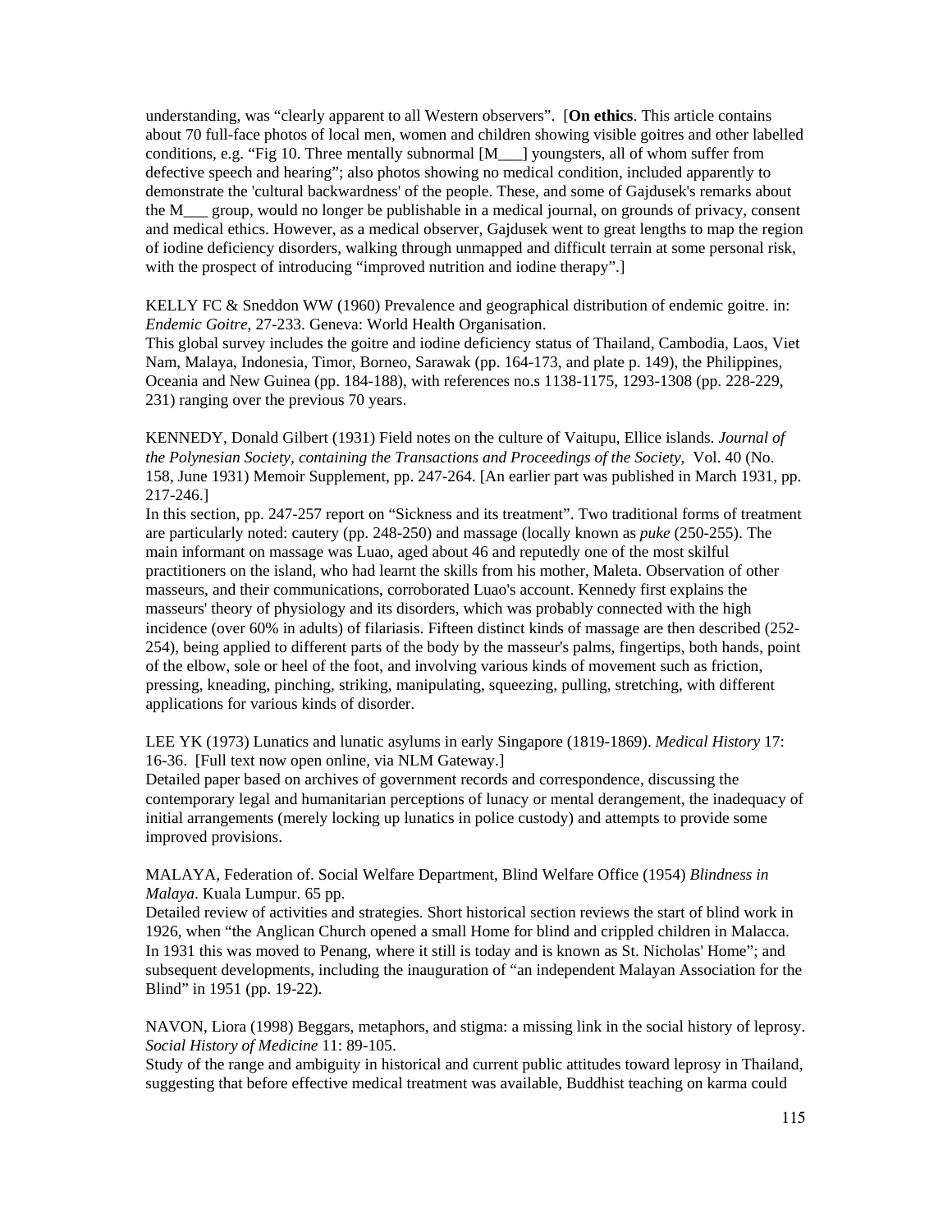understanding, was “clearly apparent to all Western observers”. [**On ethics**. This article contains about 70 full-face photos of local men, women and children showing visible goitres and other labelled conditions, e.g. “Fig 10. Three mentally subnormal [M___] youngsters, all of whom suffer from defective speech and hearing”; also photos showing no medical condition, included apparently to demonstrate the 'cultural backwardness' of the people. These, and some of Gajdusek's remarks about the M___ group, would no longer be publishable in a medical journal, on grounds of privacy, consent and medical ethics. However, as a medical observer, Gajdusek went to great lengths to map the region of iodine deficiency disorders, walking through unmapped and difficult terrain at some personal risk, with the prospect of introducing “improved nutrition and iodine therapy”.]

KELLY FC & Sneddon WW (1960) Prevalence and geographical distribution of endemic goitre. in: *Endemic Goitre*, 27-233. Geneva: World Health Organisation.
This global survey includes the goitre and iodine deficiency status of Thailand, Cambodia, Laos, Viet Nam, Malaya, Indonesia, Timor, Borneo, Sarawak (pp. 164-173, and plate p. 149), the Philippines, Oceania and New Guinea (pp. 184-188), with references no.s 1138-1175, 1293-1308 (pp. 228-229, 231) ranging over the previous 70 years.

KENNEDY, Donald Gilbert (1931) Field notes on the culture of Vaitupu, Ellice islands. *Journal of the Polynesian Society, containing the Transactions and Proceedings of the Society*, Vol. 40 (No. 158, June 1931) Memoir Supplement, pp. 247-264. [An earlier part was published in March 1931, pp. 217-246.]
In this section, pp. 247-257 report on “Sickness and its treatment”. Two traditional forms of treatment are particularly noted: cautery (pp. 248-250) and massage (locally known as *puke* (250-255). The main informant on massage was Luao, aged about 46 and reputedly one of the most skilful practitioners on the island, who had learnt the skills from his mother, Maleta. Observation of other masseurs, and their communications, corroborated Luao's account. Kennedy first explains the masseurs' theory of physiology and its disorders, which was probably connected with the high incidence (over 60% in adults) of filariasis. Fifteen distinct kinds of massage are then described (252-254), being applied to different parts of the body by the masseur's palms, fingertips, both hands, point of the elbow, sole or heel of the foot, and involving various kinds of movement such as friction, pressing, kneading, pinching, striking, manipulating, squeezing, pulling, stretching, with different applications for various kinds of disorder.

LEE YK (1973) Lunatics and lunatic asylums in early Singapore (1819-1869). *Medical History* 17: 16-36. [Full text now open online, via NLM Gateway.]
Detailed paper based on archives of government records and correspondence, discussing the contemporary legal and humanitarian perceptions of lunacy or mental derangement, the inadequacy of initial arrangements (merely locking up lunatics in police custody) and attempts to provide some improved provisions.

MALAYA, Federation of. Social Welfare Department, Blind Welfare Office (1954) *Blindness in Malaya*. Kuala Lumpur. 65 pp.
Detailed review of activities and strategies. Short historical section reviews the start of blind work in 1926, when “the Anglican Church opened a small Home for blind and crippled children in Malacca. In 1931 this was moved to Penang, where it still is today and is known as St. Nicholas' Home”; and subsequent developments, including the inauguration of “an independent Malayan Association for the Blind” in 1951 (pp. 19-22).

NAVON, Liora (1998) Beggars, metaphors, and stigma: a missing link in the social history of leprosy. *Social History of Medicine* 11: 89-105.
Study of the range and ambiguity in historical and current public attitudes toward leprosy in Thailand, suggesting that before effective medical treatment was available, Buddhist teaching on karma could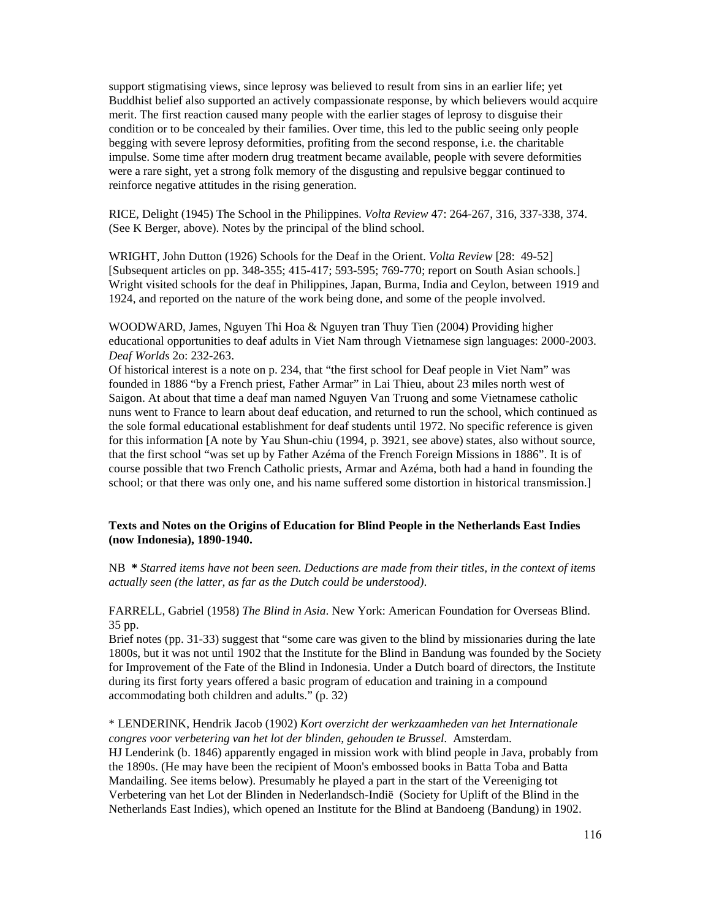support stigmatising views, since leprosy was believed to result from sins in an earlier life; yet Buddhist belief also supported an actively compassionate response, by which believers would acquire merit. The first reaction caused many people with the earlier stages of leprosy to disguise their condition or to be concealed by their families. Over time, this led to the public seeing only people begging with severe leprosy deformities, profiting from the second response, i.e. the charitable impulse. Some time after modern drug treatment became available, people with severe deformities were a rare sight, yet a strong folk memory of the disgusting and repulsive beggar continued to reinforce negative attitudes in the rising generation.

RICE, Delight (1945) The School in the Philippines. *Volta Review* 47: 264-267, 316, 337-338, 374. (See K Berger, above). Notes by the principal of the blind school.

WRIGHT, John Dutton (1926) Schools for the Deaf in the Orient. *Volta Review* [28: 49-52] [Subsequent articles on pp. 348-355; 415-417; 593-595; 769-770; report on South Asian schools.] Wright visited schools for the deaf in Philippines, Japan, Burma, India and Ceylon, between 1919 and 1924, and reported on the nature of the work being done, and some of the people involved.

WOODWARD, James, Nguyen Thi Hoa & Nguyen tran Thuy Tien (2004) Providing higher educational opportunities to deaf adults in Viet Nam through Vietnamese sign languages: 2000-2003. *Deaf Worlds* 2o: 232-263.
Of historical interest is a note on p. 234, that "the first school for Deaf people in Viet Nam" was founded in 1886 "by a French priest, Father Armar" in Lai Thieu, about 23 miles north west of Saigon. At about that time a deaf man named Nguyen Van Truong and some Vietnamese catholic nuns went to France to learn about deaf education, and returned to run the school, which continued as the sole formal educational establishment for deaf students until 1972. No specific reference is given for this information [A note by Yau Shun-chiu (1994, p. 3921, see above) states, also without source, that the first school "was set up by Father Azéma of the French Foreign Missions in 1886". It is of course possible that two French Catholic priests, Armar and Azéma, both had a hand in founding the school; or that there was only one, and his name suffered some distortion in historical transmission.]

**Texts and Notes on the Origins of Education for Blind People in the Netherlands East Indies (now Indonesia), 1890-1940.**

NB **\*** *Starred items have not been seen. Deductions are made from their titles, in the context of items actually seen (the latter, as far as the Dutch could be understood).*

FARRELL, Gabriel (1958) *The Blind in Asia*. New York: American Foundation for Overseas Blind. 35 pp.
Brief notes (pp. 31-33) suggest that "some care was given to the blind by missionaries during the late 1800s, but it was not until 1902 that the Institute for the Blind in Bandung was founded by the Society for Improvement of the Fate of the Blind in Indonesia. Under a Dutch board of directors, the Institute during its first forty years offered a basic program of education and training in a compound accommodating both children and adults." (p. 32)

\* LENDERINK, Hendrik Jacob (1902) *Kort overzicht der werkzaamheden van het Internationale congres voor verbetering van het lot der blinden, gehouden te Brussel*. Amsterdam.
HJ Lenderink (b. 1846) apparently engaged in mission work with blind people in Java, probably from the 1890s. (He may have been the recipient of Moon's embossed books in Batta Toba and Batta Mandailing. See items below). Presumably he played a part in the start of the Vereeniging tot Verbetering van het Lot der Blinden in Nederlandsch-Indië (Society for Uplift of the Blind in the Netherlands East Indies), which opened an Institute for the Blind at Bandoeng (Bandung) in 1902.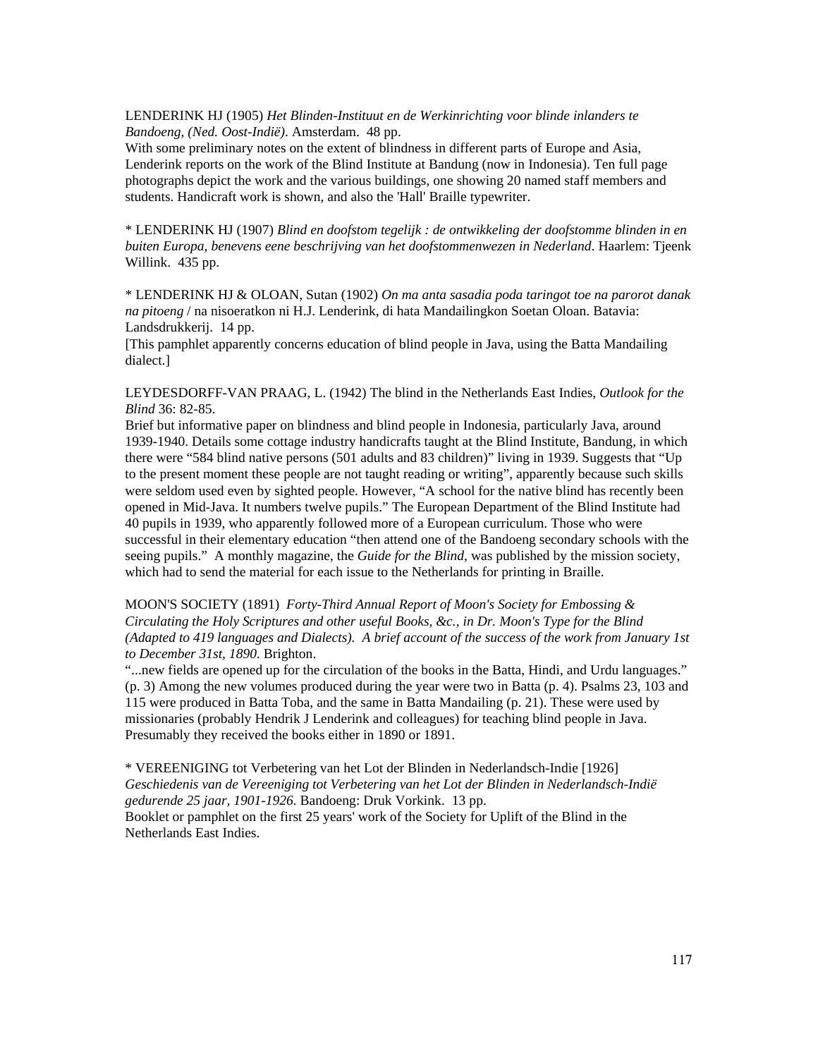LENDERINK HJ (1905) *Het Blinden-Instituut en de Werkinrichting voor blinde inlanders te Bandoeng, (Ned. Oost-Indië)*. Amsterdam. 48 pp.
With some preliminary notes on the extent of blindness in different parts of Europe and Asia, Lenderink reports on the work of the Blind Institute at Bandung (now in Indonesia). Ten full page photographs depict the work and the various buildings, one showing 20 named staff members and students. Handicraft work is shown, and also the 'Hall' Braille typewriter.

* LENDERINK HJ (1907) *Blind en doofstom tegelijk : de ontwikkeling der doofstomme blinden in en buiten Europa, benevens eene beschrijving van het doofstommenwezen in Nederland*. Haarlem: Tjeenk Willink. 435 pp.

* LENDERINK HJ & OLOAN, Sutan (1902) *On ma anta sasadia poda taringot toe na parorot danak na pitoeng* / na nisoeratkon ni H.J. Lenderink, di hata Mandailingkon Soetan Oloan. Batavia: Landsdrukkerij. 14 pp.
[This pamphlet apparently concerns education of blind people in Java, using the Batta Mandailing dialect.]

LEYDESDORFF-VAN PRAAG, L. (1942) The blind in the Netherlands East Indies, *Outlook for the Blind* 36: 82-85.
Brief but informative paper on blindness and blind people in Indonesia, particularly Java, around 1939-1940. Details some cottage industry handicrafts taught at the Blind Institute, Bandung, in which there were "584 blind native persons (501 adults and 83 children)" living in 1939. Suggests that "Up to the present moment these people are not taught reading or writing", apparently because such skills were seldom used even by sighted people. However, "A school for the native blind has recently been opened in Mid-Java. It numbers twelve pupils." The European Department of the Blind Institute had 40 pupils in 1939, who apparently followed more of a European curriculum. Those who were successful in their elementary education "then attend one of the Bandoeng secondary schools with the seeing pupils." A monthly magazine, the *Guide for the Blind*, was published by the mission society, which had to send the material for each issue to the Netherlands for printing in Braille.

MOON'S SOCIETY (1891) *Forty-Third Annual Report of Moon's Society for Embossing & Circulating the Holy Scriptures and other useful Books, &c., in Dr. Moon's Type for the Blind (Adapted to 419 languages and Dialects). A brief account of the success of the work from January 1st to December 31st, 1890.* Brighton.
"...new fields are opened up for the circulation of the books in the Batta, Hindi, and Urdu languages." (p. 3) Among the new volumes produced during the year were two in Batta (p. 4). Psalms 23, 103 and 115 were produced in Batta Toba, and the same in Batta Mandailing (p. 21). These were used by missionaries (probably Hendrik J Lenderink and colleagues) for teaching blind people in Java. Presumably they received the books either in 1890 or 1891.

* VEREENIGING tot Verbetering van het Lot der Blinden in Nederlandsch-Indie [1926] *Geschiedenis van de Vereeniging tot Verbetering van het Lot der Blinden in Nederlandsch-Indië gedurende 25 jaar, 1901-1926*. Bandoeng: Druk Vorkink. 13 pp.
Booklet or pamphlet on the first 25 years' work of the Society for Uplift of the Blind in the Netherlands East Indies.